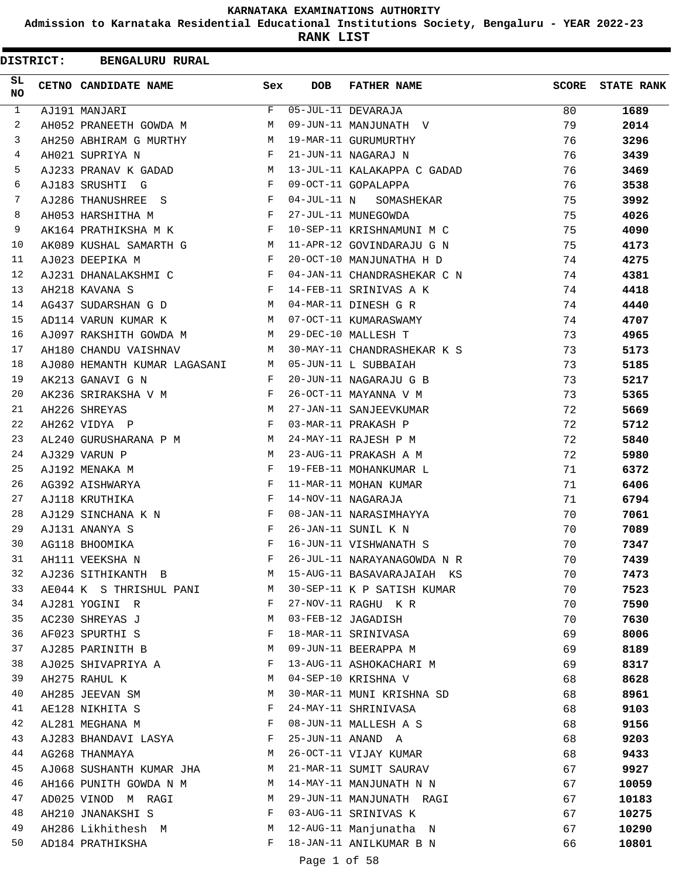# KARNATAKA EXAMINATIONS AUTHORITY

## Admission to Karnataka Residential Educational Institutions Society, Bengaluru - YEAR 2022-23

## RANK LIST

**DISTRICT: BENGALURU RURAL**

| SL NO | CETNO | CANDIDATE NAME | Sex | DOB | FATHER NAME | SCORE | STATE RANK |
|---|---|---|---|---|---|---|---|
| 1 | AJ191 | MANJARI | F | 05-JUL-11 | DEVARAJA | 80 | **1689** |
| 2 | AH052 | PRANEETH GOWDA M | M | 09-JUN-11 | MANJUNATH V | 79 | **2014** |
| 3 | AH250 | ABHIRAM G MURTHY | M | 19-MAR-11 | GURUMURTHY | 76 | **3296** |
| 4 | AH021 | SUPRIYA N | F | 21-JUN-11 | NAGARAJ N | 76 | **3439** |
| 5 | AJ233 | PRANAV K GADAD | M | 13-JUL-11 | KALAKAPPA C GADAD | 76 | **3469** |
| 6 | AJ183 | SRUSHTI G | F | 09-OCT-11 | GOPALAPPA | 76 | **3538** |
| 7 | AJ286 | THANUSHREE S | F | 04-JUL-11 | N SOMASHEKAR | 75 | **3992** |
| 8 | AH053 | HARSHITHA M | F | 27-JUL-11 | MUNEGOWDA | 75 | **4026** |
| 9 | AK164 | PRATHIKSHA M K | F | 10-SEP-11 | KRISHNAMUNI M C | 75 | **4090** |
| 10 | AK089 | KUSHAL SAMARTH G | M | 11-APR-12 | GOVINDARAJU G N | 75 | **4173** |
| 11 | AJ023 | DEEPIKA M | F | 20-OCT-10 | MANJUNATHA H D | 74 | **4275** |
| 12 | AJ231 | DHANALAKSHMI C | F | 04-JAN-11 | CHANDRASHEKAR C N | 74 | **4381** |
| 13 | AH218 | KAVANA S | F | 14-FEB-11 | SRINIVAS A K | 74 | **4418** |
| 14 | AG437 | SUDARSHAN G D | M | 04-MAR-11 | DINESH G R | 74 | **4440** |
| 15 | AD114 | VARUN KUMAR K | M | 07-OCT-11 | KUMARASWAMY | 74 | **4707** |
| 16 | AJ097 | RAKSHITH GOWDA M | M | 29-DEC-10 | MALLESH T | 73 | **4965** |
| 17 | AH180 | CHANDU VAISHNAV | M | 30-MAY-11 | CHANDRASHEKAR K S | 73 | **5173** |
| 18 | AJ080 | HEMANTH KUMAR LAGASANI | M | 05-JUN-11 | L SUBBAIAH | 73 | **5185** |
| 19 | AK213 | GANAVI G N | F | 20-JUN-11 | NAGARAJU G B | 73 | **5217** |
| 20 | AK236 | SRIRAKSHA V M | F | 26-OCT-11 | MAYANNA V M | 73 | **5365** |
| 21 | AH226 | SHREYAS | M | 27-JAN-11 | SANJEEVKUMAR | 72 | **5669** |
| 22 | AH262 | VIDYA P | F | 03-MAR-11 | PRAKASH P | 72 | **5712** |
| 23 | AL240 | GURUSHARANA P M | M | 24-MAY-11 | RAJESH P M | 72 | **5840** |
| 24 | AJ329 | VARUN P | M | 23-AUG-11 | PRAKASH A M | 72 | **5980** |
| 25 | AJ192 | MENAKA M | F | 19-FEB-11 | MOHANKUMAR L | 71 | **6372** |
| 26 | AG392 | AISHWARYA | F | 11-MAR-11 | MOHAN KUMAR | 71 | **6406** |
| 27 | AJ118 | KRUTHIKA | F | 14-NOV-11 | NAGARAJA | 71 | **6794** |
| 28 | AJ129 | SINCHANA K N | F | 08-JAN-11 | NARASIMHAYYA | 70 | **7061** |
| 29 | AJ131 | ANANYA S | F | 26-JAN-11 | SUNIL K N | 70 | **7089** |
| 30 | AG118 | BHOOMIKA | F | 16-JUN-11 | VISHWANATH S | 70 | **7347** |
| 31 | AH111 | VEEKSHA N | F | 26-JUL-11 | NARAYANAGOWDA N R | 70 | **7439** |
| 32 | AJ236 | SITHIKANTH B | M | 15-AUG-11 | BASAVARAJAIAH KS | 70 | **7473** |
| 33 | AE044 | K S THRISHUL PANI | M | 30-SEP-11 | K P SATISH KUMAR | 70 | **7523** |
| 34 | AJ281 | YOGINI R | F | 27-NOV-11 | RAGHU K R | 70 | **7590** |
| 35 | AC230 | SHREYAS J | M | 03-FEB-12 | JAGADISH | 70 | **7630** |
| 36 | AF023 | SPURTHI S | F | 18-MAR-11 | SRINIVASA | 69 | **8006** |
| 37 | AJ285 | PARINITH B | M | 09-JUN-11 | BEERAPPA M | 69 | **8189** |
| 38 | AJ025 | SHIVAPRIYA A | F | 13-AUG-11 | ASHOKACHARI M | 69 | **8317** |
| 39 | AH275 | RAHUL K | M | 04-SEP-10 | KRISHNA V | 68 | **8628** |
| 40 | AH285 | JEEVAN SM | M | 30-MAR-11 | MUNI KRISHNA SD | 68 | **8961** |
| 41 | AE128 | NIKHITA S | F | 24-MAY-11 | SHRINIVASA | 68 | **9103** |
| 42 | AL281 | MEGHANA M | F | 08-JUN-11 | MALLESH A S | 68 | **9156** |
| 43 | AJ283 | BHANDAVI LASYA | F | 25-JUN-11 | ANAND A | 68 | **9203** |
| 44 | AG268 | THANMAYA | M | 26-OCT-11 | VIJAY KUMAR | 68 | **9433** |
| 45 | AJ068 | SUSHANTH KUMAR JHA | M | 21-MAR-11 | SUMIT SAURAV | 67 | **9927** |
| 46 | AH166 | PUNITH GOWDA N M | M | 14-MAY-11 | MANJUNATH N N | 67 | **10059** |
| 47 | AD025 | VINOD M RAGI | M | 29-JUN-11 | MANJUNATH RAGI | 67 | **10183** |
| 48 | AH210 | JNANAKSHI S | F | 03-AUG-11 | SRINIVAS K | 67 | **10275** |
| 49 | AH286 | Likhithesh M | M | 12-AUG-11 | Manjunatha N | 67 | **10290** |
| 50 | AD184 | PRATHIKSHA | F | 18-JAN-11 | ANILKUMAR B N | 66 | **10801** |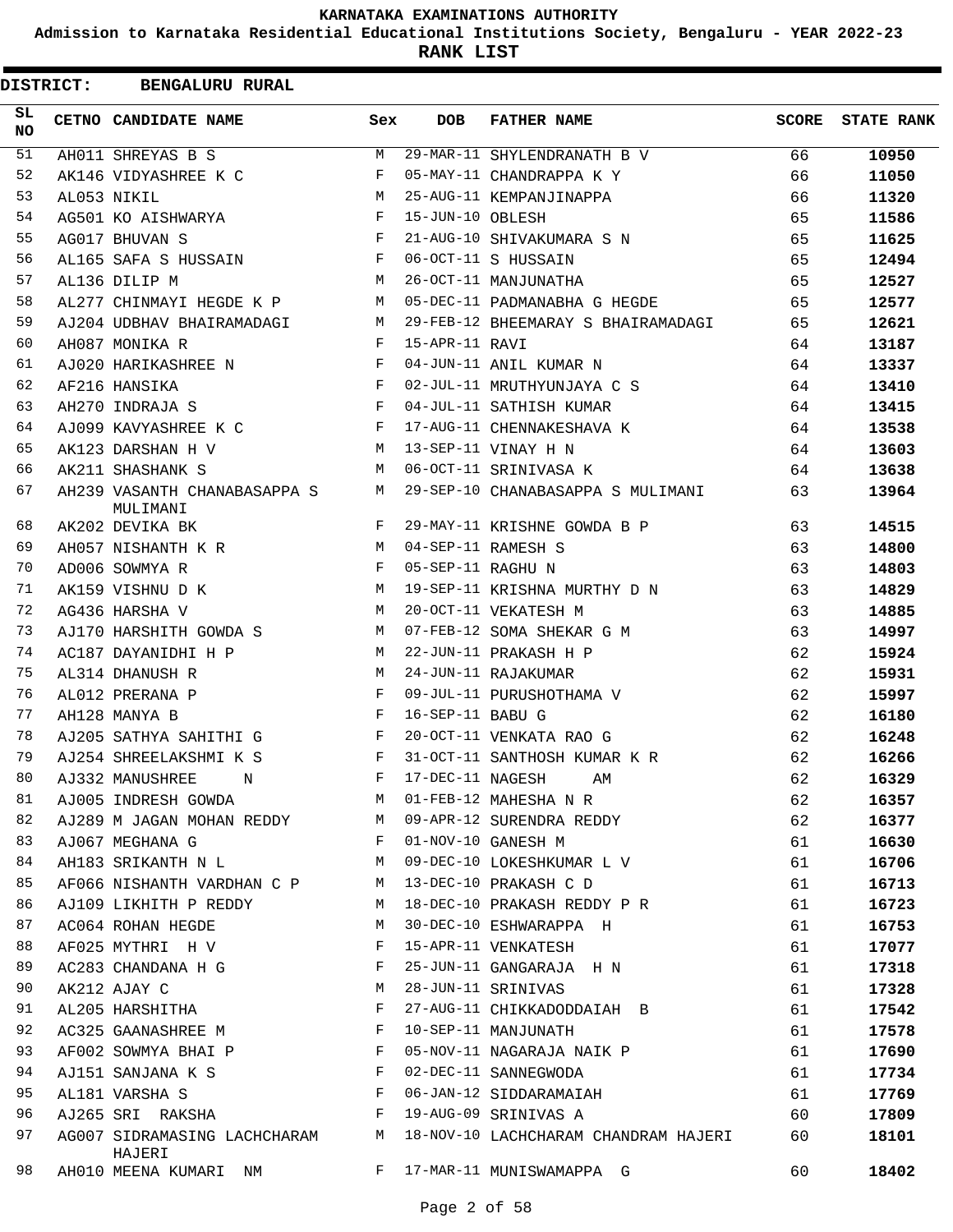**KARNATAKA EXAMINATIONS AUTHORITY**

**Admission to Karnataka Residential Educational Institutions Society, Bengaluru - YEAR 2022-23**

**RANK LIST**

**DISTRICT: BENGALURU RURAL**

| SL NO | CETNO | CANDIDATE NAME | Sex | DOB | FATHER NAME | SCORE | STATE RANK |
|---|---|---|---|---|---|---|---|
| 51 | AH011 | SHREYAS B S | M | 29-MAR-11 | SHYLENDRANATH B V | 66 | **10950** |
| 52 | AK146 | VIDYASHREE K C | F | 05-MAY-11 | CHANDRAPPA K Y | 66 | **11050** |
| 53 | AL053 | NIKIL | M | 25-AUG-11 | KEMPANJINAPPA | 66 | **11320** |
| 54 | AG501 | KO AISHWARYA | F | 15-JUN-10 | OBLESH | 65 | **11586** |
| 55 | AG017 | BHUVAN S | F | 21-AUG-10 | SHIVAKUMARA S N | 65 | **11625** |
| 56 | AL165 | SAFA S HUSSAIN | F | 06-OCT-11 | S HUSSAIN | 65 | **12494** |
| 57 | AL136 | DILIP M | M | 26-OCT-11 | MANJUNATHA | 65 | **12527** |
| 58 | AL277 | CHINMAYI HEGDE K P | M | 05-DEC-11 | PADMANABHA G HEGDE | 65 | **12577** |
| 59 | AJ204 | UDBHAV BHAIRAMADAGI | M | 29-FEB-12 | BHEEMARAY S BHAIRAMADAGI | 65 | **12621** |
| 60 | AH087 | MONIKA R | F | 15-APR-11 | RAVI | 64 | **13187** |
| 61 | AJ020 | HARIKASHREE N | F | 04-JUN-11 | ANIL KUMAR N | 64 | **13337** |
| 62 | AF216 | HANSIKA | F | 02-JUL-11 | MRUTHYUNJAYA C S | 64 | **13410** |
| 63 | AH270 | INDRAJA S | F | 04-JUL-11 | SATHISH KUMAR | 64 | **13415** |
| 64 | AJ099 | KAVYASHREE K C | F | 17-AUG-11 | CHENNAKESHAVA K | 64 | **13538** |
| 65 | AK123 | DARSHAN H V | M | 13-SEP-11 | VINAY H N | 64 | **13603** |
| 66 | AK211 | SHASHANK S | M | 06-OCT-11 | SRINIVASA K | 64 | **13638** |
| 67 | AH239 | VASANTH CHANABASAPPA S MULIMANI | M | 29-SEP-10 | CHANABASAPPA S MULIMANI | 63 | **13964** |
| 68 | AK202 | DEVIKA BK | F | 29-MAY-11 | KRISHNE GOWDA B P | 63 | **14515** |
| 69 | AH057 | NISHANTH K R | M | 04-SEP-11 | RAMESH S | 63 | **14800** |
| 70 | AD006 | SOWMYA R | F | 05-SEP-11 | RAGHU N | 63 | **14803** |
| 71 | AK159 | VISHNU D K | M | 19-SEP-11 | KRISHNA MURTHY D N | 63 | **14829** |
| 72 | AG436 | HARSHA V | M | 20-OCT-11 | VEKATESH M | 63 | **14885** |
| 73 | AJ170 | HARSHITH GOWDA S | M | 07-FEB-12 | SOMA SHEKAR G M | 63 | **14997** |
| 74 | AC187 | DAYANIDHI H P | M | 22-JUN-11 | PRAKASH H P | 62 | **15924** |
| 75 | AL314 | DHANUSH R | M | 24-JUN-11 | RAJAKUMAR | 62 | **15931** |
| 76 | AL012 | PRERANA P | F | 09-JUL-11 | PURUSHOTHAMA V | 62 | **15997** |
| 77 | AH128 | MANYA B | F | 16-SEP-11 | BABU G | 62 | **16180** |
| 78 | AJ205 | SATHYA SAHITHI G | F | 20-OCT-11 | VENKATA RAO G | 62 | **16248** |
| 79 | AJ254 | SHREELAKSHMI K S | F | 31-OCT-11 | SANTHOSH KUMAR K R | 62 | **16266** |
| 80 | AJ332 | MANUSHREE N | F | 17-DEC-11 | NAGESH AM | 62 | **16329** |
| 81 | AJ005 | INDRESH GOWDA | M | 01-FEB-12 | MAHESHA N R | 62 | **16357** |
| 82 | AJ289 | M JAGAN MOHAN REDDY | M | 09-APR-12 | SURENDRA REDDY | 62 | **16377** |
| 83 | AJ067 | MEGHANA G | F | 01-NOV-10 | GANESH M | 61 | **16630** |
| 84 | AH183 | SRIKANTH N L | M | 09-DEC-10 | LOKESHKUMAR L V | 61 | **16706** |
| 85 | AF066 | NISHANTH VARDHAN C P | M | 13-DEC-10 | PRAKASH C D | 61 | **16713** |
| 86 | AJ109 | LIKHITH P REDDY | M | 18-DEC-10 | PRAKASH REDDY P R | 61 | **16723** |
| 87 | AC064 | ROHAN HEGDE | M | 30-DEC-10 | ESHWARAPPA H | 61 | **16753** |
| 88 | AF025 | MYTHRI H V | F | 15-APR-11 | VENKATESH | 61 | **17077** |
| 89 | AC283 | CHANDANA H G | F | 25-JUN-11 | GANGARAJA H N | 61 | **17318** |
| 90 | AK212 | AJAY C | M | 28-JUN-11 | SRINIVAS | 61 | **17328** |
| 91 | AL205 | HARSHITHA | F | 27-AUG-11 | CHIKKADODDAIAH B | 61 | **17542** |
| 92 | AC325 | GAANASHREE M | F | 10-SEP-11 | MANJUNATH | 61 | **17578** |
| 93 | AF002 | SOWMYA BHAI P | F | 05-NOV-11 | NAGARAJA NAIK P | 61 | **17690** |
| 94 | AJ151 | SANJANA K S | F | 02-DEC-11 | SANNEGWODA | 61 | **17734** |
| 95 | AL181 | VARSHA S | F | 06-JAN-12 | SIDDARAMAIAH | 61 | **17769** |
| 96 | AJ265 | SRI RAKSHA | F | 19-AUG-09 | SRINIVAS A | 60 | **17809** |
| 97 | AG007 | SIDRAMASING LACHCHARAM HAJERI | M | 18-NOV-10 | LACHCHARAM CHANDRAM HAJERI | 60 | **18101** |
| 98 | AH010 | MEENA KUMARI NM | F | 17-MAR-11 | MUNISWAMAPPA G | 60 | **18402** |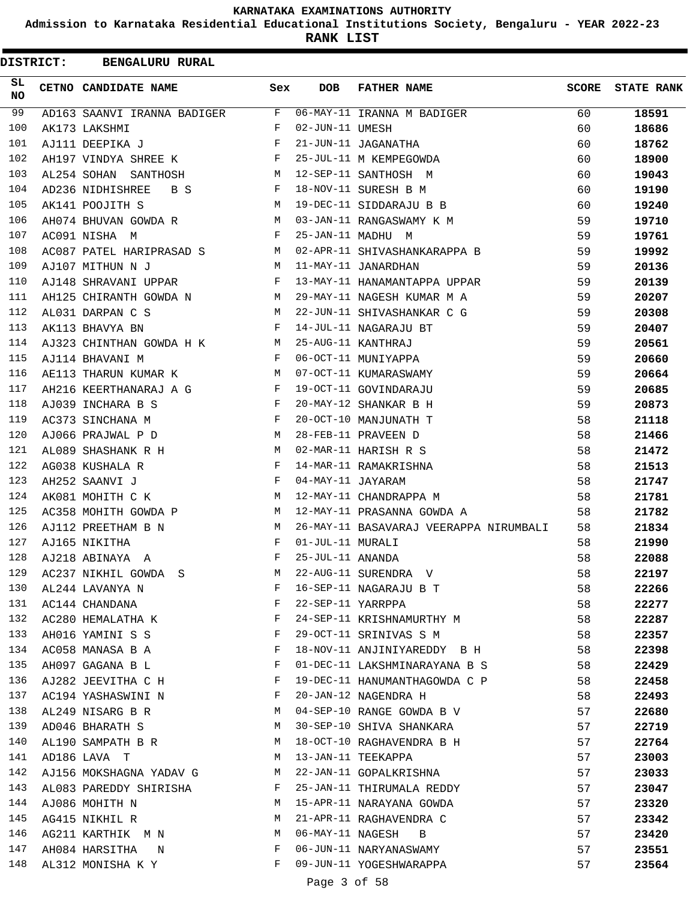# KARNATAKA EXAMINATIONS AUTHORITY

**Admission to Karnataka Residential Educational Institutions Society, Bengaluru - YEAR 2022-23**

**RANK LIST**

**DISTRICT: BENGALURU RURAL**

| SL NO | CETNO | CANDIDATE NAME | Sex | DOB | FATHER NAME | SCORE | STATE RANK |
|---|---|---|---|---|---|---|---|
| 99 | AD163 | SAANVI IRANNA BADIGER | F | 06-MAY-11 | IRANNA M BADIGER | 60 | **18591** |
| 100 | AK173 | LAKSHMI | F | 02-JUN-11 | UMESH | 60 | **18686** |
| 101 | AJ111 | DEEPIKA J | F | 21-JUN-11 | JAGANATHA | 60 | **18762** |
| 102 | AH197 | VINDYA SHREE K | F | 25-JUL-11 | M KEMPEGOWDA | 60 | **18900** |
| 103 | AL254 | SOHAN SANTHOSH | M | 12-SEP-11 | SANTHOSH M | 60 | **19043** |
| 104 | AD236 | NIDHISHREE B S | F | 18-NOV-11 | SURESH B M | 60 | **19190** |
| 105 | AK141 | POOJITH S | M | 19-DEC-11 | SIDDARAJU B B | 60 | **19240** |
| 106 | AH074 | BHUVAN GOWDA R | M | 03-JAN-11 | RANGASWAMY K M | 59 | **19710** |
| 107 | AC091 | NISHA M | F | 25-JAN-11 | MADHU M | 59 | **19761** |
| 108 | AC087 | PATEL HARIPRASAD S | M | 02-APR-11 | SHIVASHANKARAPPA B | 59 | **19992** |
| 109 | AJ107 | MITHUN N J | M | 11-MAY-11 | JANARDHAN | 59 | **20136** |
| 110 | AJ148 | SHRAVANI UPPAR | F | 13-MAY-11 | HANAMANTAPPA UPPAR | 59 | **20139** |
| 111 | AH125 | CHIRANTH GOWDA N | M | 29-MAY-11 | NAGESH KUMAR M A | 59 | **20207** |
| 112 | AL031 | DARPAN C S | M | 22-JUN-11 | SHIVASHANKAR C G | 59 | **20308** |
| 113 | AK113 | BHAVYA BN | F | 14-JUL-11 | NAGARAJU BT | 59 | **20407** |
| 114 | AJ323 | CHINTHAN GOWDA H K | M | 25-AUG-11 | KANTHRAJ | 59 | **20561** |
| 115 | AJ114 | BHAVANI M | F | 06-OCT-11 | MUNIYAPPA | 59 | **20660** |
| 116 | AE113 | THARUN KUMAR K | M | 07-OCT-11 | KUMARASWAMY | 59 | **20664** |
| 117 | AH216 | KEERTHANARAJ A G | F | 19-OCT-11 | GOVINDARAJU | 59 | **20685** |
| 118 | AJ039 | INCHARA B S | F | 20-MAY-12 | SHANKAR B H | 59 | **20873** |
| 119 | AC373 | SINCHANA M | F | 20-OCT-10 | MANJUNATH T | 58 | **21118** |
| 120 | AJ066 | PRAJWAL P D | M | 28-FEB-11 | PRAVEEN D | 58 | **21466** |
| 121 | AL089 | SHASHANK R H | M | 02-MAR-11 | HARISH R S | 58 | **21472** |
| 122 | AG038 | KUSHALA R | F | 14-MAR-11 | RAMAKRISHNA | 58 | **21513** |
| 123 | AH252 | SAANVI J | F | 04-MAY-11 | JAYARAM | 58 | **21747** |
| 124 | AK081 | MOHITH C K | M | 12-MAY-11 | CHANDRAPPA M | 58 | **21781** |
| 125 | AC358 | MOHITH GOWDA P | M | 12-MAY-11 | PRASANNA GOWDA A | 58 | **21782** |
| 126 | AJ112 | PREETHAM B N | M | 26-MAY-11 | BASAVARAJ VEERAPPA NIRUMBALI | 58 | **21834** |
| 127 | AJ165 | NIKITHA | F | 01-JUL-11 | MURALI | 58 | **21990** |
| 128 | AJ218 | ABINAYA A | F | 25-JUL-11 | ANANDA | 58 | **22088** |
| 129 | AC237 | NIKHIL GOWDA S | M | 22-AUG-11 | SURENDRA V | 58 | **22197** |
| 130 | AL244 | LAVANYA N | F | 16-SEP-11 | NAGARAJU B T | 58 | **22266** |
| 131 | AC144 | CHANDANA | F | 22-SEP-11 | YARRPPA | 58 | **22277** |
| 132 | AC280 | HEMALATHA K | F | 24-SEP-11 | KRISHNAMURTHY M | 58 | **22287** |
| 133 | AH016 | YAMINI S S | F | 29-OCT-11 | SRINIVAS S M | 58 | **22357** |
| 134 | AC058 | MANASA B A | F | 18-NOV-11 | ANJINIYAREDDY B H | 58 | **22398** |
| 135 | AH097 | GAGANA B L | F | 01-DEC-11 | LAKSHMINARAYANA B S | 58 | **22429** |
| 136 | AJ282 | JEEVITHA C H | F | 19-DEC-11 | HANUMANTHAGOWDA C P | 58 | **22458** |
| 137 | AC194 | YASHASWINI N | F | 20-JAN-12 | NAGENDRA H | 58 | **22493** |
| 138 | AL249 | NISARG B R | M | 04-SEP-10 | RANGE GOWDA B V | 57 | **22680** |
| 139 | AD046 | BHARATH S | M | 30-SEP-10 | SHIVA SHANKARA | 57 | **22719** |
| 140 | AL190 | SAMPATH B R | M | 18-OCT-10 | RAGHAVENDRA B H | 57 | **22764** |
| 141 | AD186 | LAVA T | M | 13-JAN-11 | TEEKAPPA | 57 | **23003** |
| 142 | AJ156 | MOKSHAGNA YADAV G | M | 22-JAN-11 | GOPALKRISHNA | 57 | **23033** |
| 143 | AL083 | PAREDDY SHIRISHA | F | 25-JAN-11 | THIRUMALA REDDY | 57 | **23047** |
| 144 | AJ086 | MOHITH N | M | 15-APR-11 | NARAYANA GOWDA | 57 | **23320** |
| 145 | AG415 | NIKHIL R | M | 21-APR-11 | RAGHAVENDRA C | 57 | **23342** |
| 146 | AG211 | KARTHIK M N | M | 06-MAY-11 | NAGESH B | 57 | **23420** |
| 147 | AH084 | HARSITHA N | F | 06-JUN-11 | NARYANASWAMY | 57 | **23551** |
| 148 | AL312 | MONISHA K Y | F | 09-JUN-11 | YOGESHWARAPPA | 57 | **23564** |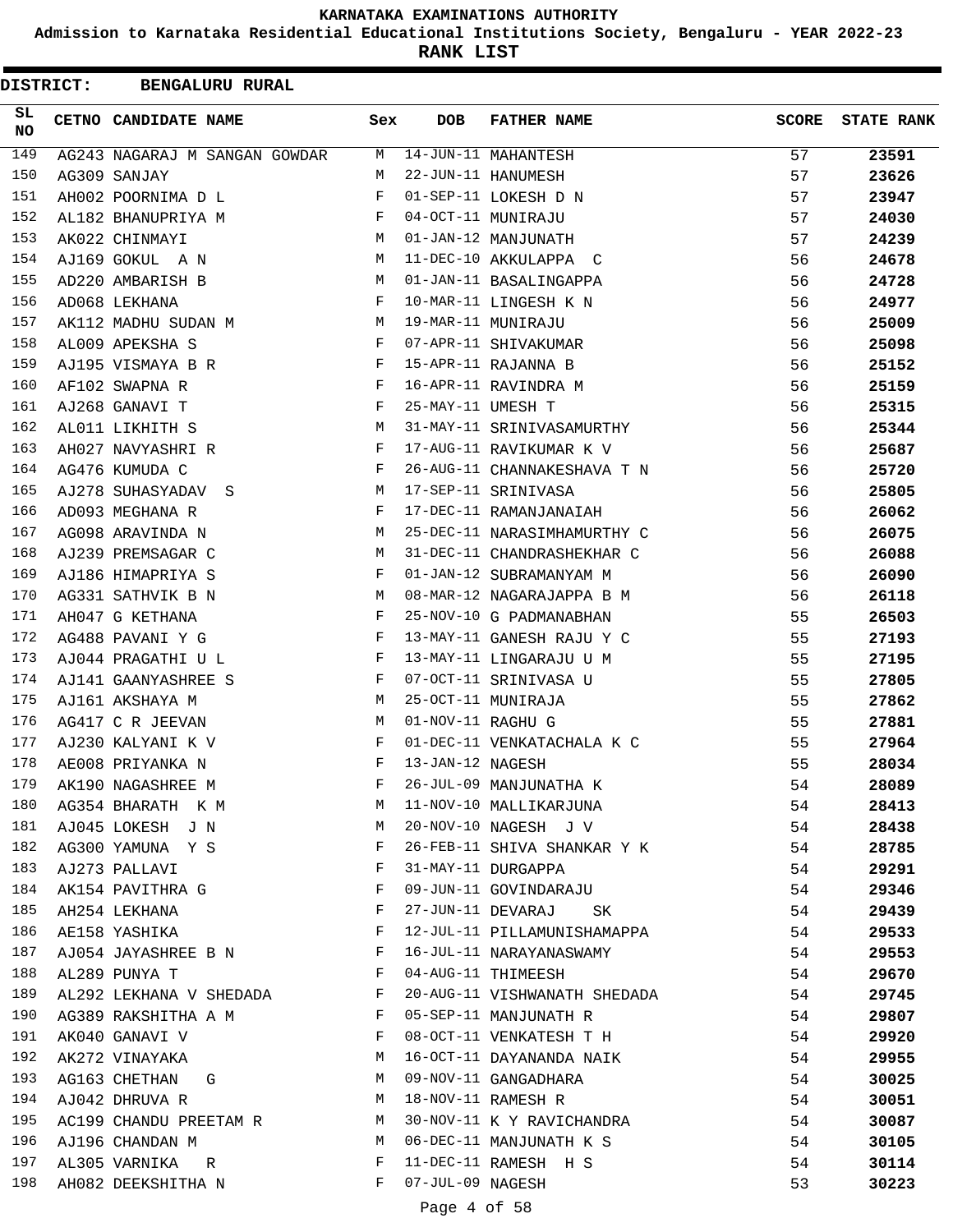KARNATAKA EXAMINATIONS AUTHORITY

Admission to Karnataka Residential Educational Institutions Society, Bengaluru - YEAR 2022-23

**RANK LIST**

**DISTRICT: BENGALURU RURAL**

| SL NO | CETNO | CANDIDATE NAME | Sex | DOB | FATHER NAME | SCORE | STATE RANK |
|---|---|---|---|---|---|---|---|
| 149 | AG243 | NAGARAJ M SANGAN GOWDAR | M | 14-JUN-11 | MAHANTESH | 57 | 23591 |
| 150 | AG309 | SANJAY | M | 22-JUN-11 | HANUMESH | 57 | 23626 |
| 151 | AH002 | POORNIMA D L | F | 01-SEP-11 | LOKESH D N | 57 | 23947 |
| 152 | AL182 | BHANUPRIYA M | F | 04-OCT-11 | MUNIRAJU | 57 | 24030 |
| 153 | AK022 | CHINMAYI | M | 01-JAN-12 | MANJUNATH | 57 | 24239 |
| 154 | AJ169 | GOKUL A N | M | 11-DEC-10 | AKKULAPPA C | 56 | 24678 |
| 155 | AD220 | AMBARISH B | M | 01-JAN-11 | BASALINGAPPA | 56 | 24728 |
| 156 | AD068 | LEKHANA | F | 10-MAR-11 | LINGESH K N | 56 | 24977 |
| 157 | AK112 | MADHU SUDAN M | M | 19-MAR-11 | MUNIRAJU | 56 | 25009 |
| 158 | AL009 | APEKSHA S | F | 07-APR-11 | SHIVAKUMAR | 56 | 25098 |
| 159 | AJ195 | VISMAYA B R | F | 15-APR-11 | RAJANNA B | 56 | 25152 |
| 160 | AF102 | SWAPNA R | F | 16-APR-11 | RAVINDRA M | 56 | 25159 |
| 161 | AJ268 | GANAVI T | F | 25-MAY-11 | UMESH T | 56 | 25315 |
| 162 | AL011 | LIKHITH S | M | 31-MAY-11 | SRINIVASAMURTHY | 56 | 25344 |
| 163 | AH027 | NAVYASHRI R | F | 17-AUG-11 | RAVIKUMAR K V | 56 | 25687 |
| 164 | AG476 | KUMUDA C | F | 26-AUG-11 | CHANNAKESHAVA T N | 56 | 25720 |
| 165 | AJ278 | SUHASYADAV S | M | 17-SEP-11 | SRINIVASA | 56 | 25805 |
| 166 | AD093 | MEGHANA R | F | 17-DEC-11 | RAMANJANAIAH | 56 | 26062 |
| 167 | AG098 | ARAVINDA N | M | 25-DEC-11 | NARASIMHAMURTHY C | 56 | 26075 |
| 168 | AJ239 | PREMSAGAR C | M | 31-DEC-11 | CHANDRASHEKHAR C | 56 | 26088 |
| 169 | AJ186 | HIMAPRIYA S | F | 01-JAN-12 | SUBRAMANYAM M | 56 | 26090 |
| 170 | AG331 | SATHVIK B N | M | 08-MAR-12 | NAGARAJAPPA B M | 56 | 26118 |
| 171 | AH047 | G KETHANA | F | 25-NOV-10 | G PADMANABHAN | 55 | 26503 |
| 172 | AG488 | PAVANI Y G | F | 13-MAY-11 | GANESH RAJU Y C | 55 | 27193 |
| 173 | AJ044 | PRAGATHI U L | F | 13-MAY-11 | LINGARAJU U M | 55 | 27195 |
| 174 | AJ141 | GAANYASHREE S | F | 07-OCT-11 | SRINIVASA U | 55 | 27805 |
| 175 | AJ161 | AKSHAYA M | M | 25-OCT-11 | MUNIRAJA | 55 | 27862 |
| 176 | AG417 | C R JEEVAN | M | 01-NOV-11 | RAGHU G | 55 | 27881 |
| 177 | AJ230 | KALYANI K V | F | 01-DEC-11 | VENKATACHALA K C | 55 | 27964 |
| 178 | AE008 | PRIYANKA N | F | 13-JAN-12 | NAGESH | 55 | 28034 |
| 179 | AK190 | NAGASHREE M | F | 26-JUL-09 | MANJUNATHA K | 54 | 28089 |
| 180 | AG354 | BHARATH K M | M | 11-NOV-10 | MALLIKARJUNA | 54 | 28413 |
| 181 | AJ045 | LOKESH J N | M | 20-NOV-10 | NAGESH J V | 54 | 28438 |
| 182 | AG300 | YAMUNA Y S | F | 26-FEB-11 | SHIVA SHANKAR Y K | 54 | 28785 |
| 183 | AJ273 | PALLAVI | F | 31-MAY-11 | DURGAPPA | 54 | 29291 |
| 184 | AK154 | PAVITHRA G | F | 09-JUN-11 | GOVINDARAJU | 54 | 29346 |
| 185 | AH254 | LEKHANA | F | 27-JUN-11 | DEVARAJ SK | 54 | 29439 |
| 186 | AE158 | YASHIKA | F | 12-JUL-11 | PILLAMUNISHAMAPPA | 54 | 29533 |
| 187 | AJ054 | JAYASHREE B N | F | 16-JUL-11 | NARAYANASWAMY | 54 | 29553 |
| 188 | AL289 | PUNYA T | F | 04-AUG-11 | THIMEESH | 54 | 29670 |
| 189 | AL292 | LEKHANA V SHEDADA | F | 20-AUG-11 | VISHWANATH SHEDADA | 54 | 29745 |
| 190 | AG389 | RAKSHITHA A M | F | 05-SEP-11 | MANJUNATH R | 54 | 29807 |
| 191 | AK040 | GANAVI V | F | 08-OCT-11 | VENKATESH T H | 54 | 29920 |
| 192 | AK272 | VINAYAKA | M | 16-OCT-11 | DAYANANDA NAIK | 54 | 29955 |
| 193 | AG163 | CHETHAN G | M | 09-NOV-11 | GANGADHARA | 54 | 30025 |
| 194 | AJ042 | DHRUVA R | M | 18-NOV-11 | RAMESH R | 54 | 30051 |
| 195 | AC199 | CHANDU PREETAM R | M | 30-NOV-11 | K Y RAVICHANDRA | 54 | 30087 |
| 196 | AJ196 | CHANDAN M | M | 06-DEC-11 | MANJUNATH K S | 54 | 30105 |
| 197 | AL305 | VARNIKA R | F | 11-DEC-11 | RAMESH H S | 54 | 30114 |
| 198 | AH082 | DEEKSHITHA N | F | 07-JUL-09 | NAGESH | 53 | 30223 |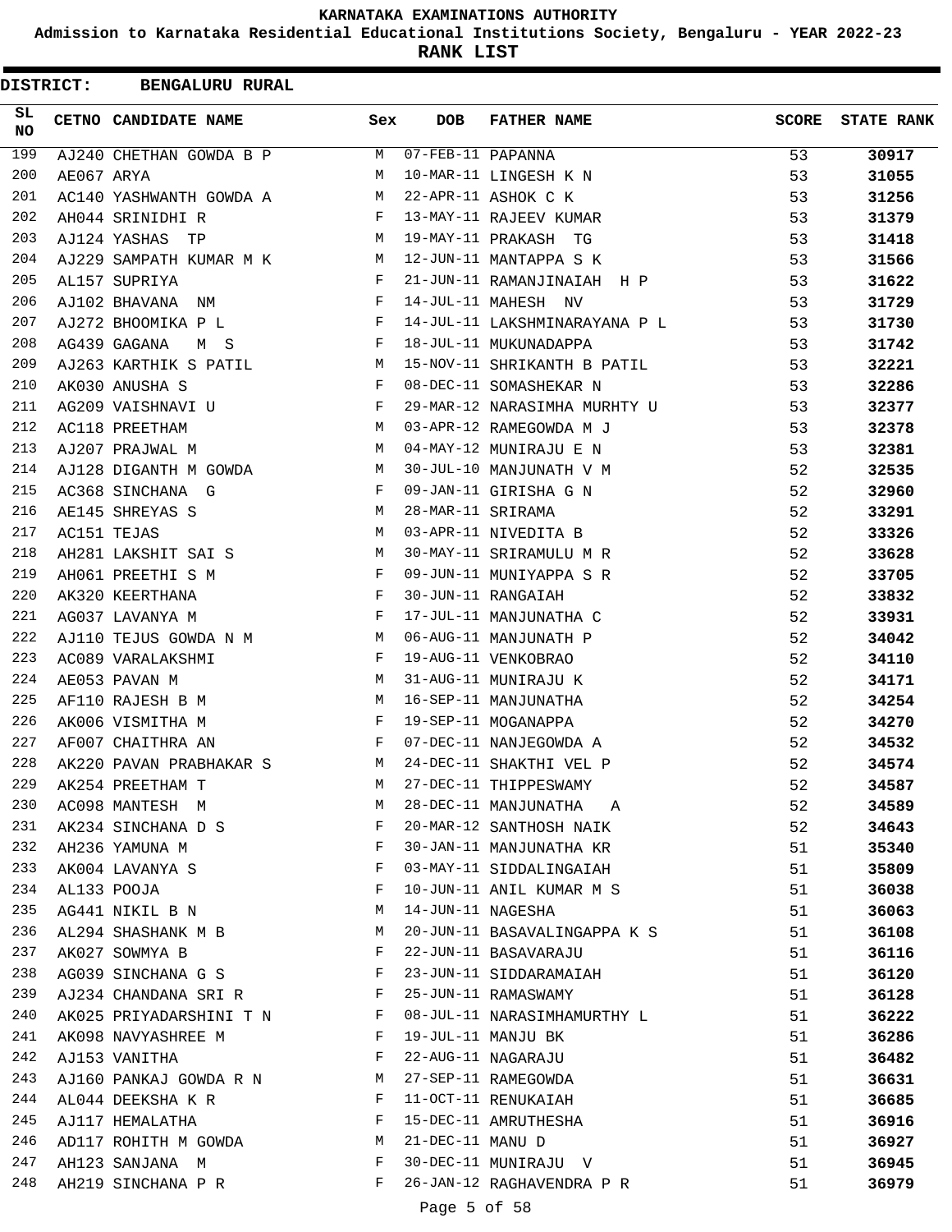# KARNATAKA EXAMINATIONS AUTHORITY

## Admission to Karnataka Residential Educational Institutions Society, Bengaluru - YEAR 2022-23

## RANK LIST

**DISTRICT: BENGALURU RURAL**

| SL NO | CETNO | CANDIDATE NAME | Sex | DOB | FATHER NAME | SCORE | STATE RANK |
|---|---|---|---|---|---|---|---|
| 199 | AJ240 | CHETHAN GOWDA B P | M | 07-FEB-11 | PAPANNA | 53 | **30917** |
| 200 | AE067 | ARYA | M | 10-MAR-11 | LINGESH K N | 53 | **31055** |
| 201 | AC140 | YASHWANTH GOWDA A | M | 22-APR-11 | ASHOK C K | 53 | **31256** |
| 202 | AH044 | SRINIDHI R | F | 13-MAY-11 | RAJEEV KUMAR | 53 | **31379** |
| 203 | AJ124 | YASHAS TP | M | 19-MAY-11 | PRAKASH TG | 53 | **31418** |
| 204 | AJ229 | SAMPATH KUMAR M K | M | 12-JUN-11 | MANTAPPA S K | 53 | **31566** |
| 205 | AL157 | SUPRIYA | F | 21-JUN-11 | RAMANJINAIAH H P | 53 | **31622** |
| 206 | AJ102 | BHAVANA NM | F | 14-JUL-11 | MAHESH NV | 53 | **31729** |
| 207 | AJ272 | BHOOMIKA P L | F | 14-JUL-11 | LAKSHMINARAYANA P L | 53 | **31730** |
| 208 | AG439 | GAGANA M S | F | 18-JUL-11 | MUKUNADAPPA | 53 | **31742** |
| 209 | AJ263 | KARTHIK S PATIL | M | 15-NOV-11 | SHRIKANTH B PATIL | 53 | **32221** |
| 210 | AK030 | ANUSHA S | F | 08-DEC-11 | SOMASHEKAR N | 53 | **32286** |
| 211 | AG209 | VAISHNAVI U | F | 29-MAR-12 | NARASIMHA MURHTY U | 53 | **32377** |
| 212 | AC118 | PREETHAM | M | 03-APR-12 | RAMEGOWDA M J | 53 | **32378** |
| 213 | AJ207 | PRAJWAL M | M | 04-MAY-12 | MUNIRAJU E N | 53 | **32381** |
| 214 | AJ128 | DIGANTH M GOWDA | M | 30-JUL-10 | MANJUNATH V M | 52 | **32535** |
| 215 | AC368 | SINCHANA G | F | 09-JAN-11 | GIRISHA G N | 52 | **32960** |
| 216 | AE145 | SHREYAS S | M | 28-MAR-11 | SRIRAMA | 52 | **33291** |
| 217 | AC151 | TEJAS | M | 03-APR-11 | NIVEDITA B | 52 | **33326** |
| 218 | AH281 | LAKSHIT SAI S | M | 30-MAY-11 | SRIRAMULU M R | 52 | **33628** |
| 219 | AH061 | PREETHI S M | F | 09-JUN-11 | MUNIYAPPA S R | 52 | **33705** |
| 220 | AK320 | KEERTHANA | F | 30-JUN-11 | RANGAIAH | 52 | **33832** |
| 221 | AG037 | LAVANYA M | F | 17-JUL-11 | MANJUNATHA C | 52 | **33931** |
| 222 | AJ110 | TEJUS GOWDA N M | M | 06-AUG-11 | MANJUNATH P | 52 | **34042** |
| 223 | AC089 | VARALAKSHMI | F | 19-AUG-11 | VENKOBRAO | 52 | **34110** |
| 224 | AE053 | PAVAN M | M | 31-AUG-11 | MUNIRAJU K | 52 | **34171** |
| 225 | AF110 | RAJESH B M | M | 16-SEP-11 | MANJUNATHA | 52 | **34254** |
| 226 | AK006 | VISMITHA M | F | 19-SEP-11 | MOGANAPPA | 52 | **34270** |
| 227 | AF007 | CHAITHRA AN | F | 07-DEC-11 | NANJEGOWDA A | 52 | **34532** |
| 228 | AK220 | PAVAN PRABHAKAR S | M | 24-DEC-11 | SHAKTHI VEL P | 52 | **34574** |
| 229 | AK254 | PREETHAM T | M | 27-DEC-11 | THIPPESWAMY | 52 | **34587** |
| 230 | AC098 | MANTESH M | M | 28-DEC-11 | MANJUNATHA A | 52 | **34589** |
| 231 | AK234 | SINCHANA D S | F | 20-MAR-12 | SANTHOSH NAIK | 52 | **34643** |
| 232 | AH236 | YAMUNA M | F | 30-JAN-11 | MANJUNATHA KR | 51 | **35340** |
| 233 | AK004 | LAVANYA S | F | 03-MAY-11 | SIDDALINGAIAH | 51 | **35809** |
| 234 | AL133 | POOJA | F | 10-JUN-11 | ANIL KUMAR M S | 51 | **36038** |
| 235 | AG441 | NIKIL B N | M | 14-JUN-11 | NAGESHA | 51 | **36063** |
| 236 | AL294 | SHASHANK M B | M | 20-JUN-11 | BASAVALINGAPPA K S | 51 | **36108** |
| 237 | AK027 | SOWMYA B | F | 22-JUN-11 | BASAVARAJU | 51 | **36116** |
| 238 | AG039 | SINCHANA G S | F | 23-JUN-11 | SIDDARAMAIAH | 51 | **36120** |
| 239 | AJ234 | CHANDANA SRI R | F | 25-JUN-11 | RAMASWAMY | 51 | **36128** |
| 240 | AK025 | PRIYADARSHINI T N | F | 08-JUL-11 | NARASIMHAMURTHY L | 51 | **36222** |
| 241 | AK098 | NAVYASHREE M | F | 19-JUL-11 | MANJU BK | 51 | **36286** |
| 242 | AJ153 | VANITHA | F | 22-AUG-11 | NAGARAJU | 51 | **36482** |
| 243 | AJ160 | PANKAJ GOWDA R N | M | 27-SEP-11 | RAMEGOWDA | 51 | **36631** |
| 244 | AL044 | DEEKSHA K R | F | 11-OCT-11 | RENUKAIAH | 51 | **36685** |
| 245 | AJ117 | HEMALATHA | F | 15-DEC-11 | AMRUTHESHA | 51 | **36916** |
| 246 | AD117 | ROHITH M GOWDA | M | 21-DEC-11 | MANU D | 51 | **36927** |
| 247 | AH123 | SANJANA M | F | 30-DEC-11 | MUNIRAJU V | 51 | **36945** |
| 248 | AH219 | SINCHANA P R | F | 26-JAN-12 | RAGHAVENDRA P R | 51 | **36979** |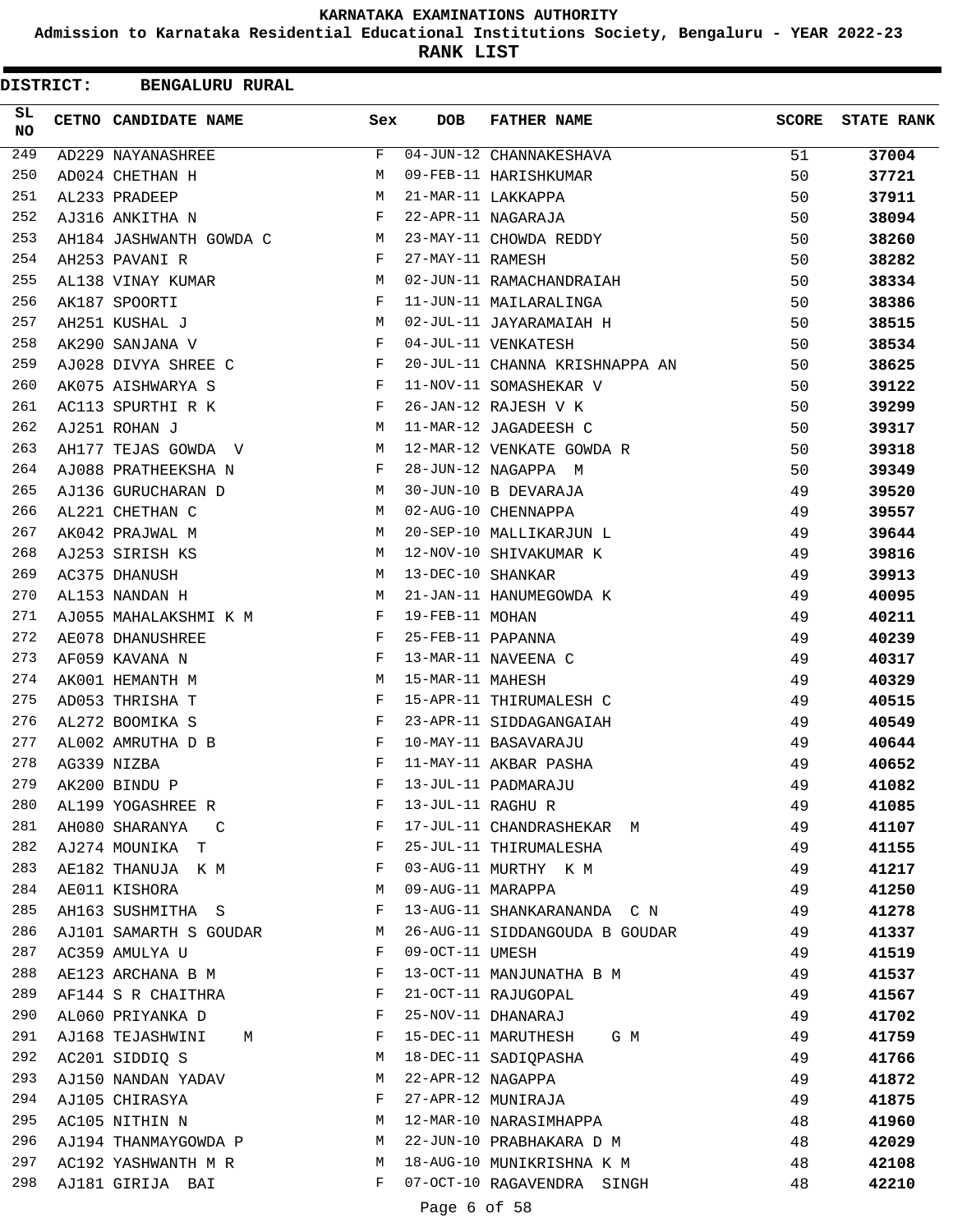# KARNATAKA EXAMINATIONS AUTHORITY

**Admission to Karnataka Residential Educational Institutions Society, Bengaluru - YEAR 2022-23**

**RANK LIST**

**DISTRICT: BENGALURU RURAL**

| SL NO | CETNO | CANDIDATE NAME | Sex | DOB | FATHER NAME | SCORE | STATE RANK |
|---|---|---|---|---|---|---|---|
| 249 | AD229 | NAYANASHREE | F | 04-JUN-12 | CHANNAKESHAVA | 51 | 37004 |
| 250 | AD024 | CHETHAN H | M | 09-FEB-11 | HARISHKUMAR | 50 | 37721 |
| 251 | AL233 | PRADEEP | M | 21-MAR-11 | LAKKAPPA | 50 | 37911 |
| 252 | AJ316 | ANKITHA N | F | 22-APR-11 | NAGARAJA | 50 | 38094 |
| 253 | AH184 | JASHWANTH GOWDA C | M | 23-MAY-11 | CHOWDA REDDY | 50 | 38260 |
| 254 | AH253 | PAVANI R | F | 27-MAY-11 | RAMESH | 50 | 38282 |
| 255 | AL138 | VINAY KUMAR | M | 02-JUN-11 | RAMACHANDRAIAH | 50 | 38334 |
| 256 | AK187 | SPOORTI | F | 11-JUN-11 | MAILARALINGA | 50 | 38386 |
| 257 | AH251 | KUSHAL J | M | 02-JUL-11 | JAYARAMAIAH H | 50 | 38515 |
| 258 | AK290 | SANJANA V | F | 04-JUL-11 | VENKATESH | 50 | 38534 |
| 259 | AJ028 | DIVYA SHREE C | F | 20-JUL-11 | CHANNA KRISHNAPPA AN | 50 | 38625 |
| 260 | AK075 | AISHWARYA S | F | 11-NOV-11 | SOMASHEKAR V | 50 | 39122 |
| 261 | AC113 | SPURTHI R K | F | 26-JAN-12 | RAJESH V K | 50 | 39299 |
| 262 | AJ251 | ROHAN J | M | 11-MAR-12 | JAGADEESH C | 50 | 39317 |
| 263 | AH177 | TEJAS GOWDA V | M | 12-MAR-12 | VENKATE GOWDA R | 50 | 39318 |
| 264 | AJ088 | PRATHEEKSHA N | F | 28-JUN-12 | NAGAPPA M | 50 | 39349 |
| 265 | AJ136 | GURUCHARAN D | M | 30-JUN-10 | B DEVARAJA | 49 | 39520 |
| 266 | AL221 | CHETHAN C | M | 02-AUG-10 | CHENNAPPA | 49 | 39557 |
| 267 | AK042 | PRAJWAL M | M | 20-SEP-10 | MALLIKARJUN L | 49 | 39644 |
| 268 | AJ253 | SIRISH KS | M | 12-NOV-10 | SHIVAKUMAR K | 49 | 39816 |
| 269 | AC375 | DHANUSH | M | 13-DEC-10 | SHANKAR | 49 | 39913 |
| 270 | AL153 | NANDAN H | M | 21-JAN-11 | HANUMEGOWDA K | 49 | 40095 |
| 271 | AJ055 | MAHALAKSHMI K M | F | 19-FEB-11 | MOHAN | 49 | 40211 |
| 272 | AE078 | DHANUSHREE | F | 25-FEB-11 | PAPANNA | 49 | 40239 |
| 273 | AF059 | KAVANA N | F | 13-MAR-11 | NAVEENA C | 49 | 40317 |
| 274 | AK001 | HEMANTH M | M | 15-MAR-11 | MAHESH | 49 | 40329 |
| 275 | AD053 | THRISHA T | F | 15-APR-11 | THIRUMALESH C | 49 | 40515 |
| 276 | AL272 | BOOMIKA S | F | 23-APR-11 | SIDDAGANGAIAH | 49 | 40549 |
| 277 | AL002 | AMRUTHA D B | F | 10-MAY-11 | BASAVARAJU | 49 | 40644 |
| 278 | AG339 | NIZBA | F | 11-MAY-11 | AKBAR PASHA | 49 | 40652 |
| 279 | AK200 | BINDU P | F | 13-JUL-11 | PADMARAJU | 49 | 41082 |
| 280 | AL199 | YOGASHREE R | F | 13-JUL-11 | RAGHU R | 49 | 41085 |
| 281 | AH080 | SHARANYA C | F | 17-JUL-11 | CHANDRASHEKAR M | 49 | 41107 |
| 282 | AJ274 | MOUNIKA T | F | 25-JUL-11 | THIRUMALESHA | 49 | 41155 |
| 283 | AE182 | THANUJA K M | F | 03-AUG-11 | MURTHY K M | 49 | 41217 |
| 284 | AE011 | KISHORA | M | 09-AUG-11 | MARAPPA | 49 | 41250 |
| 285 | AH163 | SUSHMITHA S | F | 13-AUG-11 | SHANKARANANDA C N | 49 | 41278 |
| 286 | AJ101 | SAMARTH S GOUDAR | M | 26-AUG-11 | SIDDANGOUDA B GOUDAR | 49 | 41337 |
| 287 | AC359 | AMULYA U | F | 09-OCT-11 | UMESH | 49 | 41519 |
| 288 | AE123 | ARCHANA B M | F | 13-OCT-11 | MANJUNATHA B M | 49 | 41537 |
| 289 | AF144 | S R CHAITHRA | F | 21-OCT-11 | RAJUGOPAL | 49 | 41567 |
| 290 | AL060 | PRIYANKA D | F | 25-NOV-11 | DHANARAJ | 49 | 41702 |
| 291 | AJ168 | TEJASHWINI M | F | 15-DEC-11 | MARUTHESH G M | 49 | 41759 |
| 292 | AC201 | SIDDIQ S | M | 18-DEC-11 | SADIQPASHA | 49 | 41766 |
| 293 | AJ150 | NANDAN YADAV | M | 22-APR-12 | NAGAPPA | 49 | 41872 |
| 294 | AJ105 | CHIRASYA | F | 27-APR-12 | MUNIRAJA | 49 | 41875 |
| 295 | AC105 | NITHIN N | M | 12-MAR-10 | NARASIMHAPPA | 48 | 41960 |
| 296 | AJ194 | THANMAYGOWDA P | M | 22-JUN-10 | PRABHAKARA D M | 48 | 42029 |
| 297 | AC192 | YASHWANTH M R | M | 18-AUG-10 | MUNIKRISHNA K M | 48 | 42108 |
| 298 | AJ181 | GIRIJA BAI | F | 07-OCT-10 | RAGAVENDRA SINGH | 48 | 42210 |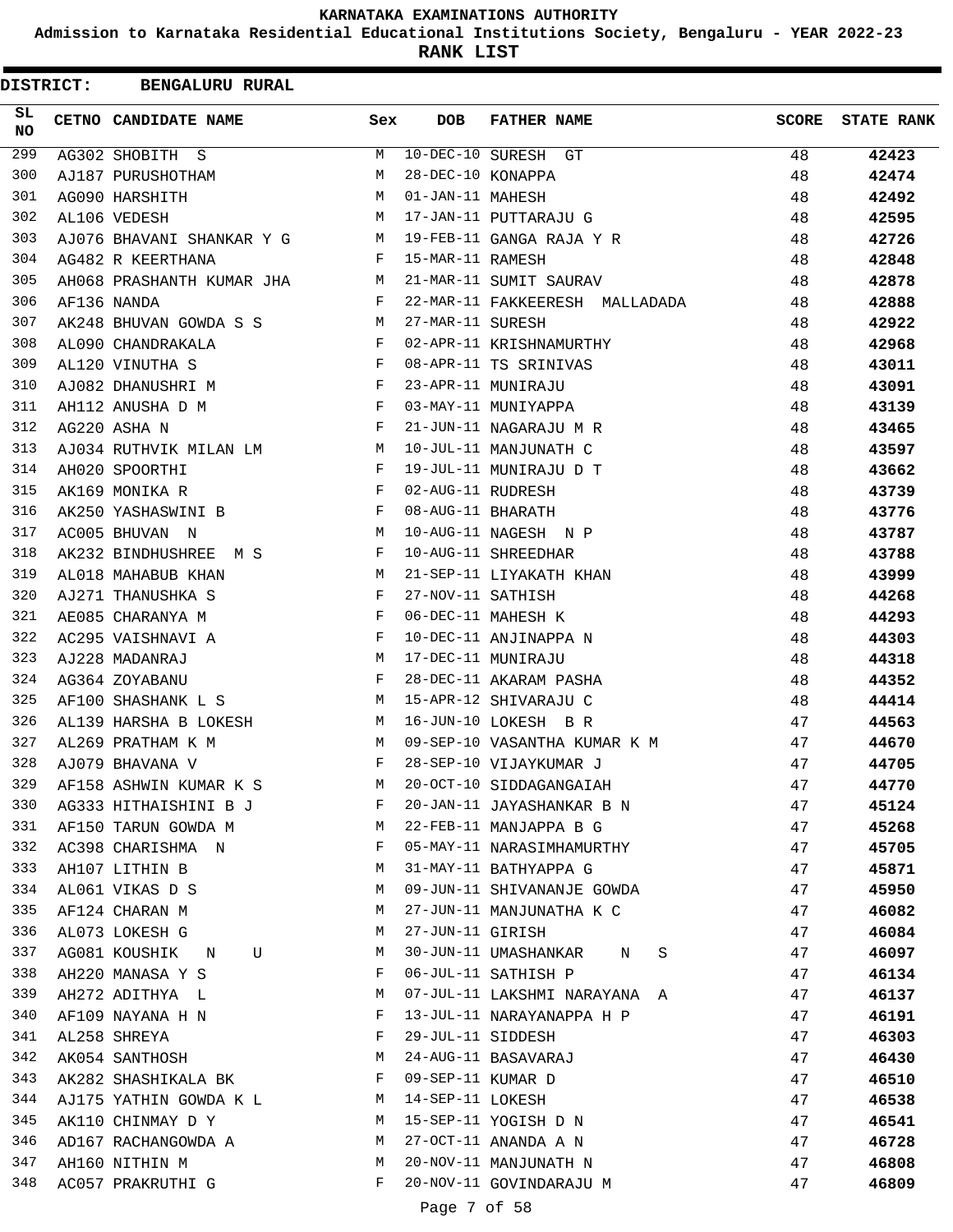# KARNATAKA EXAMINATIONS AUTHORITY

**Admission to Karnataka Residential Educational Institutions Society, Bengaluru - YEAR 2022-23**

**RANK LIST**

**DISTRICT: BENGALURU RURAL**

| SL NO | CETNO | CANDIDATE NAME | Sex | DOB | FATHER NAME | SCORE | STATE RANK |
|---|---|---|---|---|---|---|---|
| 299 | AG302 | SHOBITH S | M | 10-DEC-10 | SURESH GT | 48 | **42423** |
| 300 | AJ187 | PURUSHOTHAM | M | 28-DEC-10 | KONAPPA | 48 | **42474** |
| 301 | AG090 | HARSHITH | M | 01-JAN-11 | MAHESH | 48 | **42492** |
| 302 | AL106 | VEDESH | M | 17-JAN-11 | PUTTARAJU G | 48 | **42595** |
| 303 | AJ076 | BHAVANI SHANKAR Y G | M | 19-FEB-11 | GANGA RAJA Y R | 48 | **42726** |
| 304 | AG482 | R KEERTHANA | F | 15-MAR-11 | RAMESH | 48 | **42848** |
| 305 | AH068 | PRASHANTH KUMAR JHA | M | 21-MAR-11 | SUMIT SAURAV | 48 | **42878** |
| 306 | AF136 | NANDA | F | 22-MAR-11 | FAKKEERESH MALLADADA | 48 | **42888** |
| 307 | AK248 | BHUVAN GOWDA S S | M | 27-MAR-11 | SURESH | 48 | **42922** |
| 308 | AL090 | CHANDRAKALA | F | 02-APR-11 | KRISHNAMURTHY | 48 | **42968** |
| 309 | AL120 | VINUTHA S | F | 08-APR-11 | TS SRINIVAS | 48 | **43011** |
| 310 | AJ082 | DHANUSHRI M | F | 23-APR-11 | MUNIRAJU | 48 | **43091** |
| 311 | AH112 | ANUSHA D M | F | 03-MAY-11 | MUNIYAPPA | 48 | **43139** |
| 312 | AG220 | ASHA N | F | 21-JUN-11 | NAGARAJU M R | 48 | **43465** |
| 313 | AJ034 | RUTHVIK MILAN LM | M | 10-JUL-11 | MANJUNATH C | 48 | **43597** |
| 314 | AH020 | SPOORTHI | F | 19-JUL-11 | MUNIRAJU D T | 48 | **43662** |
| 315 | AK169 | MONIKA R | F | 02-AUG-11 | RUDRESH | 48 | **43739** |
| 316 | AK250 | YASHASWINI B | F | 08-AUG-11 | BHARATH | 48 | **43776** |
| 317 | AC005 | BHUVAN N | M | 10-AUG-11 | NAGESH N P | 48 | **43787** |
| 318 | AK232 | BINDHUSHREE M S | F | 10-AUG-11 | SHREEDHAR | 48 | **43788** |
| 319 | AL018 | MAHABUB KHAN | M | 21-SEP-11 | LIYAKATH KHAN | 48 | **43999** |
| 320 | AJ271 | THANUSHKA S | F | 27-NOV-11 | SATHISH | 48 | **44268** |
| 321 | AE085 | CHARANYA M | F | 06-DEC-11 | MAHESH K | 48 | **44293** |
| 322 | AC295 | VAISHNAVI A | F | 10-DEC-11 | ANJINAPPA N | 48 | **44303** |
| 323 | AJ228 | MADANRAJ | M | 17-DEC-11 | MUNIRAJU | 48 | **44318** |
| 324 | AG364 | ZOYABANU | F | 28-DEC-11 | AKARAM PASHA | 48 | **44352** |
| 325 | AF100 | SHASHANK L S | M | 15-APR-12 | SHIVARAJU C | 48 | **44414** |
| 326 | AL139 | HARSHA B LOKESH | M | 16-JUN-10 | LOKESH B R | 47 | **44563** |
| 327 | AL269 | PRATHAM K M | M | 09-SEP-10 | VASANTHA KUMAR K M | 47 | **44670** |
| 328 | AJ079 | BHAVANA V | F | 28-SEP-10 | VIJAYKUMAR J | 47 | **44705** |
| 329 | AF158 | ASHWIN KUMAR K S | M | 20-OCT-10 | SIDDAGANGAIAH | 47 | **44770** |
| 330 | AG333 | HITHAISHINI B J | F | 20-JAN-11 | JAYASHANKAR B N | 47 | **45124** |
| 331 | AF150 | TARUN GOWDA M | M | 22-FEB-11 | MANJAPPA B G | 47 | **45268** |
| 332 | AC398 | CHARISHMA N | F | 05-MAY-11 | NARASIMHAMURTHY | 47 | **45705** |
| 333 | AH107 | LITHIN B | M | 31-MAY-11 | BATHYAPPA G | 47 | **45871** |
| 334 | AL061 | VIKAS D S | M | 09-JUN-11 | SHIVANANJE GOWDA | 47 | **45950** |
| 335 | AF124 | CHARAN M | M | 27-JUN-11 | MANJUNATHA K C | 47 | **46082** |
| 336 | AL073 | LOKESH G | M | 27-JUN-11 | GIRISH | 47 | **46084** |
| 337 | AG081 | KOUSHIK N U | M | 30-JUN-11 | UMASHANKAR N S | 47 | **46097** |
| 338 | AH220 | MANASA Y S | F | 06-JUL-11 | SATHISH P | 47 | **46134** |
| 339 | AH272 | ADITHYA L | M | 07-JUL-11 | LAKSHMI NARAYANA A | 47 | **46137** |
| 340 | AF109 | NAYANA H N | F | 13-JUL-11 | NARAYANAPPA H P | 47 | **46191** |
| 341 | AL258 | SHREYA | F | 29-JUL-11 | SIDDESH | 47 | **46303** |
| 342 | AK054 | SANTHOSH | M | 24-AUG-11 | BASAVARAJ | 47 | **46430** |
| 343 | AK282 | SHASHIKALA BK | F | 09-SEP-11 | KUMAR D | 47 | **46510** |
| 344 | AJ175 | YATHIN GOWDA K L | M | 14-SEP-11 | LOKESH | 47 | **46538** |
| 345 | AK110 | CHINMAY D Y | M | 15-SEP-11 | YOGISH D N | 47 | **46541** |
| 346 | AD167 | RACHANGOWDA A | M | 27-OCT-11 | ANANDA A N | 47 | **46728** |
| 347 | AH160 | NITHIN M | M | 20-NOV-11 | MANJUNATH N | 47 | **46808** |
| 348 | AC057 | PRAKRUTHI G | F | 20-NOV-11 | GOVINDARAJU M | 47 | **46809** |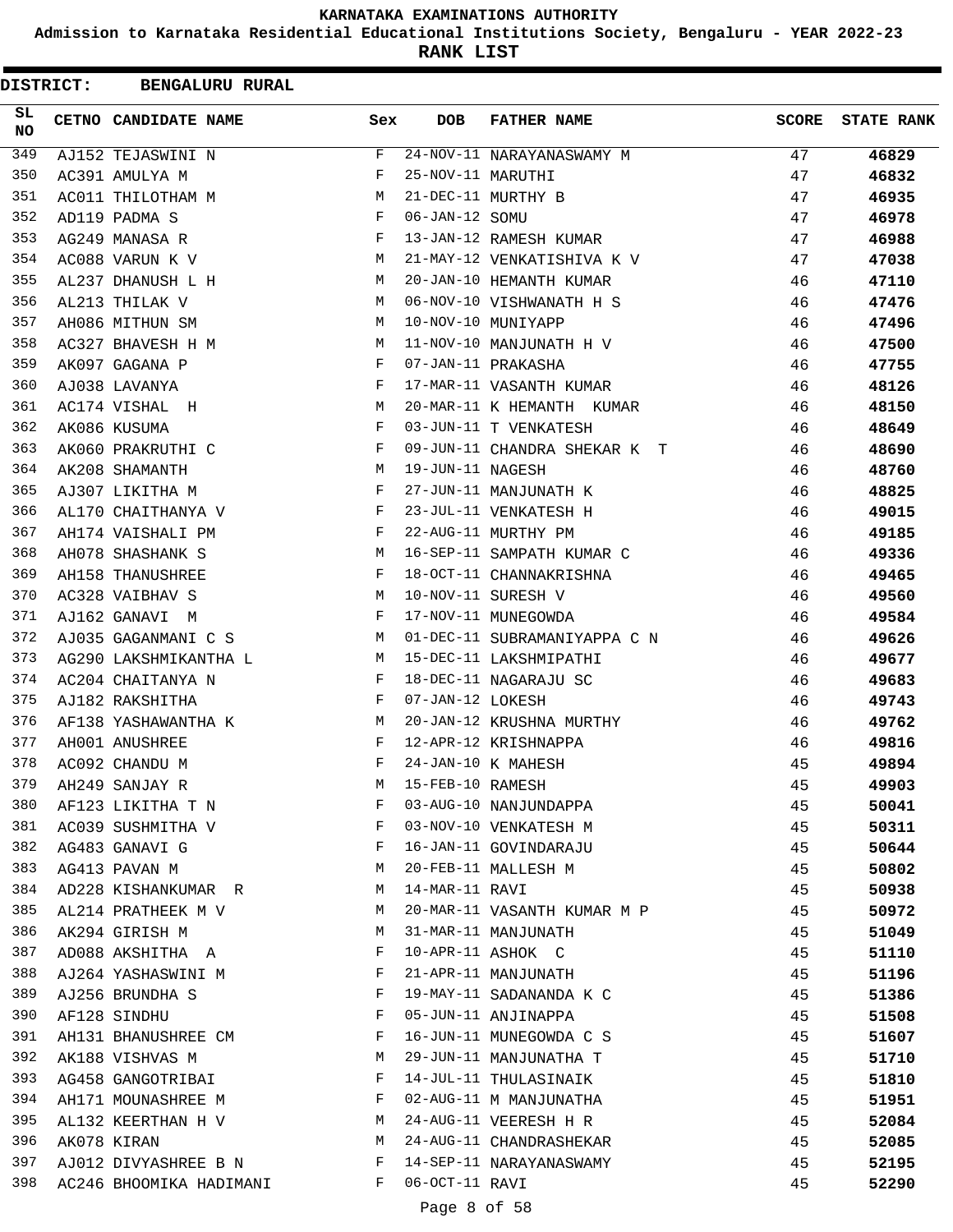# KARNATAKA EXAMINATIONS AUTHORITY

**Admission to Karnataka Residential Educational Institutions Society, Bengaluru - YEAR 2022-23**

**RANK LIST**

**DISTRICT: BENGALURU RURAL**

| SL NO | CETNO | CANDIDATE NAME | Sex | DOB | FATHER NAME | SCORE | STATE RANK |
|---|---|---|---|---|---|---|---|
| 349 | AJ152 | TEJASWINI N | F | 24-NOV-11 | NARAYANASWAMY M | 47 | 46829 |
| 350 | AC391 | AMULYA M | F | 25-NOV-11 | MARUTHI | 47 | 46832 |
| 351 | AC011 | THILOTHAM M | M | 21-DEC-11 | MURTHY B | 47 | 46935 |
| 352 | AD119 | PADMA S | F | 06-JAN-12 | SOMU | 47 | 46978 |
| 353 | AG249 | MANASA R | F | 13-JAN-12 | RAMESH KUMAR | 47 | 46988 |
| 354 | AC088 | VARUN K V | M | 21-MAY-12 | VENKATISHIVA K V | 47 | 47038 |
| 355 | AL237 | DHANUSH L H | M | 20-JAN-10 | HEMANTH KUMAR | 46 | 47110 |
| 356 | AL213 | THILAK V | M | 06-NOV-10 | VISHWANATH H S | 46 | 47476 |
| 357 | AH086 | MITHUN SM | M | 10-NOV-10 | MUNIYAPP | 46 | 47496 |
| 358 | AC327 | BHAVESH H M | M | 11-NOV-10 | MANJUNATH H V | 46 | 47500 |
| 359 | AK097 | GAGANA P | F | 07-JAN-11 | PRAKASHA | 46 | 47755 |
| 360 | AJ038 | LAVANYA | F | 17-MAR-11 | VASANTH KUMAR | 46 | 48126 |
| 361 | AC174 | VISHAL H | M | 20-MAR-11 | K HEMANTH KUMAR | 46 | 48150 |
| 362 | AK086 | KUSUMA | F | 03-JUN-11 | T VENKATESH | 46 | 48649 |
| 363 | AK060 | PRAKRUTHI C | F | 09-JUN-11 | CHANDRA SHEKAR K T | 46 | 48690 |
| 364 | AK208 | SHAMANTH | M | 19-JUN-11 | NAGESH | 46 | 48760 |
| 365 | AJ307 | LIKITHA M | F | 27-JUN-11 | MANJUNATH K | 46 | 48825 |
| 366 | AL170 | CHAITHANYA V | F | 23-JUL-11 | VENKATESH H | 46 | 49015 |
| 367 | AH174 | VAISHALI PM | F | 22-AUG-11 | MURTHY PM | 46 | 49185 |
| 368 | AH078 | SHASHANK S | M | 16-SEP-11 | SAMPATH KUMAR C | 46 | 49336 |
| 369 | AH158 | THANUSHREE | F | 18-OCT-11 | CHANNAKRISHNA | 46 | 49465 |
| 370 | AC328 | VAIBHAV S | M | 10-NOV-11 | SURESH V | 46 | 49560 |
| 371 | AJ162 | GANAVI M | F | 17-NOV-11 | MUNEGOWDA | 46 | 49584 |
| 372 | AJ035 | GAGANMANI C S | M | 01-DEC-11 | SUBRAMANIYAPPA C N | 46 | 49626 |
| 373 | AG290 | LAKSHMIKANTHA L | M | 15-DEC-11 | LAKSHMIPATHI | 46 | 49677 |
| 374 | AC204 | CHAITANYA N | F | 18-DEC-11 | NAGARAJU SC | 46 | 49683 |
| 375 | AJ182 | RAKSHITHA | F | 07-JAN-12 | LOKESH | 46 | 49743 |
| 376 | AF138 | YASHAWANTHA K | M | 20-JAN-12 | KRUSHNA MURTHY | 46 | 49762 |
| 377 | AH001 | ANUSHREE | F | 12-APR-12 | KRISHNAPPA | 46 | 49816 |
| 378 | AC092 | CHANDU M | F | 24-JAN-10 | K MAHESH | 45 | 49894 |
| 379 | AH249 | SANJAY R | M | 15-FEB-10 | RAMESH | 45 | 49903 |
| 380 | AF123 | LIKITHA T N | F | 03-AUG-10 | NANJUNDAPPA | 45 | 50041 |
| 381 | AC039 | SUSHMITHA V | F | 03-NOV-10 | VENKATESH M | 45 | 50311 |
| 382 | AG483 | GANAVI G | F | 16-JAN-11 | GOVINDARAJU | 45 | 50644 |
| 383 | AG413 | PAVAN M | M | 20-FEB-11 | MALLESH M | 45 | 50802 |
| 384 | AD228 | KISHANKUMAR R | M | 14-MAR-11 | RAVI | 45 | 50938 |
| 385 | AL214 | PRATHEEK M V | M | 20-MAR-11 | VASANTH KUMAR M P | 45 | 50972 |
| 386 | AK294 | GIRISH M | M | 31-MAR-11 | MANJUNATH | 45 | 51049 |
| 387 | AD088 | AKSHITHA A | F | 10-APR-11 | ASHOK C | 45 | 51110 |
| 388 | AJ264 | YASHASWINI M | F | 21-APR-11 | MANJUNATH | 45 | 51196 |
| 389 | AJ256 | BRUNDHA S | F | 19-MAY-11 | SADANANDA K C | 45 | 51386 |
| 390 | AF128 | SINDHU | F | 05-JUN-11 | ANJINAPPA | 45 | 51508 |
| 391 | AH131 | BHANUSHREE CM | F | 16-JUN-11 | MUNEGOWDA C S | 45 | 51607 |
| 392 | AK188 | VISHVAS M | M | 29-JUN-11 | MANJUNATHA T | 45 | 51710 |
| 393 | AG458 | GANGOTRIBAI | F | 14-JUL-11 | THULASINAIK | 45 | 51810 |
| 394 | AH171 | MOUNASHREE M | F | 02-AUG-11 | M MANJUNATHA | 45 | 51951 |
| 395 | AL132 | KEERTHAN H V | M | 24-AUG-11 | VEERESH H R | 45 | 52084 |
| 396 | AK078 | KIRAN | M | 24-AUG-11 | CHANDRASHEKAR | 45 | 52085 |
| 397 | AJ012 | DIVYASHREE B N | F | 14-SEP-11 | NARAYANASWAMY | 45 | 52195 |
| 398 | AC246 | BHOOMIKA HADIMANI | F | 06-OCT-11 | RAVI | 45 | 52290 |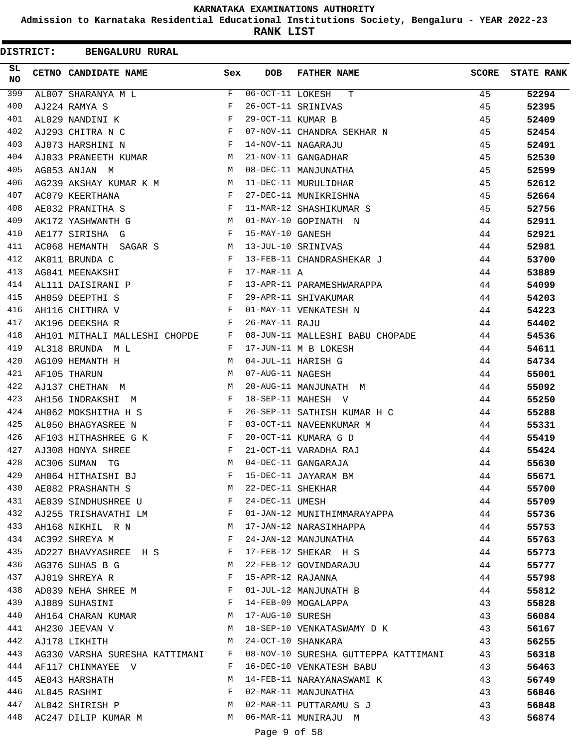KARNATAKA EXAMINATIONS AUTHORITY

Admission to Karnataka Residential Educational Institutions Society, Bengaluru - YEAR 2022-23

**RANK LIST**

**DISTRICT: BENGALURU RURAL**

| SL NO | CETNO | CANDIDATE NAME | Sex | DOB | FATHER NAME | SCORE | STATE RANK |
|---|---|---|---|---|---|---|---|
| 399 | AL007 | SHARANYA M L | F | 06-OCT-11 | LOKESH T | 45 | **52294** |
| 400 | AJ224 | RAMYA S | F | 26-OCT-11 | SRINIVAS | 45 | **52395** |
| 401 | AL029 | NANDINI K | F | 29-OCT-11 | KUMAR B | 45 | **52409** |
| 402 | AJ293 | CHITRA N C | F | 07-NOV-11 | CHANDRA SEKHAR N | 45 | **52454** |
| 403 | AJ073 | HARSHINI N | F | 14-NOV-11 | NAGARAJU | 45 | **52491** |
| 404 | AJ033 | PRANEETH KUMAR | M | 21-NOV-11 | GANGADHAR | 45 | **52530** |
| 405 | AG053 | ANJAN M | M | 08-DEC-11 | MANJUNATHA | 45 | **52599** |
| 406 | AG239 | AKSHAY KUMAR K M | M | 11-DEC-11 | MURULIDHAR | 45 | **52612** |
| 407 | AC079 | KEERTHANA | F | 27-DEC-11 | MUNIKRISHNA | 45 | **52664** |
| 408 | AE032 | PRANITHA S | F | 11-MAR-12 | SHASHIKUMAR S | 45 | **52756** |
| 409 | AK172 | YASHWANTH G | M | 01-MAY-10 | GOPINATH N | 44 | **52911** |
| 410 | AE177 | SIRISHA G | F | 15-MAY-10 | GANESH | 44 | **52921** |
| 411 | AC068 | HEMANTH SAGAR S | M | 13-JUL-10 | SRINIVAS | 44 | **52981** |
| 412 | AK011 | BRUNDA C | F | 13-FEB-11 | CHANDRASHEKAR J | 44 | **53700** |
| 413 | AG041 | MEENAKSHI | F | 17-MAR-11 | A | 44 | **53889** |
| 414 | AL111 | DAISIRANI P | F | 13-APR-11 | PARAMESHWARAPPA | 44 | **54099** |
| 415 | AH059 | DEEPTHI S | F | 29-APR-11 | SHIVAKUMAR | 44 | **54203** |
| 416 | AH116 | CHITHRA V | F | 01-MAY-11 | VENKATESH N | 44 | **54223** |
| 417 | AK196 | DEEKSHA R | F | 26-MAY-11 | RAJU | 44 | **54402** |
| 418 | AH101 | MITHALI MALLESHI CHOPDE | F | 08-JUN-11 | MALLESHI BABU CHOPADE | 44 | **54536** |
| 419 | AL318 | BRUNDA M L | F | 17-JUN-11 | M B LOKESH | 44 | **54611** |
| 420 | AG109 | HEMANTH H | M | 04-JUL-11 | HARISH G | 44 | **54734** |
| 421 | AF105 | THARUN | M | 07-AUG-11 | NAGESH | 44 | **55001** |
| 422 | AJ137 | CHETHAN M | M | 20-AUG-11 | MANJUNATH M | 44 | **55092** |
| 423 | AH156 | INDRAKSHI M | F | 18-SEP-11 | MAHESH V | 44 | **55250** |
| 424 | AH062 | MOKSHITHA H S | F | 26-SEP-11 | SATHISH KUMAR H C | 44 | **55288** |
| 425 | AL050 | BHAGYASREE N | F | 03-OCT-11 | NAVEENKUMAR M | 44 | **55331** |
| 426 | AF103 | HITHASHREE G K | F | 20-OCT-11 | KUMARA G D | 44 | **55419** |
| 427 | AJ308 | HONYA SHREE | F | 21-OCT-11 | VARADHA RAJ | 44 | **55424** |
| 428 | AC306 | SUMAN TG | M | 04-DEC-11 | GANGARAJA | 44 | **55630** |
| 429 | AH064 | HITHAISHI BJ | F | 15-DEC-11 | JAYARAM BM | 44 | **55671** |
| 430 | AE082 | PRASHANTH S | M | 22-DEC-11 | SHEKHAR | 44 | **55700** |
| 431 | AE039 | SINDHUSHREE U | F | 24-DEC-11 | UMESH | 44 | **55709** |
| 432 | AJ255 | TRISHAVATHI LM | F | 01-JAN-12 | MUNITHIMMARAYAPPA | 44 | **55736** |
| 433 | AH168 | NIKHIL R N | M | 17-JAN-12 | NARASIMHAPPA | 44 | **55753** |
| 434 | AC392 | SHREYA M | F | 24-JAN-12 | MANJUNATHA | 44 | **55763** |
| 435 | AD227 | BHAVYASHREE H S | F | 17-FEB-12 | SHEKAR H S | 44 | **55773** |
| 436 | AG376 | SUHAS B G | M | 22-FEB-12 | GOVINDARAJU | 44 | **55777** |
| 437 | AJ019 | SHREYA R | F | 15-APR-12 | RAJANNA | 44 | **55798** |
| 438 | AD039 | NEHA SHREE M | F | 01-JUL-12 | MANJUNATH B | 44 | **55812** |
| 439 | AJ089 | SUHASINI | F | 14-FEB-09 | MOGALAPPA | 43 | **55828** |
| 440 | AH164 | CHARAN KUMAR | M | 17-AUG-10 | SURESH | 43 | **56084** |
| 441 | AH230 | JEEVAN V | M | 18-SEP-10 | VENKATASWAMY D K | 43 | **56167** |
| 442 | AJ178 | LIKHITH | M | 24-OCT-10 | SHANKARA | 43 | **56255** |
| 443 | AG330 | VARSHA SURESHA KATTIMANI | F | 08-NOV-10 | SURESHA GUTTEPPA KATTIMANI | 43 | **56318** |
| 444 | AF117 | CHINMAYEE V | F | 16-DEC-10 | VENKATESH BABU | 43 | **56463** |
| 445 | AE043 | HARSHATH | M | 14-FEB-11 | NARAYANASWAMI K | 43 | **56749** |
| 446 | AL045 | RASHMI | F | 02-MAR-11 | MANJUNATHA | 43 | **56846** |
| 447 | AL042 | SHIRISH P | M | 02-MAR-11 | PUTTARAMU S J | 43 | **56848** |
| 448 | AC247 | DILIP KUMAR M | M | 06-MAR-11 | MUNIRAJU M | 43 | **56874** |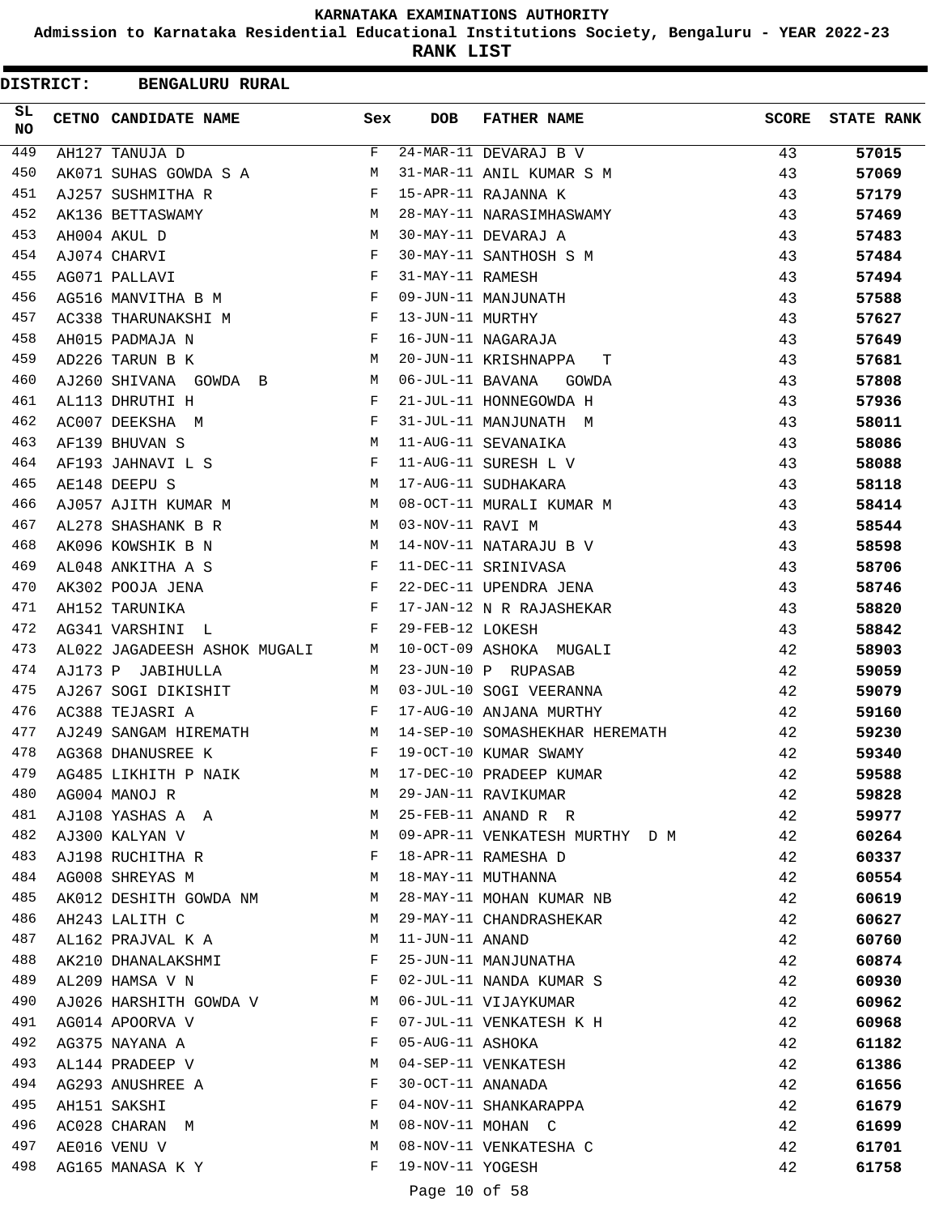**KARNATAKA EXAMINATIONS AUTHORITY**

**Admission to Karnataka Residential Educational Institutions Society, Bengaluru - YEAR 2022-23**

**RANK LIST**

**DISTRICT: BENGALURU RURAL**

| SL NO | CETNO | CANDIDATE NAME | Sex | DOB | FATHER NAME | SCORE | STATE RANK |
|---|---|---|---|---|---|---|---|
| 449 | AH127 | TANUJA D | F | 24-MAR-11 | DEVARAJ B V | 43 | **57015** |
| 450 | AK071 | SUHAS GOWDA S A | M | 31-MAR-11 | ANIL KUMAR S M | 43 | **57069** |
| 451 | AJ257 | SUSHMITHA R | F | 15-APR-11 | RAJANNA K | 43 | **57179** |
| 452 | AK136 | BETTASWAMY | M | 28-MAY-11 | NARASIMHASWAMY | 43 | **57469** |
| 453 | AH004 | AKUL D | M | 30-MAY-11 | DEVARAJ A | 43 | **57483** |
| 454 | AJ074 | CHARVI | F | 30-MAY-11 | SANTHOSH S M | 43 | **57484** |
| 455 | AG071 | PALLAVI | F | 31-MAY-11 | RAMESH | 43 | **57494** |
| 456 | AG516 | MANVITHA B M | F | 09-JUN-11 | MANJUNATH | 43 | **57588** |
| 457 | AC338 | THARUNAKSHI M | F | 13-JUN-11 | MURTHY | 43 | **57627** |
| 458 | AH015 | PADMAJA N | F | 16-JUN-11 | NAGARAJA | 43 | **57649** |
| 459 | AD226 | TARUN B K | M | 20-JUN-11 | KRISHNAPPA T | 43 | **57681** |
| 460 | AJ260 | SHIVANA GOWDA B | M | 06-JUL-11 | BAVANA GOWDA | 43 | **57808** |
| 461 | AL113 | DHRUTHI H | F | 21-JUL-11 | HONNEGOWDA H | 43 | **57936** |
| 462 | AC007 | DEEKSHA M | F | 31-JUL-11 | MANJUNATH M | 43 | **58011** |
| 463 | AF139 | BHUVAN S | M | 11-AUG-11 | SEVANAIKA | 43 | **58086** |
| 464 | AF193 | JAHNAVI L S | F | 11-AUG-11 | SURESH L V | 43 | **58088** |
| 465 | AE148 | DEEPU S | M | 17-AUG-11 | SUDHAKARA | 43 | **58118** |
| 466 | AJ057 | AJITH KUMAR M | M | 08-OCT-11 | MURALI KUMAR M | 43 | **58414** |
| 467 | AL278 | SHASHANK B R | M | 03-NOV-11 | RAVI M | 43 | **58544** |
| 468 | AK096 | KOWSHIK B N | M | 14-NOV-11 | NATARAJU B V | 43 | **58598** |
| 469 | AL048 | ANKITHA A S | F | 11-DEC-11 | SRINIVASA | 43 | **58706** |
| 470 | AK302 | POOJA JENA | F | 22-DEC-11 | UPENDRA JENA | 43 | **58746** |
| 471 | AH152 | TARUNIKA | F | 17-JAN-12 | N R RAJASHEKAR | 43 | **58820** |
| 472 | AG341 | VARSHINI L | F | 29-FEB-12 | LOKESH | 43 | **58842** |
| 473 | AL022 | JAGADEESH ASHOK MUGALI | M | 10-OCT-09 | ASHOKA MUGALI | 42 | **58903** |
| 474 | AJ173 | P JABIHULLA | M | 23-JUN-10 | P RUPASAB | 42 | **59059** |
| 475 | AJ267 | SOGI DIKISHIT | M | 03-JUL-10 | SOGI VEERANNA | 42 | **59079** |
| 476 | AC388 | TEJASRI A | F | 17-AUG-10 | ANJANA MURTHY | 42 | **59160** |
| 477 | AJ249 | SANGAM HIREMATH | M | 14-SEP-10 | SOMASHEKHAR HEREMATH | 42 | **59230** |
| 478 | AG368 | DHANUSREE K | F | 19-OCT-10 | KUMAR SWAMY | 42 | **59340** |
| 479 | AG485 | LIKHITH P NAIK | M | 17-DEC-10 | PRADEEP KUMAR | 42 | **59588** |
| 480 | AG004 | MANOJ R | M | 29-JAN-11 | RAVIKUMAR | 42 | **59828** |
| 481 | AJ108 | YASHAS A A | M | 25-FEB-11 | ANAND R R | 42 | **59977** |
| 482 | AJ300 | KALYAN V | M | 09-APR-11 | VENKATESH MURTHY D M | 42 | **60264** |
| 483 | AJ198 | RUCHITHA R | F | 18-APR-11 | RAMESHA D | 42 | **60337** |
| 484 | AG008 | SHREYAS M | M | 18-MAY-11 | MUTHANNA | 42 | **60554** |
| 485 | AK012 | DESHITH GOWDA NM | M | 28-MAY-11 | MOHAN KUMAR NB | 42 | **60619** |
| 486 | AH243 | LALITH C | M | 29-MAY-11 | CHANDRASHEKAR | 42 | **60627** |
| 487 | AL162 | PRAJVAL K A | M | 11-JUN-11 | ANAND | 42 | **60760** |
| 488 | AK210 | DHANALAKSHMI | F | 25-JUN-11 | MANJUNATHA | 42 | **60874** |
| 489 | AL209 | HAMSA V N | F | 02-JUL-11 | NANDA KUMAR S | 42 | **60930** |
| 490 | AJ026 | HARSHITH GOWDA V | M | 06-JUL-11 | VIJAYKUMAR | 42 | **60962** |
| 491 | AG014 | APOORVA V | F | 07-JUL-11 | VENKATESH K H | 42 | **60968** |
| 492 | AG375 | NAYANA A | F | 05-AUG-11 | ASHOKA | 42 | **61182** |
| 493 | AL144 | PRADEEP V | M | 04-SEP-11 | VENKATESH | 42 | **61386** |
| 494 | AG293 | ANUSHREE A | F | 30-OCT-11 | ANANADA | 42 | **61656** |
| 495 | AH151 | SAKSHI | F | 04-NOV-11 | SHANKARAPPA | 42 | **61679** |
| 496 | AC028 | CHARAN M | M | 08-NOV-11 | MOHAN C | 42 | **61699** |
| 497 | AE016 | VENU V | M | 08-NOV-11 | VENKATESHA C | 42 | **61701** |
| 498 | AG165 | MANASA K Y | F | 19-NOV-11 | YOGESH | 42 | **61758** |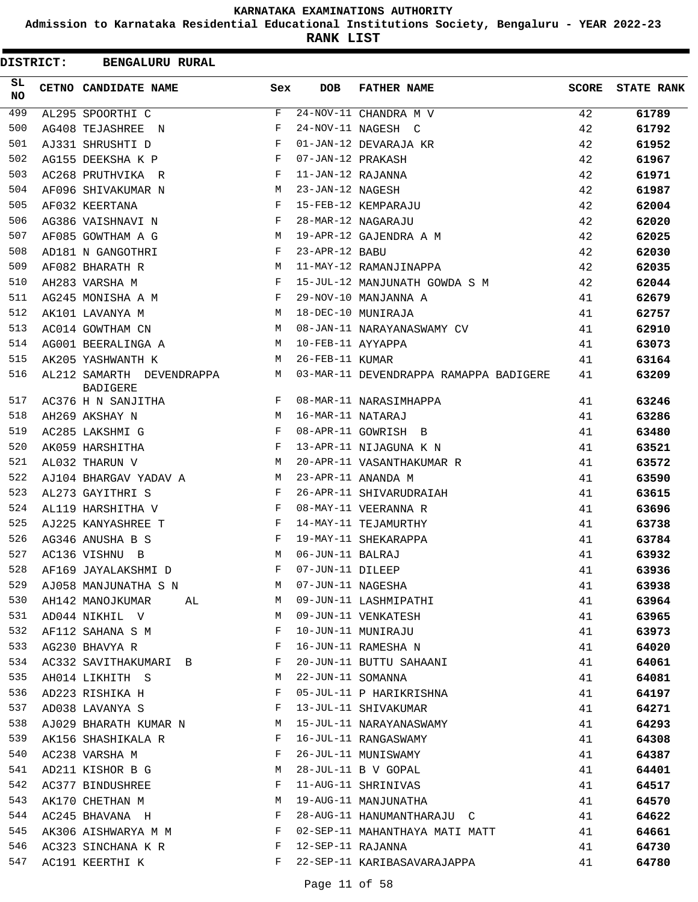# KARNATAKA EXAMINATIONS AUTHORITY

## Admission to Karnataka Residential Educational Institutions Society, Bengaluru - YEAR 2022-23

## RANK LIST

**DISTRICT: BENGALURU RURAL**

| SL NO | CETNO | CANDIDATE NAME | Sex | DOB | FATHER NAME | SCORE | STATE RANK |
|---|---|---|---|---|---|---|---|
| 499 | AL295 | SPOORTHI C | F | 24-NOV-11 | CHANDRA M V | 42 | 61789 |
| 500 | AG408 | TEJASHREE N | F | 24-NOV-11 | NAGESH C | 42 | 61792 |
| 501 | AJ331 | SHRUSHTI D | F | 01-JAN-12 | DEVARAJA KR | 42 | 61952 |
| 502 | AG155 | DEEKSHA K P | F | 07-JAN-12 | PRAKASH | 42 | 61967 |
| 503 | AC268 | PRUTHVIKA R | F | 11-JAN-12 | RAJANNA | 42 | 61971 |
| 504 | AF096 | SHIVAKUMAR N | M | 23-JAN-12 | NAGESH | 42 | 61987 |
| 505 | AF032 | KEERTANA | F | 15-FEB-12 | KEMPARAJU | 42 | 62004 |
| 506 | AG386 | VAISHNAVI N | F | 28-MAR-12 | NAGARAJU | 42 | 62020 |
| 507 | AF085 | GOWTHAM A G | M | 19-APR-12 | GAJENDRA A M | 42 | 62025 |
| 508 | AD181 | N GANGOTHRI | F | 23-APR-12 | BABU | 42 | 62030 |
| 509 | AF082 | BHARATH R | M | 11-MAY-12 | RAMANJINAPPA | 42 | 62035 |
| 510 | AH283 | VARSHA M | F | 15-JUL-12 | MANJUNATH GOWDA S M | 42 | 62044 |
| 511 | AG245 | MONISHA A M | F | 29-NOV-10 | MANJANNA A | 41 | 62679 |
| 512 | AK101 | LAVANYA M | M | 18-DEC-10 | MUNIRAJA | 41 | 62757 |
| 513 | AC014 | GOWTHAM CN | M | 08-JAN-11 | NARAYANASWAMY CV | 41 | 62910 |
| 514 | AG001 | BEERALINGA A | M | 10-FEB-11 | AYYAPPA | 41 | 63073 |
| 515 | AK205 | YASHWANTH K | M | 26-FEB-11 | KUMAR | 41 | 63164 |
| 516 | AL212 | SAMARTH DEVENDRAPPA BADIGERE | M | 03-MAR-11 | DEVENDRAPPA RAMAPPA BADIGERE | 41 | 63209 |
| 517 | AC376 | H N SANJITHA | F | 08-MAR-11 | NARASIMHAPPA | 41 | 63246 |
| 518 | AH269 | AKSHAY N | M | 16-MAR-11 | NATARAJ | 41 | 63286 |
| 519 | AC285 | LAKSHMI G | F | 08-APR-11 | GOWRISH B | 41 | 63480 |
| 520 | AK059 | HARSHITHA | F | 13-APR-11 | NIJAGUNA K N | 41 | 63521 |
| 521 | AL032 | THARUN V | M | 20-APR-11 | VASANTHAKUMAR R | 41 | 63572 |
| 522 | AJ104 | BHARGAV YADAV A | M | 23-APR-11 | ANANDA M | 41 | 63590 |
| 523 | AL273 | GAYITHRI S | F | 26-APR-11 | SHIVARUDRAIAH | 41 | 63615 |
| 524 | AL119 | HARSHITHA V | F | 08-MAY-11 | VEERANNA R | 41 | 63696 |
| 525 | AJ225 | KANYASHREE T | F | 14-MAY-11 | TEJAMURTHY | 41 | 63738 |
| 526 | AG346 | ANUSHA B S | F | 19-MAY-11 | SHEKARAPPA | 41 | 63784 |
| 527 | AC136 | VISHNU B | M | 06-JUN-11 | BALRAJ | 41 | 63932 |
| 528 | AF169 | JAYALAKSHMI D | F | 07-JUN-11 | DILEEP | 41 | 63936 |
| 529 | AJ058 | MANJUNATHA S N | M | 07-JUN-11 | NAGESHA | 41 | 63938 |
| 530 | AH142 | MANOJKUMAR AL | M | 09-JUN-11 | LASHMIPATHI | 41 | 63964 |
| 531 | AD044 | NIKHIL V | M | 09-JUN-11 | VENKATESH | 41 | 63965 |
| 532 | AF112 | SAHANA S M | F | 10-JUN-11 | MUNIRAJU | 41 | 63973 |
| 533 | AG230 | BHAVYA R | F | 16-JUN-11 | RAMESHA N | 41 | 64020 |
| 534 | AC332 | SAVITHAKUMARI B | F | 20-JUN-11 | BUTTU SAHAANI | 41 | 64061 |
| 535 | AH014 | LIKHITH S | M | 22-JUN-11 | SOMANNA | 41 | 64081 |
| 536 | AD223 | RISHIKA H | F | 05-JUL-11 | P HARIKRISHNA | 41 | 64197 |
| 537 | AD038 | LAVANYA S | F | 13-JUL-11 | SHIVAKUMAR | 41 | 64271 |
| 538 | AJ029 | BHARATH KUMAR N | M | 15-JUL-11 | NARAYANASWAMY | 41 | 64293 |
| 539 | AK156 | SHASHIKALA R | F | 16-JUL-11 | RANGASWAMY | 41 | 64308 |
| 540 | AC238 | VARSHA M | F | 26-JUL-11 | MUNISWAMY | 41 | 64387 |
| 541 | AD211 | KISHOR B G | M | 28-JUL-11 | B V GOPAL | 41 | 64401 |
| 542 | AC377 | BINDUSHREE | F | 11-AUG-11 | SHRINIVAS | 41 | 64517 |
| 543 | AK170 | CHETHAN M | M | 19-AUG-11 | MANJUNATHA | 41 | 64570 |
| 544 | AC245 | BHAVANA H | F | 28-AUG-11 | HANUMANTHARAJU C | 41 | 64622 |
| 545 | AK306 | AISHWARYA M M | F | 02-SEP-11 | MAHANTHAYA MATI MATT | 41 | 64661 |
| 546 | AC323 | SINCHANA K R | F | 12-SEP-11 | RAJANNA | 41 | 64730 |
| 547 | AC191 | KEERTHI K | F | 22-SEP-11 | KARIBASAVARAJAPPA | 41 | 64780 |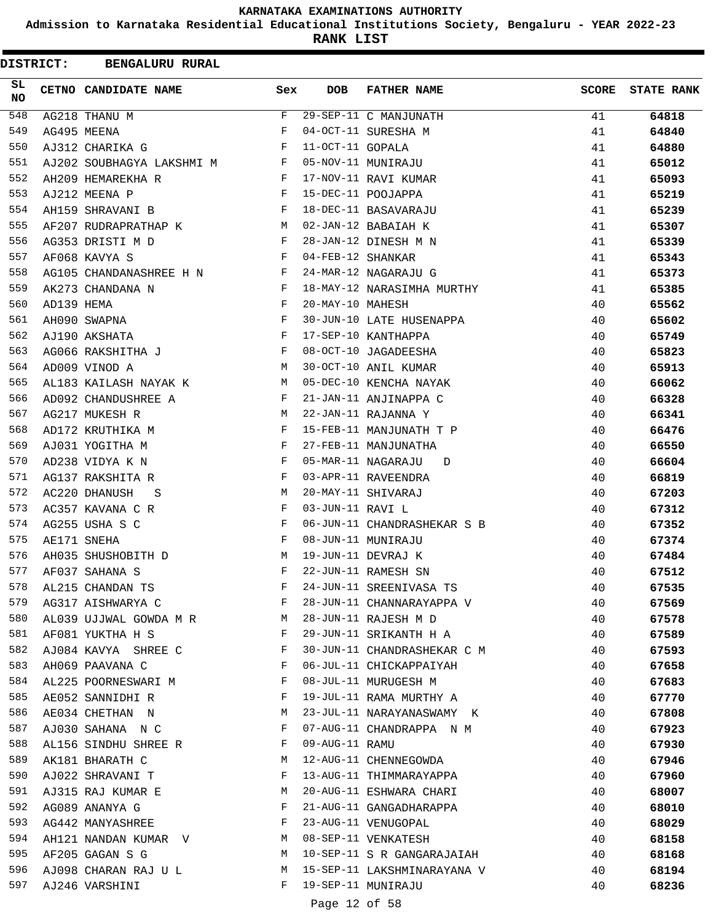# KARNATAKA EXAMINATIONS AUTHORITY

**Admission to Karnataka Residential Educational Institutions Society, Bengaluru - YEAR 2022-23**

**RANK LIST**

**DISTRICT: BENGALURU RURAL**

| SL NO | CETNO | CANDIDATE NAME | Sex | DOB | FATHER NAME | SCORE | STATE RANK |
|---|---|---|---|---|---|---|---|
| 548 | AG218 | THANU M | F | 29-SEP-11 | C MANJUNATH | 41 | **64818** |
| 549 | AG495 | MEENA | F | 04-OCT-11 | SURESHA M | 41 | **64840** |
| 550 | AJ312 | CHARIKA G | F | 11-OCT-11 | GOPALA | 41 | **64880** |
| 551 | AJ202 | SOUBHAGYA LAKSHMI M | F | 05-NOV-11 | MUNIRAJU | 41 | **65012** |
| 552 | AH209 | HEMAREKHA R | F | 17-NOV-11 | RAVI KUMAR | 41 | **65093** |
| 553 | AJ212 | MEENA P | F | 15-DEC-11 | POOJAPPA | 41 | **65219** |
| 554 | AH159 | SHRAVANI B | F | 18-DEC-11 | BASAVARAJU | 41 | **65239** |
| 555 | AF207 | RUDRAPRATHAP K | M | 02-JAN-12 | BABAIAH K | 41 | **65307** |
| 556 | AG353 | DRISTI M D | F | 28-JAN-12 | DINESH M N | 41 | **65339** |
| 557 | AF068 | KAVYA S | F | 04-FEB-12 | SHANKAR | 41 | **65343** |
| 558 | AG105 | CHANDANASHREE H N | F | 24-MAR-12 | NAGARAJU G | 41 | **65373** |
| 559 | AK273 | CHANDANA N | F | 18-MAY-12 | NARASIMHA MURTHY | 41 | **65385** |
| 560 | AD139 | HEMA | F | 20-MAY-10 | MAHESH | 40 | **65562** |
| 561 | AH090 | SWAPNA | F | 30-JUN-10 | LATE HUSENAPPA | 40 | **65602** |
| 562 | AJ190 | AKSHATA | F | 17-SEP-10 | KANTHAPPA | 40 | **65749** |
| 563 | AG066 | RAKSHITHA J | F | 08-OCT-10 | JAGADEESHA | 40 | **65823** |
| 564 | AD009 | VINOD A | M | 30-OCT-10 | ANIL KUMAR | 40 | **65913** |
| 565 | AL183 | KAILASH NAYAK K | M | 05-DEC-10 | KENCHA NAYAK | 40 | **66062** |
| 566 | AD092 | CHANDUSHREE A | F | 21-JAN-11 | ANJINAPPA C | 40 | **66328** |
| 567 | AG217 | MUKESH R | M | 22-JAN-11 | RAJANNA Y | 40 | **66341** |
| 568 | AD172 | KRUTHIKA M | F | 15-FEB-11 | MANJUNATH T P | 40 | **66476** |
| 569 | AJ031 | YOGITHA M | F | 27-FEB-11 | MANJUNATHA | 40 | **66550** |
| 570 | AD238 | VIDYA K N | F | 05-MAR-11 | NAGARAJU D | 40 | **66604** |
| 571 | AG137 | RAKSHITA R | F | 03-APR-11 | RAVEENDRA | 40 | **66819** |
| 572 | AC220 | DHANUSH S | M | 20-MAY-11 | SHIVARAJ | 40 | **67203** |
| 573 | AC357 | KAVANA C R | F | 03-JUN-11 | RAVI L | 40 | **67312** |
| 574 | AG255 | USHA S C | F | 06-JUN-11 | CHANDRASHEKAR S B | 40 | **67352** |
| 575 | AE171 | SNEHA | F | 08-JUN-11 | MUNIRAJU | 40 | **67374** |
| 576 | AH035 | SHUSHOBITH D | M | 19-JUN-11 | DEVRAJ K | 40 | **67484** |
| 577 | AF037 | SAHANA S | F | 22-JUN-11 | RAMESH SN | 40 | **67512** |
| 578 | AL215 | CHANDAN TS | F | 24-JUN-11 | SREENIVASA TS | 40 | **67535** |
| 579 | AG317 | AISHWARYA C | F | 28-JUN-11 | CHANNARAYAPPA V | 40 | **67569** |
| 580 | AL039 | UJJWAL GOWDA M R | M | 28-JUN-11 | RAJESH M D | 40 | **67578** |
| 581 | AF081 | YUKTHA H S | F | 29-JUN-11 | SRIKANTH H A | 40 | **67589** |
| 582 | AJ084 | KAVYA SHREE C | F | 30-JUN-11 | CHANDRASHEKAR C M | 40 | **67593** |
| 583 | AH069 | PAAVANA C | F | 06-JUL-11 | CHICKAPPAIYAH | 40 | **67658** |
| 584 | AL225 | POORNESWARI M | F | 08-JUL-11 | MURUGESH M | 40 | **67683** |
| 585 | AE052 | SANNIDHI R | F | 19-JUL-11 | RAMA MURTHY A | 40 | **67770** |
| 586 | AE034 | CHETHAN N | M | 23-JUL-11 | NARAYANASWAMY K | 40 | **67808** |
| 587 | AJ030 | SAHANA N C | F | 07-AUG-11 | CHANDRAPPA N M | 40 | **67923** |
| 588 | AL156 | SINDHU SHREE R | F | 09-AUG-11 | RAMU | 40 | **67930** |
| 589 | AK181 | BHARATH C | M | 12-AUG-11 | CHENNEGOWDA | 40 | **67946** |
| 590 | AJ022 | SHRAVANI T | F | 13-AUG-11 | THIMMARAYAPPA | 40 | **67960** |
| 591 | AJ315 | RAJ KUMAR E | M | 20-AUG-11 | ESHWARA CHARI | 40 | **68007** |
| 592 | AG089 | ANANYA G | F | 21-AUG-11 | GANGADHARAPPA | 40 | **68010** |
| 593 | AG442 | MANYASHREE | F | 23-AUG-11 | VENUGOPAL | 40 | **68029** |
| 594 | AH121 | NANDAN KUMAR V | M | 08-SEP-11 | VENKATESH | 40 | **68158** |
| 595 | AF205 | GAGAN S G | M | 10-SEP-11 | S R GANGARAJAIAH | 40 | **68168** |
| 596 | AJ098 | CHARAN RAJ U L | M | 15-SEP-11 | LAKSHMINARAYANA V | 40 | **68194** |
| 597 | AJ246 | VARSHINI | F | 19-SEP-11 | MUNIRAJU | 40 | **68236** |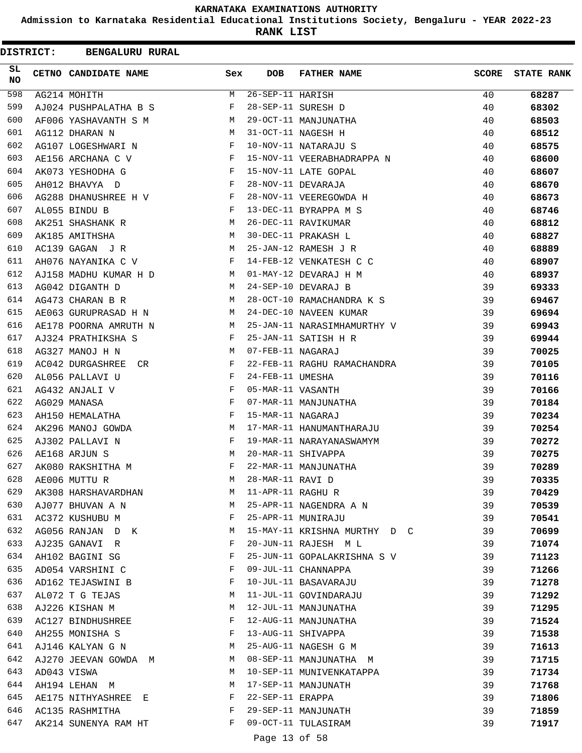# KARNATAKA EXAMINATIONS AUTHORITY

## Admission to Karnataka Residential Educational Institutions Society, Bengaluru - YEAR 2022-23

## RANK LIST

**DISTRICT: BENGALURU RURAL**

| SL NO | CETNO | CANDIDATE NAME | Sex | DOB | FATHER NAME | SCORE | STATE RANK |
|---|---|---|---|---|---|---|---|
| 598 | AG214 | MOHITH | M | 26-SEP-11 | HARISH | 40 | **68287** |
| 599 | AJ024 | PUSHPALATHA B S | F | 28-SEP-11 | SURESH D | 40 | **68302** |
| 600 | AF006 | YASHAVANTH S M | M | 29-OCT-11 | MANJUNATHA | 40 | **68503** |
| 601 | AG112 | DHARAN N | M | 31-OCT-11 | NAGESH H | 40 | **68512** |
| 602 | AG107 | LOGESHWARI N | F | 10-NOV-11 | NATARAJU S | 40 | **68575** |
| 603 | AE156 | ARCHANA C V | F | 15-NOV-11 | VEERABHADRAPPA N | 40 | **68600** |
| 604 | AK073 | YESHODHA G | F | 15-NOV-11 | LATE GOPAL | 40 | **68607** |
| 605 | AH012 | BHAVYA D | F | 28-NOV-11 | DEVARAJA | 40 | **68670** |
| 606 | AG288 | DHANUSHREE H V | F | 28-NOV-11 | VEEREGOWDA H | 40 | **68673** |
| 607 | AL055 | BINDU B | F | 13-DEC-11 | BYRAPPA M S | 40 | **68746** |
| 608 | AK251 | SHASHANK R | M | 26-DEC-11 | RAVIKUMAR | 40 | **68812** |
| 609 | AK185 | AMITHSHA | M | 30-DEC-11 | PRAKASH L | 40 | **68827** |
| 610 | AC139 | GAGAN J R | M | 25-JAN-12 | RAMESH J R | 40 | **68889** |
| 611 | AH076 | NAYANIKA C V | F | 14-FEB-12 | VENKATESH C C | 40 | **68907** |
| 612 | AJ158 | MADHU KUMAR H D | M | 01-MAY-12 | DEVARAJ H M | 40 | **68937** |
| 613 | AG042 | DIGANTH D | M | 24-SEP-10 | DEVARAJ B | 39 | **69333** |
| 614 | AG473 | CHARAN B R | M | 28-OCT-10 | RAMACHANDRA K S | 39 | **69467** |
| 615 | AE063 | GURUPRASAD H N | M | 24-DEC-10 | NAVEEN KUMAR | 39 | **69694** |
| 616 | AE178 | POORNA AMRUTH N | M | 25-JAN-11 | NARASIMHAMURTHY V | 39 | **69943** |
| 617 | AJ324 | PRATHIKSHA S | F | 25-JAN-11 | SATISH H R | 39 | **69944** |
| 618 | AG327 | MANOJ H N | M | 07-FEB-11 | NAGARAJ | 39 | **70025** |
| 619 | AC042 | DURGASHREE CR | F | 22-FEB-11 | RAGHU RAMACHANDRA | 39 | **70105** |
| 620 | AL056 | PALLAVI U | F | 24-FEB-11 | UMESHA | 39 | **70116** |
| 621 | AG432 | ANJALI V | F | 05-MAR-11 | VASANTH | 39 | **70166** |
| 622 | AG029 | MANASA | F | 07-MAR-11 | MANJUNATHA | 39 | **70184** |
| 623 | AH150 | HEMALATHA | F | 15-MAR-11 | NAGARAJ | 39 | **70234** |
| 624 | AK296 | MANOJ GOWDA | M | 17-MAR-11 | HANUMANTHARAJU | 39 | **70254** |
| 625 | AJ302 | PALLAVI N | F | 19-MAR-11 | NARAYANASWAMYM | 39 | **70272** |
| 626 | AE168 | ARJUN S | M | 20-MAR-11 | SHIVAPPA | 39 | **70275** |
| 627 | AK080 | RAKSHITHA M | F | 22-MAR-11 | MANJUNATHA | 39 | **70289** |
| 628 | AE006 | MUTTU R | M | 28-MAR-11 | RAVI D | 39 | **70335** |
| 629 | AK308 | HARSHAVARDHAN | M | 11-APR-11 | RAGHU R | 39 | **70429** |
| 630 | AJ077 | BHUVAN A N | M | 25-APR-11 | NAGENDRA A N | 39 | **70539** |
| 631 | AC372 | KUSHUBU M | F | 25-APR-11 | MUNIRAJU | 39 | **70541** |
| 632 | AG056 | RANJAN D K | M | 15-MAY-11 | KRISHNA MURTHY D C | 39 | **70699** |
| 633 | AJ235 | GANAVI R | F | 20-JUN-11 | RAJESH M L | 39 | **71074** |
| 634 | AH102 | BAGINI SG | F | 25-JUN-11 | GOPALAKRISHNA S V | 39 | **71123** |
| 635 | AD054 | VARSHINI C | F | 09-JUL-11 | CHANNAPPA | 39 | **71266** |
| 636 | AD162 | TEJASWINI B | F | 10-JUL-11 | BASAVARAJU | 39 | **71278** |
| 637 | AL072 | T G TEJAS | M | 11-JUL-11 | GOVINDARAJU | 39 | **71292** |
| 638 | AJ226 | KISHAN M | M | 12-JUL-11 | MANJUNATHA | 39 | **71295** |
| 639 | AC127 | BINDHUSHREE | F | 12-AUG-11 | MANJUNATHA | 39 | **71524** |
| 640 | AH255 | MONISHA S | F | 13-AUG-11 | SHIVAPPA | 39 | **71538** |
| 641 | AJ146 | KALYAN G N | M | 25-AUG-11 | NAGESH G M | 39 | **71613** |
| 642 | AJ270 | JEEVAN GOWDA M | M | 08-SEP-11 | MANJUNATHA M | 39 | **71715** |
| 643 | AD043 | VISWA | M | 10-SEP-11 | MUNIVENKATAPPA | 39 | **71734** |
| 644 | AH194 | LEHAN M | M | 17-SEP-11 | MANJUNATH | 39 | **71768** |
| 645 | AE175 | NITHYASHREE E | F | 22-SEP-11 | ERAPPA | 39 | **71806** |
| 646 | AC135 | RASHMITHA | F | 29-SEP-11 | MANJUNATH | 39 | **71859** |
| 647 | AK214 | SUNENYA RAM HT | F | 09-OCT-11 | TULASIRAM | 39 | **71917** |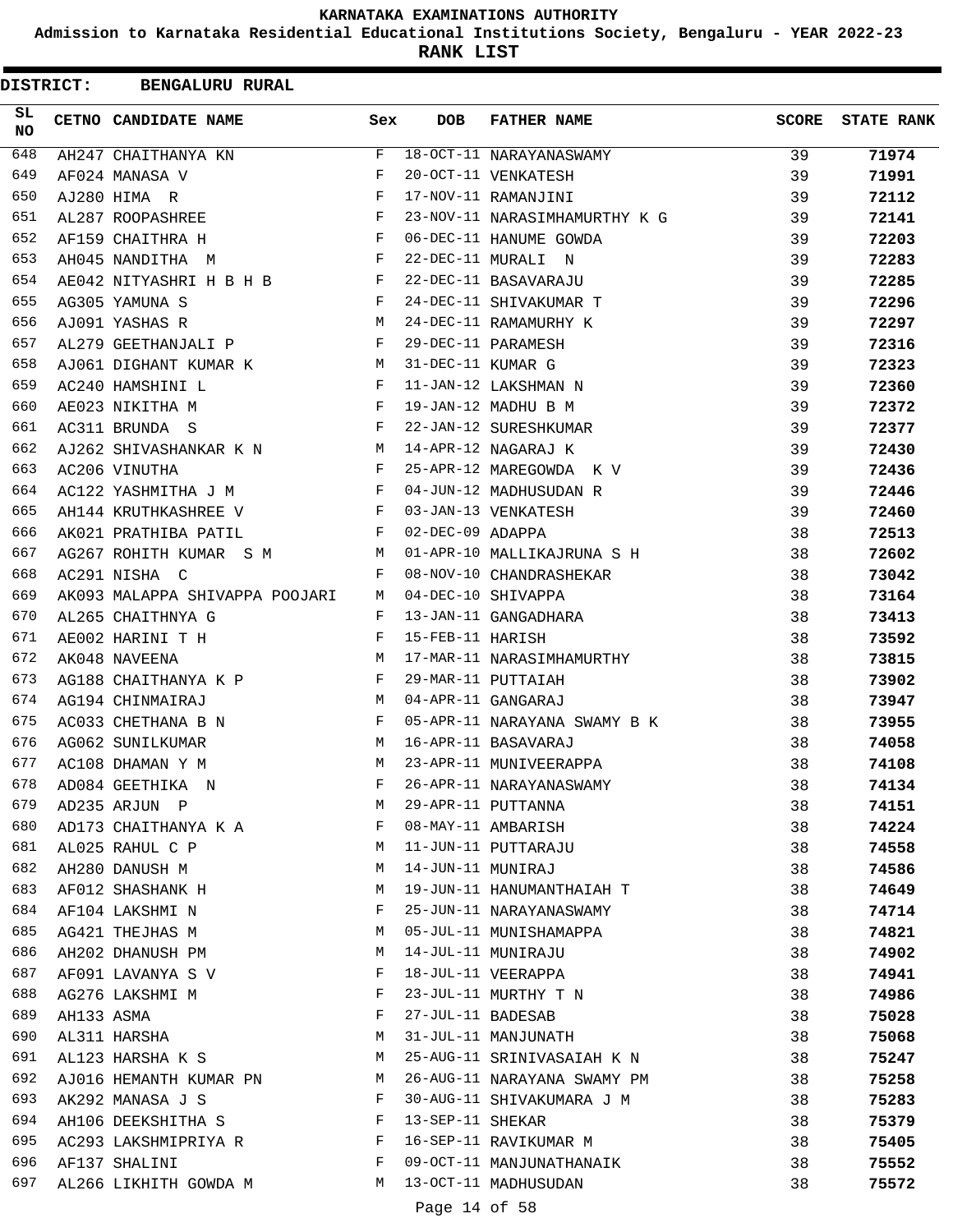KARNATAKA EXAMINATIONS AUTHORITY

Admission to Karnataka Residential Educational Institutions Society, Bengaluru - YEAR 2022-23

**RANK LIST**

**DISTRICT: BENGALURU RURAL**

| SL NO | CETNO | CANDIDATE NAME | Sex | DOB | FATHER NAME | SCORE | STATE RANK |
|---|---|---|---|---|---|---|---|
| 648 | AH247 | CHAITHANYA KN | F | 18-OCT-11 | NARAYANASWAMY | 39 | 71974 |
| 649 | AF024 | MANASA V | F | 20-OCT-11 | VENKATESH | 39 | 71991 |
| 650 | AJ280 | HIMA R | F | 17-NOV-11 | RAMANJINI | 39 | 72112 |
| 651 | AL287 | ROOPASHREE | F | 23-NOV-11 | NARASIMHAMURTHY K G | 39 | 72141 |
| 652 | AF159 | CHAITHRA H | F | 06-DEC-11 | HANUME GOWDA | 39 | 72203 |
| 653 | AH045 | NANDITHA M | F | 22-DEC-11 | MURALI N | 39 | 72283 |
| 654 | AE042 | NITYASHRI H B H B | F | 22-DEC-11 | BASAVARAJU | 39 | 72285 |
| 655 | AG305 | YAMUNA S | F | 24-DEC-11 | SHIVAKUMAR T | 39 | 72296 |
| 656 | AJ091 | YASHAS R | M | 24-DEC-11 | RAMAMURHY K | 39 | 72297 |
| 657 | AL279 | GEETHANJALI P | F | 29-DEC-11 | PARAMESH | 39 | 72316 |
| 658 | AJ061 | DIGHANT KUMAR K | M | 31-DEC-11 | KUMAR G | 39 | 72323 |
| 659 | AC240 | HAMSHINI L | F | 11-JAN-12 | LAKSHMAN N | 39 | 72360 |
| 660 | AE023 | NIKITHA M | F | 19-JAN-12 | MADHU B M | 39 | 72372 |
| 661 | AC311 | BRUNDA S | F | 22-JAN-12 | SURESHKUMAR | 39 | 72377 |
| 662 | AJ262 | SHIVASHANKAR K N | M | 14-APR-12 | NAGARAJ K | 39 | 72430 |
| 663 | AC206 | VINUTHA | F | 25-APR-12 | MAREGOWDA K V | 39 | 72436 |
| 664 | AC122 | YASHMITHA J M | F | 04-JUN-12 | MADHUSUDAN R | 39 | 72446 |
| 665 | AH144 | KRUTHKASHREE V | F | 03-JAN-13 | VENKATESH | 39 | 72460 |
| 666 | AK021 | PRATHIBA PATIL | F | 02-DEC-09 | ADAPPA | 38 | 72513 |
| 667 | AG267 | ROHITH KUMAR S M | M | 01-APR-10 | MALLIKAJRUNA S H | 38 | 72602 |
| 668 | AC291 | NISHA C | F | 08-NOV-10 | CHANDRASHEKAR | 38 | 73042 |
| 669 | AK093 | MALAPPA SHIVAPPA POOJARI | M | 04-DEC-10 | SHIVAPPA | 38 | 73164 |
| 670 | AL265 | CHAITHNYA G | F | 13-JAN-11 | GANGADHARA | 38 | 73413 |
| 671 | AE002 | HARINI T H | F | 15-FEB-11 | HARISH | 38 | 73592 |
| 672 | AK048 | NAVEENA | M | 17-MAR-11 | NARASIMHAMURTHY | 38 | 73815 |
| 673 | AG188 | CHAITHANYA K P | F | 29-MAR-11 | PUTTAIAH | 38 | 73902 |
| 674 | AG194 | CHINMAIRAJ | M | 04-APR-11 | GANGARAJ | 38 | 73947 |
| 675 | AC033 | CHETHANA B N | F | 05-APR-11 | NARAYANA SWAMY B K | 38 | 73955 |
| 676 | AG062 | SUNILKUMAR | M | 16-APR-11 | BASAVARAJ | 38 | 74058 |
| 677 | AC108 | DHAMAN Y M | M | 23-APR-11 | MUNIVEERAPPA | 38 | 74108 |
| 678 | AD084 | GEETHIKA N | F | 26-APR-11 | NARAYANASWAMY | 38 | 74134 |
| 679 | AD235 | ARJUN P | M | 29-APR-11 | PUTTANNA | 38 | 74151 |
| 680 | AD173 | CHAITHANYA K A | F | 08-MAY-11 | AMBARISH | 38 | 74224 |
| 681 | AL025 | RAHUL C P | M | 11-JUN-11 | PUTTARAJU | 38 | 74558 |
| 682 | AH280 | DANUSH M | M | 14-JUN-11 | MUNIRAJ | 38 | 74586 |
| 683 | AF012 | SHASHANK H | M | 19-JUN-11 | HANUMANTHAIAH T | 38 | 74649 |
| 684 | AF104 | LAKSHMI N | F | 25-JUN-11 | NARAYANASWAMY | 38 | 74714 |
| 685 | AG421 | THEJHAS M | M | 05-JUL-11 | MUNISHAMAPPA | 38 | 74821 |
| 686 | AH202 | DHANUSH PM | M | 14-JUL-11 | MUNIRAJU | 38 | 74902 |
| 687 | AF091 | LAVANYA S V | F | 18-JUL-11 | VEERAPPA | 38 | 74941 |
| 688 | AG276 | LAKSHMI M | F | 23-JUL-11 | MURTHY T N | 38 | 74986 |
| 689 | AH133 | ASMA | F | 27-JUL-11 | BADESAB | 38 | 75028 |
| 690 | AL311 | HARSHA | M | 31-JUL-11 | MANJUNATH | 38 | 75068 |
| 691 | AL123 | HARSHA K S | M | 25-AUG-11 | SRINIVASAIAH K N | 38 | 75247 |
| 692 | AJ016 | HEMANTH KUMAR PN | M | 26-AUG-11 | NARAYANA SWAMY PM | 38 | 75258 |
| 693 | AK292 | MANASA J S | F | 30-AUG-11 | SHIVAKUMARA J M | 38 | 75283 |
| 694 | AH106 | DEEKSHITHA S | F | 13-SEP-11 | SHEKAR | 38 | 75379 |
| 695 | AC293 | LAKSHMIPRIYA R | F | 16-SEP-11 | RAVIKUMAR M | 38 | 75405 |
| 696 | AF137 | SHALINI | F | 09-OCT-11 | MANJUNATHANAIK | 38 | 75552 |
| 697 | AL266 | LIKHITH GOWDA M | M | 13-OCT-11 | MADHUSUDAN | 38 | 75572 |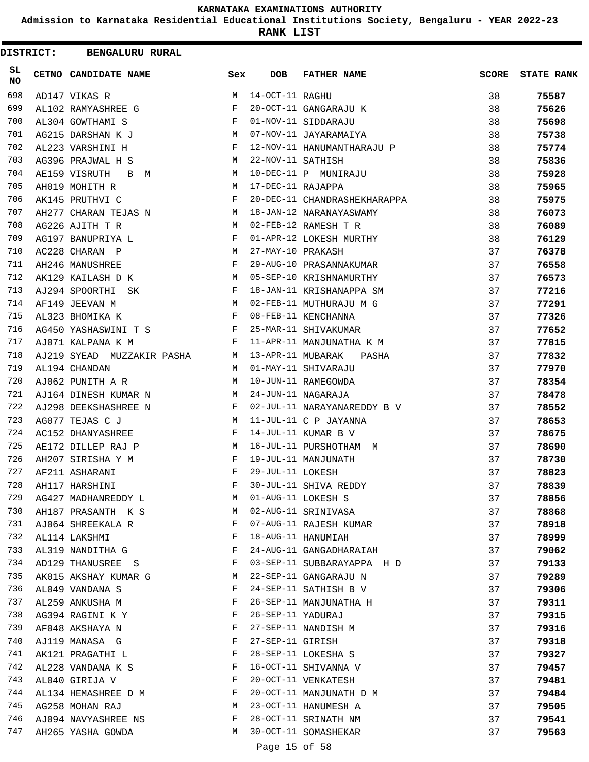# KARNATAKA EXAMINATIONS AUTHORITY

**Admission to Karnataka Residential Educational Institutions Society, Bengaluru - YEAR 2022-23**

**RANK LIST**

**DISTRICT: BENGALURU RURAL**

| SL NO | CETNO | CANDIDATE NAME | Sex | DOB | FATHER NAME | SCORE | STATE RANK |
|---|---|---|---|---|---|---|---|
| 698 | AD147 | VIKAS R | M | 14-OCT-11 | RAGHU | 38 | 75587 |
| 699 | AL102 | RAMYASHREE G | F | 20-OCT-11 | GANGARAJU K | 38 | 75626 |
| 700 | AL304 | GOWTHAMI S | F | 01-NOV-11 | SIDDARAJU | 38 | 75698 |
| 701 | AG215 | DARSHAN K J | M | 07-NOV-11 | JAYARAMAIYA | 38 | 75738 |
| 702 | AL223 | VARSHINI H | F | 12-NOV-11 | HANUMANTHARAJU P | 38 | 75774 |
| 703 | AG396 | PRAJWAL H S | M | 22-NOV-11 | SATHISH | 38 | 75836 |
| 704 | AE159 | VISRUTH B M | M | 10-DEC-11 | P MUNIRAJU | 38 | 75928 |
| 705 | AH019 | MOHITH R | M | 17-DEC-11 | RAJAPPA | 38 | 75965 |
| 706 | AK145 | PRUTHVI C | F | 20-DEC-11 | CHANDRASHEKHARAPPA | 38 | 75975 |
| 707 | AH277 | CHARAN TEJAS N | M | 18-JAN-12 | NARANAYASWAMY | 38 | 76073 |
| 708 | AG226 | AJITH T R | M | 02-FEB-12 | RAMESH T R | 38 | 76089 |
| 709 | AG197 | BANUPRIYA L | F | 01-APR-12 | LOKESH MURTHY | 38 | 76129 |
| 710 | AC228 | CHARAN P | M | 27-MAY-10 | PRAKASH | 37 | 76378 |
| 711 | AH246 | MANUSHREE | F | 29-AUG-10 | PRASANNAKUMAR | 37 | 76558 |
| 712 | AK129 | KAILASH D K | M | 05-SEP-10 | KRISHNAMURTHY | 37 | 76573 |
| 713 | AJ294 | SPOORTHI SK | F | 18-JAN-11 | KRISHANAPPA SM | 37 | 77216 |
| 714 | AF149 | JEEVAN M | M | 02-FEB-11 | MUTHURAJU M G | 37 | 77291 |
| 715 | AL323 | BHOMIKA K | F | 08-FEB-11 | KENCHANNA | 37 | 77326 |
| 716 | AG450 | YASHASWINI T S | F | 25-MAR-11 | SHIVAKUMAR | 37 | 77652 |
| 717 | AJ071 | KALPANA K M | F | 11-APR-11 | MANJUNATHA K M | 37 | 77815 |
| 718 | AJ219 | SYEAD MUZZAKIR PASHA | M | 13-APR-11 | MUBARAK PASHA | 37 | 77832 |
| 719 | AL194 | CHANDAN | M | 01-MAY-11 | SHIVARAJU | 37 | 77970 |
| 720 | AJ062 | PUNITH A R | M | 10-JUN-11 | RAMEGOWDA | 37 | 78354 |
| 721 | AJ164 | DINESH KUMAR N | M | 24-JUN-11 | NAGARAJA | 37 | 78478 |
| 722 | AJ298 | DEEKSHASHREE N | F | 02-JUL-11 | NARAYANAREDDY B V | 37 | 78552 |
| 723 | AG077 | TEJAS C J | M | 11-JUL-11 | C P JAYANNA | 37 | 78653 |
| 724 | AC152 | DHANYASHREE | F | 14-JUL-11 | KUMAR B V | 37 | 78675 |
| 725 | AE172 | DILLEP RAJ P | M | 16-JUL-11 | PURSHOTHAM M | 37 | 78690 |
| 726 | AH207 | SIRISHA Y M | F | 19-JUL-11 | MANJUNATH | 37 | 78730 |
| 727 | AF211 | ASHARANI | F | 29-JUL-11 | LOKESH | 37 | 78823 |
| 728 | AH117 | HARSHINI | F | 30-JUL-11 | SHIVA REDDY | 37 | 78839 |
| 729 | AG427 | MADHANREDDY L | M | 01-AUG-11 | LOKESH S | 37 | 78856 |
| 730 | AH187 | PRASANTH K S | M | 02-AUG-11 | SRINIVASA | 37 | 78868 |
| 731 | AJ064 | SHREEKALA R | F | 07-AUG-11 | RAJESH KUMAR | 37 | 78918 |
| 732 | AL114 | LAKSHMI | F | 18-AUG-11 | HANUMIAH | 37 | 78999 |
| 733 | AL319 | NANDITHA G | F | 24-AUG-11 | GANGADHARAIAH | 37 | 79062 |
| 734 | AD129 | THANUSREE S | F | 03-SEP-11 | SUBBARAYAPPA H D | 37 | 79133 |
| 735 | AK015 | AKSHAY KUMAR G | M | 22-SEP-11 | GANGARAJU N | 37 | 79289 |
| 736 | AL049 | VANDANA S | F | 24-SEP-11 | SATHISH B V | 37 | 79306 |
| 737 | AL259 | ANKUSHA M | F | 26-SEP-11 | MANJUNATHA H | 37 | 79311 |
| 738 | AG394 | RAGINI K Y | F | 26-SEP-11 | YADURAJ | 37 | 79315 |
| 739 | AF048 | AKSHAYA N | F | 27-SEP-11 | NANDISH M | 37 | 79316 |
| 740 | AJ119 | MANASA G | F | 27-SEP-11 | GIRISH | 37 | 79318 |
| 741 | AK121 | PRAGATHI L | F | 28-SEP-11 | LOKESHA S | 37 | 79327 |
| 742 | AL228 | VANDANA K S | F | 16-OCT-11 | SHIVANNA V | 37 | 79457 |
| 743 | AL040 | GIRIJA V | F | 20-OCT-11 | VENKATESH | 37 | 79481 |
| 744 | AL134 | HEMASHREE D M | F | 20-OCT-11 | MANJUNATH D M | 37 | 79484 |
| 745 | AG258 | MOHAN RAJ | M | 23-OCT-11 | HANUMESH A | 37 | 79505 |
| 746 | AJ094 | NAVYASHREE NS | F | 28-OCT-11 | SRINATH NM | 37 | 79541 |
| 747 | AH265 | YASHA GOWDA | M | 30-OCT-11 | SOMASHEKAR | 37 | 79563 |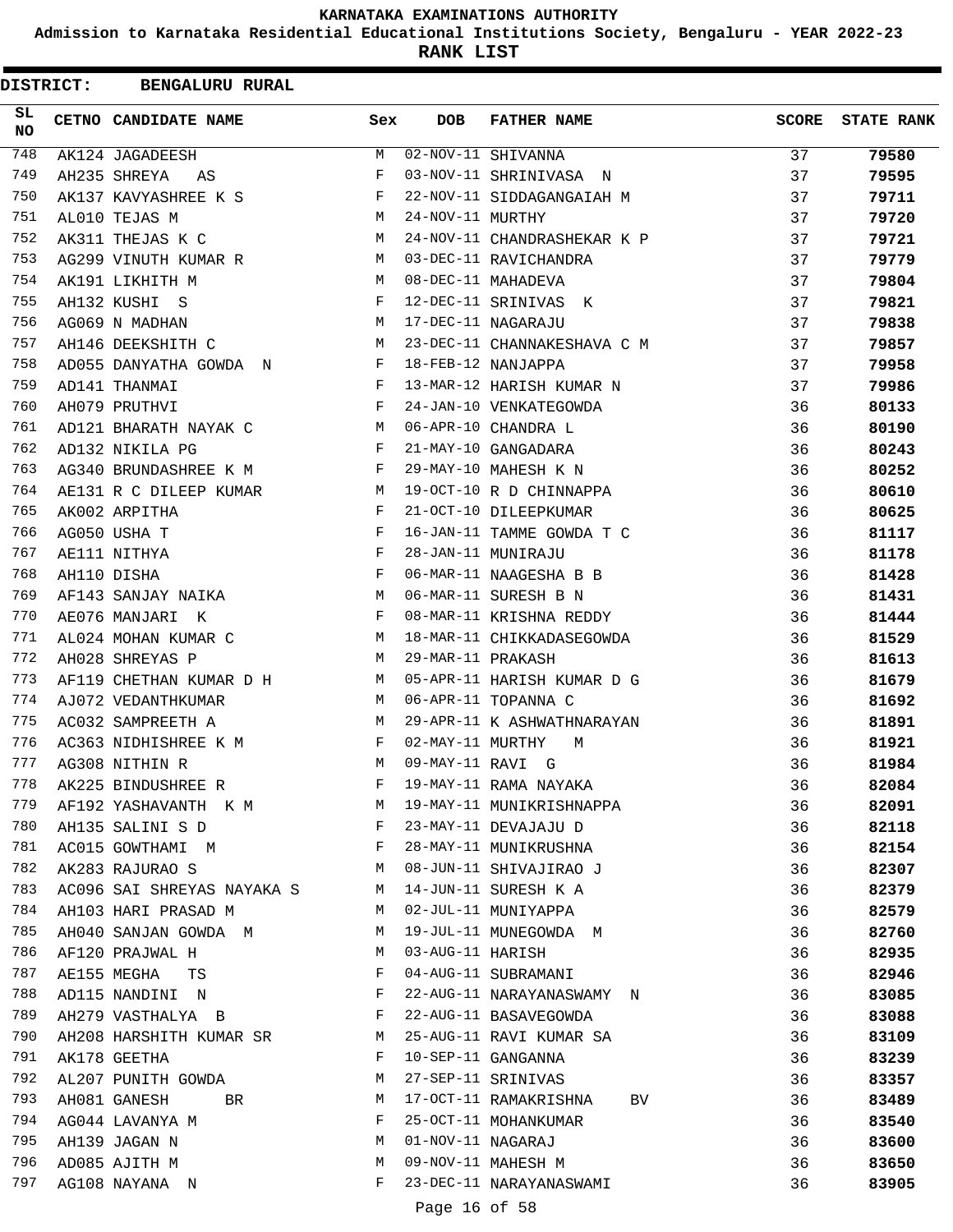# KARNATAKA EXAMINATIONS AUTHORITY

## Admission to Karnataka Residential Educational Institutions Society, Bengaluru - YEAR 2022-23

## RANK LIST

**DISTRICT: BENGALURU RURAL**

| SL NO | CETNO | CANDIDATE NAME | Sex | DOB | FATHER NAME | SCORE | STATE RANK |
|---|---|---|---|---|---|---|---|
| 748 | AK124 | JAGADEESH | M | 02-NOV-11 | SHIVANNA | 37 | 79580 |
| 749 | AH235 | SHREYA AS | F | 03-NOV-11 | SHRINIVASA N | 37 | 79595 |
| 750 | AK137 | KAVYASHREE K S | F | 22-NOV-11 | SIDDAGANGAIAH M | 37 | 79711 |
| 751 | AL010 | TEJAS M | M | 24-NOV-11 | MURTHY | 37 | 79720 |
| 752 | AK311 | THEJAS K C | M | 24-NOV-11 | CHANDRASHEKAR K P | 37 | 79721 |
| 753 | AG299 | VINUTH KUMAR R | M | 03-DEC-11 | RAVICHANDRA | 37 | 79779 |
| 754 | AK191 | LIKHITH M | M | 08-DEC-11 | MAHADEVA | 37 | 79804 |
| 755 | AH132 | KUSHI S | F | 12-DEC-11 | SRINIVAS K | 37 | 79821 |
| 756 | AG069 | N MADHAN | M | 17-DEC-11 | NAGARAJU | 37 | 79838 |
| 757 | AH146 | DEEKSHITH C | M | 23-DEC-11 | CHANNAKESHAVA C M | 37 | 79857 |
| 758 | AD055 | DANYATHA GOWDA N | F | 18-FEB-12 | NANJAPPA | 37 | 79958 |
| 759 | AD141 | THANMAI | F | 13-MAR-12 | HARISH KUMAR N | 37 | 79986 |
| 760 | AH079 | PRUTHVI | F | 24-JAN-10 | VENKATEGOWDA | 36 | 80133 |
| 761 | AD121 | BHARATH NAYAK C | M | 06-APR-10 | CHANDRA L | 36 | 80190 |
| 762 | AD132 | NIKILA PG | F | 21-MAY-10 | GANGADARA | 36 | 80243 |
| 763 | AG340 | BRUNDASHREE K M | F | 29-MAY-10 | MAHESH K N | 36 | 80252 |
| 764 | AE131 | R C DILEEP KUMAR | M | 19-OCT-10 | R D CHINNAPPA | 36 | 80610 |
| 765 | AK002 | ARPITHA | F | 21-OCT-10 | DILEEPKUMAR | 36 | 80625 |
| 766 | AG050 | USHA T | F | 16-JAN-11 | TAMME GOWDA T C | 36 | 81117 |
| 767 | AE111 | NITHYA | F | 28-JAN-11 | MUNIRAJU | 36 | 81178 |
| 768 | AH110 | DISHA | F | 06-MAR-11 | NAAGESHA B B | 36 | 81428 |
| 769 | AF143 | SANJAY NAIKA | M | 06-MAR-11 | SURESH B N | 36 | 81431 |
| 770 | AE076 | MANJARI K | F | 08-MAR-11 | KRISHNA REDDY | 36 | 81444 |
| 771 | AL024 | MOHAN KUMAR C | M | 18-MAR-11 | CHIKKADASEGOWDA | 36 | 81529 |
| 772 | AH028 | SHREYAS P | M | 29-MAR-11 | PRAKASH | 36 | 81613 |
| 773 | AF119 | CHETHAN KUMAR D H | M | 05-APR-11 | HARISH KUMAR D G | 36 | 81679 |
| 774 | AJ072 | VEDANTHKUMAR | M | 06-APR-11 | TOPANNA C | 36 | 81692 |
| 775 | AC032 | SAMPREETH A | M | 29-APR-11 | K ASHWATHNARAYAN | 36 | 81891 |
| 776 | AC363 | NIDHISHREE K M | F | 02-MAY-11 | MURTHY M | 36 | 81921 |
| 777 | AG308 | NITHIN R | M | 09-MAY-11 | RAVI G | 36 | 81984 |
| 778 | AK225 | BINDUSHREE R | F | 19-MAY-11 | RAMA NAYAKA | 36 | 82084 |
| 779 | AF192 | YASHAVANTH K M | M | 19-MAY-11 | MUNIKRISHNAPPA | 36 | 82091 |
| 780 | AH135 | SALINI S D | F | 23-MAY-11 | DEVAJAJU D | 36 | 82118 |
| 781 | AC015 | GOWTHAMI M | F | 28-MAY-11 | MUNIKRUSHNA | 36 | 82154 |
| 782 | AK283 | RAJURAO S | M | 08-JUN-11 | SHIVAJIRAO J | 36 | 82307 |
| 783 | AC096 | SAI SHREYAS NAYAKA S | M | 14-JUN-11 | SURESH K A | 36 | 82379 |
| 784 | AH103 | HARI PRASAD M | M | 02-JUL-11 | MUNIYAPPA | 36 | 82579 |
| 785 | AH040 | SANJAN GOWDA M | M | 19-JUL-11 | MUNEGOWDA M | 36 | 82760 |
| 786 | AF120 | PRAJWAL H | M | 03-AUG-11 | HARISH | 36 | 82935 |
| 787 | AE155 | MEGHA TS | F | 04-AUG-11 | SUBRAMANI | 36 | 82946 |
| 788 | AD115 | NANDINI N | F | 22-AUG-11 | NARAYANASWAMY N | 36 | 83085 |
| 789 | AH279 | VASTHALYA B | F | 22-AUG-11 | BASAVEGOWDA | 36 | 83088 |
| 790 | AH208 | HARSHITH KUMAR SR | M | 25-AUG-11 | RAVI KUMAR SA | 36 | 83109 |
| 791 | AK178 | GEETHA | F | 10-SEP-11 | GANGANNA | 36 | 83239 |
| 792 | AL207 | PUNITH GOWDA | M | 27-SEP-11 | SRINIVAS | 36 | 83357 |
| 793 | AH081 | GANESH BR | M | 17-OCT-11 | RAMAKRISHNA BV | 36 | 83489 |
| 794 | AG044 | LAVANYA M | F | 25-OCT-11 | MOHANKUMAR | 36 | 83540 |
| 795 | AH139 | JAGAN N | M | 01-NOV-11 | NAGARAJ | 36 | 83600 |
| 796 | AD085 | AJITH M | M | 09-NOV-11 | MAHESH M | 36 | 83650 |
| 797 | AG108 | NAYANA N | F | 23-DEC-11 | NARAYANASWAMI | 36 | 83905 |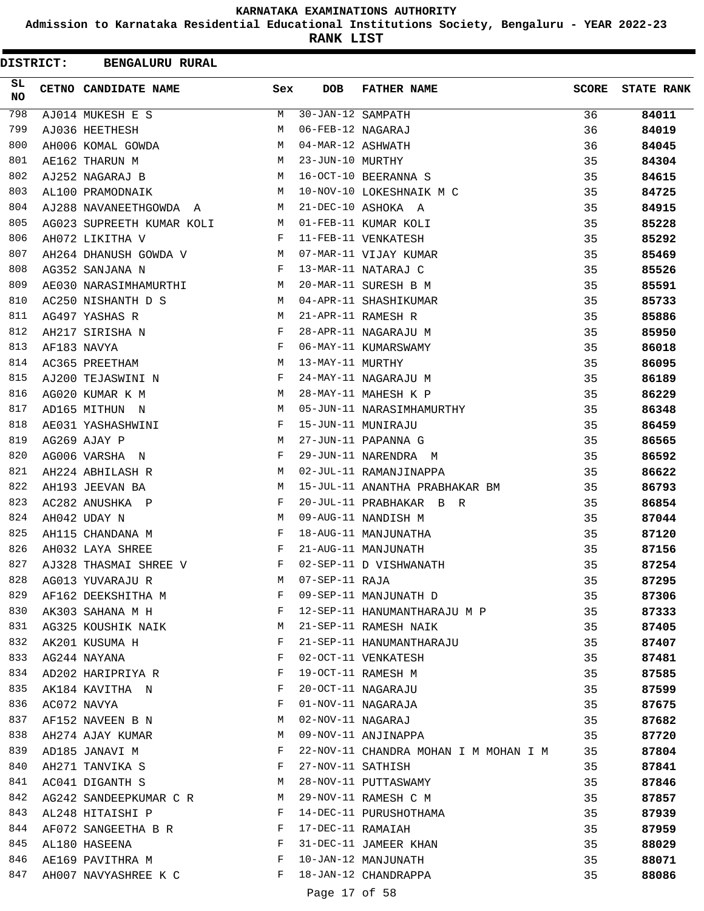KARNATAKA EXAMINATIONS AUTHORITY

Admission to Karnataka Residential Educational Institutions Society, Bengaluru - YEAR 2022-23

**RANK LIST**

**DISTRICT: BENGALURU RURAL**

| SL NO | CETNO | CANDIDATE NAME | Sex | DOB | FATHER NAME | SCORE | STATE RANK |
|---|---|---|---|---|---|---|---|
| 798 | AJ014 | MUKESH E S | M | 30-JAN-12 | SAMPATH | 36 | 84011 |
| 799 | AJ036 | HEETHESH | M | 06-FEB-12 | NAGARAJ | 36 | 84019 |
| 800 | AH006 | KOMAL GOWDA | M | 04-MAR-12 | ASHWATH | 36 | 84045 |
| 801 | AE162 | THARUN M | M | 23-JUN-10 | MURTHY | 35 | 84304 |
| 802 | AJ252 | NAGARAJ B | M | 16-OCT-10 | BEERANNA S | 35 | 84615 |
| 803 | AL100 | PRAMODNAIK | M | 10-NOV-10 | LOKESHNAIK M C | 35 | 84725 |
| 804 | AJ288 | NAVANEETHGOWDA A | M | 21-DEC-10 | ASHOKA A | 35 | 84915 |
| 805 | AG023 | SUPREETH KUMAR KOLI | M | 01-FEB-11 | KUMAR KOLI | 35 | 85228 |
| 806 | AH072 | LIKITHA V | F | 11-FEB-11 | VENKATESH | 35 | 85292 |
| 807 | AH264 | DHANUSH GOWDA V | M | 07-MAR-11 | VIJAY KUMAR | 35 | 85469 |
| 808 | AG352 | SANJANA N | F | 13-MAR-11 | NATARAJ C | 35 | 85526 |
| 809 | AE030 | NARASIMHAMURTHI | M | 20-MAR-11 | SURESH B M | 35 | 85591 |
| 810 | AC250 | NISHANTH D S | M | 04-APR-11 | SHASHIKUMAR | 35 | 85733 |
| 811 | AG497 | YASHAS R | M | 21-APR-11 | RAMESH R | 35 | 85886 |
| 812 | AH217 | SIRISHA N | F | 28-APR-11 | NAGARAJU M | 35 | 85950 |
| 813 | AF183 | NAVYA | F | 06-MAY-11 | KUMARSWAMY | 35 | 86018 |
| 814 | AC365 | PREETHAM | M | 13-MAY-11 | MURTHY | 35 | 86095 |
| 815 | AJ200 | TEJASWINI N | F | 24-MAY-11 | NAGARAJU M | 35 | 86189 |
| 816 | AG020 | KUMAR K M | M | 28-MAY-11 | MAHESH K P | 35 | 86229 |
| 817 | AD165 | MITHUN N | M | 05-JUN-11 | NARASIMHAMURTHY | 35 | 86348 |
| 818 | AE031 | YASHASHWINI | F | 15-JUN-11 | MUNIRAJU | 35 | 86459 |
| 819 | AG269 | AJAY P | M | 27-JUN-11 | PAPANNA G | 35 | 86565 |
| 820 | AG006 | VARSHA N | F | 29-JUN-11 | NARENDRA M | 35 | 86592 |
| 821 | AH224 | ABHILASH R | M | 02-JUL-11 | RAMANJINAPPA | 35 | 86622 |
| 822 | AH193 | JEEVAN BA | M | 15-JUL-11 | ANANTHA PRABHAKAR BM | 35 | 86793 |
| 823 | AC282 | ANUSHKA P | F | 20-JUL-11 | PRABHAKAR B R | 35 | 86854 |
| 824 | AH042 | UDAY N | M | 09-AUG-11 | NANDISH M | 35 | 87044 |
| 825 | AH115 | CHANDANA M | F | 18-AUG-11 | MANJUNATHA | 35 | 87120 |
| 826 | AH032 | LAYA SHREE | F | 21-AUG-11 | MANJUNATH | 35 | 87156 |
| 827 | AJ328 | THASMAI SHREE V | F | 02-SEP-11 | D VISHWANATH | 35 | 87254 |
| 828 | AG013 | YUVARAJU R | M | 07-SEP-11 | RAJA | 35 | 87295 |
| 829 | AF162 | DEEKSHITHA M | F | 09-SEP-11 | MANJUNATH D | 35 | 87306 |
| 830 | AK303 | SAHANA M H | F | 12-SEP-11 | HANUMANTHARAJU M P | 35 | 87333 |
| 831 | AG325 | KOUSHIK NAIK | M | 21-SEP-11 | RAMESH NAIK | 35 | 87405 |
| 832 | AK201 | KUSUMA H | F | 21-SEP-11 | HANUMANTHARAJU | 35 | 87407 |
| 833 | AG244 | NAYANA | F | 02-OCT-11 | VENKATESH | 35 | 87481 |
| 834 | AD202 | HARIPRIYA R | F | 19-OCT-11 | RAMESH M | 35 | 87585 |
| 835 | AK184 | KAVITHA N | F | 20-OCT-11 | NAGARAJU | 35 | 87599 |
| 836 | AC072 | NAVYA | F | 01-NOV-11 | NAGARAJA | 35 | 87675 |
| 837 | AF152 | NAVEEN B N | M | 02-NOV-11 | NAGARAJ | 35 | 87682 |
| 838 | AH274 | AJAY KUMAR | M | 09-NOV-11 | ANJINAPPA | 35 | 87720 |
| 839 | AD185 | JANAVI M | F | 22-NOV-11 | CHANDRA MOHAN I M MOHAN I M | 35 | 87804 |
| 840 | AH271 | TANVIKA S | F | 27-NOV-11 | SATHISH | 35 | 87841 |
| 841 | AC041 | DIGANTH S | M | 28-NOV-11 | PUTTASWAMY | 35 | 87846 |
| 842 | AG242 | SANDEEPKUMAR C R | M | 29-NOV-11 | RAMESH C M | 35 | 87857 |
| 843 | AL248 | HITAISHI P | F | 14-DEC-11 | PURUSHOTHAMA | 35 | 87939 |
| 844 | AF072 | SANGEETHA B R | F | 17-DEC-11 | RAMAIAH | 35 | 87959 |
| 845 | AL180 | HASEENA | F | 31-DEC-11 | JAMEER KHAN | 35 | 88029 |
| 846 | AE169 | PAVITHRA M | F | 10-JAN-12 | MANJUNATH | 35 | 88071 |
| 847 | AH007 | NAVYASHREE K C | F | 18-JAN-12 | CHANDRAPPA | 35 | 88086 |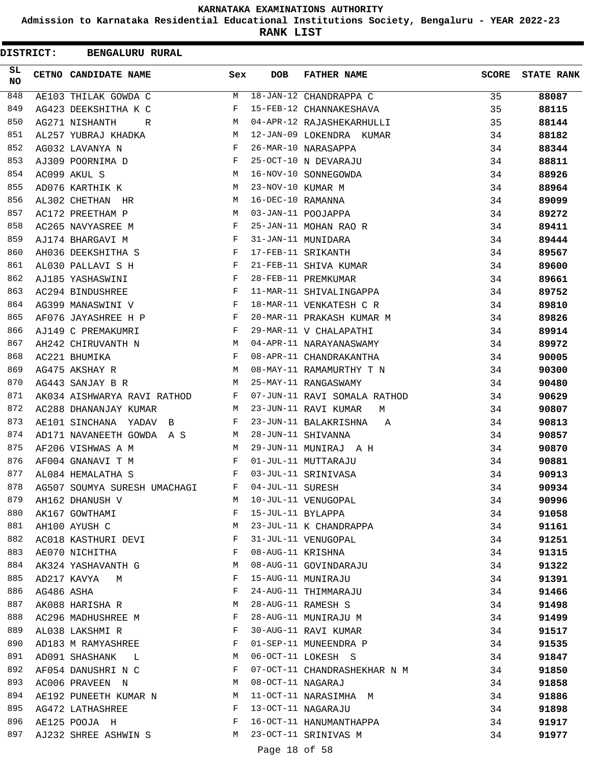**KARNATAKA EXAMINATIONS AUTHORITY**

**Admission to Karnataka Residential Educational Institutions Society, Bengaluru - YEAR 2022-23**

**RANK LIST**

**DISTRICT: BENGALURU RURAL**

| SL NO | CETNO | CANDIDATE NAME | Sex | DOB | FATHER NAME | SCORE | STATE RANK |
|---|---|---|---|---|---|---|---|
| 848 | AE103 | THILAK GOWDA C | M | 18-JAN-12 | CHANDRAPPA C | 35 | 88087 |
| 849 | AG423 | DEEKSHITHA K C | F | 15-FEB-12 | CHANNAKESHAVA | 35 | 88115 |
| 850 | AG271 | NISHANTH R | M | 04-APR-12 | RAJASHEKARHULLI | 35 | 88144 |
| 851 | AL257 | YUBRAJ KHADKA | M | 12-JAN-09 | LOKENDRA KUMAR | 34 | 88182 |
| 852 | AG032 | LAVANYA N | F | 26-MAR-10 | NARASAPPA | 34 | 88344 |
| 853 | AJ309 | POORNIMA D | F | 25-OCT-10 | N DEVARAJU | 34 | 88811 |
| 854 | AC099 | AKUL S | M | 16-NOV-10 | SONNEGOWDA | 34 | 88926 |
| 855 | AD076 | KARTHIK K | M | 23-NOV-10 | KUMAR M | 34 | 88964 |
| 856 | AL302 | CHETHAN HR | M | 16-DEC-10 | RAMANNA | 34 | 89099 |
| 857 | AC172 | PREETHAM P | M | 03-JAN-11 | POOJAPPA | 34 | 89272 |
| 858 | AC265 | NAVYASREE M | F | 25-JAN-11 | MOHAN RAO R | 34 | 89411 |
| 859 | AJ174 | BHARGAVI M | F | 31-JAN-11 | MUNIDARA | 34 | 89444 |
| 860 | AH036 | DEEKSHITHA S | F | 17-FEB-11 | SRIKANTH | 34 | 89567 |
| 861 | AL030 | PALLAVI S H | F | 21-FEB-11 | SHIVA KUMAR | 34 | 89600 |
| 862 | AJ185 | YASHASWINI | F | 28-FEB-11 | PREMKUMAR | 34 | 89661 |
| 863 | AC294 | BINDUSHREE | F | 11-MAR-11 | SHIVALINGAPPA | 34 | 89752 |
| 864 | AG399 | MANASWINI V | F | 18-MAR-11 | VENKATESH C R | 34 | 89810 |
| 865 | AF076 | JAYASHREE H P | F | 20-MAR-11 | PRAKASH KUMAR M | 34 | 89826 |
| 866 | AJ149 | C PREMAKUMRI | F | 29-MAR-11 | V CHALAPATHI | 34 | 89914 |
| 867 | AH242 | CHIRUVANTH N | M | 04-APR-11 | NARAYANASWAMY | 34 | 89972 |
| 868 | AC221 | BHUMIKA | F | 08-APR-11 | CHANDRAKANTHA | 34 | 90005 |
| 869 | AG475 | AKSHAY R | M | 08-MAY-11 | RAMAMURTHY T N | 34 | 90300 |
| 870 | AG443 | SANJAY B R | M | 25-MAY-11 | RANGASWAMY | 34 | 90480 |
| 871 | AK034 | AISHWARYA RAVI RATHOD | F | 07-JUN-11 | RAVI SOMALA RATHOD | 34 | 90629 |
| 872 | AC288 | DHANANJAY KUMAR | M | 23-JUN-11 | RAVI KUMAR M | 34 | 90807 |
| 873 | AE101 | SINCHANA YADAV B | F | 23-JUN-11 | BALAKRISHNA A | 34 | 90813 |
| 874 | AD171 | NAVANEETH GOWDA A S | M | 28-JUN-11 | SHIVANNA | 34 | 90857 |
| 875 | AF206 | VISHWAS A M | M | 29-JUN-11 | MUNIRAJ A H | 34 | 90870 |
| 876 | AF004 | GNANAVI T M | F | 01-JUL-11 | MUTTARAJU | 34 | 90881 |
| 877 | AL084 | HEMALATHA S | F | 03-JUL-11 | SRINIVASA | 34 | 90913 |
| 878 | AG507 | SOUMYA SURESH UMACHAGI | F | 04-JUL-11 | SURESH | 34 | 90934 |
| 879 | AH162 | DHANUSH V | M | 10-JUL-11 | VENUGOPAL | 34 | 90996 |
| 880 | AK167 | GOWTHAMI | F | 15-JUL-11 | BYLAPPA | 34 | 91058 |
| 881 | AH100 | AYUSH C | M | 23-JUL-11 | K CHANDRAPPA | 34 | 91161 |
| 882 | AC018 | KASTHURI DEVI | F | 31-JUL-11 | VENUGOPAL | 34 | 91251 |
| 883 | AE070 | NICHITHA | F | 08-AUG-11 | KRISHNA | 34 | 91315 |
| 884 | AK324 | YASHAVANTH G | M | 08-AUG-11 | GOVINDARAJU | 34 | 91322 |
| 885 | AD217 | KAVYA M | F | 15-AUG-11 | MUNIRAJU | 34 | 91391 |
| 886 | AG486 | ASHA | F | 24-AUG-11 | THIMMARAJU | 34 | 91466 |
| 887 | AK088 | HARISHA R | M | 28-AUG-11 | RAMESH S | 34 | 91498 |
| 888 | AC296 | MADHUSHREE M | F | 28-AUG-11 | MUNIRAJU M | 34 | 91499 |
| 889 | AL038 | LAKSHMI R | F | 30-AUG-11 | RAVI KUMAR | 34 | 91517 |
| 890 | AD183 | M RAMYASHREE | F | 01-SEP-11 | MUNEENDRA P | 34 | 91535 |
| 891 | AD091 | SHASHANK L | M | 06-OCT-11 | LOKESH S | 34 | 91847 |
| 892 | AF054 | DANUSHRI N C | F | 07-OCT-11 | CHANDRASHEKHAR N M | 34 | 91850 |
| 893 | AC006 | PRAVEEN N | M | 08-OCT-11 | NAGARAJ | 34 | 91858 |
| 894 | AE192 | PUNEETH KUMAR N | M | 11-OCT-11 | NARASIMHA M | 34 | 91886 |
| 895 | AG472 | LATHASHREE | F | 13-OCT-11 | NAGARAJU | 34 | 91898 |
| 896 | AE125 | POOJA H | F | 16-OCT-11 | HANUMANTHAPPA | 34 | 91917 |
| 897 | AJ232 | SHREE ASHWIN S | M | 23-OCT-11 | SRINIVAS M | 34 | 91977 |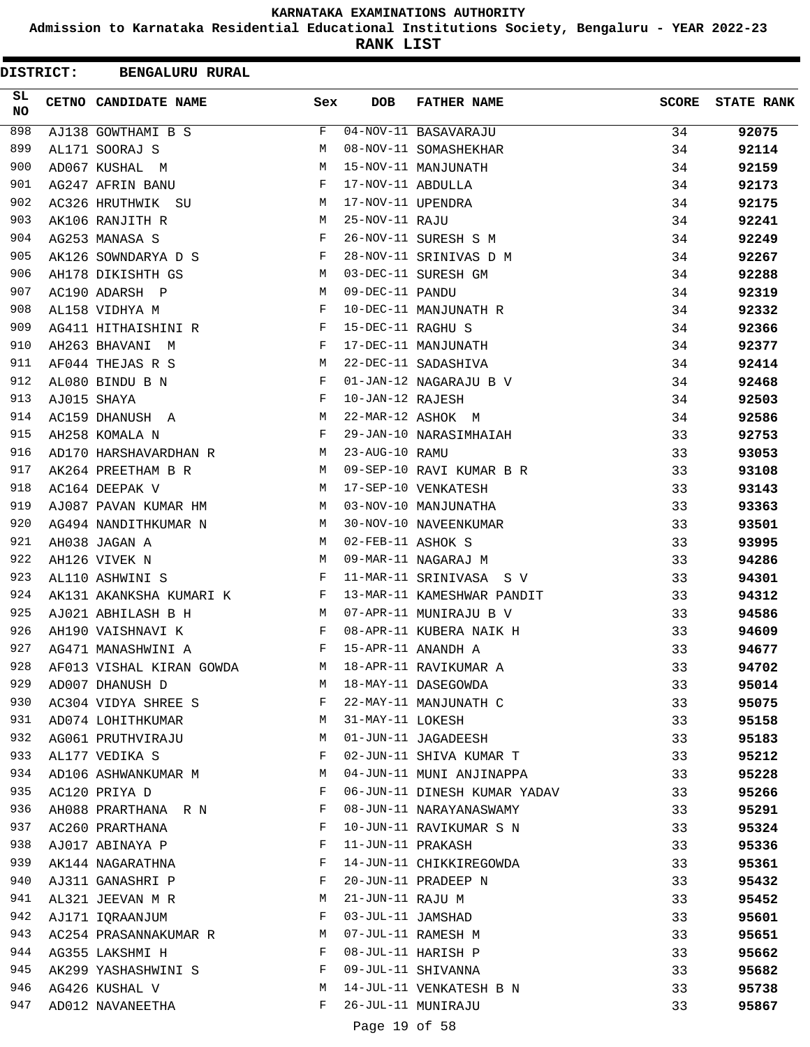# KARNATAKA EXAMINATIONS AUTHORITY

**Admission to Karnataka Residential Educational Institutions Society, Bengaluru - YEAR 2022-23**

**RANK LIST**

**DISTRICT: BENGALURU RURAL**

| SL NO | CETNO | CANDIDATE NAME | Sex | DOB | FATHER NAME | SCORE | STATE RANK |
|---|---|---|---|---|---|---|---|
| 898 | AJ138 | GOWTHAMI B S | F | 04-NOV-11 | BASAVARAJU | 34 | 92075 |
| 899 | AL171 | SOORAJ S | M | 08-NOV-11 | SOMASHEKHAR | 34 | 92114 |
| 900 | AD067 | KUSHAL M | M | 15-NOV-11 | MANJUNATH | 34 | 92159 |
| 901 | AG247 | AFRIN BANU | F | 17-NOV-11 | ABDULLA | 34 | 92173 |
| 902 | AC326 | HRUTHWIK SU | M | 17-NOV-11 | UPENDRA | 34 | 92175 |
| 903 | AK106 | RANJITH R | M | 25-NOV-11 | RAJU | 34 | 92241 |
| 904 | AG253 | MANASA S | F | 26-NOV-11 | SURESH S M | 34 | 92249 |
| 905 | AK126 | SOWNDARYA D S | F | 28-NOV-11 | SRINIVAS D M | 34 | 92267 |
| 906 | AH178 | DIKISHTH GS | M | 03-DEC-11 | SURESH GM | 34 | 92288 |
| 907 | AC190 | ADARSH P | M | 09-DEC-11 | PANDU | 34 | 92319 |
| 908 | AL158 | VIDHYA M | F | 10-DEC-11 | MANJUNATH R | 34 | 92332 |
| 909 | AG411 | HITHAISHINI R | F | 15-DEC-11 | RAGHU S | 34 | 92366 |
| 910 | AH263 | BHAVANI M | F | 17-DEC-11 | MANJUNATH | 34 | 92377 |
| 911 | AF044 | THEJAS R S | M | 22-DEC-11 | SADASHIVA | 34 | 92414 |
| 912 | AL080 | BINDU B N | F | 01-JAN-12 | NAGARAJU B V | 34 | 92468 |
| 913 | AJ015 | SHAYA | F | 10-JAN-12 | RAJESH | 34 | 92503 |
| 914 | AC159 | DHANUSH A | M | 22-MAR-12 | ASHOK M | 34 | 92586 |
| 915 | AH258 | KOMALA N | F | 29-JAN-10 | NARASIMHAIAH | 33 | 92753 |
| 916 | AD170 | HARSHAVARDHAN R | M | 23-AUG-10 | RAMU | 33 | 93053 |
| 917 | AK264 | PREETHAM B R | M | 09-SEP-10 | RAVI KUMAR B R | 33 | 93108 |
| 918 | AC164 | DEEPAK V | M | 17-SEP-10 | VENKATESH | 33 | 93143 |
| 919 | AJ087 | PAVAN KUMAR HM | M | 03-NOV-10 | MANJUNATHA | 33 | 93363 |
| 920 | AG494 | NANDITHKUMAR N | M | 30-NOV-10 | NAVEENKUMAR | 33 | 93501 |
| 921 | AH038 | JAGAN A | M | 02-FEB-11 | ASHOK S | 33 | 93995 |
| 922 | AH126 | VIVEK N | M | 09-MAR-11 | NAGARAJ M | 33 | 94286 |
| 923 | AL110 | ASHWINI S | F | 11-MAR-11 | SRINIVASA S V | 33 | 94301 |
| 924 | AK131 | AKANKSHA KUMARI K | F | 13-MAR-11 | KAMESHWAR PANDIT | 33 | 94312 |
| 925 | AJ021 | ABHILASH B H | M | 07-APR-11 | MUNIRAJU B V | 33 | 94586 |
| 926 | AH190 | VAISHNAVI K | F | 08-APR-11 | KUBERA NAIK H | 33 | 94609 |
| 927 | AG471 | MANASHWINI A | F | 15-APR-11 | ANANDH A | 33 | 94677 |
| 928 | AF013 | VISHAL KIRAN GOWDA | M | 18-APR-11 | RAVIKUMAR A | 33 | 94702 |
| 929 | AD007 | DHANUSH D | M | 18-MAY-11 | DASEGOWDA | 33 | 95014 |
| 930 | AC304 | VIDYA SHREE S | F | 22-MAY-11 | MANJUNATH C | 33 | 95075 |
| 931 | AD074 | LOHITHKUMAR | M | 31-MAY-11 | LOKESH | 33 | 95158 |
| 932 | AG061 | PRUTHVIRAJU | M | 01-JUN-11 | JAGADEESH | 33 | 95183 |
| 933 | AL177 | VEDIKA S | F | 02-JUN-11 | SHIVA KUMAR T | 33 | 95212 |
| 934 | AD106 | ASHWANKUMAR M | M | 04-JUN-11 | MUNI ANJINAPPA | 33 | 95228 |
| 935 | AC120 | PRIYA D | F | 06-JUN-11 | DINESH KUMAR YADAV | 33 | 95266 |
| 936 | AH088 | PRARTHANA R N | F | 08-JUN-11 | NARAYANASWAMY | 33 | 95291 |
| 937 | AC260 | PRARTHANA | F | 10-JUN-11 | RAVIKUMAR S N | 33 | 95324 |
| 938 | AJ017 | ABINAYA P | F | 11-JUN-11 | PRAKASH | 33 | 95336 |
| 939 | AK144 | NAGARATHNA | F | 14-JUN-11 | CHIKKIREGOWDA | 33 | 95361 |
| 940 | AJ311 | GANASHRI P | F | 20-JUN-11 | PRADEEP N | 33 | 95432 |
| 941 | AL321 | JEEVAN M R | M | 21-JUN-11 | RAJU M | 33 | 95452 |
| 942 | AJ171 | IQRAANJUM | F | 03-JUL-11 | JAMSHAD | 33 | 95601 |
| 943 | AC254 | PRASANNAKUMAR R | M | 07-JUL-11 | RAMESH M | 33 | 95651 |
| 944 | AG355 | LAKSHMI H | F | 08-JUL-11 | HARISH P | 33 | 95662 |
| 945 | AK299 | YASHASHWINI S | F | 09-JUL-11 | SHIVANNA | 33 | 95682 |
| 946 | AG426 | KUSHAL V | M | 14-JUL-11 | VENKATESH B N | 33 | 95738 |
| 947 | AD012 | NAVANEETHA | F | 26-JUL-11 | MUNIRAJU | 33 | 95867 |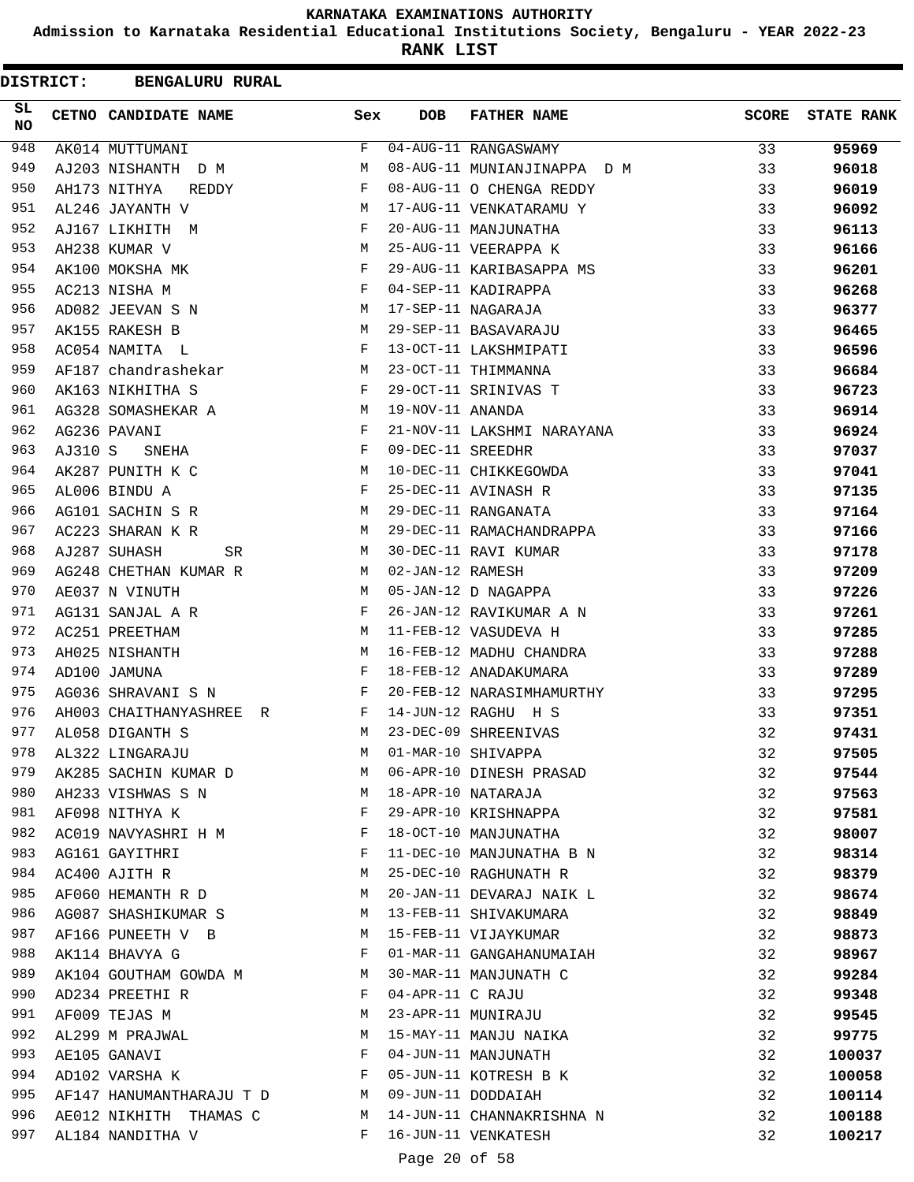# KARNATAKA EXAMINATIONS AUTHORITY

## Admission to Karnataka Residential Educational Institutions Society, Bengaluru - YEAR 2022-23

### RANK LIST

**DISTRICT: BENGALURU RURAL**

| SL NO | CETNO | CANDIDATE NAME | Sex | DOB | FATHER NAME | SCORE | STATE RANK |
|---|---|---|---|---|---|---|---|
| 948 | AK014 | MUTTUMANI | F | 04-AUG-11 | RANGASWAMY | 33 | **95969** |
| 949 | AJ203 | NISHANTH D M | M | 08-AUG-11 | MUNIANJINAPPA D M | 33 | **96018** |
| 950 | AH173 | NITHYA REDDY | F | 08-AUG-11 | O CHENGA REDDY | 33 | **96019** |
| 951 | AL246 | JAYANTH V | M | 17-AUG-11 | VENKATARAMU Y | 33 | **96092** |
| 952 | AJ167 | LIKHITH M | F | 20-AUG-11 | MANJUNATHA | 33 | **96113** |
| 953 | AH238 | KUMAR V | M | 25-AUG-11 | VEERAPPA K | 33 | **96166** |
| 954 | AK100 | MOKSHA MK | F | 29-AUG-11 | KARIBASAPPA MS | 33 | **96201** |
| 955 | AC213 | NISHA M | F | 04-SEP-11 | KADIRAPPA | 33 | **96268** |
| 956 | AD082 | JEEVAN S N | M | 17-SEP-11 | NAGARAJA | 33 | **96377** |
| 957 | AK155 | RAKESH B | M | 29-SEP-11 | BASAVARAJU | 33 | **96465** |
| 958 | AC054 | NAMITA L | F | 13-OCT-11 | LAKSHMIPATI | 33 | **96596** |
| 959 | AF187 | chandrashekar | M | 23-OCT-11 | THIMMANNA | 33 | **96684** |
| 960 | AK163 | NIKHITHA S | F | 29-OCT-11 | SRINIVAS T | 33 | **96723** |
| 961 | AG328 | SOMASHEKAR A | M | 19-NOV-11 | ANANDA | 33 | **96914** |
| 962 | AG236 | PAVANI | F | 21-NOV-11 | LAKSHMI NARAYANA | 33 | **96924** |
| 963 | AJ310 | S SNEHA | F | 09-DEC-11 | SREEDHR | 33 | **97037** |
| 964 | AK287 | PUNITH K C | M | 10-DEC-11 | CHIKKEGOWDA | 33 | **97041** |
| 965 | AL006 | BINDU A | F | 25-DEC-11 | AVINASH R | 33 | **97135** |
| 966 | AG101 | SACHIN S R | M | 29-DEC-11 | RANGANATA | 33 | **97164** |
| 967 | AC223 | SHARAN K R | M | 29-DEC-11 | RAMACHANDRAPPA | 33 | **97166** |
| 968 | AJ287 | SUHASH SR | M | 30-DEC-11 | RAVI KUMAR | 33 | **97178** |
| 969 | AG248 | CHETHAN KUMAR R | M | 02-JAN-12 | RAMESH | 33 | **97209** |
| 970 | AE037 | N VINUTH | M | 05-JAN-12 | D NAGAPPA | 33 | **97226** |
| 971 | AG131 | SANJAL A R | F | 26-JAN-12 | RAVIKUMAR A N | 33 | **97261** |
| 972 | AC251 | PREETHAM | M | 11-FEB-12 | VASUDEVA H | 33 | **97285** |
| 973 | AH025 | NISHANTH | M | 16-FEB-12 | MADHU CHANDRA | 33 | **97288** |
| 974 | AD100 | JAMUNA | F | 18-FEB-12 | ANADAKUMARA | 33 | **97289** |
| 975 | AG036 | SHRAVANI S N | F | 20-FEB-12 | NARASIMHAMURTHY | 33 | **97295** |
| 976 | AH003 | CHAITHANYASHREE R | F | 14-JUN-12 | RAGHU H S | 33 | **97351** |
| 977 | AL058 | DIGANTH S | M | 23-DEC-09 | SHREENIVAS | 32 | **97431** |
| 978 | AL322 | LINGARAJU | M | 01-MAR-10 | SHIVAPPA | 32 | **97505** |
| 979 | AK285 | SACHIN KUMAR D | M | 06-APR-10 | DINESH PRASAD | 32 | **97544** |
| 980 | AH233 | VISHWAS S N | M | 18-APR-10 | NATARAJA | 32 | **97563** |
| 981 | AF098 | NITHYA K | F | 29-APR-10 | KRISHNAPPA | 32 | **97581** |
| 982 | AC019 | NAVYASHRI H M | F | 18-OCT-10 | MANJUNATHA | 32 | **98007** |
| 983 | AG161 | GAYITHRI | F | 11-DEC-10 | MANJUNATHA B N | 32 | **98314** |
| 984 | AC400 | AJITH R | M | 25-DEC-10 | RAGHUNATH R | 32 | **98379** |
| 985 | AF060 | HEMANTH R D | M | 20-JAN-11 | DEVARAJ NAIK L | 32 | **98674** |
| 986 | AG087 | SHASHIKUMAR S | M | 13-FEB-11 | SHIVAKUMARA | 32 | **98849** |
| 987 | AF166 | PUNEETH V B | M | 15-FEB-11 | VIJAYKUMAR | 32 | **98873** |
| 988 | AK114 | BHAVYA G | F | 01-MAR-11 | GANGAHANUMAIAH | 32 | **98967** |
| 989 | AK104 | GOUTHAM GOWDA M | M | 30-MAR-11 | MANJUNATH C | 32 | **99284** |
| 990 | AD234 | PREETHI R | F | 04-APR-11 | C RAJU | 32 | **99348** |
| 991 | AF009 | TEJAS M | M | 23-APR-11 | MUNIRAJU | 32 | **99545** |
| 992 | AL299 | M PRAJWAL | M | 15-MAY-11 | MANJU NAIKA | 32 | **99775** |
| 993 | AE105 | GANAVI | F | 04-JUN-11 | MANJUNATH | 32 | **100037** |
| 994 | AD102 | VARSHA K | F | 05-JUN-11 | KOTRESH B K | 32 | **100058** |
| 995 | AF147 | HANUMANTHARAJU T D | M | 09-JUN-11 | DODDAIAH | 32 | **100114** |
| 996 | AE012 | NIKHITH THAMAS C | M | 14-JUN-11 | CHANNAKRISHNA N | 32 | **100188** |
| 997 | AL184 | NANDITHA V | F | 16-JUN-11 | VENKATESH | 32 | **100217** |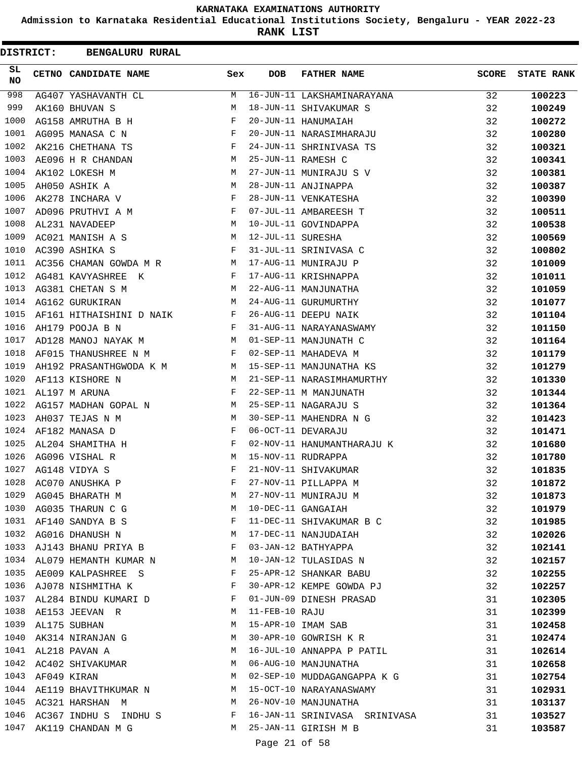# KARNATAKA EXAMINATIONS AUTHORITY

**Admission to Karnataka Residential Educational Institutions Society, Bengaluru - YEAR 2022-23**

**RANK LIST**

**DISTRICT: BENGALURU RURAL**

| SL NO | CETNO | CANDIDATE NAME | Sex | DOB | FATHER NAME | SCORE | STATE RANK |
|---|---|---|---|---|---|---|---|
| 998 | AG407 | YASHAVANTH CL | M | 16-JUN-11 | LAKSHAMINARAYANA | 32 | 100223 |
| 999 | AK160 | BHUVAN S | M | 18-JUN-11 | SHIVAKUMAR S | 32 | 100249 |
| 1000 | AG158 | AMRUTHA B H | F | 20-JUN-11 | HANUMAIAH | 32 | 100272 |
| 1001 | AG095 | MANASA C N | F | 20-JUN-11 | NARASIMHARAJU | 32 | 100280 |
| 1002 | AK216 | CHETHANA TS | F | 24-JUN-11 | SHRINIVASA TS | 32 | 100321 |
| 1003 | AE096 | H R CHANDAN | M | 25-JUN-11 | RAMESH C | 32 | 100341 |
| 1004 | AK102 | LOKESH M | M | 27-JUN-11 | MUNIRAJU S V | 32 | 100381 |
| 1005 | AH050 | ASHIK A | M | 28-JUN-11 | ANJINAPPA | 32 | 100387 |
| 1006 | AK278 | INCHARA V | F | 28-JUN-11 | VENKATESHA | 32 | 100390 |
| 1007 | AD096 | PRUTHVI A M | F | 07-JUL-11 | AMBAREESH T | 32 | 100511 |
| 1008 | AL231 | NAVADEEP | M | 10-JUL-11 | GOVINDAPPA | 32 | 100538 |
| 1009 | AC021 | MANISH A S | M | 12-JUL-11 | SURESHA | 32 | 100569 |
| 1010 | AC390 | ASHIKA S | F | 31-JUL-11 | SRINIVASA C | 32 | 100802 |
| 1011 | AC356 | CHAMAN GOWDA M R | M | 17-AUG-11 | MUNIRAJU P | 32 | 101009 |
| 1012 | AG481 | KAVYASHREE K | F | 17-AUG-11 | KRISHNAPPA | 32 | 101011 |
| 1013 | AG381 | CHETAN S M | M | 22-AUG-11 | MANJUNATHA | 32 | 101059 |
| 1014 | AG162 | GURUKIRAN | M | 24-AUG-11 | GURUMURTHY | 32 | 101077 |
| 1015 | AF161 | HITHAISHINI D NAIK | F | 26-AUG-11 | DEEPU NAIK | 32 | 101104 |
| 1016 | AH179 | POOJA B N | F | 31-AUG-11 | NARAYANASWAMY | 32 | 101150 |
| 1017 | AD128 | MANOJ NAYAK M | M | 01-SEP-11 | MANJUNATH C | 32 | 101164 |
| 1018 | AF015 | THANUSHREE N M | F | 02-SEP-11 | MAHADEVA M | 32 | 101179 |
| 1019 | AH192 | PRASANTHGWODA K M | M | 15-SEP-11 | MANJUNATHA KS | 32 | 101279 |
| 1020 | AF113 | KISHORE N | M | 21-SEP-11 | NARASIMHAMURTHY | 32 | 101330 |
| 1021 | AL197 | M ARUNA | F | 22-SEP-11 | M MANJUNATH | 32 | 101344 |
| 1022 | AG157 | MADHAN GOPAL N | M | 25-SEP-11 | NAGARAJU S | 32 | 101364 |
| 1023 | AH037 | TEJAS N M | M | 30-SEP-11 | MAHENDRA N G | 32 | 101423 |
| 1024 | AF182 | MANASA D | F | 06-OCT-11 | DEVARAJU | 32 | 101471 |
| 1025 | AL204 | SHAMITHA H | F | 02-NOV-11 | HANUMANTHARAJU K | 32 | 101680 |
| 1026 | AG096 | VISHAL R | M | 15-NOV-11 | RUDRAPPA | 32 | 101780 |
| 1027 | AG148 | VIDYA S | F | 21-NOV-11 | SHIVAKUMAR | 32 | 101835 |
| 1028 | AC070 | ANUSHKA P | F | 27-NOV-11 | PILLAPPA M | 32 | 101872 |
| 1029 | AG045 | BHARATH M | M | 27-NOV-11 | MUNIRAJU M | 32 | 101873 |
| 1030 | AG035 | THARUN C G | M | 10-DEC-11 | GANGAIAH | 32 | 101979 |
| 1031 | AF140 | SANDYA B S | F | 11-DEC-11 | SHIVAKUMAR B C | 32 | 101985 |
| 1032 | AG016 | DHANUSH N | M | 17-DEC-11 | NANJUDAIAH | 32 | 102026 |
| 1033 | AJ143 | BHANU PRIYA B | F | 03-JAN-12 | BATHYAPPA | 32 | 102141 |
| 1034 | AL079 | HEMANTH KUMAR N | M | 10-JAN-12 | TULASIDAS N | 32 | 102157 |
| 1035 | AE009 | KALPASHREE S | F | 25-APR-12 | SHANKAR BABU | 32 | 102255 |
| 1036 | AJ078 | NISHMITHA K | F | 30-APR-12 | KEMPE GOWDA PJ | 32 | 102257 |
| 1037 | AL284 | BINDU KUMARI D | F | 01-JUN-09 | DINESH PRASAD | 31 | 102305 |
| 1038 | AE153 | JEEVAN R | M | 11-FEB-10 | RAJU | 31 | 102399 |
| 1039 | AL175 | SUBHAN | M | 15-APR-10 | IMAM SAB | 31 | 102458 |
| 1040 | AK314 | NIRANJAN G | M | 30-APR-10 | GOWRISH K R | 31 | 102474 |
| 1041 | AL218 | PAVAN A | M | 16-JUL-10 | ANNAPPA P PATIL | 31 | 102614 |
| 1042 | AC402 | SHIVAKUMAR | M | 06-AUG-10 | MANJUNATHA | 31 | 102658 |
| 1043 | AF049 | KIRAN | M | 02-SEP-10 | MUDDAGANGAPPA K G | 31 | 102754 |
| 1044 | AE119 | BHAVITHKUMAR N | M | 15-OCT-10 | NARAYANASWAMY | 31 | 102931 |
| 1045 | AC321 | HARSHAN M | M | 26-NOV-10 | MANJUNATHA | 31 | 103137 |
| 1046 | AC367 | INDHU S INDHU S | F | 16-JAN-11 | SRINIVASA SRINIVASA | 31 | 103527 |
| 1047 | AK119 | CHANDAN M G | M | 25-JAN-11 | GIRISH M B | 31 | 103587 |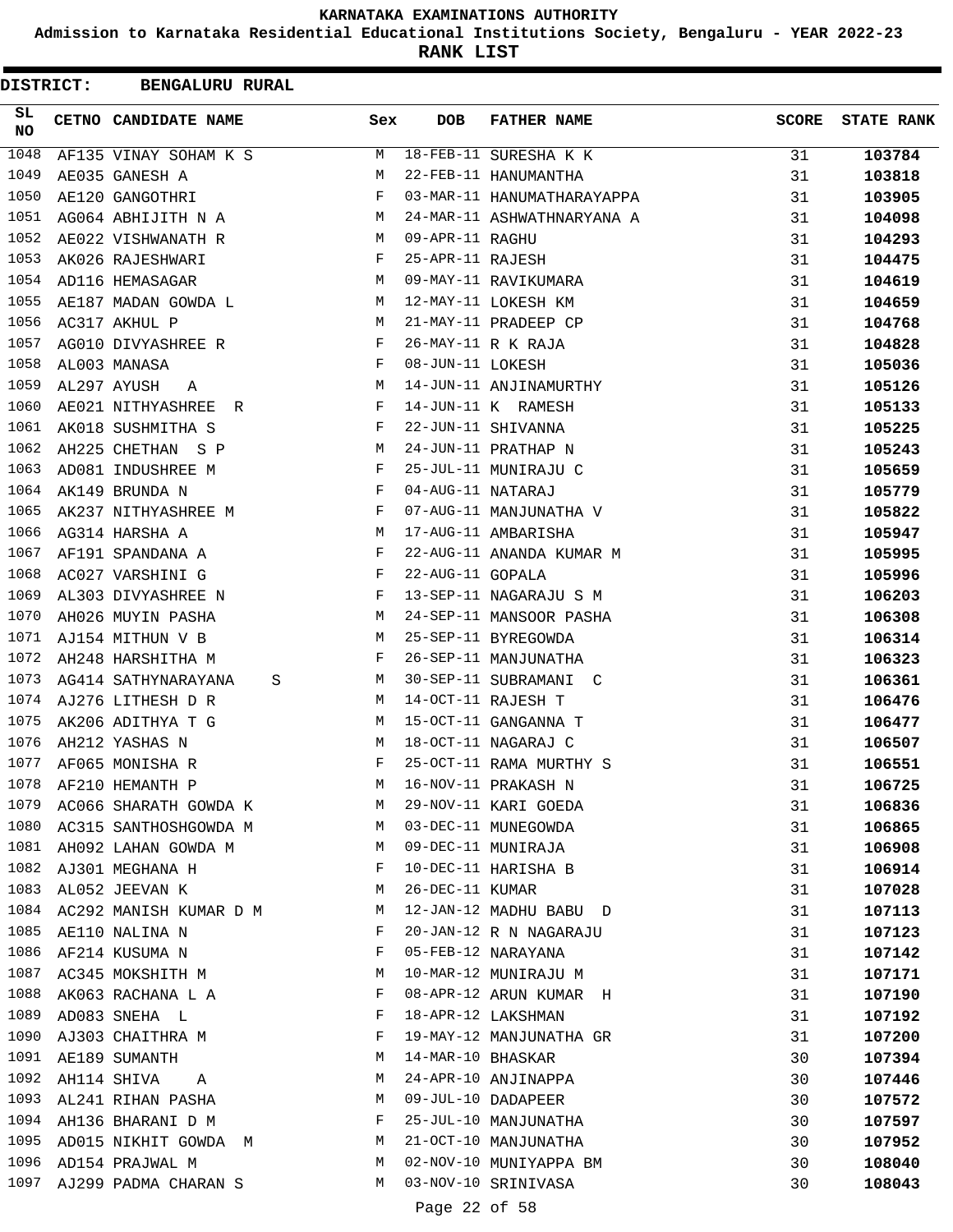# KARNATAKA EXAMINATIONS AUTHORITY

## Admission to Karnataka Residential Educational Institutions Society, Bengaluru - YEAR 2022-23

## RANK LIST

**DISTRICT: BENGALURU RURAL**

| SL NO | CETNO | CANDIDATE NAME | Sex | DOB | FATHER NAME | SCORE | STATE RANK |
|---|---|---|---|---|---|---|---|
| 1048 | AF135 | VINAY SOHAM K S | M | 18-FEB-11 | SURESHA K K | 31 | **103784** |
| 1049 | AE035 | GANESH A | M | 22-FEB-11 | HANUMANTHA | 31 | **103818** |
| 1050 | AE120 | GANGOTHRI | F | 03-MAR-11 | HANUMATHARAYAPPA | 31 | **103905** |
| 1051 | AG064 | ABHIJITH N A | M | 24-MAR-11 | ASHWATHNARYANA A | 31 | **104098** |
| 1052 | AE022 | VISHWANATH R | M | 09-APR-11 | RAGHU | 31 | **104293** |
| 1053 | AK026 | RAJESHWARI | F | 25-APR-11 | RAJESH | 31 | **104475** |
| 1054 | AD116 | HEMASAGAR | M | 09-MAY-11 | RAVIKUMARA | 31 | **104619** |
| 1055 | AE187 | MADAN GOWDA L | M | 12-MAY-11 | LOKESH KM | 31 | **104659** |
| 1056 | AC317 | AKHUL P | M | 21-MAY-11 | PRADEEP CP | 31 | **104768** |
| 1057 | AG010 | DIVYASHREE R | F | 26-MAY-11 | R K RAJA | 31 | **104828** |
| 1058 | AL003 | MANASA | F | 08-JUN-11 | LOKESH | 31 | **105036** |
| 1059 | AL297 | AYUSH A | M | 14-JUN-11 | ANJINAMURTHY | 31 | **105126** |
| 1060 | AE021 | NITHYASHREE R | F | 14-JUN-11 | K RAMESH | 31 | **105133** |
| 1061 | AK018 | SUSHMITHA S | F | 22-JUN-11 | SHIVANNA | 31 | **105225** |
| 1062 | AH225 | CHETHAN S P | M | 24-JUN-11 | PRATHAP N | 31 | **105243** |
| 1063 | AD081 | INDUSHREE M | F | 25-JUL-11 | MUNIRAJU C | 31 | **105659** |
| 1064 | AK149 | BRUNDA N | F | 04-AUG-11 | NATARAJ | 31 | **105779** |
| 1065 | AK237 | NITHYASHREE M | F | 07-AUG-11 | MANJUNATHA V | 31 | **105822** |
| 1066 | AG314 | HARSHA A | M | 17-AUG-11 | AMBARISHA | 31 | **105947** |
| 1067 | AF191 | SPANDANA A | F | 22-AUG-11 | ANANDA KUMAR M | 31 | **105995** |
| 1068 | AC027 | VARSHINI G | F | 22-AUG-11 | GOPALA | 31 | **105996** |
| 1069 | AL303 | DIVYASHREE N | F | 13-SEP-11 | NAGARAJU S M | 31 | **106203** |
| 1070 | AH026 | MUYIN PASHA | M | 24-SEP-11 | MANSOOR PASHA | 31 | **106308** |
| 1071 | AJ154 | MITHUN V B | M | 25-SEP-11 | BYREGOWDA | 31 | **106314** |
| 1072 | AH248 | HARSHITHA M | F | 26-SEP-11 | MANJUNATHA | 31 | **106323** |
| 1073 | AG414 | SATHYNARAYANA S | M | 30-SEP-11 | SUBRAMANI C | 31 | **106361** |
| 1074 | AJ276 | LITHESH D R | M | 14-OCT-11 | RAJESH T | 31 | **106476** |
| 1075 | AK206 | ADITHYA T G | M | 15-OCT-11 | GANGANNA T | 31 | **106477** |
| 1076 | AH212 | YASHAS N | M | 18-OCT-11 | NAGARAJ C | 31 | **106507** |
| 1077 | AF065 | MONISHA R | F | 25-OCT-11 | RAMA MURTHY S | 31 | **106551** |
| 1078 | AF210 | HEMANTH P | M | 16-NOV-11 | PRAKASH N | 31 | **106725** |
| 1079 | AC066 | SHARATH GOWDA K | M | 29-NOV-11 | KARI GOEDA | 31 | **106836** |
| 1080 | AC315 | SANTHOSHGOWDA M | M | 03-DEC-11 | MUNEGOWDA | 31 | **106865** |
| 1081 | AH092 | LAHAN GOWDA M | M | 09-DEC-11 | MUNIRAJA | 31 | **106908** |
| 1082 | AJ301 | MEGHANA H | F | 10-DEC-11 | HARISHA B | 31 | **106914** |
| 1083 | AL052 | JEEVAN K | M | 26-DEC-11 | KUMAR | 31 | **107028** |
| 1084 | AC292 | MANISH KUMAR D M | M | 12-JAN-12 | MADHU BABU D | 31 | **107113** |
| 1085 | AE110 | NALINA N | F | 20-JAN-12 | R N NAGARAJU | 31 | **107123** |
| 1086 | AF214 | KUSUMA N | F | 05-FEB-12 | NARAYANA | 31 | **107142** |
| 1087 | AC345 | MOKSHITH M | M | 10-MAR-12 | MUNIRAJU M | 31 | **107171** |
| 1088 | AK063 | RACHANA L A | F | 08-APR-12 | ARUN KUMAR H | 31 | **107190** |
| 1089 | AD083 | SNEHA L | F | 18-APR-12 | LAKSHMAN | 31 | **107192** |
| 1090 | AJ303 | CHAITHRA M | F | 19-MAY-12 | MANJUNATHA GR | 31 | **107200** |
| 1091 | AE189 | SUMANTH | M | 14-MAR-10 | BHASKAR | 30 | **107394** |
| 1092 | AH114 | SHIVA A | M | 24-APR-10 | ANJINAPPA | 30 | **107446** |
| 1093 | AL241 | RIHAN PASHA | M | 09-JUL-10 | DADAPEER | 30 | **107572** |
| 1094 | AH136 | BHARANI D M | F | 25-JUL-10 | MANJUNATHA | 30 | **107597** |
| 1095 | AD015 | NIKHIT GOWDA M | M | 21-OCT-10 | MANJUNATHA | 30 | **107952** |
| 1096 | AD154 | PRAJWAL M | M | 02-NOV-10 | MUNIYAPPA BM | 30 | **108040** |
| 1097 | AJ299 | PADMA CHARAN S | M | 03-NOV-10 | SRINIVASA | 30 | **108043** |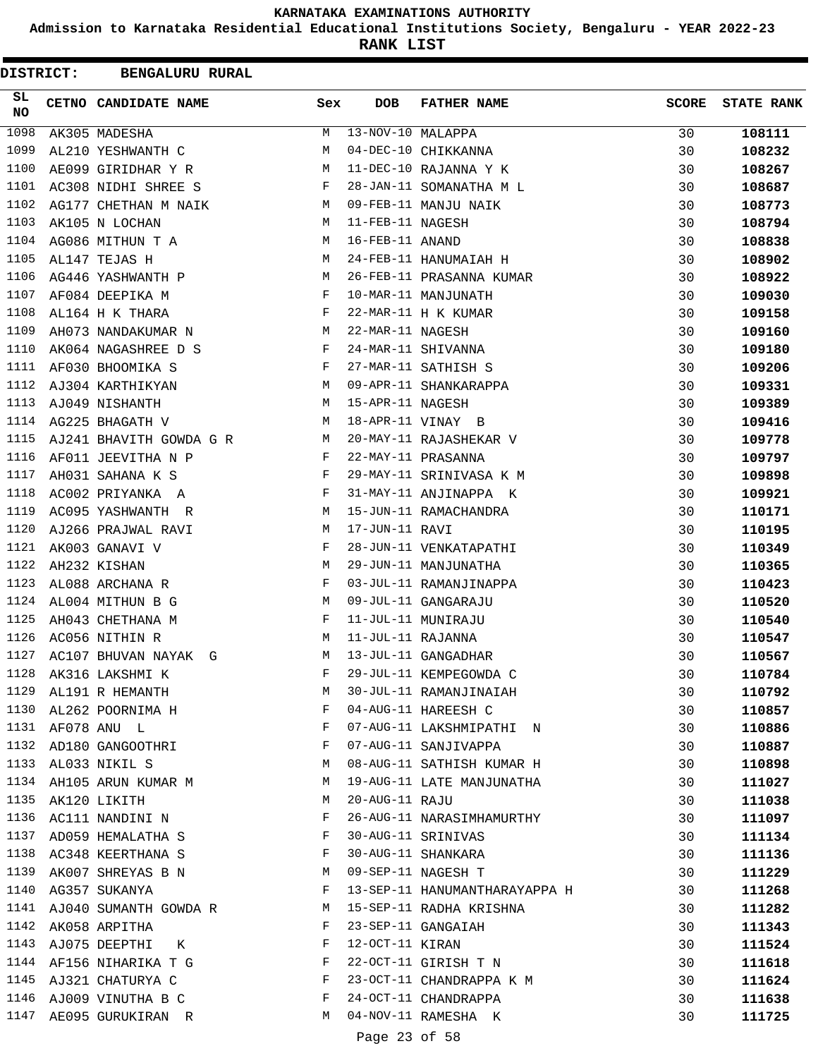# KARNATAKA EXAMINATIONS AUTHORITY

## Admission to Karnataka Residential Educational Institutions Society, Bengaluru - YEAR 2022-23

## RANK LIST

**DISTRICT: BENGALURU RURAL**

| SL NO | CETNO | CANDIDATE NAME | Sex | DOB | FATHER NAME | SCORE | STATE RANK |
|---|---|---|---|---|---|---|---|
| 1098 | AK305 | MADESHA | M | 13-NOV-10 | MALAPPA | 30 | 108111 |
| 1099 | AL210 | YESHWANTH C | M | 04-DEC-10 | CHIKKANNA | 30 | 108232 |
| 1100 | AE099 | GIRIDHAR Y R | M | 11-DEC-10 | RAJANNA Y K | 30 | 108267 |
| 1101 | AC308 | NIDHI SHREE S | F | 28-JAN-11 | SOMANATHA M L | 30 | 108687 |
| 1102 | AG177 | CHETHAN M NAIK | M | 09-FEB-11 | MANJU NAIK | 30 | 108773 |
| 1103 | AK105 | N LOCHAN | M | 11-FEB-11 | NAGESH | 30 | 108794 |
| 1104 | AG086 | MITHUN T A | M | 16-FEB-11 | ANAND | 30 | 108838 |
| 1105 | AL147 | TEJAS H | M | 24-FEB-11 | HANUMAIAH H | 30 | 108902 |
| 1106 | AG446 | YASHWANTH P | M | 26-FEB-11 | PRASANNA KUMAR | 30 | 108922 |
| 1107 | AF084 | DEEPIKA M | F | 10-MAR-11 | MANJUNATH | 30 | 109030 |
| 1108 | AL164 | H K THARA | F | 22-MAR-11 | H K KUMAR | 30 | 109158 |
| 1109 | AH073 | NANDAKUMAR N | M | 22-MAR-11 | NAGESH | 30 | 109160 |
| 1110 | AK064 | NAGASHREE D S | F | 24-MAR-11 | SHIVANNA | 30 | 109180 |
| 1111 | AF030 | BHOOMIKA S | F | 27-MAR-11 | SATHISH S | 30 | 109206 |
| 1112 | AJ304 | KARTHIKYAN | M | 09-APR-11 | SHANKARAPPA | 30 | 109331 |
| 1113 | AJ049 | NISHANTH | M | 15-APR-11 | NAGESH | 30 | 109389 |
| 1114 | AG225 | BHAGATH V | M | 18-APR-11 | VINAY B | 30 | 109416 |
| 1115 | AJ241 | BHAVITH GOWDA G R | M | 20-MAY-11 | RAJASHEKAR V | 30 | 109778 |
| 1116 | AF011 | JEEVITHA N P | F | 22-MAY-11 | PRASANNA | 30 | 109797 |
| 1117 | AH031 | SAHANA K S | F | 29-MAY-11 | SRINIVASA K M | 30 | 109898 |
| 1118 | AC002 | PRIYANKA A | F | 31-MAY-11 | ANJINAPPA K | 30 | 109921 |
| 1119 | AC095 | YASHWANTH R | M | 15-JUN-11 | RAMACHANDRA | 30 | 110171 |
| 1120 | AJ266 | PRAJWAL RAVI | M | 17-JUN-11 | RAVI | 30 | 110195 |
| 1121 | AK003 | GANAVI V | F | 28-JUN-11 | VENKATAPATHI | 30 | 110349 |
| 1122 | AH232 | KISHAN | M | 29-JUN-11 | MANJUNATHA | 30 | 110365 |
| 1123 | AL088 | ARCHANA R | F | 03-JUL-11 | RAMANJINAPPA | 30 | 110423 |
| 1124 | AL004 | MITHUN B G | M | 09-JUL-11 | GANGARAJU | 30 | 110520 |
| 1125 | AH043 | CHETHANA M | F | 11-JUL-11 | MUNIRAJU | 30 | 110540 |
| 1126 | AC056 | NITHIN R | M | 11-JUL-11 | RAJANNA | 30 | 110547 |
| 1127 | AC107 | BHUVAN NAYAK G | M | 13-JUL-11 | GANGADHAR | 30 | 110567 |
| 1128 | AK316 | LAKSHMI K | F | 29-JUL-11 | KEMPEGOWDA C | 30 | 110784 |
| 1129 | AL191 | R HEMANTH | M | 30-JUL-11 | RAMANJINAIAH | 30 | 110792 |
| 1130 | AL262 | POORNIMA H | F | 04-AUG-11 | HAREESH C | 30 | 110857 |
| 1131 | AF078 | ANU L | F | 07-AUG-11 | LAKSHMIPATHI N | 30 | 110886 |
| 1132 | AD180 | GANGOOTHRI | F | 07-AUG-11 | SANJIVAPPA | 30 | 110887 |
| 1133 | AL033 | NIKIL S | M | 08-AUG-11 | SATHISH KUMAR H | 30 | 110898 |
| 1134 | AH105 | ARUN KUMAR M | M | 19-AUG-11 | LATE MANJUNATHA | 30 | 111027 |
| 1135 | AK120 | LIKITH | M | 20-AUG-11 | RAJU | 30 | 111038 |
| 1136 | AC111 | NANDINI N | F | 26-AUG-11 | NARASIMHAMURTHY | 30 | 111097 |
| 1137 | AD059 | HEMALATHA S | F | 30-AUG-11 | SRINIVAS | 30 | 111134 |
| 1138 | AC348 | KEERTHANA S | F | 30-AUG-11 | SHANKARA | 30 | 111136 |
| 1139 | AK007 | SHREYAS B N | M | 09-SEP-11 | NAGESH T | 30 | 111229 |
| 1140 | AG357 | SUKANYA | F | 13-SEP-11 | HANUMANTHARAYAPPA H | 30 | 111268 |
| 1141 | AJ040 | SUMANTH GOWDA R | M | 15-SEP-11 | RADHA KRISHNA | 30 | 111282 |
| 1142 | AK058 | ARPITHA | F | 23-SEP-11 | GANGAIAH | 30 | 111343 |
| 1143 | AJ075 | DEEPTHI K | F | 12-OCT-11 | KIRAN | 30 | 111524 |
| 1144 | AF156 | NIHARIKA T G | F | 22-OCT-11 | GIRISH T N | 30 | 111618 |
| 1145 | AJ321 | CHATURYA C | F | 23-OCT-11 | CHANDRAPPA K M | 30 | 111624 |
| 1146 | AJ009 | VINUTHA B C | F | 24-OCT-11 | CHANDRAPPA | 30 | 111638 |
| 1147 | AE095 | GURUKIRAN R | M | 04-NOV-11 | RAMESHA K | 30 | 111725 |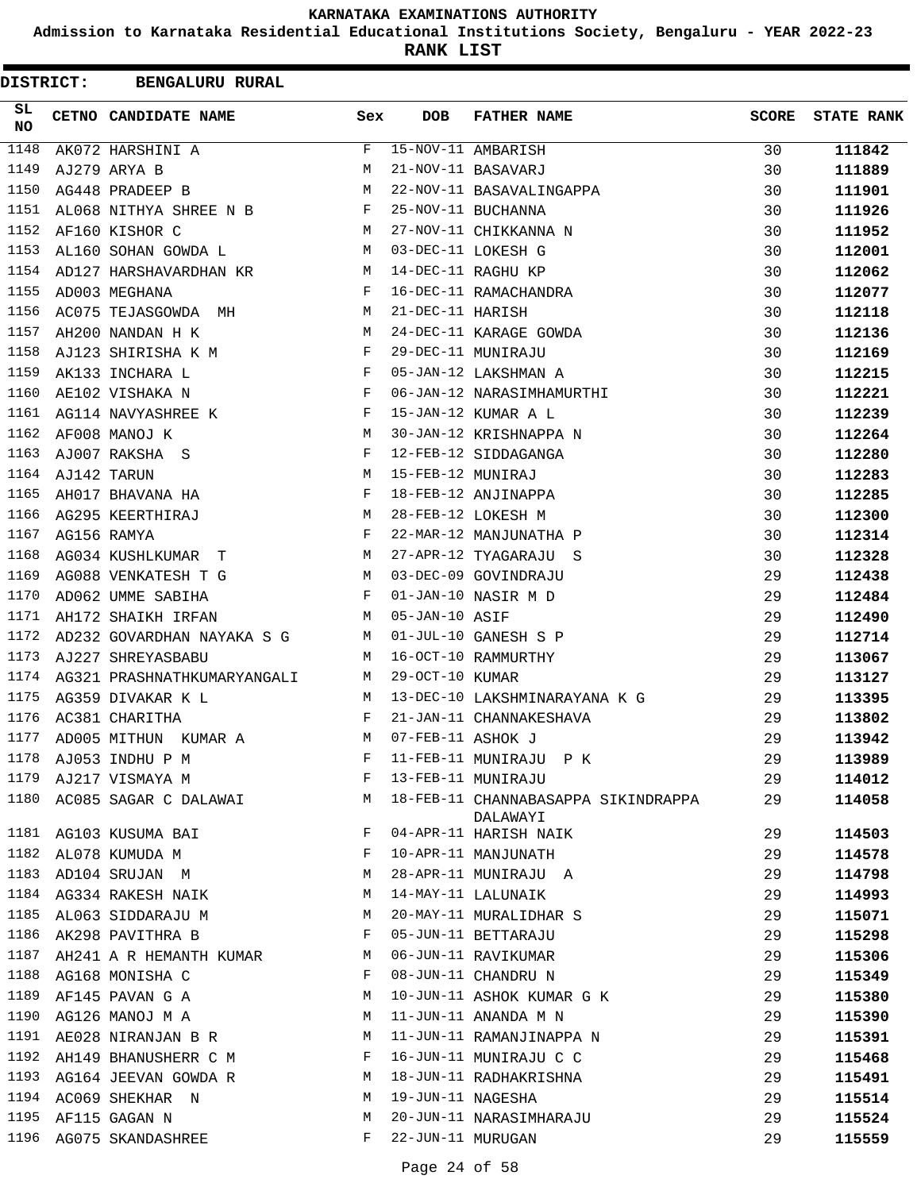# KARNATAKA EXAMINATIONS AUTHORITY

**Admission to Karnataka Residential Educational Institutions Society, Bengaluru - YEAR 2022-23**

**RANK LIST**

**DISTRICT: BENGALURU RURAL**

| SL NO | CETNO | CANDIDATE NAME | Sex | DOB | FATHER NAME | SCORE | STATE RANK |
|---|---|---|---|---|---|---|---|
| 1148 | AK072 | HARSHINI A | F | 15-NOV-11 | AMBARISH | 30 | **111842** |
| 1149 | AJ279 | ARYA B | M | 21-NOV-11 | BASAVARJ | 30 | **111889** |
| 1150 | AG448 | PRADEEP B | M | 22-NOV-11 | BASAVALINGAPPA | 30 | **111901** |
| 1151 | AL068 | NITHYA SHREE N B | F | 25-NOV-11 | BUCHANNA | 30 | **111926** |
| 1152 | AF160 | KISHOR C | M | 27-NOV-11 | CHIKKANNA N | 30 | **111952** |
| 1153 | AL160 | SOHAN GOWDA L | M | 03-DEC-11 | LOKESH G | 30 | **112001** |
| 1154 | AD127 | HARSHAVARDHAN KR | M | 14-DEC-11 | RAGHU KP | 30 | **112062** |
| 1155 | AD003 | MEGHANA | F | 16-DEC-11 | RAMACHANDRA | 30 | **112077** |
| 1156 | AC075 | TEJASGOWDA MH | M | 21-DEC-11 | HARISH | 30 | **112118** |
| 1157 | AH200 | NANDAN H K | M | 24-DEC-11 | KARAGE GOWDA | 30 | **112136** |
| 1158 | AJ123 | SHIRISHA K M | F | 29-DEC-11 | MUNIRAJU | 30 | **112169** |
| 1159 | AK133 | INCHARA L | F | 05-JAN-12 | LAKSHMAN A | 30 | **112215** |
| 1160 | AE102 | VISHAKA N | F | 06-JAN-12 | NARASIMHAMURTHI | 30 | **112221** |
| 1161 | AG114 | NAVYASHREE K | F | 15-JAN-12 | KUMAR A L | 30 | **112239** |
| 1162 | AF008 | MANOJ K | M | 30-JAN-12 | KRISHNAPPA N | 30 | **112264** |
| 1163 | AJ007 | RAKSHA S | F | 12-FEB-12 | SIDDAGANGA | 30 | **112280** |
| 1164 | AJ142 | TARUN | M | 15-FEB-12 | MUNIRAJ | 30 | **112283** |
| 1165 | AH017 | BHAVANA HA | F | 18-FEB-12 | ANJINAPPA | 30 | **112285** |
| 1166 | AG295 | KEERTHIRAJ | M | 28-FEB-12 | LOKESH M | 30 | **112300** |
| 1167 | AG156 | RAMYA | F | 22-MAR-12 | MANJUNATHA P | 30 | **112314** |
| 1168 | AG034 | KUSHLKUMAR T | M | 27-APR-12 | TYAGARAJU S | 30 | **112328** |
| 1169 | AG088 | VENKATESH T G | M | 03-DEC-09 | GOVINDRAJU | 29 | **112438** |
| 1170 | AD062 | UMME SABIHA | F | 01-JAN-10 | NASIR M D | 29 | **112484** |
| 1171 | AH172 | SHAIKH IRFAN | M | 05-JAN-10 | ASIF | 29 | **112490** |
| 1172 | AD232 | GOVARDHAN NAYAKA S G | M | 01-JUL-10 | GANESH S P | 29 | **112714** |
| 1173 | AJ227 | SHREYASBABU | M | 16-OCT-10 | RAMMURTHY | 29 | **113067** |
| 1174 | AG321 | PRASHNATHKUMARYANGALI | M | 29-OCT-10 | KUMAR | 29 | **113127** |
| 1175 | AG359 | DIVAKAR K L | M | 13-DEC-10 | LAKSHMINARAYANA K G | 29 | **113395** |
| 1176 | AC381 | CHARITHA | F | 21-JAN-11 | CHANNAKESHAVA | 29 | **113802** |
| 1177 | AD005 | MITHUN KUMAR A | M | 07-FEB-11 | ASHOK J | 29 | **113942** |
| 1178 | AJ053 | INDHU P M | F | 11-FEB-11 | MUNIRAJU P K | 29 | **113989** |
| 1179 | AJ217 | VISMAYA M | F | 13-FEB-11 | MUNIRAJU | 29 | **114012** |
| 1180 | AC085 | SAGAR C DALAWAI | M | 18-FEB-11 | CHANNABASAPPA SIKINDRAPPA DALAWAYI | 29 | **114058** |
| 1181 | AG103 | KUSUMA BAI | F | 04-APR-11 | HARISH NAIK | 29 | **114503** |
| 1182 | AL078 | KUMUDA M | F | 10-APR-11 | MANJUNATH | 29 | **114578** |
| 1183 | AD104 | SRUJAN M | M | 28-APR-11 | MUNIRAJU A | 29 | **114798** |
| 1184 | AG334 | RAKESH NAIK | M | 14-MAY-11 | LALUNAIK | 29 | **114993** |
| 1185 | AL063 | SIDDARAJU M | M | 20-MAY-11 | MURALIDHAR S | 29 | **115071** |
| 1186 | AK298 | PAVITHRA B | F | 05-JUN-11 | BETTARAJU | 29 | **115298** |
| 1187 | AH241 | A R HEMANTH KUMAR | M | 06-JUN-11 | RAVIKUMAR | 29 | **115306** |
| 1188 | AG168 | MONISHA C | F | 08-JUN-11 | CHANDRU N | 29 | **115349** |
| 1189 | AF145 | PAVAN G A | M | 10-JUN-11 | ASHOK KUMAR G K | 29 | **115380** |
| 1190 | AG126 | MANOJ M A | M | 11-JUN-11 | ANANDA M N | 29 | **115390** |
| 1191 | AE028 | NIRANJAN B R | M | 11-JUN-11 | RAMANJINAPPA N | 29 | **115391** |
| 1192 | AH149 | BHANUSHERR C M | F | 16-JUN-11 | MUNIRAJU C C | 29 | **115468** |
| 1193 | AG164 | JEEVAN GOWDA R | M | 18-JUN-11 | RADHAKRISHNA | 29 | **115491** |
| 1194 | AC069 | SHEKHAR N | M | 19-JUN-11 | NAGESHA | 29 | **115514** |
| 1195 | AF115 | GAGAN N | M | 20-JUN-11 | NARASIMHARAJU | 29 | **115524** |
| 1196 | AG075 | SKANDASHREE | F | 22-JUN-11 | MURUGAN | 29 | **115559** |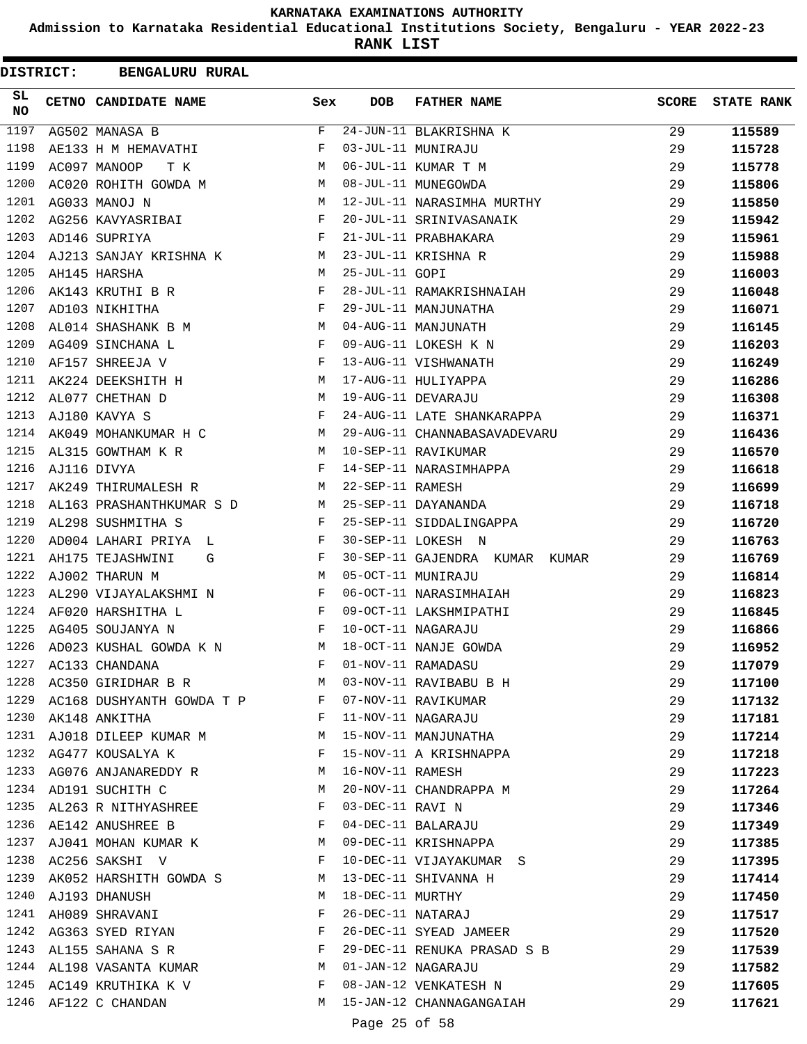# KARNATAKA EXAMINATIONS AUTHORITY

**Admission to Karnataka Residential Educational Institutions Society, Bengaluru - YEAR 2022-23**

**RANK LIST**

**DISTRICT: BENGALURU RURAL**

| SL NO | CETNO | CANDIDATE NAME | Sex | DOB | FATHER NAME | SCORE | STATE RANK |
|---|---|---|---|---|---|---|---|
| 1197 | AG502 | MANASA B | F | 24-JUN-11 | BLAKRISHNA K | 29 | **115589** |
| 1198 | AE133 | H M HEMAVATHI | F | 03-JUL-11 | MUNIRAJU | 29 | **115728** |
| 1199 | AC097 | MANOOP T K | M | 06-JUL-11 | KUMAR T M | 29 | **115778** |
| 1200 | AC020 | ROHITH GOWDA M | M | 08-JUL-11 | MUNEGOWDA | 29 | **115806** |
| 1201 | AG033 | MANOJ N | M | 12-JUL-11 | NARASIMHA MURTHY | 29 | **115850** |
| 1202 | AG256 | KAVYASRIBAI | F | 20-JUL-11 | SRINIVASANAIK | 29 | **115942** |
| 1203 | AD146 | SUPRIYA | F | 21-JUL-11 | PRABHAKARA | 29 | **115961** |
| 1204 | AJ213 | SANJAY KRISHNA K | M | 23-JUL-11 | KRISHNA R | 29 | **115988** |
| 1205 | AH145 | HARSHA | M | 25-JUL-11 | GOPI | 29 | **116003** |
| 1206 | AK143 | KRUTHI B R | F | 28-JUL-11 | RAMAKRISHNAIAH | 29 | **116048** |
| 1207 | AD103 | NIKHITHA | F | 29-JUL-11 | MANJUNATHA | 29 | **116071** |
| 1208 | AL014 | SHASHANK B M | M | 04-AUG-11 | MANJUNATH | 29 | **116145** |
| 1209 | AG409 | SINCHANA L | F | 09-AUG-11 | LOKESH K N | 29 | **116203** |
| 1210 | AF157 | SHREEJA V | F | 13-AUG-11 | VISHWANATH | 29 | **116249** |
| 1211 | AK224 | DEEKSHITH H | M | 17-AUG-11 | HULIYAPPA | 29 | **116286** |
| 1212 | AL077 | CHETHAN D | M | 19-AUG-11 | DEVARAJU | 29 | **116308** |
| 1213 | AJ180 | KAVYA S | F | 24-AUG-11 | LATE SHANKARAPPA | 29 | **116371** |
| 1214 | AK049 | MOHANKUMAR H C | M | 29-AUG-11 | CHANNABASAVADEVARU | 29 | **116436** |
| 1215 | AL315 | GOWTHAM K R | M | 10-SEP-11 | RAVIKUMAR | 29 | **116570** |
| 1216 | AJ116 | DIVYA | F | 14-SEP-11 | NARASIMHAPPA | 29 | **116618** |
| 1217 | AK249 | THIRUMALESH R | M | 22-SEP-11 | RAMESH | 29 | **116699** |
| 1218 | AL163 | PRASHANTHKUMAR S D | M | 25-SEP-11 | DAYANANDA | 29 | **116718** |
| 1219 | AL298 | SUSHMITHA S | F | 25-SEP-11 | SIDDALINGAPPA | 29 | **116720** |
| 1220 | AD004 | LAHARI PRIYA L | F | 30-SEP-11 | LOKESH N | 29 | **116763** |
| 1221 | AH175 | TEJASHWINI G | F | 30-SEP-11 | GAJENDRA KUMAR KUMAR | 29 | **116769** |
| 1222 | AJ002 | THARUN M | M | 05-OCT-11 | MUNIRAJU | 29 | **116814** |
| 1223 | AL290 | VIJAYALAKSHMI N | F | 06-OCT-11 | NARASIMHAIAH | 29 | **116823** |
| 1224 | AF020 | HARSHITHA L | F | 09-OCT-11 | LAKSHMIPATHI | 29 | **116845** |
| 1225 | AG405 | SOUJANYA N | F | 10-OCT-11 | NAGARAJU | 29 | **116866** |
| 1226 | AD023 | KUSHAL GOWDA K N | M | 18-OCT-11 | NANJE GOWDA | 29 | **116952** |
| 1227 | AC133 | CHANDANA | F | 01-NOV-11 | RAMADASU | 29 | **117079** |
| 1228 | AC350 | GIRIDHAR B R | M | 03-NOV-11 | RAVIBABU B H | 29 | **117100** |
| 1229 | AC168 | DUSHYANTH GOWDA T P | F | 07-NOV-11 | RAVIKUMAR | 29 | **117132** |
| 1230 | AK148 | ANKITHA | F | 11-NOV-11 | NAGARAJU | 29 | **117181** |
| 1231 | AJ018 | DILEEP KUMAR M | M | 15-NOV-11 | MANJUNATHA | 29 | **117214** |
| 1232 | AG477 | KOUSALYA K | F | 15-NOV-11 | A KRISHNAPPA | 29 | **117218** |
| 1233 | AG076 | ANJANAREDDY R | M | 16-NOV-11 | RAMESH | 29 | **117223** |
| 1234 | AD191 | SUCHITH C | M | 20-NOV-11 | CHANDRAPPA M | 29 | **117264** |
| 1235 | AL263 | R NITHYASHREE | F | 03-DEC-11 | RAVI N | 29 | **117346** |
| 1236 | AE142 | ANUSHREE B | F | 04-DEC-11 | BALARAJU | 29 | **117349** |
| 1237 | AJ041 | MOHAN KUMAR K | M | 09-DEC-11 | KRISHNAPPA | 29 | **117385** |
| 1238 | AC256 | SAKSHI V | F | 10-DEC-11 | VIJAYAKUMAR S | 29 | **117395** |
| 1239 | AK052 | HARSHITH GOWDA S | M | 13-DEC-11 | SHIVANNA H | 29 | **117414** |
| 1240 | AJ193 | DHANUSH | M | 18-DEC-11 | MURTHY | 29 | **117450** |
| 1241 | AH089 | SHRAVANI | F | 26-DEC-11 | NATARAJ | 29 | **117517** |
| 1242 | AG363 | SYED RIYAN | F | 26-DEC-11 | SYEAD JAMEER | 29 | **117520** |
| 1243 | AL155 | SAHANA S R | F | 29-DEC-11 | RENUKA PRASAD S B | 29 | **117539** |
| 1244 | AL198 | VASANTA KUMAR | M | 01-JAN-12 | NAGARAJU | 29 | **117582** |
| 1245 | AC149 | KRUTHIKA K V | F | 08-JAN-12 | VENKATESH N | 29 | **117605** |
| 1246 | AF122 | C CHANDAN | M | 15-JAN-12 | CHANNAGANGAIAH | 29 | **117621** |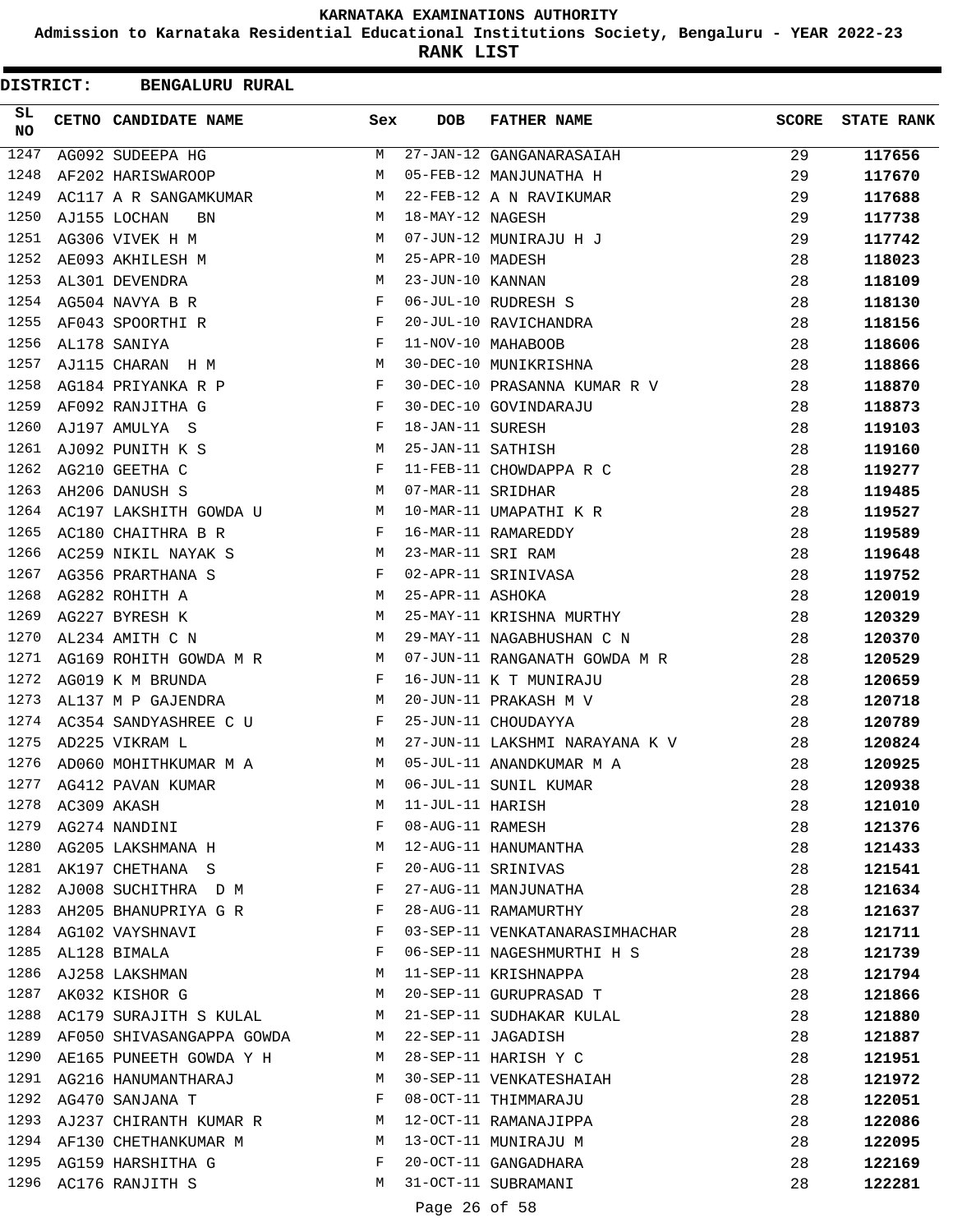KARNATAKA EXAMINATIONS AUTHORITY

Admission to Karnataka Residential Educational Institutions Society, Bengaluru - YEAR 2022-23

**RANK LIST**

**DISTRICT: BENGALURU RURAL**

| SL NO | CETNO | CANDIDATE NAME | Sex | DOB | FATHER NAME | SCORE | STATE RANK |
|---|---|---|---|---|---|---|---|
| 1247 | AG092 | SUDEEPA HG | M | 27-JAN-12 | GANGANARASAIAH | 29 | **117656** |
| 1248 | AF202 | HARISWAROOP | M | 05-FEB-12 | MANJUNATHA H | 29 | **117670** |
| 1249 | AC117 | A R SANGAMKUMAR | M | 22-FEB-12 | A N RAVIKUMAR | 29 | **117688** |
| 1250 | AJ155 | LOCHAN BN | M | 18-MAY-12 | NAGESH | 29 | **117738** |
| 1251 | AG306 | VIVEK H M | M | 07-JUN-12 | MUNIRAJU H J | 29 | **117742** |
| 1252 | AE093 | AKHILESH M | M | 25-APR-10 | MADESH | 28 | **118023** |
| 1253 | AL301 | DEVENDRA | M | 23-JUN-10 | KANNAN | 28 | **118109** |
| 1254 | AG504 | NAVYA B R | F | 06-JUL-10 | RUDRESH S | 28 | **118130** |
| 1255 | AF043 | SPOORTHI R | F | 20-JUL-10 | RAVICHANDRA | 28 | **118156** |
| 1256 | AL178 | SANIYA | F | 11-NOV-10 | MAHABOOB | 28 | **118606** |
| 1257 | AJ115 | CHARAN H M | M | 30-DEC-10 | MUNIKRISHNA | 28 | **118866** |
| 1258 | AG184 | PRIYANKA R P | F | 30-DEC-10 | PRASANNA KUMAR R V | 28 | **118870** |
| 1259 | AF092 | RANJITHA G | F | 30-DEC-10 | GOVINDARAJU | 28 | **118873** |
| 1260 | AJ197 | AMULYA S | F | 18-JAN-11 | SURESH | 28 | **119103** |
| 1261 | AJ092 | PUNITH K S | M | 25-JAN-11 | SATHISH | 28 | **119160** |
| 1262 | AG210 | GEETHA C | F | 11-FEB-11 | CHOWDAPPA R C | 28 | **119277** |
| 1263 | AH206 | DANUSH S | M | 07-MAR-11 | SRIDHAR | 28 | **119485** |
| 1264 | AC197 | LAKSHITH GOWDA U | M | 10-MAR-11 | UMAPATHI K R | 28 | **119527** |
| 1265 | AC180 | CHAITHRA B R | F | 16-MAR-11 | RAMAREDDY | 28 | **119589** |
| 1266 | AC259 | NIKIL NAYAK S | M | 23-MAR-11 | SRI RAM | 28 | **119648** |
| 1267 | AG356 | PRARTHANA S | F | 02-APR-11 | SRINIVASA | 28 | **119752** |
| 1268 | AG282 | ROHITH A | M | 25-APR-11 | ASHOKA | 28 | **120019** |
| 1269 | AG227 | BYRESH K | M | 25-MAY-11 | KRISHNA MURTHY | 28 | **120329** |
| 1270 | AL234 | AMITH C N | M | 29-MAY-11 | NAGABHUSHAN C N | 28 | **120370** |
| 1271 | AG169 | ROHITH GOWDA M R | M | 07-JUN-11 | RANGANATH GOWDA M R | 28 | **120529** |
| 1272 | AG019 | K M BRUNDA | F | 16-JUN-11 | K T MUNIRAJU | 28 | **120659** |
| 1273 | AL137 | M P GAJENDRA | M | 20-JUN-11 | PRAKASH M V | 28 | **120718** |
| 1274 | AC354 | SANDYASHREE C U | F | 25-JUN-11 | CHOUDAYYA | 28 | **120789** |
| 1275 | AD225 | VIKRAM L | M | 27-JUN-11 | LAKSHMI NARAYANA K V | 28 | **120824** |
| 1276 | AD060 | MOHITHKUMAR M A | M | 05-JUL-11 | ANANDKUMAR M A | 28 | **120925** |
| 1277 | AG412 | PAVAN KUMAR | M | 06-JUL-11 | SUNIL KUMAR | 28 | **120938** |
| 1278 | AC309 | AKASH | M | 11-JUL-11 | HARISH | 28 | **121010** |
| 1279 | AG274 | NANDINI | F | 08-AUG-11 | RAMESH | 28 | **121376** |
| 1280 | AG205 | LAKSHMANA H | M | 12-AUG-11 | HANUMANTHA | 28 | **121433** |
| 1281 | AK197 | CHETHANA S | F | 20-AUG-11 | SRINIVAS | 28 | **121541** |
| 1282 | AJ008 | SUCHITHRA D M | F | 27-AUG-11 | MANJUNATHA | 28 | **121634** |
| 1283 | AH205 | BHANUPRIYA G R | F | 28-AUG-11 | RAMAMURTHY | 28 | **121637** |
| 1284 | AG102 | VAYSHNAVI | F | 03-SEP-11 | VENKATANARASIMHACHAR | 28 | **121711** |
| 1285 | AL128 | BIMALA | F | 06-SEP-11 | NAGESHMURTHI H S | 28 | **121739** |
| 1286 | AJ258 | LAKSHMAN | M | 11-SEP-11 | KRISHNAPPA | 28 | **121794** |
| 1287 | AK032 | KISHOR G | M | 20-SEP-11 | GURUPRASAD T | 28 | **121866** |
| 1288 | AC179 | SURAJITH S KULAL | M | 21-SEP-11 | SUDHAKAR KULAL | 28 | **121880** |
| 1289 | AF050 | SHIVASANGAPPA GOWDA | M | 22-SEP-11 | JAGADISH | 28 | **121887** |
| 1290 | AE165 | PUNEETH GOWDA Y H | M | 28-SEP-11 | HARISH Y C | 28 | **121951** |
| 1291 | AG216 | HANUMANTHARAJ | M | 30-SEP-11 | VENKATESHAIAH | 28 | **121972** |
| 1292 | AG470 | SANJANA T | F | 08-OCT-11 | THIMMARAJU | 28 | **122051** |
| 1293 | AJ237 | CHIRANTH KUMAR R | M | 12-OCT-11 | RAMANAJIPPA | 28 | **122086** |
| 1294 | AF130 | CHETHANKUMAR M | M | 13-OCT-11 | MUNIRAJU M | 28 | **122095** |
| 1295 | AG159 | HARSHITHA G | F | 20-OCT-11 | GANGADHARA | 28 | **122169** |
| 1296 | AC176 | RANJITH S | M | 31-OCT-11 | SUBRAMANI | 28 | **122281** |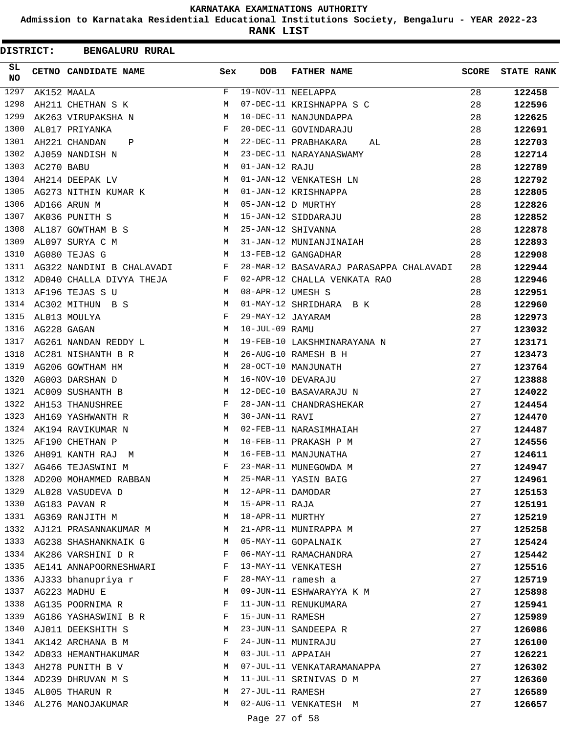KARNATAKA EXAMINATIONS AUTHORITY

Admission to Karnataka Residential Educational Institutions Society, Bengaluru - YEAR 2022-23

**RANK LIST**

**DISTRICT: BENGALURU RURAL**

| SL NO | CETNO | CANDIDATE NAME | Sex | DOB | FATHER NAME | SCORE | STATE RANK |
|---|---|---|---|---|---|---|---|
| 1297 | AK152 | MAALA | F | 19-NOV-11 | NEELAPPA | 28 | **122458** |
| 1298 | AH211 | CHETHAN S K | M | 07-DEC-11 | KRISHNAPPA S C | 28 | **122596** |
| 1299 | AK263 | VIRUPAKSHA N | M | 10-DEC-11 | NANJUNDAPPA | 28 | **122625** |
| 1300 | AL017 | PRIYANKA | F | 20-DEC-11 | GOVINDARAJU | 28 | **122691** |
| 1301 | AH221 | CHANDAN P | M | 22-DEC-11 | PRABHAKARA AL | 28 | **122703** |
| 1302 | AJ059 | NANDISH N | M | 23-DEC-11 | NARAYANASWAMY | 28 | **122714** |
| 1303 | AC270 | BABU | M | 01-JAN-12 | RAJU | 28 | **122789** |
| 1304 | AH214 | DEEPAK LV | M | 01-JAN-12 | VENKATESH LN | 28 | **122792** |
| 1305 | AG273 | NITHIN KUMAR K | M | 01-JAN-12 | KRISHNAPPA | 28 | **122805** |
| 1306 | AD166 | ARUN M | M | 05-JAN-12 | D MURTHY | 28 | **122826** |
| 1307 | AK036 | PUNITH S | M | 15-JAN-12 | SIDDARAJU | 28 | **122852** |
| 1308 | AL187 | GOWTHAM B S | M | 25-JAN-12 | SHIVANNA | 28 | **122878** |
| 1309 | AL097 | SURYA C M | M | 31-JAN-12 | MUNIANJINAIAH | 28 | **122893** |
| 1310 | AG080 | TEJAS G | M | 13-FEB-12 | GANGADHAR | 28 | **122908** |
| 1311 | AG322 | NANDINI B CHALAVADI | F | 28-MAR-12 | BASAVARAJ PARASAPPA CHALAVADI | 28 | **122944** |
| 1312 | AD040 | CHALLA DIVYA THEJA | F | 02-APR-12 | CHALLA VENKATA RAO | 28 | **122946** |
| 1313 | AF196 | TEJAS S U | M | 08-APR-12 | UMESH S | 28 | **122951** |
| 1314 | AC302 | MITHUN B S | M | 01-MAY-12 | SHRIDHARA B K | 28 | **122960** |
| 1315 | AL013 | MOULYA | F | 29-MAY-12 | JAYARAM | 28 | **122973** |
| 1316 | AG228 | GAGAN | M | 10-JUL-09 | RAMU | 27 | **123032** |
| 1317 | AG261 | NANDAN REDDY L | M | 19-FEB-10 | LAKSHMINARAYANA N | 27 | **123171** |
| 1318 | AC281 | NISHANTH B R | M | 26-AUG-10 | RAMESH B H | 27 | **123473** |
| 1319 | AG206 | GOWTHAM HM | M | 28-OCT-10 | MANJUNATH | 27 | **123764** |
| 1320 | AG003 | DARSHAN D | M | 16-NOV-10 | DEVARAJU | 27 | **123888** |
| 1321 | AC009 | SUSHANTH B | M | 12-DEC-10 | BASAVARAJU N | 27 | **124022** |
| 1322 | AH153 | THANUSHREE | F | 28-JAN-11 | CHANDRASHEKAR | 27 | **124454** |
| 1323 | AH169 | YASHWANTH R | M | 30-JAN-11 | RAVI | 27 | **124470** |
| 1324 | AK194 | RAVIKUMAR N | M | 02-FEB-11 | NARASIMHAIAH | 27 | **124487** |
| 1325 | AF190 | CHETHAN P | M | 10-FEB-11 | PRAKASH P M | 27 | **124556** |
| 1326 | AH091 | KANTH RAJ M | M | 16-FEB-11 | MANJUNATHA | 27 | **124611** |
| 1327 | AG466 | TEJASWINI M | F | 23-MAR-11 | MUNEGOWDA M | 27 | **124947** |
| 1328 | AD200 | MOHAMMED RABBAN | M | 25-MAR-11 | YASIN BAIG | 27 | **124961** |
| 1329 | AL028 | VASUDEVA D | M | 12-APR-11 | DAMODAR | 27 | **125153** |
| 1330 | AG183 | PAVAN R | M | 15-APR-11 | RAJA | 27 | **125191** |
| 1331 | AG369 | RANJITH M | M | 18-APR-11 | MURTHY | 27 | **125219** |
| 1332 | AJ121 | PRASANNAKUMAR M | M | 21-APR-11 | MUNIRAPPA M | 27 | **125258** |
| 1333 | AG238 | SHASHANKNAIK G | M | 05-MAY-11 | GOPALNAIK | 27 | **125424** |
| 1334 | AK286 | VARSHINI D R | F | 06-MAY-11 | RAMACHANDRA | 27 | **125442** |
| 1335 | AE141 | ANNAPOORNESHWARI | F | 13-MAY-11 | VENKATESH | 27 | **125516** |
| 1336 | AJ333 | bhanupriya r | F | 28-MAY-11 | ramesh a | 27 | **125719** |
| 1337 | AG223 | MADHU E | M | 09-JUN-11 | ESHWARAYYA K M | 27 | **125898** |
| 1338 | AG135 | POORNIMA R | F | 11-JUN-11 | RENUKUMARA | 27 | **125941** |
| 1339 | AG186 | YASHASWINI B R | F | 15-JUN-11 | RAMESH | 27 | **125989** |
| 1340 | AJ011 | DEEKSHITH S | M | 23-JUN-11 | SANDEEPA R | 27 | **126086** |
| 1341 | AK142 | ARCHANA B M | F | 24-JUN-11 | MUNIRAJU | 27 | **126100** |
| 1342 | AD033 | HEMANTHAKUMAR | M | 03-JUL-11 | APPAIAH | 27 | **126221** |
| 1343 | AH278 | PUNITH B V | M | 07-JUL-11 | VENKATARAMANAPPA | 27 | **126302** |
| 1344 | AD239 | DHRUVAN M S | M | 11-JUL-11 | SRINIVAS D M | 27 | **126360** |
| 1345 | AL005 | THARUN R | M | 27-JUL-11 | RAMESH | 27 | **126589** |
| 1346 | AL276 | MANOJAKUMAR | M | 02-AUG-11 | VENKATESH M | 27 | **126657** |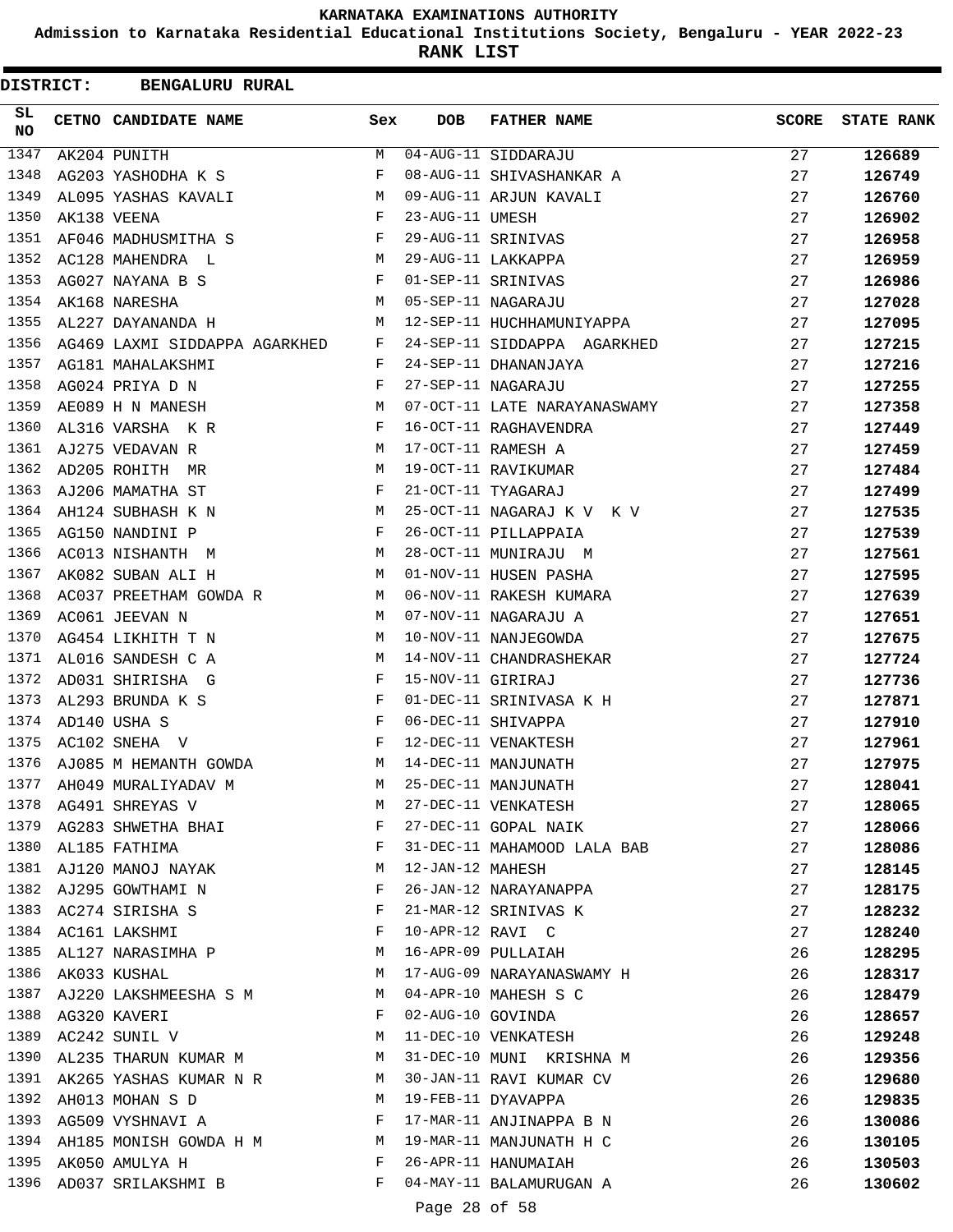KARNATAKA EXAMINATIONS AUTHORITY

Admission to Karnataka Residential Educational Institutions Society, Bengaluru - YEAR 2022-23

**RANK LIST**

**DISTRICT: BENGALURU RURAL**

| SL NO | CETNO | CANDIDATE NAME | Sex | DOB | FATHER NAME | SCORE | STATE RANK |
|---|---|---|---|---|---|---|---|
| 1347 | AK204 | PUNITH | M | 04-AUG-11 | SIDDARAJU | 27 | **126689** |
| 1348 | AG203 | YASHODHA K S | F | 08-AUG-11 | SHIVASHANKAR A | 27 | **126749** |
| 1349 | AL095 | YASHAS KAVALI | M | 09-AUG-11 | ARJUN KAVALI | 27 | **126760** |
| 1350 | AK138 | VEENA | F | 23-AUG-11 | UMESH | 27 | **126902** |
| 1351 | AF046 | MADHUSMITHA S | F | 29-AUG-11 | SRINIVAS | 27 | **126958** |
| 1352 | AC128 | MAHENDRA L | M | 29-AUG-11 | LAKKAPPA | 27 | **126959** |
| 1353 | AG027 | NAYANA B S | F | 01-SEP-11 | SRINIVAS | 27 | **126986** |
| 1354 | AK168 | NARESHA | M | 05-SEP-11 | NAGARAJU | 27 | **127028** |
| 1355 | AL227 | DAYANANDA H | M | 12-SEP-11 | HUCHHAMUNIYAPPA | 27 | **127095** |
| 1356 | AG469 | LAXMI SIDDAPPA AGARKHED | F | 24-SEP-11 | SIDDAPPA AGARKHED | 27 | **127215** |
| 1357 | AG181 | MAHALAKSHMI | F | 24-SEP-11 | DHANANJAYA | 27 | **127216** |
| 1358 | AG024 | PRIYA D N | F | 27-SEP-11 | NAGARAJU | 27 | **127255** |
| 1359 | AE089 | H N MANESH | M | 07-OCT-11 | LATE NARAYANASWAMY | 27 | **127358** |
| 1360 | AL316 | VARSHA K R | F | 16-OCT-11 | RAGHAVENDRA | 27 | **127449** |
| 1361 | AJ275 | VEDAVAN R | M | 17-OCT-11 | RAMESH A | 27 | **127459** |
| 1362 | AD205 | ROHITH MR | M | 19-OCT-11 | RAVIKUMAR | 27 | **127484** |
| 1363 | AJ206 | MAMATHA ST | F | 21-OCT-11 | TYAGARAJ | 27 | **127499** |
| 1364 | AH124 | SUBHASH K N | M | 25-OCT-11 | NAGARAJ K V K V | 27 | **127535** |
| 1365 | AG150 | NANDINI P | F | 26-OCT-11 | PILLAPPAIA | 27 | **127539** |
| 1366 | AC013 | NISHANTH M | M | 28-OCT-11 | MUNIRAJU M | 27 | **127561** |
| 1367 | AK082 | SUBAN ALI H | M | 01-NOV-11 | HUSEN PASHA | 27 | **127595** |
| 1368 | AC037 | PREETHAM GOWDA R | M | 06-NOV-11 | RAKESH KUMARA | 27 | **127639** |
| 1369 | AC061 | JEEVAN N | M | 07-NOV-11 | NAGARAJU A | 27 | **127651** |
| 1370 | AG454 | LIKHITH T N | M | 10-NOV-11 | NANJEGOWDA | 27 | **127675** |
| 1371 | AL016 | SANDESH C A | M | 14-NOV-11 | CHANDRASHEKAR | 27 | **127724** |
| 1372 | AD031 | SHIRISHA G | F | 15-NOV-11 | GIRIRAJ | 27 | **127736** |
| 1373 | AL293 | BRUNDA K S | F | 01-DEC-11 | SRINIVASA K H | 27 | **127871** |
| 1374 | AD140 | USHA S | F | 06-DEC-11 | SHIVAPPA | 27 | **127910** |
| 1375 | AC102 | SNEHA V | F | 12-DEC-11 | VENAKTESH | 27 | **127961** |
| 1376 | AJ085 | M HEMANTH GOWDA | M | 14-DEC-11 | MANJUNATH | 27 | **127975** |
| 1377 | AH049 | MURALIYADAV M | M | 25-DEC-11 | MANJUNATH | 27 | **128041** |
| 1378 | AG491 | SHREYAS V | M | 27-DEC-11 | VENKATESH | 27 | **128065** |
| 1379 | AG283 | SHWETHA BHAI | F | 27-DEC-11 | GOPAL NAIK | 27 | **128066** |
| 1380 | AL185 | FATHIMA | F | 31-DEC-11 | MAHAMOOD LALA BAB | 27 | **128086** |
| 1381 | AJ120 | MANOJ NAYAK | M | 12-JAN-12 | MAHESH | 27 | **128145** |
| 1382 | AJ295 | GOWTHAMI N | F | 26-JAN-12 | NARAYANAPPA | 27 | **128175** |
| 1383 | AC274 | SIRISHA S | F | 21-MAR-12 | SRINIVAS K | 27 | **128232** |
| 1384 | AC161 | LAKSHMI | F | 10-APR-12 | RAVI C | 27 | **128240** |
| 1385 | AL127 | NARASIMHA P | M | 16-APR-09 | PULLAIAH | 26 | **128295** |
| 1386 | AK033 | KUSHAL | M | 17-AUG-09 | NARAYANASWAMY H | 26 | **128317** |
| 1387 | AJ220 | LAKSHMEESHA S M | M | 04-APR-10 | MAHESH S C | 26 | **128479** |
| 1388 | AG320 | KAVERI | F | 02-AUG-10 | GOVINDA | 26 | **128657** |
| 1389 | AC242 | SUNIL V | M | 11-DEC-10 | VENKATESH | 26 | **129248** |
| 1390 | AL235 | THARUN KUMAR M | M | 31-DEC-10 | MUNI KRISHNA M | 26 | **129356** |
| 1391 | AK265 | YASHAS KUMAR N R | M | 30-JAN-11 | RAVI KUMAR CV | 26 | **129680** |
| 1392 | AH013 | MOHAN S D | M | 19-FEB-11 | DYAVAPPA | 26 | **129835** |
| 1393 | AG509 | VYSHNAVI A | F | 17-MAR-11 | ANJINAPPA B N | 26 | **130086** |
| 1394 | AH185 | MONISH GOWDA H M | M | 19-MAR-11 | MANJUNATH H C | 26 | **130105** |
| 1395 | AK050 | AMULYA H | F | 26-APR-11 | HANUMAIAH | 26 | **130503** |
| 1396 | AD037 | SRILAKSHMI B | F | 04-MAY-11 | BALAMURUGAN A | 26 | **130602** |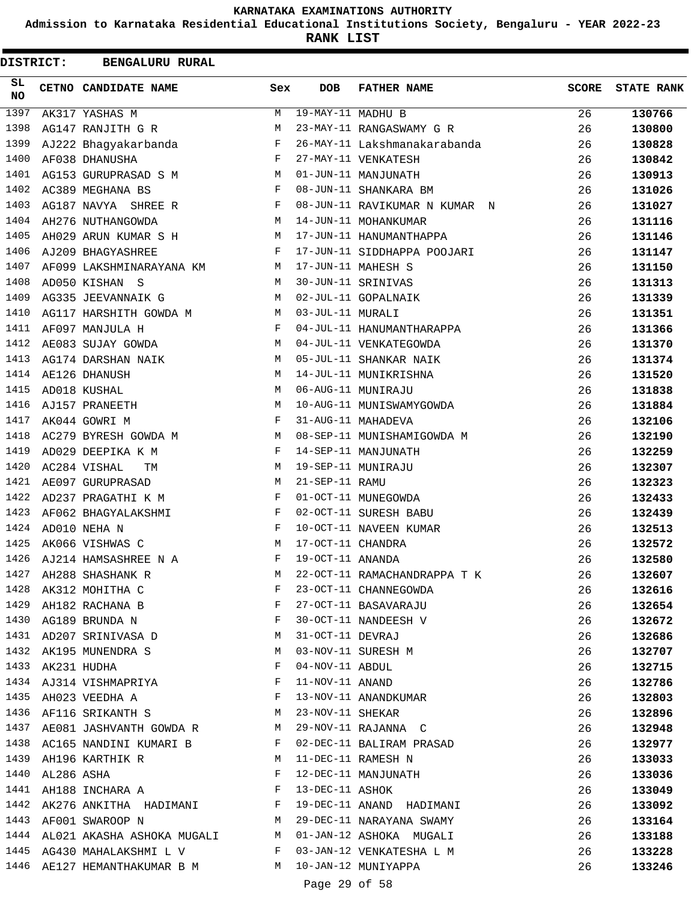**KARNATAKA EXAMINATIONS AUTHORITY**

**Admission to Karnataka Residential Educational Institutions Society, Bengaluru - YEAR 2022-23**

**RANK LIST**

**DISTRICT: BENGALURU RURAL**

| SL NO | CETNO | CANDIDATE NAME | Sex | DOB | FATHER NAME | SCORE | STATE RANK |
|---|---|---|---|---|---|---|---|
| 1397 | AK317 | YASHAS M | M | 19-MAY-11 | MADHU B | 26 | **130766** |
| 1398 | AG147 | RANJITH G R | M | 23-MAY-11 | RANGASWAMY G R | 26 | **130800** |
| 1399 | AJ222 | Bhagyakarbanda | F | 26-MAY-11 | Lakshmanakarabanda | 26 | **130828** |
| 1400 | AF038 | DHANUSHA | F | 27-MAY-11 | VENKATESH | 26 | **130842** |
| 1401 | AG153 | GURUPRASAD S M | M | 01-JUN-11 | MANJUNATH | 26 | **130913** |
| 1402 | AC389 | MEGHANA BS | F | 08-JUN-11 | SHANKARA BM | 26 | **131026** |
| 1403 | AG187 | NAVYA SHREE R | F | 08-JUN-11 | RAVIKUMAR N KUMAR N | 26 | **131027** |
| 1404 | AH276 | NUTHANGOWDA | M | 14-JUN-11 | MOHANKUMAR | 26 | **131116** |
| 1405 | AH029 | ARUN KUMAR S H | M | 17-JUN-11 | HANUMANTHAPPA | 26 | **131146** |
| 1406 | AJ209 | BHAGYASHREE | F | 17-JUN-11 | SIDDHAPPA POOJARI | 26 | **131147** |
| 1407 | AF099 | LAKSHMINARAYANA KM | M | 17-JUN-11 | MAHESH S | 26 | **131150** |
| 1408 | AD050 | KISHAN S | M | 30-JUN-11 | SRINIVAS | 26 | **131313** |
| 1409 | AG335 | JEEVANNAIK G | M | 02-JUL-11 | GOPALNAIK | 26 | **131339** |
| 1410 | AG117 | HARSHITH GOWDA M | M | 03-JUL-11 | MURALI | 26 | **131351** |
| 1411 | AF097 | MANJULA H | F | 04-JUL-11 | HANUMANTHARAPPA | 26 | **131366** |
| 1412 | AE083 | SUJAY GOWDA | M | 04-JUL-11 | VENKATEGOWDA | 26 | **131370** |
| 1413 | AG174 | DARSHAN NAIK | M | 05-JUL-11 | SHANKAR NAIK | 26 | **131374** |
| 1414 | AE126 | DHANUSH | M | 14-JUL-11 | MUNIKRISHNA | 26 | **131520** |
| 1415 | AD018 | KUSHAL | M | 06-AUG-11 | MUNIRAJU | 26 | **131838** |
| 1416 | AJ157 | PRANEETH | M | 10-AUG-11 | MUNISWAMYGOWDA | 26 | **131884** |
| 1417 | AK044 | GOWRI M | F | 31-AUG-11 | MAHADEVA | 26 | **132106** |
| 1418 | AC279 | BYRESH GOWDA M | M | 08-SEP-11 | MUNISHAMIGOWDA M | 26 | **132190** |
| 1419 | AD029 | DEEPIKA K M | F | 14-SEP-11 | MANJUNATH | 26 | **132259** |
| 1420 | AC284 | VISHAL TM | M | 19-SEP-11 | MUNIRAJU | 26 | **132307** |
| 1421 | AE097 | GURUPRASAD | M | 21-SEP-11 | RAMU | 26 | **132323** |
| 1422 | AD237 | PRAGATHI K M | F | 01-OCT-11 | MUNEGOWDA | 26 | **132433** |
| 1423 | AF062 | BHAGYALAKSHMI | F | 02-OCT-11 | SURESH BABU | 26 | **132439** |
| 1424 | AD010 | NEHA N | F | 10-OCT-11 | NAVEEN KUMAR | 26 | **132513** |
| 1425 | AK066 | VISHWAS C | M | 17-OCT-11 | CHANDRA | 26 | **132572** |
| 1426 | AJ214 | HAMSASHREE N A | F | 19-OCT-11 | ANANDA | 26 | **132580** |
| 1427 | AH288 | SHASHANK R | M | 22-OCT-11 | RAMACHANDRAPPA T K | 26 | **132607** |
| 1428 | AK312 | MOHITHA C | F | 23-OCT-11 | CHANNEGOWDA | 26 | **132616** |
| 1429 | AH182 | RACHANA B | F | 27-OCT-11 | BASAVARAJU | 26 | **132654** |
| 1430 | AG189 | BRUNDA N | F | 30-OCT-11 | NANDEESH V | 26 | **132672** |
| 1431 | AD207 | SRINIVASA D | M | 31-OCT-11 | DEVRAJ | 26 | **132686** |
| 1432 | AK195 | MUNENDRA S | M | 03-NOV-11 | SURESH M | 26 | **132707** |
| 1433 | AK231 | HUDHA | F | 04-NOV-11 | ABDUL | 26 | **132715** |
| 1434 | AJ314 | VISHMAPRIYA | F | 11-NOV-11 | ANAND | 26 | **132786** |
| 1435 | AH023 | VEEDHA A | F | 13-NOV-11 | ANANDKUMAR | 26 | **132803** |
| 1436 | AF116 | SRIKANTH S | M | 23-NOV-11 | SHEKAR | 26 | **132896** |
| 1437 | AE081 | JASHVANTH GOWDA R | M | 29-NOV-11 | RAJANNA C | 26 | **132948** |
| 1438 | AC165 | NANDINI KUMARI B | F | 02-DEC-11 | BALIRAM PRASAD | 26 | **132977** |
| 1439 | AH196 | KARTHIK R | M | 11-DEC-11 | RAMESH N | 26 | **133033** |
| 1440 | AL286 | ASHA | F | 12-DEC-11 | MANJUNATH | 26 | **133036** |
| 1441 | AH188 | INCHARA A | F | 13-DEC-11 | ASHOK | 26 | **133049** |
| 1442 | AK276 | ANKITHA HADIMANI | F | 19-DEC-11 | ANAND HADIMANI | 26 | **133092** |
| 1443 | AF001 | SWAROOP N | M | 29-DEC-11 | NARAYANA SWAMY | 26 | **133164** |
| 1444 | AL021 | AKASHA ASHOKA MUGALI | M | 01-JAN-12 | ASHOKA MUGALI | 26 | **133188** |
| 1445 | AG430 | MAHALAKSHMI L V | F | 03-JAN-12 | VENKATESHA L M | 26 | **133228** |
| 1446 | AE127 | HEMANTHAKUMAR B M | M | 10-JAN-12 | MUNIYAPPA | 26 | **133246** |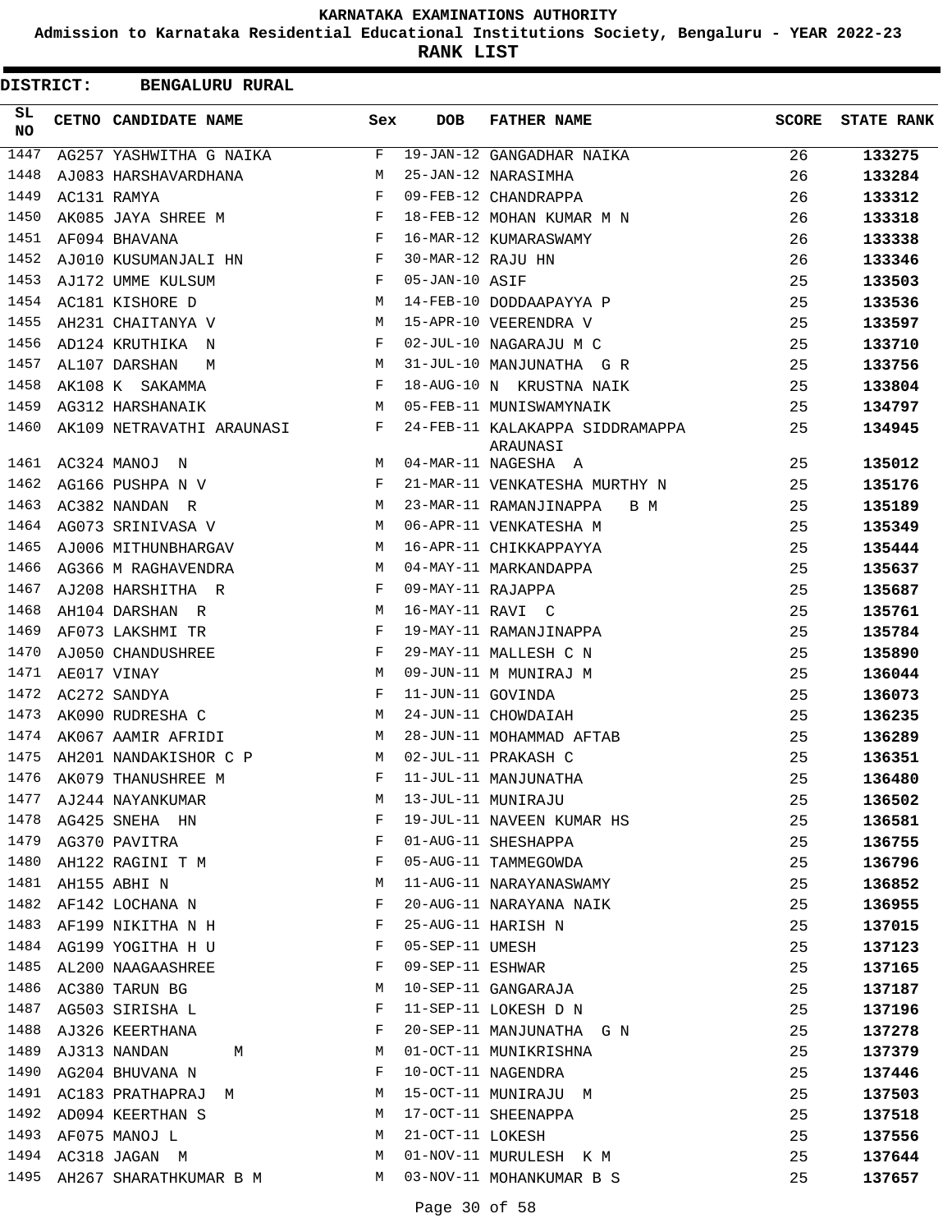# KARNATAKA EXAMINATIONS AUTHORITY

**Admission to Karnataka Residential Educational Institutions Society, Bengaluru - YEAR 2022-23**

**RANK LIST**

**DISTRICT: BENGALURU RURAL**

| SL NO | CETNO | CANDIDATE NAME | Sex | DOB | FATHER NAME | SCORE | STATE RANK |
|---|---|---|---|---|---|---|---|
| 1447 | AG257 | YASHWITHA G NAIKA | F | 19-JAN-12 | GANGADHAR NAIKA | 26 | 133275 |
| 1448 | AJ083 | HARSHAVARDHANA | M | 25-JAN-12 | NARASIMHA | 26 | 133284 |
| 1449 | AC131 | RAMYA | F | 09-FEB-12 | CHANDRAPPA | 26 | 133312 |
| 1450 | AK085 | JAYA SHREE M | F | 18-FEB-12 | MOHAN KUMAR M N | 26 | 133318 |
| 1451 | AF094 | BHAVANA | F | 16-MAR-12 | KUMARASWAMY | 26 | 133338 |
| 1452 | AJ010 | KUSUMANJALI HN | F | 30-MAR-12 | RAJU HN | 26 | 133346 |
| 1453 | AJ172 | UMME KULSUM | F | 05-JAN-10 | ASIF | 25 | 133503 |
| 1454 | AC181 | KISHORE D | M | 14-FEB-10 | DODDAAPAYYA P | 25 | 133536 |
| 1455 | AH231 | CHAITANYA V | M | 15-APR-10 | VEERENDRA V | 25 | 133597 |
| 1456 | AD124 | KRUTHIKA N | F | 02-JUL-10 | NAGARAJU M C | 25 | 133710 |
| 1457 | AL107 | DARSHAN M | M | 31-JUL-10 | MANJUNATHA G R | 25 | 133756 |
| 1458 | AK108 | K SAKAMMA | F | 18-AUG-10 | N KRUSTNA NAIK | 25 | 133804 |
| 1459 | AG312 | HARSHANAIK | M | 05-FEB-11 | MUNISWAMYNAIK | 25 | 134797 |
| 1460 | AK109 | NETRAVATHI ARAUNASI | F | 24-FEB-11 | KALAKAPPA SIDDRAMAPPA ARAUNASI | 25 | 134945 |
| 1461 | AC324 | MANOJ N | M | 04-MAR-11 | NAGESHA A | 25 | 135012 |
| 1462 | AG166 | PUSHPA N V | F | 21-MAR-11 | VENKATESHA MURTHY N | 25 | 135176 |
| 1463 | AC382 | NANDAN R | M | 23-MAR-11 | RAMANJINAPPA B M | 25 | 135189 |
| 1464 | AG073 | SRINIVASA V | M | 06-APR-11 | VENKATESHA M | 25 | 135349 |
| 1465 | AJ006 | MITHUNBHARGAV | M | 16-APR-11 | CHIKKAPPAYYA | 25 | 135444 |
| 1466 | AG366 | M RAGHAVENDRA | M | 04-MAY-11 | MARKANDAPPA | 25 | 135637 |
| 1467 | AJ208 | HARSHITHA R | F | 09-MAY-11 | RAJAPPA | 25 | 135687 |
| 1468 | AH104 | DARSHAN R | M | 16-MAY-11 | RAVI C | 25 | 135761 |
| 1469 | AF073 | LAKSHMI TR | F | 19-MAY-11 | RAMANJINAPPA | 25 | 135784 |
| 1470 | AJ050 | CHANDUSHREE | F | 29-MAY-11 | MALLESH C N | 25 | 135890 |
| 1471 | AE017 | VINAY | M | 09-JUN-11 | M MUNIRAJ M | 25 | 136044 |
| 1472 | AC272 | SANDYA | F | 11-JUN-11 | GOVINDA | 25 | 136073 |
| 1473 | AK090 | RUDRESHA C | M | 24-JUN-11 | CHOWDAIAH | 25 | 136235 |
| 1474 | AK067 | AAMIR AFRIDI | M | 28-JUN-11 | MOHAMMAD AFTAB | 25 | 136289 |
| 1475 | AH201 | NANDAKISHOR C P | M | 02-JUL-11 | PRAKASH C | 25 | 136351 |
| 1476 | AK079 | THANUSHREE M | F | 11-JUL-11 | MANJUNATHA | 25 | 136480 |
| 1477 | AJ244 | NAYANKUMAR | M | 13-JUL-11 | MUNIRAJU | 25 | 136502 |
| 1478 | AG425 | SNEHA HN | F | 19-JUL-11 | NAVEEN KUMAR HS | 25 | 136581 |
| 1479 | AG370 | PAVITRA | F | 01-AUG-11 | SHESHAPPA | 25 | 136755 |
| 1480 | AH122 | RAGINI T M | F | 05-AUG-11 | TAMMEGOWDA | 25 | 136796 |
| 1481 | AH155 | ABHI N | M | 11-AUG-11 | NARAYANASWAMY | 25 | 136852 |
| 1482 | AF142 | LOCHANA N | F | 20-AUG-11 | NARAYANA NAIK | 25 | 136955 |
| 1483 | AF199 | NIKITHA N H | F | 25-AUG-11 | HARISH N | 25 | 137015 |
| 1484 | AG199 | YOGITHA H U | F | 05-SEP-11 | UMESH | 25 | 137123 |
| 1485 | AL200 | NAAGAASHREE | F | 09-SEP-11 | ESHWAR | 25 | 137165 |
| 1486 | AC380 | TARUN BG | M | 10-SEP-11 | GANGARAJA | 25 | 137187 |
| 1487 | AG503 | SIRISHA L | F | 11-SEP-11 | LOKESH D N | 25 | 137196 |
| 1488 | AJ326 | KEERTHANA | F | 20-SEP-11 | MANJUNATHA G N | 25 | 137278 |
| 1489 | AJ313 | NANDAN M | M | 01-OCT-11 | MUNIKRISHNA | 25 | 137379 |
| 1490 | AG204 | BHUVANA N | F | 10-OCT-11 | NAGENDRA | 25 | 137446 |
| 1491 | AC183 | PRATHAPRAJ M | M | 15-OCT-11 | MUNIRAJU M | 25 | 137503 |
| 1492 | AD094 | KEERTHAN S | M | 17-OCT-11 | SHEENAPPA | 25 | 137518 |
| 1493 | AF075 | MANOJ L | M | 21-OCT-11 | LOKESH | 25 | 137556 |
| 1494 | AC318 | JAGAN M | M | 01-NOV-11 | MURULESH K M | 25 | 137644 |
| 1495 | AH267 | SHARATHKUMAR B M | M | 03-NOV-11 | MOHANKUMAR B S | 25 | 137657 |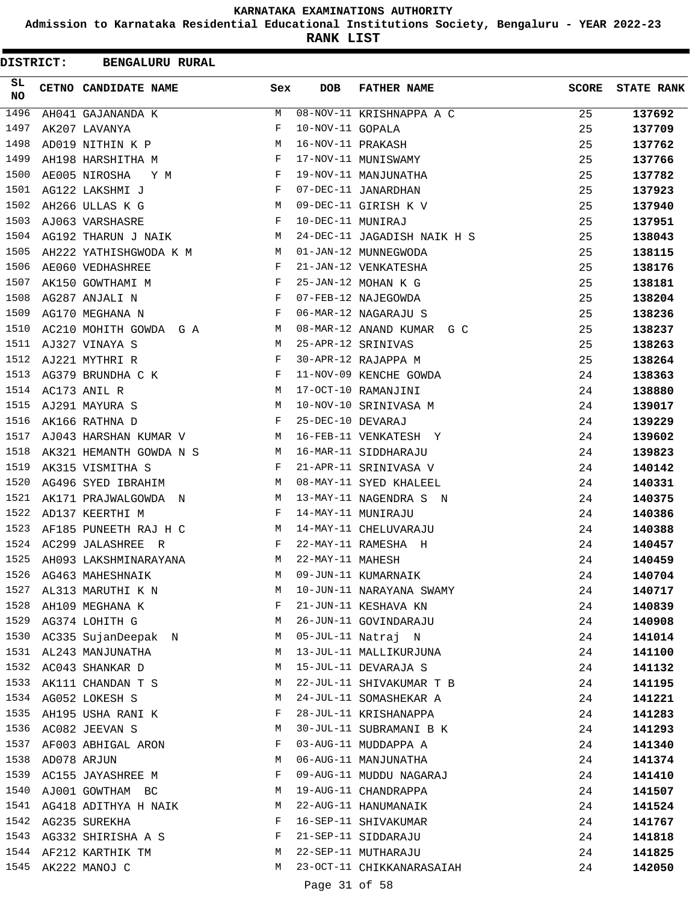# KARNATAKA EXAMINATIONS AUTHORITY

**Admission to Karnataka Residential Educational Institutions Society, Bengaluru - YEAR 2022-23**

**RANK LIST**

**DISTRICT: BENGALURU RURAL**

| SL NO | CETNO | CANDIDATE NAME | Sex | DOB | FATHER NAME | SCORE | STATE RANK |
|---|---|---|---|---|---|---|---|
| 1496 | AH041 | GAJANANDA K | M | 08-NOV-11 | KRISHNAPPA A C | 25 | **137692** |
| 1497 | AK207 | LAVANYA | F | 10-NOV-11 | GOPALA | 25 | **137709** |
| 1498 | AD019 | NITHIN K P | M | 16-NOV-11 | PRAKASH | 25 | **137762** |
| 1499 | AH198 | HARSHITHA M | F | 17-NOV-11 | MUNISWAMY | 25 | **137766** |
| 1500 | AE005 | NIROSHA Y M | F | 19-NOV-11 | MANJUNATHA | 25 | **137782** |
| 1501 | AG122 | LAKSHMI J | F | 07-DEC-11 | JANARDHAN | 25 | **137923** |
| 1502 | AH266 | ULLAS K G | M | 09-DEC-11 | GIRISH K V | 25 | **137940** |
| 1503 | AJ063 | VARSHASRE | F | 10-DEC-11 | MUNIRAJ | 25 | **137951** |
| 1504 | AG192 | THARUN J NAIK | M | 24-DEC-11 | JAGADISH NAIK H S | 25 | **138043** |
| 1505 | AH222 | YATHISHGWODA K M | M | 01-JAN-12 | MUNNEGWODA | 25 | **138115** |
| 1506 | AE060 | VEDHASHREE | F | 21-JAN-12 | VENKATESHA | 25 | **138176** |
| 1507 | AK150 | GOWTHAMI M | F | 25-JAN-12 | MOHAN K G | 25 | **138181** |
| 1508 | AG287 | ANJALI N | F | 07-FEB-12 | NAJEGOWDA | 25 | **138204** |
| 1509 | AG170 | MEGHANA N | F | 06-MAR-12 | NAGARAJU S | 25 | **138236** |
| 1510 | AC210 | MOHITH GOWDA G A | M | 08-MAR-12 | ANAND KUMAR G C | 25 | **138237** |
| 1511 | AJ327 | VINAYA S | M | 25-APR-12 | SRINIVAS | 25 | **138263** |
| 1512 | AJ221 | MYTHRI R | F | 30-APR-12 | RAJAPPA M | 25 | **138264** |
| 1513 | AG379 | BRUNDHA C K | F | 11-NOV-09 | KENCHE GOWDA | 24 | **138363** |
| 1514 | AC173 | ANIL R | M | 17-OCT-10 | RAMANJINI | 24 | **138880** |
| 1515 | AJ291 | MAYURA S | M | 10-NOV-10 | SRINIVASA M | 24 | **139017** |
| 1516 | AK166 | RATHNA D | F | 25-DEC-10 | DEVARAJ | 24 | **139229** |
| 1517 | AJ043 | HARSHAN KUMAR V | M | 16-FEB-11 | VENKATESH Y | 24 | **139602** |
| 1518 | AK321 | HEMANTH GOWDA N S | M | 16-MAR-11 | SIDDHARAJU | 24 | **139823** |
| 1519 | AK315 | VISMITHA S | F | 21-APR-11 | SRINIVASA V | 24 | **140142** |
| 1520 | AG496 | SYED IBRAHIM | M | 08-MAY-11 | SYED KHALEEL | 24 | **140331** |
| 1521 | AK171 | PRAJWALGOWDA N | M | 13-MAY-11 | NAGENDRA S N | 24 | **140375** |
| 1522 | AD137 | KEERTHI M | F | 14-MAY-11 | MUNIRAJU | 24 | **140386** |
| 1523 | AF185 | PUNEETH RAJ H C | M | 14-MAY-11 | CHELUVARAJU | 24 | **140388** |
| 1524 | AC299 | JALASHREE R | F | 22-MAY-11 | RAMESHA H | 24 | **140457** |
| 1525 | AH093 | LAKSHMINARAYANA | M | 22-MAY-11 | MAHESH | 24 | **140459** |
| 1526 | AG463 | MAHESHNAIK | M | 09-JUN-11 | KUMARNAIK | 24 | **140704** |
| 1527 | AL313 | MARUTHI K N | M | 10-JUN-11 | NARAYANA SWAMY | 24 | **140717** |
| 1528 | AH109 | MEGHANA K | F | 21-JUN-11 | KESHAVA KN | 24 | **140839** |
| 1529 | AG374 | LOHITH G | M | 26-JUN-11 | GOVINDARAJU | 24 | **140908** |
| 1530 | AC335 | SujanDeepak N | M | 05-JUL-11 | Natraj N | 24 | **141014** |
| 1531 | AL243 | MANJUNATHA | M | 13-JUL-11 | MALLIKURJUNA | 24 | **141100** |
| 1532 | AC043 | SHANKAR D | M | 15-JUL-11 | DEVARAJA S | 24 | **141132** |
| 1533 | AK111 | CHANDAN T S | M | 22-JUL-11 | SHIVAKUMAR T B | 24 | **141195** |
| 1534 | AG052 | LOKESH S | M | 24-JUL-11 | SOMASHEKAR A | 24 | **141221** |
| 1535 | AH195 | USHA RANI K | F | 28-JUL-11 | KRISHANAPPA | 24 | **141283** |
| 1536 | AC082 | JEEVAN S | M | 30-JUL-11 | SUBRAMANI B K | 24 | **141293** |
| 1537 | AF003 | ABHIGAL ARON | F | 03-AUG-11 | MUDDAPPA A | 24 | **141340** |
| 1538 | AD078 | ARJUN | M | 06-AUG-11 | MANJUNATHA | 24 | **141374** |
| 1539 | AC155 | JAYASHREE M | F | 09-AUG-11 | MUDDU NAGARAJ | 24 | **141410** |
| 1540 | AJ001 | GOWTHAM BC | M | 19-AUG-11 | CHANDRAPPA | 24 | **141507** |
| 1541 | AG418 | ADITHYA H NAIK | M | 22-AUG-11 | HANUMANAIK | 24 | **141524** |
| 1542 | AG235 | SUREKHA | F | 16-SEP-11 | SHIVAKUMAR | 24 | **141767** |
| 1543 | AG332 | SHIRISHA A S | F | 21-SEP-11 | SIDDARAJU | 24 | **141818** |
| 1544 | AF212 | KARTHIK TM | M | 22-SEP-11 | MUTHARAJU | 24 | **141825** |
| 1545 | AK222 | MANOJ C | M | 23-OCT-11 | CHIKKANARASAIAH | 24 | **142050** |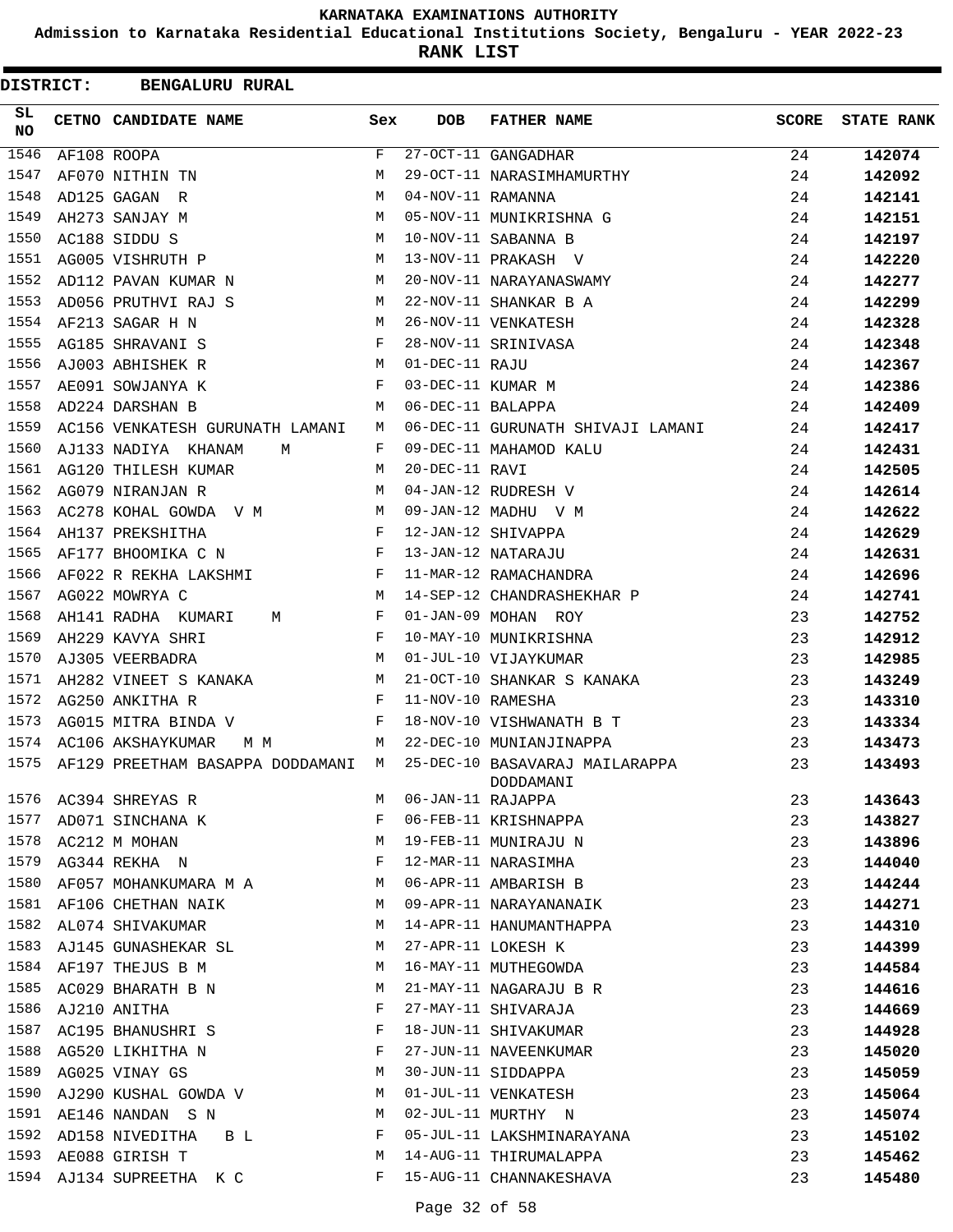KARNATAKA EXAMINATIONS AUTHORITY

Admission to Karnataka Residential Educational Institutions Society, Bengaluru - YEAR 2022-23

**RANK LIST**

**DISTRICT: BENGALURU RURAL**

| SL NO | CETNO | CANDIDATE NAME | Sex | DOB | FATHER NAME | SCORE | STATE RANK |
|---|---|---|---|---|---|---|---|
| 1546 | AF108 | ROOPA | F | 27-OCT-11 | GANGADHAR | 24 | 142074 |
| 1547 | AF070 | NITHIN TN | M | 29-OCT-11 | NARASIMHAMURTHY | 24 | 142092 |
| 1548 | AD125 | GAGAN R | M | 04-NOV-11 | RAMANNA | 24 | 142141 |
| 1549 | AH273 | SANJAY M | M | 05-NOV-11 | MUNIKRISHNA G | 24 | 142151 |
| 1550 | AC188 | SIDDU S | M | 10-NOV-11 | SABANNA B | 24 | 142197 |
| 1551 | AG005 | VISHRUTH P | M | 13-NOV-11 | PRAKASH V | 24 | 142220 |
| 1552 | AD112 | PAVAN KUMAR N | M | 20-NOV-11 | NARAYANASWAMY | 24 | 142277 |
| 1553 | AD056 | PRUTHVI RAJ S | M | 22-NOV-11 | SHANKAR B A | 24 | 142299 |
| 1554 | AF213 | SAGAR H N | M | 26-NOV-11 | VENKATESH | 24 | 142328 |
| 1555 | AG185 | SHRAVANI S | F | 28-NOV-11 | SRINIVASA | 24 | 142348 |
| 1556 | AJ003 | ABHISHEK R | M | 01-DEC-11 | RAJU | 24 | 142367 |
| 1557 | AE091 | SOWJANYA K | F | 03-DEC-11 | KUMAR M | 24 | 142386 |
| 1558 | AD224 | DARSHAN B | M | 06-DEC-11 | BALAPPA | 24 | 142409 |
| 1559 | AC156 | VENKATESH GURUNATH LAMANI | M | 06-DEC-11 | GURUNATH SHIVAJI LAMANI | 24 | 142417 |
| 1560 | AJ133 | NADIYA KHANAM M | F | 09-DEC-11 | MAHAMOD KALU | 24 | 142431 |
| 1561 | AG120 | THILESH KUMAR | M | 20-DEC-11 | RAVI | 24 | 142505 |
| 1562 | AG079 | NIRANJAN R | M | 04-JAN-12 | RUDRESH V | 24 | 142614 |
| 1563 | AC278 | KOHAL GOWDA V M | M | 09-JAN-12 | MADHU V M | 24 | 142622 |
| 1564 | AH137 | PREKSHITHA | F | 12-JAN-12 | SHIVAPPA | 24 | 142629 |
| 1565 | AF177 | BHOOMIKA C N | F | 13-JAN-12 | NATARAJU | 24 | 142631 |
| 1566 | AF022 | R REKHA LAKSHMI | F | 11-MAR-12 | RAMACHANDRA | 24 | 142696 |
| 1567 | AG022 | MOWRYA C | M | 14-SEP-12 | CHANDRASHEKHAR P | 24 | 142741 |
| 1568 | AH141 | RADHA KUMARI M | F | 01-JAN-09 | MOHAN ROY | 23 | 142752 |
| 1569 | AH229 | KAVYA SHRI | F | 10-MAY-10 | MUNIKRISHNA | 23 | 142912 |
| 1570 | AJ305 | VEERBADRA | M | 01-JUL-10 | VIJAYKUMAR | 23 | 142985 |
| 1571 | AH282 | VINEET S KANAKA | M | 21-OCT-10 | SHANKAR S KANAKA | 23 | 143249 |
| 1572 | AG250 | ANKITHA R | F | 11-NOV-10 | RAMESHA | 23 | 143310 |
| 1573 | AG015 | MITRA BINDA V | F | 18-NOV-10 | VISHWANATH B T | 23 | 143334 |
| 1574 | AC106 | AKSHAYKUMAR M M | M | 22-DEC-10 | MUNIANJINAPPA | 23 | 143473 |
| 1575 | AF129 | PREETHAM BASAPPA DODDAMANI | M | 25-DEC-10 | BASAVARAJ MAILARAPPA DODDAMANI | 23 | 143493 |
| 1576 | AC394 | SHREYAS R | M | 06-JAN-11 | RAJAPPA | 23 | 143643 |
| 1577 | AD071 | SINCHANA K | F | 06-FEB-11 | KRISHNAPPA | 23 | 143827 |
| 1578 | AC212 | M MOHAN | M | 19-FEB-11 | MUNIRAJU N | 23 | 143896 |
| 1579 | AG344 | REKHA N | F | 12-MAR-11 | NARASIMHA | 23 | 144040 |
| 1580 | AF057 | MOHANKUMARA M A | M | 06-APR-11 | AMBARISH B | 23 | 144244 |
| 1581 | AF106 | CHETHAN NAIK | M | 09-APR-11 | NARAYANANAIK | 23 | 144271 |
| 1582 | AL074 | SHIVAKUMAR | M | 14-APR-11 | HANUMANTHAPPA | 23 | 144310 |
| 1583 | AJ145 | GUNASHEKAR SL | M | 27-APR-11 | LOKESH K | 23 | 144399 |
| 1584 | AF197 | THEJUS B M | M | 16-MAY-11 | MUTHEGOWDA | 23 | 144584 |
| 1585 | AC029 | BHARATH B N | M | 21-MAY-11 | NAGARAJU B R | 23 | 144616 |
| 1586 | AJ210 | ANITHA | F | 27-MAY-11 | SHIVARAJA | 23 | 144669 |
| 1587 | AC195 | BHANUSHRI S | F | 18-JUN-11 | SHIVAKUMAR | 23 | 144928 |
| 1588 | AG520 | LIKHITHA N | F | 27-JUN-11 | NAVEENKUMAR | 23 | 145020 |
| 1589 | AG025 | VINAY GS | M | 30-JUN-11 | SIDDAPPA | 23 | 145059 |
| 1590 | AJ290 | KUSHAL GOWDA V | M | 01-JUL-11 | VENKATESH | 23 | 145064 |
| 1591 | AE146 | NANDAN S N | M | 02-JUL-11 | MURTHY N | 23 | 145074 |
| 1592 | AD158 | NIVEDITHA B L | F | 05-JUL-11 | LAKSHMINARAYANA | 23 | 145102 |
| 1593 | AE088 | GIRISH T | M | 14-AUG-11 | THIRUMALAPPA | 23 | 145462 |
| 1594 | AJ134 | SUPREETHA K C | F | 15-AUG-11 | CHANNAKESHAVA | 23 | 145480 |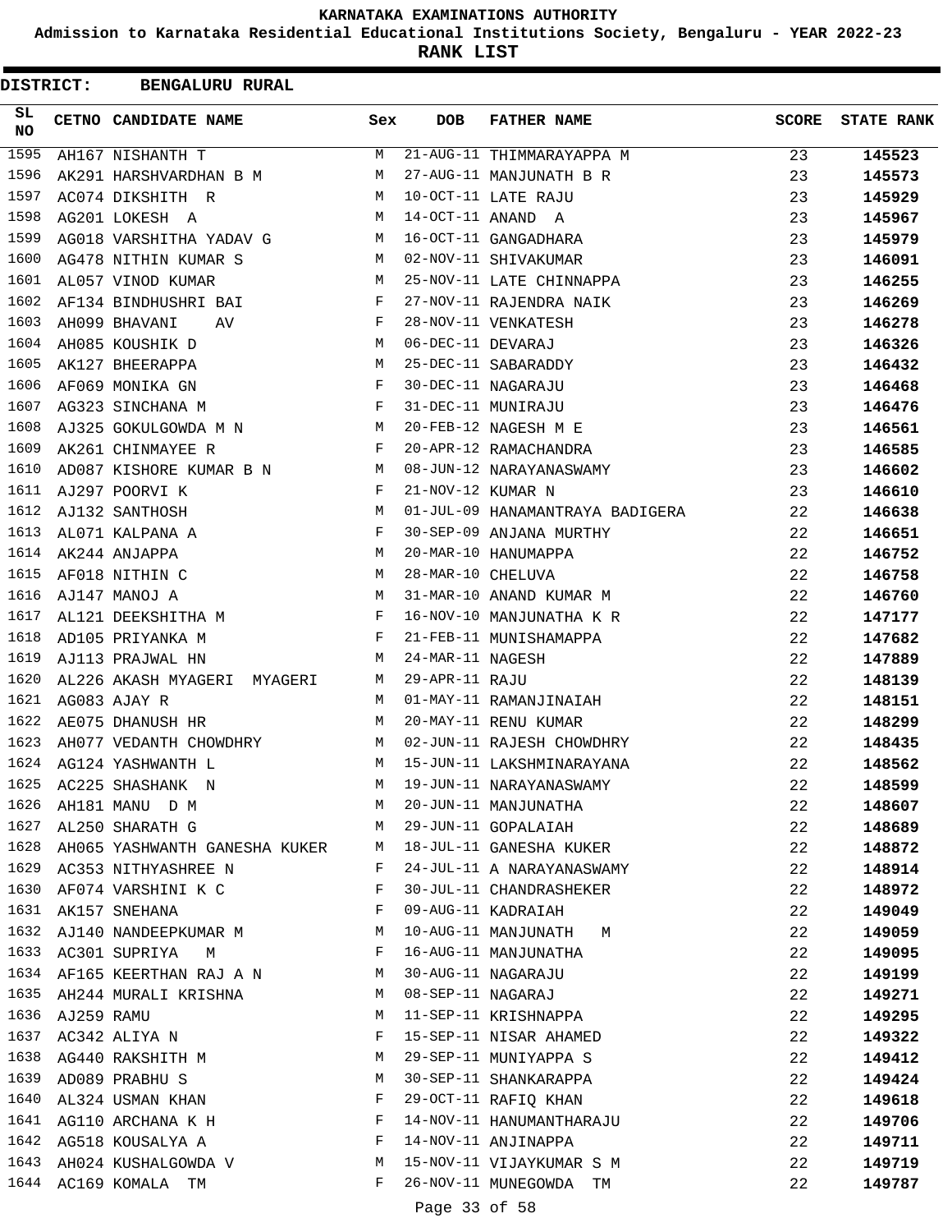KARNATAKA EXAMINATIONS AUTHORITY

Admission to Karnataka Residential Educational Institutions Society, Bengaluru - YEAR 2022-23

**RANK LIST**

**DISTRICT: BENGALURU RURAL**

| SL NO | CETNO | CANDIDATE NAME | Sex | DOB | FATHER NAME | SCORE | STATE RANK |
|---|---|---|---|---|---|---|---|
| 1595 | AH167 | NISHANTH T | M | 21-AUG-11 | THIMMARAYAPPA M | 23 | 145523 |
| 1596 | AK291 | HARSHVARDHAN B M | M | 27-AUG-11 | MANJUNATH B R | 23 | 145573 |
| 1597 | AC074 | DIKSHITH R | M | 10-OCT-11 | LATE RAJU | 23 | 145929 |
| 1598 | AG201 | LOKESH A | M | 14-OCT-11 | ANAND A | 23 | 145967 |
| 1599 | AG018 | VARSHITHA YADAV G | M | 16-OCT-11 | GANGADHARA | 23 | 145979 |
| 1600 | AG478 | NITHIN KUMAR S | M | 02-NOV-11 | SHIVAKUMAR | 23 | 146091 |
| 1601 | AL057 | VINOD KUMAR | M | 25-NOV-11 | LATE CHINNAPPA | 23 | 146255 |
| 1602 | AF134 | BINDHUSHRI BAI | F | 27-NOV-11 | RAJENDRA NAIK | 23 | 146269 |
| 1603 | AH099 | BHAVANI AV | F | 28-NOV-11 | VENKATESH | 23 | 146278 |
| 1604 | AH085 | KOUSHIK D | M | 06-DEC-11 | DEVARAJ | 23 | 146326 |
| 1605 | AK127 | BHEERAPPA | M | 25-DEC-11 | SABARADDY | 23 | 146432 |
| 1606 | AF069 | MONIKA GN | F | 30-DEC-11 | NAGARAJU | 23 | 146468 |
| 1607 | AG323 | SINCHANA M | F | 31-DEC-11 | MUNIRAJU | 23 | 146476 |
| 1608 | AJ325 | GOKULGOWDA M N | M | 20-FEB-12 | NAGESH M E | 23 | 146561 |
| 1609 | AK261 | CHINMAYEE R | F | 20-APR-12 | RAMACHANDRA | 23 | 146585 |
| 1610 | AD087 | KISHORE KUMAR B N | M | 08-JUN-12 | NARAYANASWAMY | 23 | 146602 |
| 1611 | AJ297 | POORVI K | F | 21-NOV-12 | KUMAR N | 23 | 146610 |
| 1612 | AJ132 | SANTHOSH | M | 01-JUL-09 | HANAMANTRAYA BADIGERA | 22 | 146638 |
| 1613 | AL071 | KALPANA A | F | 30-SEP-09 | ANJANA MURTHY | 22 | 146651 |
| 1614 | AK244 | ANJAPPA | M | 20-MAR-10 | HANUMAPPA | 22 | 146752 |
| 1615 | AF018 | NITHIN C | M | 28-MAR-10 | CHELUVA | 22 | 146758 |
| 1616 | AJ147 | MANOJ A | M | 31-MAR-10 | ANAND KUMAR M | 22 | 146760 |
| 1617 | AL121 | DEEKSHITHA M | F | 16-NOV-10 | MANJUNATHA K R | 22 | 147177 |
| 1618 | AD105 | PRIYANKA M | F | 21-FEB-11 | MUNISHAMAPPA | 22 | 147682 |
| 1619 | AJ113 | PRAJWAL HN | M | 24-MAR-11 | NAGESH | 22 | 147889 |
| 1620 | AL226 | AKASH MYAGERI MYAGERI | M | 29-APR-11 | RAJU | 22 | 148139 |
| 1621 | AG083 | AJAY R | M | 01-MAY-11 | RAMANJINAIAH | 22 | 148151 |
| 1622 | AE075 | DHANUSH HR | M | 20-MAY-11 | RENU KUMAR | 22 | 148299 |
| 1623 | AH077 | VEDANTH CHOWDHRY | M | 02-JUN-11 | RAJESH CHOWDHRY | 22 | 148435 |
| 1624 | AG124 | YASHWANTH L | M | 15-JUN-11 | LAKSHMINARAYANA | 22 | 148562 |
| 1625 | AC225 | SHASHANK N | M | 19-JUN-11 | NARAYANASWAMY | 22 | 148599 |
| 1626 | AH181 | MANU D M | M | 20-JUN-11 | MANJUNATHA | 22 | 148607 |
| 1627 | AL250 | SHARATH G | M | 29-JUN-11 | GOPALAIAH | 22 | 148689 |
| 1628 | AH065 | YASHWANTH GANESHA KUKER | M | 18-JUL-11 | GANESHA KUKER | 22 | 148872 |
| 1629 | AC353 | NITHYASHREE N | F | 24-JUL-11 | A NARAYANASWAMY | 22 | 148914 |
| 1630 | AF074 | VARSHINI K C | F | 30-JUL-11 | CHANDRASHEKER | 22 | 148972 |
| 1631 | AK157 | SNEHANA | F | 09-AUG-11 | KADRAIAH | 22 | 149049 |
| 1632 | AJ140 | NANDEEPKUMAR M | M | 10-AUG-11 | MANJUNATH M | 22 | 149059 |
| 1633 | AC301 | SUPRIYA M | F | 16-AUG-11 | MANJUNATHA | 22 | 149095 |
| 1634 | AF165 | KEERTHAN RAJ A N | M | 30-AUG-11 | NAGARAJU | 22 | 149199 |
| 1635 | AH244 | MURALI KRISHNA | M | 08-SEP-11 | NAGARAJ | 22 | 149271 |
| 1636 | AJ259 | RAMU | M | 11-SEP-11 | KRISHNAPPA | 22 | 149295 |
| 1637 | AC342 | ALIYA N | F | 15-SEP-11 | NISAR AHAMED | 22 | 149322 |
| 1638 | AG440 | RAKSHITH M | M | 29-SEP-11 | MUNIYAPPA S | 22 | 149412 |
| 1639 | AD089 | PRABHU S | M | 30-SEP-11 | SHANKARAPPA | 22 | 149424 |
| 1640 | AL324 | USMAN KHAN | F | 29-OCT-11 | RAFIQ KHAN | 22 | 149618 |
| 1641 | AG110 | ARCHANA K H | F | 14-NOV-11 | HANUMANTHARAJU | 22 | 149706 |
| 1642 | AG518 | KOUSALYA A | F | 14-NOV-11 | ANJINAPPA | 22 | 149711 |
| 1643 | AH024 | KUSHALGOWDA V | M | 15-NOV-11 | VIJAYKUMAR S M | 22 | 149719 |
| 1644 | AC169 | KOMALA TM | F | 26-NOV-11 | MUNEGOWDA TM | 22 | 149787 |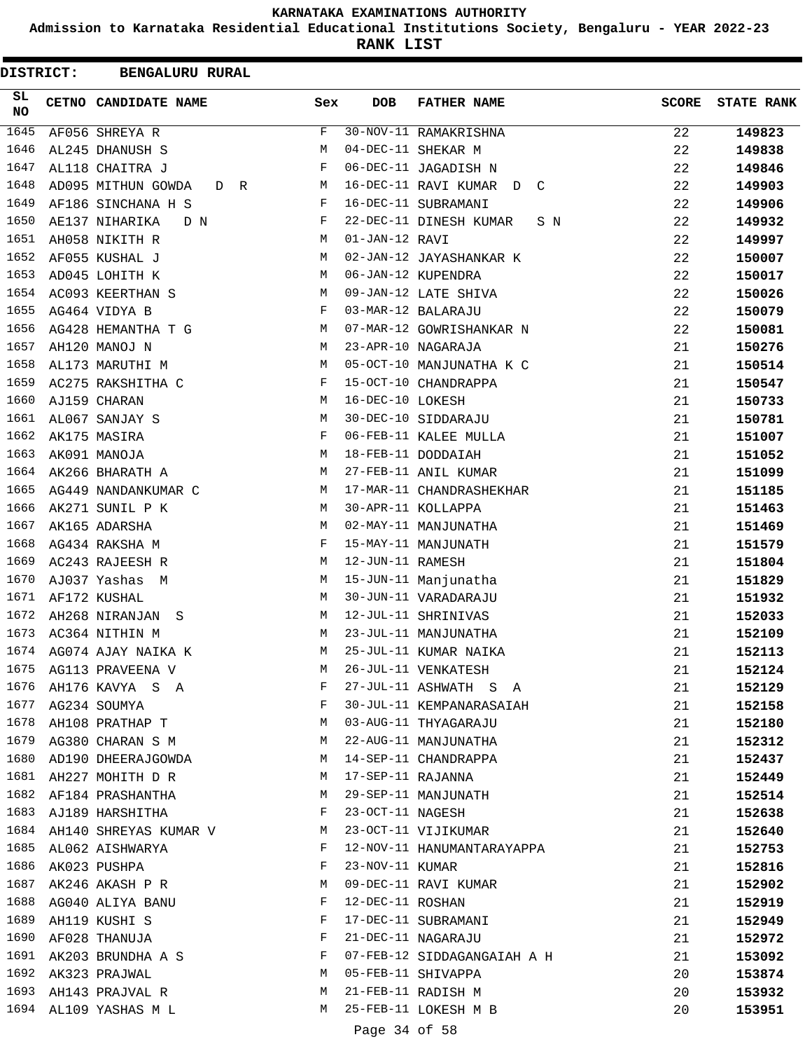# KARNATAKA EXAMINATIONS AUTHORITY

**Admission to Karnataka Residential Educational Institutions Society, Bengaluru - YEAR 2022-23**

**RANK LIST**

**DISTRICT: BENGALURU RURAL**

| SL NO | CETNO | CANDIDATE NAME | Sex | DOB | FATHER NAME | SCORE | STATE RANK |
|---|---|---|---|---|---|---|---|
| 1645 | AF056 | SHREYA R | F | 30-NOV-11 | RAMAKRISHNA | 22 | 149823 |
| 1646 | AL245 | DHANUSH S | M | 04-DEC-11 | SHEKAR M | 22 | 149838 |
| 1647 | AL118 | CHAITRA J | F | 06-DEC-11 | JAGADISH N | 22 | 149846 |
| 1648 | AD095 | MITHUN GOWDA D R | M | 16-DEC-11 | RAVI KUMAR D C | 22 | 149903 |
| 1649 | AF186 | SINCHANA H S | F | 16-DEC-11 | SUBRAMANI | 22 | 149906 |
| 1650 | AE137 | NIHARIKA D N | F | 22-DEC-11 | DINESH KUMAR S N | 22 | 149932 |
| 1651 | AH058 | NIKITH R | M | 01-JAN-12 | RAVI | 22 | 149997 |
| 1652 | AF055 | KUSHAL J | M | 02-JAN-12 | JAYASHANKAR K | 22 | 150007 |
| 1653 | AD045 | LOHITH K | M | 06-JAN-12 | KUPENDRA | 22 | 150017 |
| 1654 | AC093 | KEERTHAN S | M | 09-JAN-12 | LATE SHIVA | 22 | 150026 |
| 1655 | AG464 | VIDYA B | F | 03-MAR-12 | BALARAJU | 22 | 150079 |
| 1656 | AG428 | HEMANTHA T G | M | 07-MAR-12 | GOWRISHANKAR N | 22 | 150081 |
| 1657 | AH120 | MANOJ N | M | 23-APR-10 | NAGARAJA | 21 | 150276 |
| 1658 | AL173 | MARUTHI M | M | 05-OCT-10 | MANJUNATHA K C | 21 | 150514 |
| 1659 | AC275 | RAKSHITHA C | F | 15-OCT-10 | CHANDRAPPA | 21 | 150547 |
| 1660 | AJ159 | CHARAN | M | 16-DEC-10 | LOKESH | 21 | 150733 |
| 1661 | AL067 | SANJAY S | M | 30-DEC-10 | SIDDARAJU | 21 | 150781 |
| 1662 | AK175 | MASIRA | F | 06-FEB-11 | KALEE MULLA | 21 | 151007 |
| 1663 | AK091 | MANOJA | M | 18-FEB-11 | DODDAIAH | 21 | 151052 |
| 1664 | AK266 | BHARATH A | M | 27-FEB-11 | ANIL KUMAR | 21 | 151099 |
| 1665 | AG449 | NANDANKUMAR C | M | 17-MAR-11 | CHANDRASHEKHAR | 21 | 151185 |
| 1666 | AK271 | SUNIL P K | M | 30-APR-11 | KOLLAPPA | 21 | 151463 |
| 1667 | AK165 | ADARSHA | M | 02-MAY-11 | MANJUNATHA | 21 | 151469 |
| 1668 | AG434 | RAKSHA M | F | 15-MAY-11 | MANJUNATH | 21 | 151579 |
| 1669 | AC243 | RAJEESH R | M | 12-JUN-11 | RAMESH | 21 | 151804 |
| 1670 | AJ037 | Yashas M | M | 15-JUN-11 | Manjunatha | 21 | 151829 |
| 1671 | AF172 | KUSHAL | M | 30-JUN-11 | VARADARAJU | 21 | 151932 |
| 1672 | AH268 | NIRANJAN S | M | 12-JUL-11 | SHRINIVAS | 21 | 152033 |
| 1673 | AC364 | NITHIN M | M | 23-JUL-11 | MANJUNATHA | 21 | 152109 |
| 1674 | AG074 | AJAY NAIKA K | M | 25-JUL-11 | KUMAR NAIKA | 21 | 152113 |
| 1675 | AG113 | PRAVEENA V | M | 26-JUL-11 | VENKATESH | 21 | 152124 |
| 1676 | AH176 | KAVYA S A | F | 27-JUL-11 | ASHWATH S A | 21 | 152129 |
| 1677 | AG234 | SOUMYA | F | 30-JUL-11 | KEMPANARASAIAH | 21 | 152158 |
| 1678 | AH108 | PRATHAP T | M | 03-AUG-11 | THYAGARAJU | 21 | 152180 |
| 1679 | AG380 | CHARAN S M | M | 22-AUG-11 | MANJUNATHA | 21 | 152312 |
| 1680 | AD190 | DHEERAJGOWDA | M | 14-SEP-11 | CHANDRAPPA | 21 | 152437 |
| 1681 | AH227 | MOHITH D R | M | 17-SEP-11 | RAJANNA | 21 | 152449 |
| 1682 | AF184 | PRASHANTHA | M | 29-SEP-11 | MANJUNATH | 21 | 152514 |
| 1683 | AJ189 | HARSHITHA | F | 23-OCT-11 | NAGESH | 21 | 152638 |
| 1684 | AH140 | SHREYAS KUMAR V | M | 23-OCT-11 | VIJIKUMAR | 21 | 152640 |
| 1685 | AL062 | AISHWARYA | F | 12-NOV-11 | HANUMANTARAYAPPA | 21 | 152753 |
| 1686 | AK023 | PUSHPA | F | 23-NOV-11 | KUMAR | 21 | 152816 |
| 1687 | AK246 | AKASH P R | M | 09-DEC-11 | RAVI KUMAR | 21 | 152902 |
| 1688 | AG040 | ALIYA BANU | F | 12-DEC-11 | ROSHAN | 21 | 152919 |
| 1689 | AH119 | KUSHI S | F | 17-DEC-11 | SUBRAMANI | 21 | 152949 |
| 1690 | AF028 | THANUJA | F | 21-DEC-11 | NAGARAJU | 21 | 152972 |
| 1691 | AK203 | BRUNDHA A S | F | 07-FEB-12 | SIDDAGANGAIAH A H | 21 | 153092 |
| 1692 | AK323 | PRAJWAL | M | 05-FEB-11 | SHIVAPPA | 20 | 153874 |
| 1693 | AH143 | PRAJVAL R | M | 21-FEB-11 | RADISH M | 20 | 153932 |
| 1694 | AL109 | YASHAS M L | M | 25-FEB-11 | LOKESH M B | 20 | 153951 |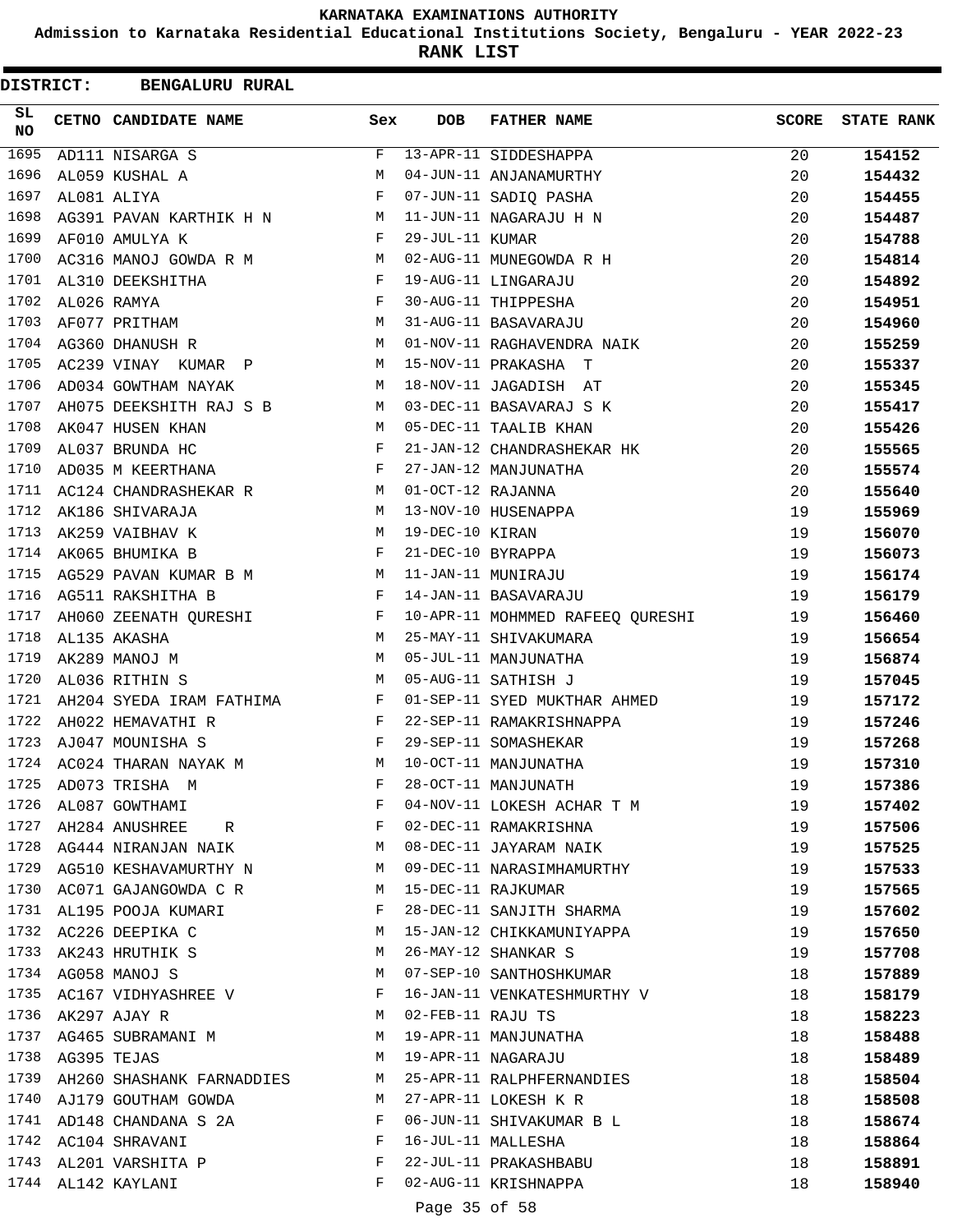**KARNATAKA EXAMINATIONS AUTHORITY**

**Admission to Karnataka Residential Educational Institutions Society, Bengaluru - YEAR 2022-23**

**RANK LIST**

**DISTRICT: BENGALURU RURAL**

| SL NO | CETNO | CANDIDATE NAME | Sex | DOB | FATHER NAME | SCORE | STATE RANK |
|---|---|---|---|---|---|---|---|
| 1695 | AD111 | NISARGA S | F | 13-APR-11 | SIDDESHAPPA | 20 | **154152** |
| 1696 | AL059 | KUSHAL A | M | 04-JUN-11 | ANJANAMURTHY | 20 | **154432** |
| 1697 | AL081 | ALIYA | F | 07-JUN-11 | SADIQ PASHA | 20 | **154455** |
| 1698 | AG391 | PAVAN KARTHIK H N | M | 11-JUN-11 | NAGARAJU H N | 20 | **154487** |
| 1699 | AF010 | AMULYA K | F | 29-JUL-11 | KUMAR | 20 | **154788** |
| 1700 | AC316 | MANOJ GOWDA R M | M | 02-AUG-11 | MUNEGOWDA R H | 20 | **154814** |
| 1701 | AL310 | DEEKSHITHA | F | 19-AUG-11 | LINGARAJU | 20 | **154892** |
| 1702 | AL026 | RAMYA | F | 30-AUG-11 | THIPPESHA | 20 | **154951** |
| 1703 | AF077 | PRITHAM | M | 31-AUG-11 | BASAVARAJU | 20 | **154960** |
| 1704 | AG360 | DHANUSH R | M | 01-NOV-11 | RAGHAVENDRA NAIK | 20 | **155259** |
| 1705 | AC239 | VINAY KUMAR P | M | 15-NOV-11 | PRAKASHA T | 20 | **155337** |
| 1706 | AD034 | GOWTHAM NAYAK | M | 18-NOV-11 | JAGADISH AT | 20 | **155345** |
| 1707 | AH075 | DEEKSHITH RAJ S B | M | 03-DEC-11 | BASAVARAJ S K | 20 | **155417** |
| 1708 | AK047 | HUSEN KHAN | M | 05-DEC-11 | TAALIB KHAN | 20 | **155426** |
| 1709 | AL037 | BRUNDA HC | F | 21-JAN-12 | CHANDRASHEKAR HK | 20 | **155565** |
| 1710 | AD035 | M KEERTHANA | F | 27-JAN-12 | MANJUNATHA | 20 | **155574** |
| 1711 | AC124 | CHANDRASHEKAR R | M | 01-OCT-12 | RAJANNA | 20 | **155640** |
| 1712 | AK186 | SHIVARAJA | M | 13-NOV-10 | HUSENAPPA | 19 | **155969** |
| 1713 | AK259 | VAIBHAV K | M | 19-DEC-10 | KIRAN | 19 | **156070** |
| 1714 | AK065 | BHUMIKA B | F | 21-DEC-10 | BYRAPPA | 19 | **156073** |
| 1715 | AG529 | PAVAN KUMAR B M | M | 11-JAN-11 | MUNIRAJU | 19 | **156174** |
| 1716 | AG511 | RAKSHITHA B | F | 14-JAN-11 | BASAVARAJU | 19 | **156179** |
| 1717 | AH060 | ZEENATH QURESHI | F | 10-APR-11 | MOHMMED RAFEEQ QURESHI | 19 | **156460** |
| 1718 | AL135 | AKASHA | M | 25-MAY-11 | SHIVAKUMARA | 19 | **156654** |
| 1719 | AK289 | MANOJ M | M | 05-JUL-11 | MANJUNATHA | 19 | **156874** |
| 1720 | AL036 | RITHIN S | M | 05-AUG-11 | SATHISH J | 19 | **157045** |
| 1721 | AH204 | SYEDA IRAM FATHIMA | F | 01-SEP-11 | SYED MUKTHAR AHMED | 19 | **157172** |
| 1722 | AH022 | HEMAVATHI R | F | 22-SEP-11 | RAMAKRISHNAPPA | 19 | **157246** |
| 1723 | AJ047 | MOUNISHA S | F | 29-SEP-11 | SOMASHEKAR | 19 | **157268** |
| 1724 | AC024 | THARAN NAYAK M | M | 10-OCT-11 | MANJUNATHA | 19 | **157310** |
| 1725 | AD073 | TRISHA M | F | 28-OCT-11 | MANJUNATH | 19 | **157386** |
| 1726 | AL087 | GOWTHAMI | F | 04-NOV-11 | LOKESH ACHAR T M | 19 | **157402** |
| 1727 | AH284 | ANUSHREE R | F | 02-DEC-11 | RAMAKRISHNA | 19 | **157506** |
| 1728 | AG444 | NIRANJAN NAIK | M | 08-DEC-11 | JAYARAM NAIK | 19 | **157525** |
| 1729 | AG510 | KESHAVAMURTHY N | M | 09-DEC-11 | NARASIMHAMURTHY | 19 | **157533** |
| 1730 | AC071 | GAJANGOWDA C R | M | 15-DEC-11 | RAJKUMAR | 19 | **157565** |
| 1731 | AL195 | POOJA KUMARI | F | 28-DEC-11 | SANJITH SHARMA | 19 | **157602** |
| 1732 | AC226 | DEEPIKA C | M | 15-JAN-12 | CHIKKAMUNIYAPPA | 19 | **157650** |
| 1733 | AK243 | HRUTHIK S | M | 26-MAY-12 | SHANKAR S | 19 | **157708** |
| 1734 | AG058 | MANOJ S | M | 07-SEP-10 | SANTHOSHKUMAR | 18 | **157889** |
| 1735 | AC167 | VIDHYASHREE V | F | 16-JAN-11 | VENKATESHMURTHY V | 18 | **158179** |
| 1736 | AK297 | AJAY R | M | 02-FEB-11 | RAJU TS | 18 | **158223** |
| 1737 | AG465 | SUBRAMANI M | M | 19-APR-11 | MANJUNATHA | 18 | **158488** |
| 1738 | AG395 | TEJAS | M | 19-APR-11 | NAGARAJU | 18 | **158489** |
| 1739 | AH260 | SHASHANK FARNADDIES | M | 25-APR-11 | RALPHFERNANDIES | 18 | **158504** |
| 1740 | AJ179 | GOUTHAM GOWDA | M | 27-APR-11 | LOKESH K R | 18 | **158508** |
| 1741 | AD148 | CHANDANA S 2A | F | 06-JUN-11 | SHIVAKUMAR B L | 18 | **158674** |
| 1742 | AC104 | SHRAVANI | F | 16-JUL-11 | MALLESHA | 18 | **158864** |
| 1743 | AL201 | VARSHITA P | F | 22-JUL-11 | PRAKASHBABU | 18 | **158891** |
| 1744 | AL142 | KAYLANI | F | 02-AUG-11 | KRISHNAPPA | 18 | **158940** |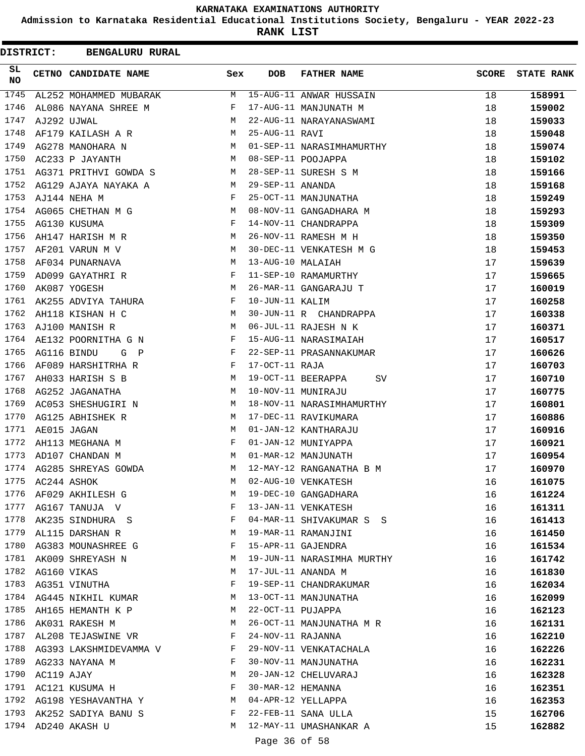# KARNATAKA EXAMINATIONS AUTHORITY

**Admission to Karnataka Residential Educational Institutions Society, Bengaluru - YEAR 2022-23**

**RANK LIST**

**DISTRICT: BENGALURU RURAL**

| SL NO | CETNO | CANDIDATE NAME | Sex | DOB | FATHER NAME | SCORE | STATE RANK |
|---|---|---|---|---|---|---|---|
| 1745 | AL252 | MOHAMMED MUBARAK | M | 15-AUG-11 | ANWAR HUSSAIN | 18 | 158991 |
| 1746 | AL086 | NAYANA SHREE M | F | 17-AUG-11 | MANJUNATH M | 18 | 159002 |
| 1747 | AJ292 | UJWAL | M | 22-AUG-11 | NARAYANASWAMI | 18 | 159033 |
| 1748 | AF179 | KAILASH A R | M | 25-AUG-11 | RAVI | 18 | 159048 |
| 1749 | AG278 | MANOHARA N | M | 01-SEP-11 | NARASIMHAMURTHY | 18 | 159074 |
| 1750 | AC233 | P JAYANTH | M | 08-SEP-11 | POOJAPPA | 18 | 159102 |
| 1751 | AG371 | PRITHVI GOWDA S | M | 28-SEP-11 | SURESH S M | 18 | 159166 |
| 1752 | AG129 | AJAYA NAYAKA A | M | 29-SEP-11 | ANANDA | 18 | 159168 |
| 1753 | AJ144 | NEHA M | F | 25-OCT-11 | MANJUNATHA | 18 | 159249 |
| 1754 | AG065 | CHETHAN M G | M | 08-NOV-11 | GANGADHARA M | 18 | 159293 |
| 1755 | AG130 | KUSUMA | F | 14-NOV-11 | CHANDRAPPA | 18 | 159309 |
| 1756 | AH147 | HARISH M R | M | 26-NOV-11 | RAMESH M H | 18 | 159350 |
| 1757 | AF201 | VARUN M V | M | 30-DEC-11 | VENKATESH M G | 18 | 159453 |
| 1758 | AF034 | PUNARNAVA | M | 13-AUG-10 | MALAIAH | 17 | 159639 |
| 1759 | AD099 | GAYATHRI R | F | 11-SEP-10 | RAMAMURTHY | 17 | 159665 |
| 1760 | AK087 | YOGESH | M | 26-MAR-11 | GANGARAJU T | 17 | 160019 |
| 1761 | AK255 | ADVIYA TAHURA | F | 10-JUN-11 | KALIM | 17 | 160258 |
| 1762 | AH118 | KISHAN H C | M | 30-JUN-11 | R CHANDRAPPA | 17 | 160338 |
| 1763 | AJ100 | MANISH R | M | 06-JUL-11 | RAJESH N K | 17 | 160371 |
| 1764 | AE132 | POORNITHA G N | F | 15-AUG-11 | NARASIMAIAH | 17 | 160517 |
| 1765 | AG116 | BINDU G P | F | 22-SEP-11 | PRASANNAKUMAR | 17 | 160626 |
| 1766 | AF089 | HARSHITRHA R | F | 17-OCT-11 | RAJA | 17 | 160703 |
| 1767 | AH033 | HARISH S B | M | 19-OCT-11 | BEERAPPA SV | 17 | 160710 |
| 1768 | AG252 | JAGANATHA | M | 10-NOV-11 | MUNIRAJU | 17 | 160775 |
| 1769 | AC053 | SHESHUGIRI N | M | 18-NOV-11 | NARASIMHAMURTHY | 17 | 160801 |
| 1770 | AG125 | ABHISHEK R | M | 17-DEC-11 | RAVIKUMARA | 17 | 160886 |
| 1771 | AE015 | JAGAN | M | 01-JAN-12 | KANTHARAJU | 17 | 160916 |
| 1772 | AH113 | MEGHANA M | F | 01-JAN-12 | MUNIYAPPA | 17 | 160921 |
| 1773 | AD107 | CHANDAN M | M | 01-MAR-12 | MANJUNATH | 17 | 160954 |
| 1774 | AG285 | SHREYAS GOWDA | M | 12-MAY-12 | RANGANATHA B M | 17 | 160970 |
| 1775 | AC244 | ASHOK | M | 02-AUG-10 | VENKATESH | 16 | 161075 |
| 1776 | AF029 | AKHILESH G | M | 19-DEC-10 | GANGADHARA | 16 | 161224 |
| 1777 | AG167 | TANUJA V | F | 13-JAN-11 | VENKATESH | 16 | 161311 |
| 1778 | AK235 | SINDHURA S | F | 04-MAR-11 | SHIVAKUMAR S S | 16 | 161413 |
| 1779 | AL115 | DARSHAN R | M | 19-MAR-11 | RAMANJINI | 16 | 161450 |
| 1780 | AG383 | MOUNASHREE G | F | 15-APR-11 | GAJENDRA | 16 | 161534 |
| 1781 | AK009 | SHREYASH N | M | 19-JUN-11 | NARASIMHA MURTHY | 16 | 161742 |
| 1782 | AG160 | VIKAS | M | 17-JUL-11 | ANANDA M | 16 | 161830 |
| 1783 | AG351 | VINUTHA | F | 19-SEP-11 | CHANDRAKUMAR | 16 | 162034 |
| 1784 | AG445 | NIKHIL KUMAR | M | 13-OCT-11 | MANJUNATHA | 16 | 162099 |
| 1785 | AH165 | HEMANTH K P | M | 22-OCT-11 | PUJAPPA | 16 | 162123 |
| 1786 | AK031 | RAKESH M | M | 26-OCT-11 | MANJUNATHA M R | 16 | 162131 |
| 1787 | AL208 | TEJASWINE VR | F | 24-NOV-11 | RAJANNA | 16 | 162210 |
| 1788 | AG393 | LAKSHMIDEVAMMA V | F | 29-NOV-11 | VENKATACHALA | 16 | 162226 |
| 1789 | AG233 | NAYANA M | F | 30-NOV-11 | MANJUNATHA | 16 | 162231 |
| 1790 | AC119 | AJAY | M | 20-JAN-12 | CHELUVARAJ | 16 | 162328 |
| 1791 | AC121 | KUSUMA H | F | 30-MAR-12 | HEMANNA | 16 | 162351 |
| 1792 | AG198 | YESHAVANTHA Y | M | 04-APR-12 | YELLAPPA | 16 | 162353 |
| 1793 | AK252 | SADIYA BANU S | F | 22-FEB-11 | SANA ULLA | 15 | 162706 |
| 1794 | AD240 | AKASH U | M | 12-MAY-11 | UMASHANKAR A | 15 | 162882 |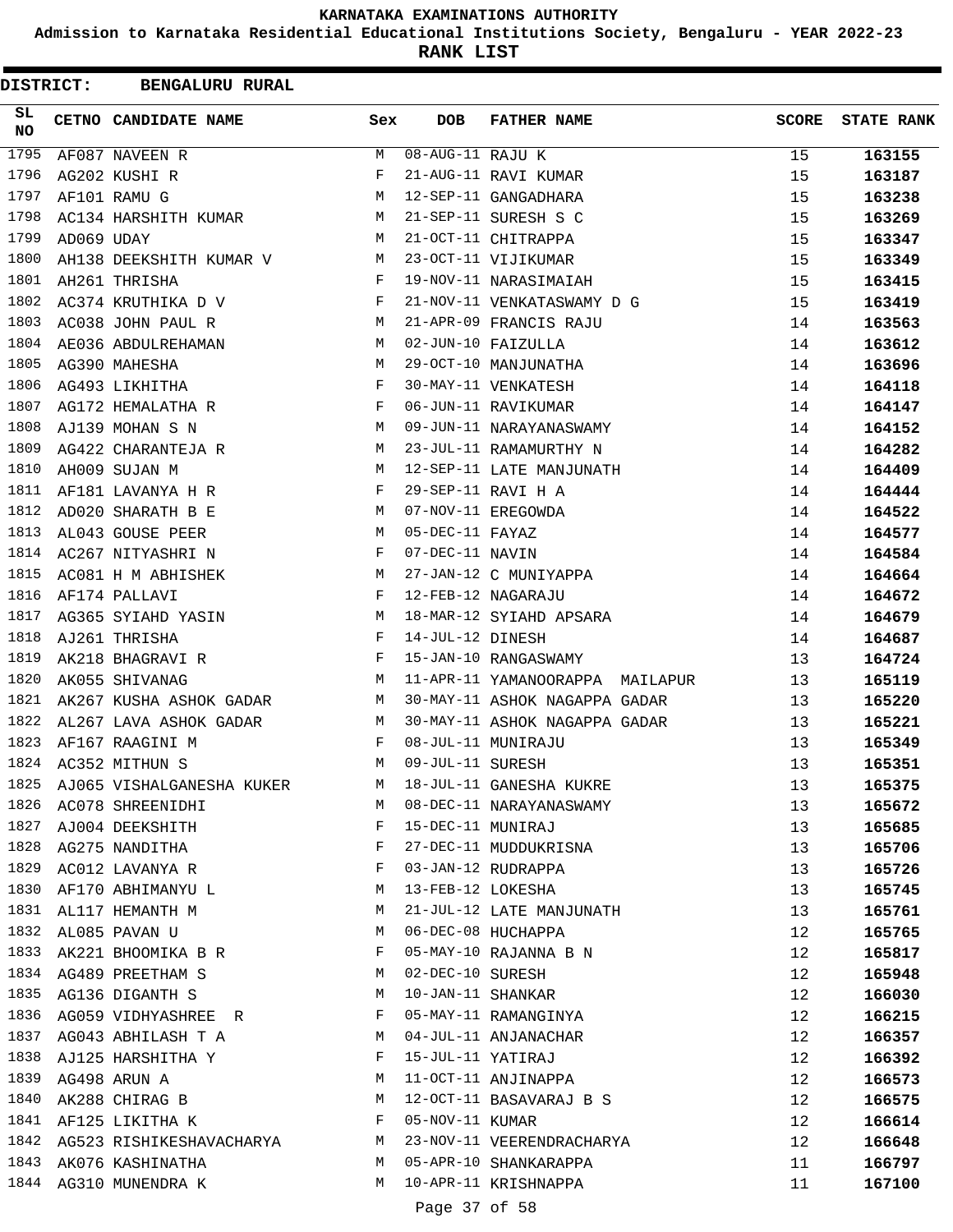# KARNATAKA EXAMINATIONS AUTHORITY

**Admission to Karnataka Residential Educational Institutions Society, Bengaluru - YEAR 2022-23**

**RANK LIST**

**DISTRICT: BENGALURU RURAL**

| SL NO | CETNO | CANDIDATE NAME | Sex | DOB | FATHER NAME | SCORE | STATE RANK |
|---|---|---|---|---|---|---|---|
| 1795 | AF087 | NAVEEN R | M | 08-AUG-11 | RAJU K | 15 | **163155** |
| 1796 | AG202 | KUSHI R | F | 21-AUG-11 | RAVI KUMAR | 15 | **163187** |
| 1797 | AF101 | RAMU G | M | 12-SEP-11 | GANGADHARA | 15 | **163238** |
| 1798 | AC134 | HARSHITH KUMAR | M | 21-SEP-11 | SURESH S C | 15 | **163269** |
| 1799 | AD069 | UDAY | M | 21-OCT-11 | CHITRAPPA | 15 | **163347** |
| 1800 | AH138 | DEEKSHITH KUMAR V | M | 23-OCT-11 | VIJIKUMAR | 15 | **163349** |
| 1801 | AH261 | THRISHA | F | 19-NOV-11 | NARASIMAIAH | 15 | **163415** |
| 1802 | AC374 | KRUTHIKA D V | F | 21-NOV-11 | VENKATASWAMY D G | 15 | **163419** |
| 1803 | AC038 | JOHN PAUL R | M | 21-APR-09 | FRANCIS RAJU | 14 | **163563** |
| 1804 | AE036 | ABDULREHAMAN | M | 02-JUN-10 | FAIZULLA | 14 | **163612** |
| 1805 | AG390 | MAHESHA | M | 29-OCT-10 | MANJUNATHA | 14 | **163696** |
| 1806 | AG493 | LIKHITHA | F | 30-MAY-11 | VENKATESH | 14 | **164118** |
| 1807 | AG172 | HEMALATHA R | F | 06-JUN-11 | RAVIKUMAR | 14 | **164147** |
| 1808 | AJ139 | MOHAN S N | M | 09-JUN-11 | NARAYANASWAMY | 14 | **164152** |
| 1809 | AG422 | CHARANTEJA R | M | 23-JUL-11 | RAMAMURTHY N | 14 | **164282** |
| 1810 | AH009 | SUJAN M | M | 12-SEP-11 | LATE MANJUNATH | 14 | **164409** |
| 1811 | AF181 | LAVANYA H R | F | 29-SEP-11 | RAVI H A | 14 | **164444** |
| 1812 | AD020 | SHARATH B E | M | 07-NOV-11 | EREGOWDA | 14 | **164522** |
| 1813 | AL043 | GOUSE PEER | M | 05-DEC-11 | FAYAZ | 14 | **164577** |
| 1814 | AC267 | NITYASHRI N | F | 07-DEC-11 | NAVIN | 14 | **164584** |
| 1815 | AC081 | H M ABHISHEK | M | 27-JAN-12 | C MUNIYAPPA | 14 | **164664** |
| 1816 | AF174 | PALLAVI | F | 12-FEB-12 | NAGARAJU | 14 | **164672** |
| 1817 | AG365 | SYIAHD YASIN | M | 18-MAR-12 | SYIAHD APSARA | 14 | **164679** |
| 1818 | AJ261 | THRISHA | F | 14-JUL-12 | DINESH | 14 | **164687** |
| 1819 | AK218 | BHAGRAVI R | F | 15-JAN-10 | RANGASWAMY | 13 | **164724** |
| 1820 | AK055 | SHIVANAG | M | 11-APR-11 | YAMANOORAPPA MAILAPUR | 13 | **165119** |
| 1821 | AK267 | KUSHA ASHOK GADAR | M | 30-MAY-11 | ASHOK NAGAPPA GADAR | 13 | **165220** |
| 1822 | AL267 | LAVA ASHOK GADAR | M | 30-MAY-11 | ASHOK NAGAPPA GADAR | 13 | **165221** |
| 1823 | AF167 | RAAGINI M | F | 08-JUL-11 | MUNIRAJU | 13 | **165349** |
| 1824 | AC352 | MITHUN S | M | 09-JUL-11 | SURESH | 13 | **165351** |
| 1825 | AJ065 | VISHALGANESHA KUKER | M | 18-JUL-11 | GANESHA KUKRE | 13 | **165375** |
| 1826 | AC078 | SHREENIDHI | M | 08-DEC-11 | NARAYANASWAMY | 13 | **165672** |
| 1827 | AJ004 | DEEKSHITH | F | 15-DEC-11 | MUNIRAJ | 13 | **165685** |
| 1828 | AG275 | NANDITHA | F | 27-DEC-11 | MUDDUKRISNA | 13 | **165706** |
| 1829 | AC012 | LAVANYA R | F | 03-JAN-12 | RUDRAPPA | 13 | **165726** |
| 1830 | AF170 | ABHIMANYU L | M | 13-FEB-12 | LOKESHA | 13 | **165745** |
| 1831 | AL117 | HEMANTH M | M | 21-JUL-12 | LATE MANJUNATH | 13 | **165761** |
| 1832 | AL085 | PAVAN U | M | 06-DEC-08 | HUCHAPPA | 12 | **165765** |
| 1833 | AK221 | BHOOMIKA B R | F | 05-MAY-10 | RAJANNA B N | 12 | **165817** |
| 1834 | AG489 | PREETHAM S | M | 02-DEC-10 | SURESH | 12 | **165948** |
| 1835 | AG136 | DIGANTH S | M | 10-JAN-11 | SHANKAR | 12 | **166030** |
| 1836 | AG059 | VIDHYASHREE R | F | 05-MAY-11 | RAMANGINYA | 12 | **166215** |
| 1837 | AG043 | ABHILASH T A | M | 04-JUL-11 | ANJANACHAR | 12 | **166357** |
| 1838 | AJ125 | HARSHITHA Y | F | 15-JUL-11 | YATIRAJ | 12 | **166392** |
| 1839 | AG498 | ARUN A | M | 11-OCT-11 | ANJINAPPA | 12 | **166573** |
| 1840 | AK288 | CHIRAG B | M | 12-OCT-11 | BASAVARAJ B S | 12 | **166575** |
| 1841 | AF125 | LIKITHA K | F | 05-NOV-11 | KUMAR | 12 | **166614** |
| 1842 | AG523 | RISHIKESHAVACHARYA | M | 23-NOV-11 | VEERENDRACHARYA | 12 | **166648** |
| 1843 | AK076 | KASHINATHA | M | 05-APR-10 | SHANKARAPPA | 11 | **166797** |
| 1844 | AG310 | MUNENDRA K | M | 10-APR-11 | KRISHNAPPA | 11 | **167100** |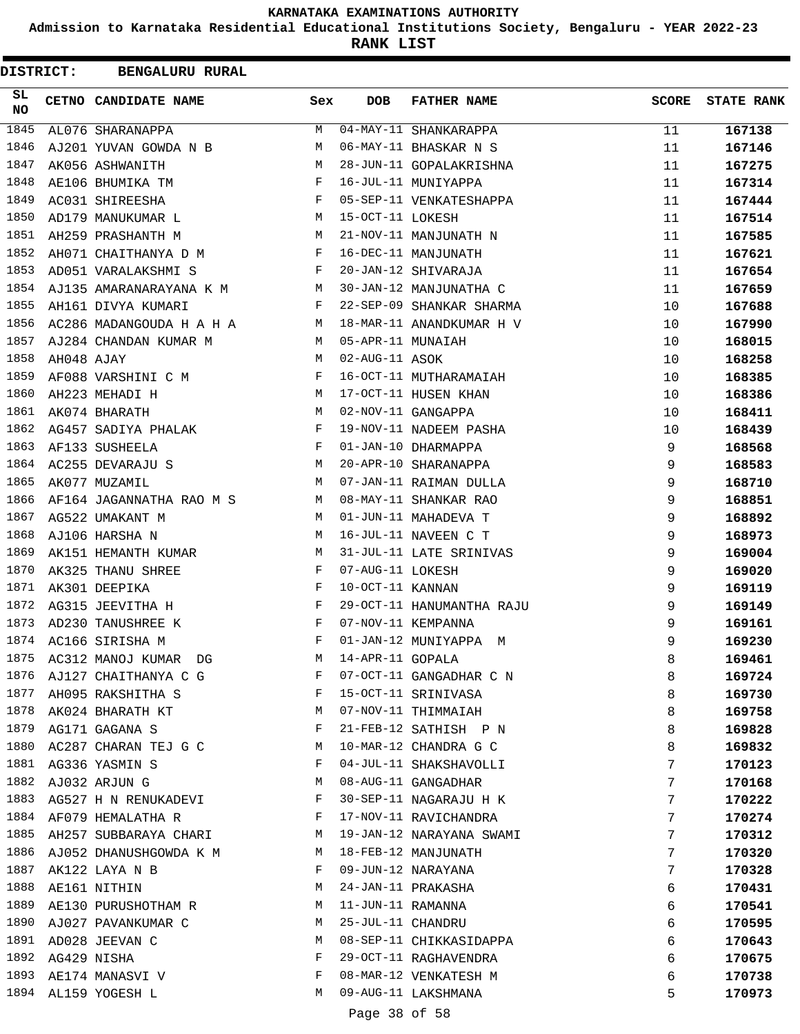# KARNATAKA EXAMINATIONS AUTHORITY

**Admission to Karnataka Residential Educational Institutions Society, Bengaluru - YEAR 2022-23**

**RANK LIST**

**DISTRICT: BENGALURU RURAL**

| SL NO | CETNO | CANDIDATE NAME | Sex | DOB | FATHER NAME | SCORE | STATE RANK |
|---|---|---|---|---|---|---|---|
| 1845 | AL076 | SHARANAPPA | M | 04-MAY-11 | SHANKARAPPA | 11 | **167138** |
| 1846 | AJ201 | YUVAN GOWDA N B | M | 06-MAY-11 | BHASKAR N S | 11 | **167146** |
| 1847 | AK056 | ASHWANITH | M | 28-JUN-11 | GOPALAKRISHNA | 11 | **167275** |
| 1848 | AE106 | BHUMIKA TM | F | 16-JUL-11 | MUNIYAPPA | 11 | **167314** |
| 1849 | AC031 | SHIREESHA | F | 05-SEP-11 | VENKATESHAPPA | 11 | **167444** |
| 1850 | AD179 | MANUKUMAR L | M | 15-OCT-11 | LOKESH | 11 | **167514** |
| 1851 | AH259 | PRASHANTH M | M | 21-NOV-11 | MANJUNATH N | 11 | **167585** |
| 1852 | AH071 | CHAITHANYA D M | F | 16-DEC-11 | MANJUNATH | 11 | **167621** |
| 1853 | AD051 | VARALAKSHMI S | F | 20-JAN-12 | SHIVARAJA | 11 | **167654** |
| 1854 | AJ135 | AMARANARAYANA K M | M | 30-JAN-12 | MANJUNATHA C | 11 | **167659** |
| 1855 | AH161 | DIVYA KUMARI | F | 22-SEP-09 | SHANKAR SHARMA | 10 | **167688** |
| 1856 | AC286 | MADANGOUDA H A H A | M | 18-MAR-11 | ANANDKUMAR H V | 10 | **167990** |
| 1857 | AJ284 | CHANDAN KUMAR M | M | 05-APR-11 | MUNAIAH | 10 | **168015** |
| 1858 | AH048 | AJAY | M | 02-AUG-11 | ASOK | 10 | **168258** |
| 1859 | AF088 | VARSHINI C M | F | 16-OCT-11 | MUTHARAMAIAH | 10 | **168385** |
| 1860 | AH223 | MEHADI H | M | 17-OCT-11 | HUSEN KHAN | 10 | **168386** |
| 1861 | AK074 | BHARATH | M | 02-NOV-11 | GANGAPPA | 10 | **168411** |
| 1862 | AG457 | SADIYA PHALAK | F | 19-NOV-11 | NADEEM PASHA | 10 | **168439** |
| 1863 | AF133 | SUSHEELA | F | 01-JAN-10 | DHARMAPPA | 9 | **168568** |
| 1864 | AC255 | DEVARAJU S | M | 20-APR-10 | SHARANAPPA | 9 | **168583** |
| 1865 | AK077 | MUZAMIL | M | 07-JAN-11 | RAIMAN DULLA | 9 | **168710** |
| 1866 | AF164 | JAGANNATHA RAO M S | M | 08-MAY-11 | SHANKAR RAO | 9 | **168851** |
| 1867 | AG522 | UMAKANT M | M | 01-JUN-11 | MAHADEVA T | 9 | **168892** |
| 1868 | AJ106 | HARSHA N | M | 16-JUL-11 | NAVEEN C T | 9 | **168973** |
| 1869 | AK151 | HEMANTH KUMAR | M | 31-JUL-11 | LATE SRINIVAS | 9 | **169004** |
| 1870 | AK325 | THANU SHREE | F | 07-AUG-11 | LOKESH | 9 | **169020** |
| 1871 | AK301 | DEEPIKA | F | 10-OCT-11 | KANNAN | 9 | **169119** |
| 1872 | AG315 | JEEVITHA H | F | 29-OCT-11 | HANUMANTHA RAJU | 9 | **169149** |
| 1873 | AD230 | TANUSHREE K | F | 07-NOV-11 | KEMPANNA | 9 | **169161** |
| 1874 | AC166 | SIRISHA M | F | 01-JAN-12 | MUNIYAPPA M | 9 | **169230** |
| 1875 | AC312 | MANOJ KUMAR DG | M | 14-APR-11 | GOPALA | 8 | **169461** |
| 1876 | AJ127 | CHAITHANYA C G | F | 07-OCT-11 | GANGADHAR C N | 8 | **169724** |
| 1877 | AH095 | RAKSHITHA S | F | 15-OCT-11 | SRINIVASA | 8 | **169730** |
| 1878 | AK024 | BHARATH KT | M | 07-NOV-11 | THIMMAIAH | 8 | **169758** |
| 1879 | AG171 | GAGANA S | F | 21-FEB-12 | SATHISH P N | 8 | **169828** |
| 1880 | AC287 | CHARAN TEJ G C | M | 10-MAR-12 | CHANDRA G C | 8 | **169832** |
| 1881 | AG336 | YASMIN S | F | 04-JUL-11 | SHAKSHAVOLLI | 7 | **170123** |
| 1882 | AJ032 | ARJUN G | M | 08-AUG-11 | GANGADHAR | 7 | **170168** |
| 1883 | AG527 | H N RENUKADEVI | F | 30-SEP-11 | NAGARAJU H K | 7 | **170222** |
| 1884 | AF079 | HEMALATHA R | F | 17-NOV-11 | RAVICHANDRA | 7 | **170274** |
| 1885 | AH257 | SUBBARAYA CHARI | M | 19-JAN-12 | NARAYANA SWAMI | 7 | **170312** |
| 1886 | AJ052 | DHANUSHGOWDA K M | M | 18-FEB-12 | MANJUNATH | 7 | **170320** |
| 1887 | AK122 | LAYA N B | F | 09-JUN-12 | NARAYANA | 7 | **170328** |
| 1888 | AE161 | NITHIN | M | 24-JAN-11 | PRAKASHA | 6 | **170431** |
| 1889 | AE130 | PURUSHOTHAM R | M | 11-JUN-11 | RAMANNA | 6 | **170541** |
| 1890 | AJ027 | PAVANKUMAR C | M | 25-JUL-11 | CHANDRU | 6 | **170595** |
| 1891 | AD028 | JEEVAN C | M | 08-SEP-11 | CHIKKASIDAPPA | 6 | **170643** |
| 1892 | AG429 | NISHA | F | 29-OCT-11 | RAGHAVENDRA | 6 | **170675** |
| 1893 | AE174 | MANASVI V | F | 08-MAR-12 | VENKATESH M | 6 | **170738** |
| 1894 | AL159 | YOGESH L | M | 09-AUG-11 | LAKSHMANA | 5 | **170973** |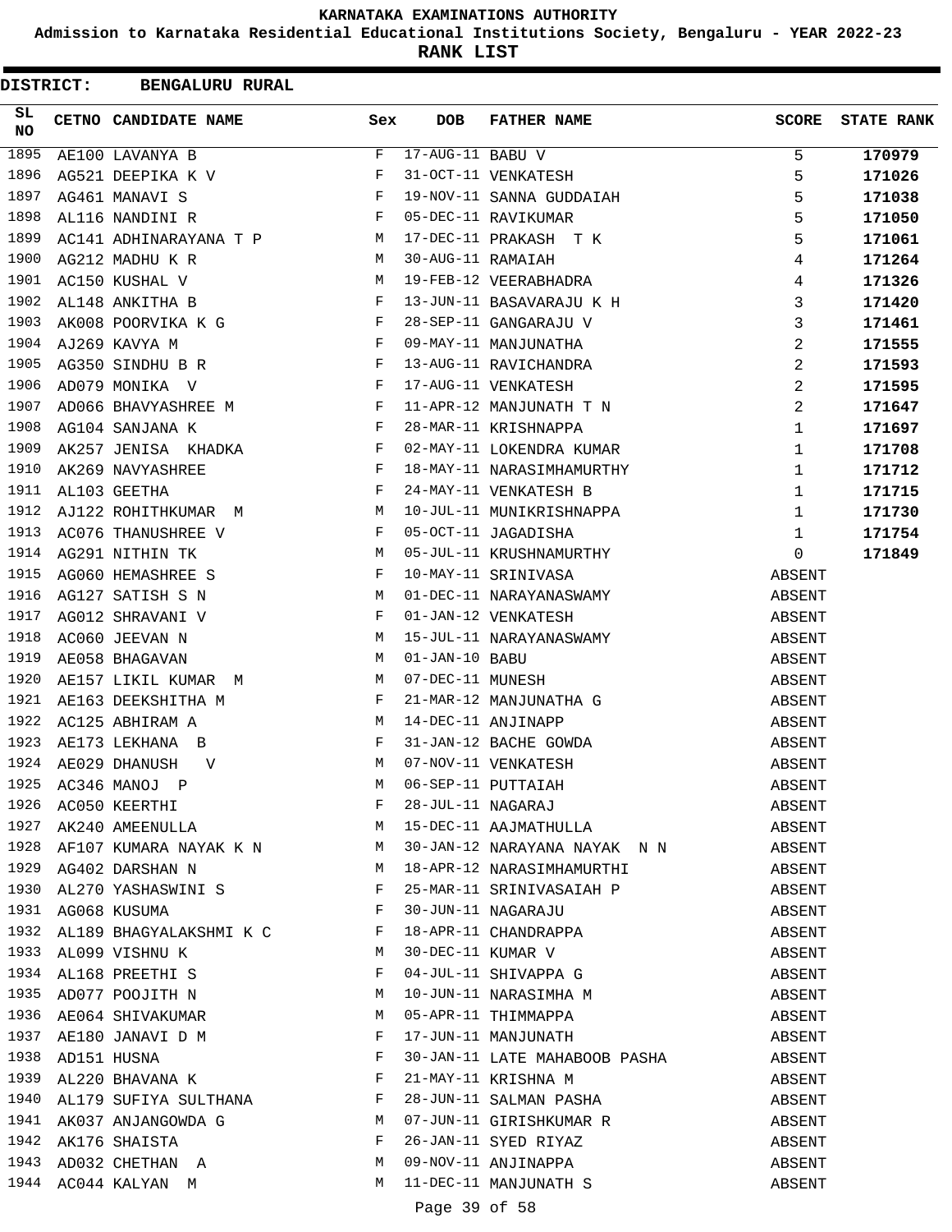# KARNATAKA EXAMINATIONS AUTHORITY

**Admission to Karnataka Residential Educational Institutions Society, Bengaluru - YEAR 2022-23**

**RANK LIST**

**DISTRICT: BENGALURU RURAL**

| SL NO | CETNO | CANDIDATE NAME | Sex | DOB | FATHER NAME | SCORE | STATE RANK |
|---|---|---|---|---|---|---|---|
| 1895 | AE100 | LAVANYA B | F | 17-AUG-11 | BABU V | 5 | 170979 |
| 1896 | AG521 | DEEPIKA K V | F | 31-OCT-11 | VENKATESH | 5 | 171026 |
| 1897 | AG461 | MANAVI S | F | 19-NOV-11 | SANNA GUDDAIAH | 5 | 171038 |
| 1898 | AL116 | NANDINI R | F | 05-DEC-11 | RAVIKUMAR | 5 | 171050 |
| 1899 | AC141 | ADHINARAYANA T P | M | 17-DEC-11 | PRAKASH T K | 5 | 171061 |
| 1900 | AG212 | MADHU K R | M | 30-AUG-11 | RAMAIAH | 4 | 171264 |
| 1901 | AC150 | KUSHAL V | M | 19-FEB-12 | VEERABHADRA | 4 | 171326 |
| 1902 | AL148 | ANKITHA B | F | 13-JUN-11 | BASAVARAJU K H | 3 | 171420 |
| 1903 | AK008 | POORVIKA K G | F | 28-SEP-11 | GANGARAJU V | 3 | 171461 |
| 1904 | AJ269 | KAVYA M | F | 09-MAY-11 | MANJUNATHA | 2 | 171555 |
| 1905 | AG350 | SINDHU B R | F | 13-AUG-11 | RAVICHANDRA | 2 | 171593 |
| 1906 | AD079 | MONIKA V | F | 17-AUG-11 | VENKATESH | 2 | 171595 |
| 1907 | AD066 | BHAVYASHREE M | F | 11-APR-12 | MANJUNATH T N | 2 | 171647 |
| 1908 | AG104 | SANJANA K | F | 28-MAR-11 | KRISHNAPPA | 1 | 171697 |
| 1909 | AK257 | JENISA KHADKA | F | 02-MAY-11 | LOKENDRA KUMAR | 1 | 171708 |
| 1910 | AK269 | NAVYASHREE | F | 18-MAY-11 | NARASIMHAMURTHY | 1 | 171712 |
| 1911 | AL103 | GEETHA | F | 24-MAY-11 | VENKATESH B | 1 | 171715 |
| 1912 | AJ122 | ROHITHKUMAR M | M | 10-JUL-11 | MUNIKRISHNAPPA | 1 | 171730 |
| 1913 | AC076 | THANUSHREE V | F | 05-OCT-11 | JAGADISHA | 1 | 171754 |
| 1914 | AG291 | NITHIN TK | M | 05-JUL-11 | KRUSHNAMURTHY | 0 | 171849 |
| 1915 | AG060 | HEMASHREE S | F | 10-MAY-11 | SRINIVASA | ABSENT | |
| 1916 | AG127 | SATISH S N | M | 01-DEC-11 | NARAYANASWAMY | ABSENT | |
| 1917 | AG012 | SHRAVANI V | F | 01-JAN-12 | VENKATESH | ABSENT | |
| 1918 | AC060 | JEEVAN N | M | 15-JUL-11 | NARAYANASWAMY | ABSENT | |
| 1919 | AE058 | BHAGAVAN | M | 01-JAN-10 | BABU | ABSENT | |
| 1920 | AE157 | LIKIL KUMAR M | M | 07-DEC-11 | MUNESH | ABSENT | |
| 1921 | AE163 | DEEKSHITHA M | F | 21-MAR-12 | MANJUNATHA G | ABSENT | |
| 1922 | AC125 | ABHIRAM A | M | 14-DEC-11 | ANJINAPP | ABSENT | |
| 1923 | AE173 | LEKHANA B | F | 31-JAN-12 | BACHE GOWDA | ABSENT | |
| 1924 | AE029 | DHANUSH V | M | 07-NOV-11 | VENKATESH | ABSENT | |
| 1925 | AC346 | MANOJ P | M | 06-SEP-11 | PUTTAIAH | ABSENT | |
| 1926 | AC050 | KEERTHI | F | 28-JUL-11 | NAGARAJ | ABSENT | |
| 1927 | AK240 | AMEENULLA | M | 15-DEC-11 | AAJMATHULLA | ABSENT | |
| 1928 | AF107 | KUMARA NAYAK K N | M | 30-JAN-12 | NARAYANA NAYAK N N | ABSENT | |
| 1929 | AG402 | DARSHAN N | M | 18-APR-12 | NARASIMHAMURTHI | ABSENT | |
| 1930 | AL270 | YASHASWINI S | F | 25-MAR-11 | SRINIVASAIAH P | ABSENT | |
| 1931 | AG068 | KUSUMA | F | 30-JUN-11 | NAGARAJU | ABSENT | |
| 1932 | AL189 | BHAGYALAKSHMI K C | F | 18-APR-11 | CHANDRAPPA | ABSENT | |
| 1933 | AL099 | VISHNU K | M | 30-DEC-11 | KUMAR V | ABSENT | |
| 1934 | AL168 | PREETHI S | F | 04-JUL-11 | SHIVAPPA G | ABSENT | |
| 1935 | AD077 | POOJITH N | M | 10-JUN-11 | NARASIMHA M | ABSENT | |
| 1936 | AE064 | SHIVAKUMAR | M | 05-APR-11 | THIMMAPPA | ABSENT | |
| 1937 | AE180 | JANAVI D M | F | 17-JUN-11 | MANJUNATH | ABSENT | |
| 1938 | AD151 | HUSNA | F | 30-JAN-11 | LATE MAHABOOB PASHA | ABSENT | |
| 1939 | AL220 | BHAVANA K | F | 21-MAY-11 | KRISHNA M | ABSENT | |
| 1940 | AL179 | SUFIYA SULTHANA | F | 28-JUN-11 | SALMAN PASHA | ABSENT | |
| 1941 | AK037 | ANJANGOWDA G | M | 07-JUN-11 | GIRISHKUMAR R | ABSENT | |
| 1942 | AK176 | SHAISTA | F | 26-JAN-11 | SYED RIYAZ | ABSENT | |
| 1943 | AD032 | CHETHAN A | M | 09-NOV-11 | ANJINAPPA | ABSENT | |
| 1944 | AC044 | KALYAN M | M | 11-DEC-11 | MANJUNATH S | ABSENT | |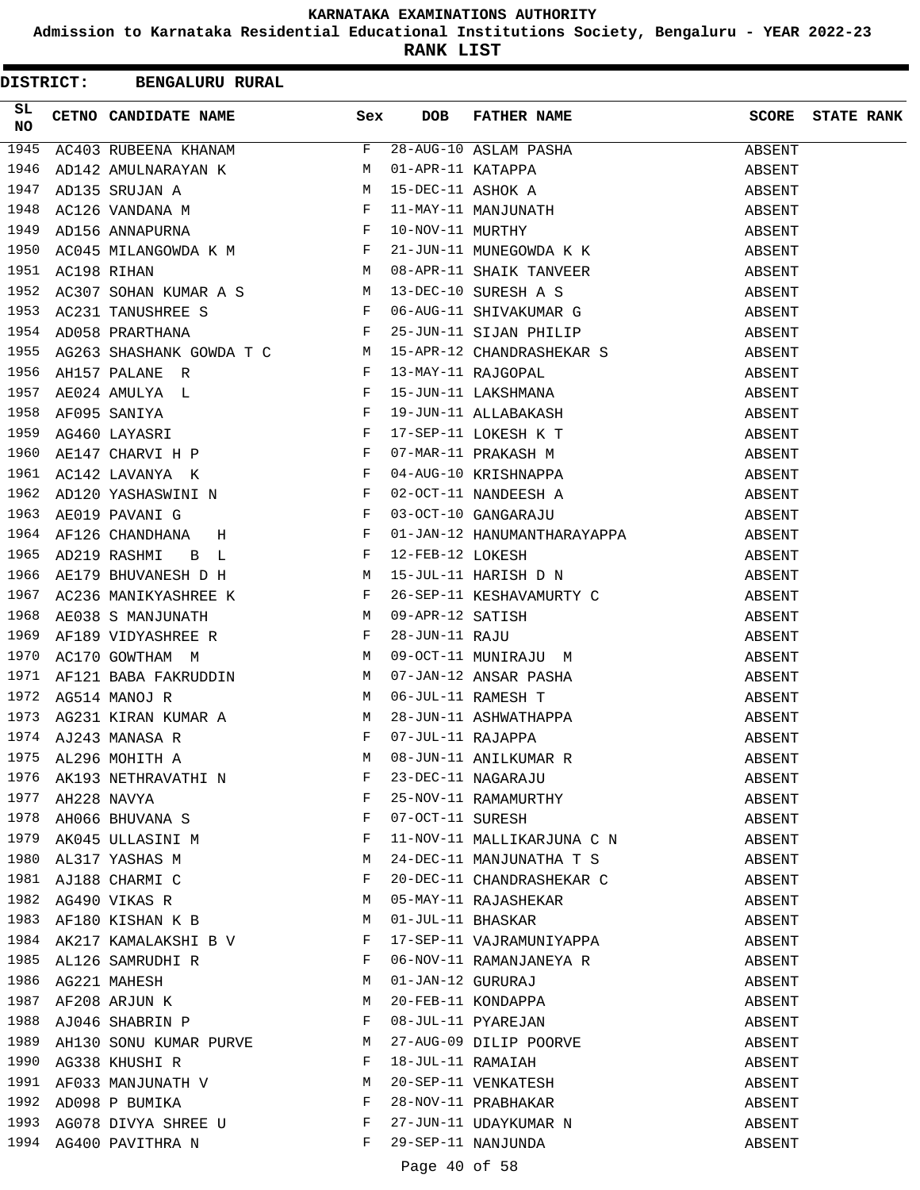# KARNATAKA EXAMINATIONS AUTHORITY

**Admission to Karnataka Residential Educational Institutions Society, Bengaluru - YEAR 2022-23**

**RANK LIST**

**DISTRICT: BENGALURU RURAL**

| SL NO | CETNO | CANDIDATE NAME | Sex | DOB | FATHER NAME | SCORE | STATE RANK |
|---|---|---|---|---|---|---|---|
| 1945 | AC403 | RUBEENA KHANAM | F | 28-AUG-10 | ASLAM PASHA | ABSENT | |
| 1946 | AD142 | AMULNARAYAN K | M | 01-APR-11 | KATAPPA | ABSENT | |
| 1947 | AD135 | SRUJAN A | M | 15-DEC-11 | ASHOK A | ABSENT | |
| 1948 | AC126 | VANDANA M | F | 11-MAY-11 | MANJUNATH | ABSENT | |
| 1949 | AD156 | ANNAPURNA | F | 10-NOV-11 | MURTHY | ABSENT | |
| 1950 | AC045 | MILANGOWDA K M | F | 21-JUN-11 | MUNEGOWDA K K | ABSENT | |
| 1951 | AC198 | RIHAN | M | 08-APR-11 | SHAIK TANVEER | ABSENT | |
| 1952 | AC307 | SOHAN KUMAR A S | M | 13-DEC-10 | SURESH A S | ABSENT | |
| 1953 | AC231 | TANUSHREE S | F | 06-AUG-11 | SHIVAKUMAR G | ABSENT | |
| 1954 | AD058 | PRARTHANA | F | 25-JUN-11 | SIJAN PHILIP | ABSENT | |
| 1955 | AG263 | SHASHANK GOWDA T C | M | 15-APR-12 | CHANDRASHEKAR S | ABSENT | |
| 1956 | AH157 | PALANE R | F | 13-MAY-11 | RAJGOPAL | ABSENT | |
| 1957 | AE024 | AMULYA L | F | 15-JUN-11 | LAKSHMANA | ABSENT | |
| 1958 | AF095 | SANIYA | F | 19-JUN-11 | ALLABAKASH | ABSENT | |
| 1959 | AG460 | LAYASRI | F | 17-SEP-11 | LOKESH K T | ABSENT | |
| 1960 | AE147 | CHARVI H P | F | 07-MAR-11 | PRAKASH M | ABSENT | |
| 1961 | AC142 | LAVANYA K | F | 04-AUG-10 | KRISHNAPPA | ABSENT | |
| 1962 | AD120 | YASHASWINI N | F | 02-OCT-11 | NANDEESH A | ABSENT | |
| 1963 | AE019 | PAVANI G | F | 03-OCT-10 | GANGARAJU | ABSENT | |
| 1964 | AF126 | CHANDHANA H | F | 01-JAN-12 | HANUMANTHARAYAPPA | ABSENT | |
| 1965 | AD219 | RASHMI B L | F | 12-FEB-12 | LOKESH | ABSENT | |
| 1966 | AE179 | BHUVANESH D H | M | 15-JUL-11 | HARISH D N | ABSENT | |
| 1967 | AC236 | MANIKYASHREE K | F | 26-SEP-11 | KESHAVAMURTY C | ABSENT | |
| 1968 | AE038 | S MANJUNATH | M | 09-APR-12 | SATISH | ABSENT | |
| 1969 | AF189 | VIDYASHREE R | F | 28-JUN-11 | RAJU | ABSENT | |
| 1970 | AC170 | GOWTHAM M | M | 09-OCT-11 | MUNIRAJU M | ABSENT | |
| 1971 | AF121 | BABA FAKRUDDIN | M | 07-JAN-12 | ANSAR PASHA | ABSENT | |
| 1972 | AG514 | MANOJ R | M | 06-JUL-11 | RAMESH T | ABSENT | |
| 1973 | AG231 | KIRAN KUMAR A | M | 28-JUN-11 | ASHWATHAPPA | ABSENT | |
| 1974 | AJ243 | MANASA R | F | 07-JUL-11 | RAJAPPA | ABSENT | |
| 1975 | AL296 | MOHITH A | M | 08-JUN-11 | ANILKUMAR R | ABSENT | |
| 1976 | AK193 | NETHRAVATHI N | F | 23-DEC-11 | NAGARAJU | ABSENT | |
| 1977 | AH228 | NAVYA | F | 25-NOV-11 | RAMAMURTHY | ABSENT | |
| 1978 | AH066 | BHUVANA S | F | 07-OCT-11 | SURESH | ABSENT | |
| 1979 | AK045 | ULLASINI M | F | 11-NOV-11 | MALLIKARJUNA C N | ABSENT | |
| 1980 | AL317 | YASHAS M | M | 24-DEC-11 | MANJUNATHA T S | ABSENT | |
| 1981 | AJ188 | CHARMI C | F | 20-DEC-11 | CHANDRASHEKAR C | ABSENT | |
| 1982 | AG490 | VIKAS R | M | 05-MAY-11 | RAJASHEKAR | ABSENT | |
| 1983 | AF180 | KISHAN K B | M | 01-JUL-11 | BHASKAR | ABSENT | |
| 1984 | AK217 | KAMALAKSHI B V | F | 17-SEP-11 | VAJRAMUNIYAPPA | ABSENT | |
| 1985 | AL126 | SAMRUDHI R | F | 06-NOV-11 | RAMANJANEYA R | ABSENT | |
| 1986 | AG221 | MAHESH | M | 01-JAN-12 | GURURAJ | ABSENT | |
| 1987 | AF208 | ARJUN K | M | 20-FEB-11 | KONDAPPA | ABSENT | |
| 1988 | AJ046 | SHABRIN P | F | 08-JUL-11 | PYAREJAN | ABSENT | |
| 1989 | AH130 | SONU KUMAR PURVE | M | 27-AUG-09 | DILIP POORVE | ABSENT | |
| 1990 | AG338 | KHUSHI R | F | 18-JUL-11 | RAMAIAH | ABSENT | |
| 1991 | AF033 | MANJUNATH V | M | 20-SEP-11 | VENKATESH | ABSENT | |
| 1992 | AD098 | P BUMIKA | F | 28-NOV-11 | PRABHAKAR | ABSENT | |
| 1993 | AG078 | DIVYA SHREE U | F | 27-JUN-11 | UDAYKUMAR N | ABSENT | |
| 1994 | AG400 | PAVITHRA N | F | 29-SEP-11 | NANJUNDA | ABSENT | |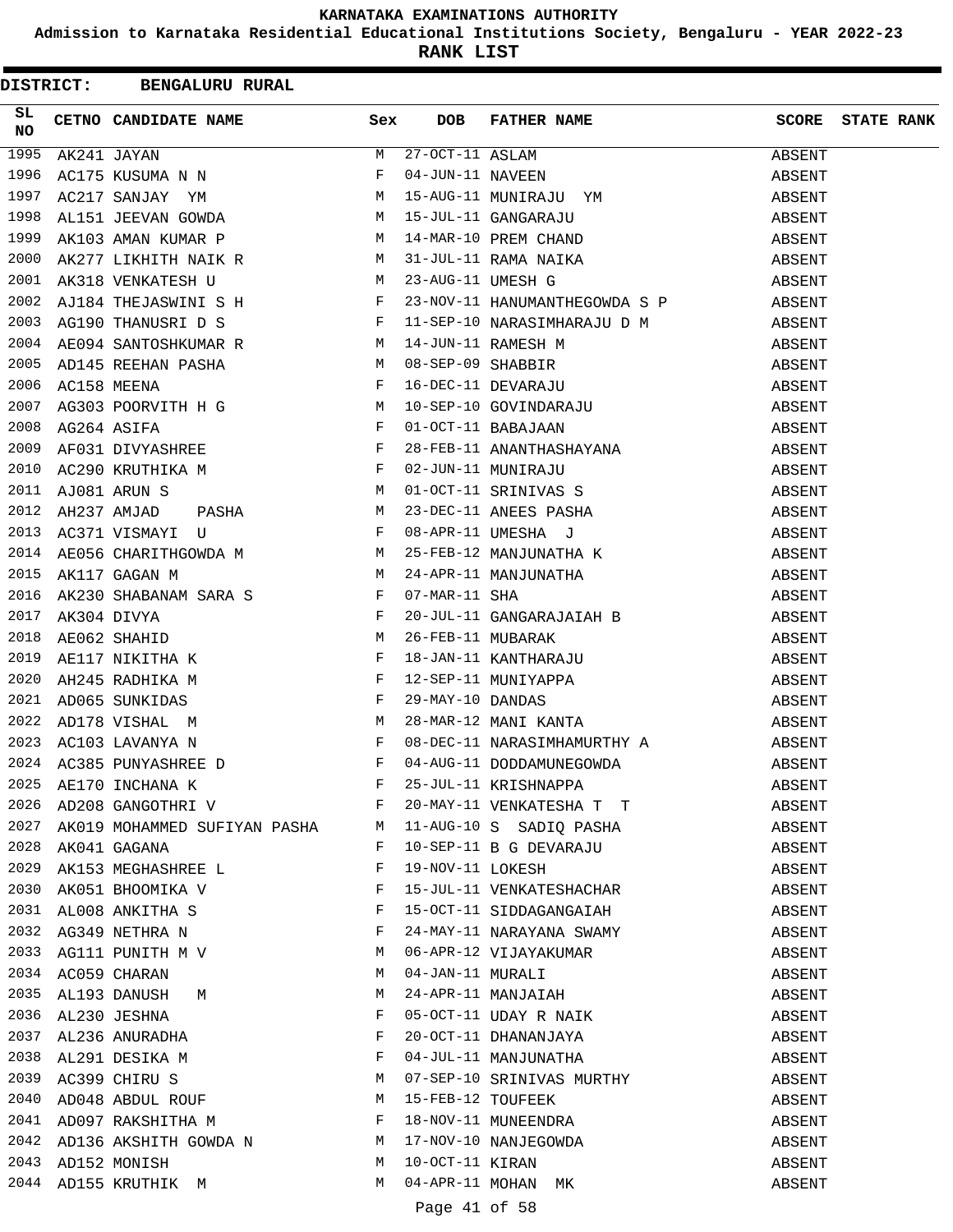KARNATAKA EXAMINATIONS AUTHORITY

Admission to Karnataka Residential Educational Institutions Society, Bengaluru - YEAR 2022-23

**RANK LIST**

**DISTRICT: BENGALURU RURAL**

| SL NO | CETNO | CANDIDATE NAME | Sex | DOB | FATHER NAME | SCORE | STATE RANK |
|---|---|---|---|---|---|---|---|
| 1995 | AK241 | JAYAN | M | 27-OCT-11 | ASLAM | ABSENT | |
| 1996 | AC175 | KUSUMA N N | F | 04-JUN-11 | NAVEEN | ABSENT | |
| 1997 | AC217 | SANJAY YM | M | 15-AUG-11 | MUNIRAJU YM | ABSENT | |
| 1998 | AL151 | JEEVAN GOWDA | M | 15-JUL-11 | GANGARAJU | ABSENT | |
| 1999 | AK103 | AMAN KUMAR P | M | 14-MAR-10 | PREM CHAND | ABSENT | |
| 2000 | AK277 | LIKHITH NAIK R | M | 31-JUL-11 | RAMA NAIKA | ABSENT | |
| 2001 | AK318 | VENKATESH U | M | 23-AUG-11 | UMESH G | ABSENT | |
| 2002 | AJ184 | THEJASWINI S H | F | 23-NOV-11 | HANUMANTHEGOWDA S P | ABSENT | |
| 2003 | AG190 | THANUSRI D S | F | 11-SEP-10 | NARASIMHARAJU D M | ABSENT | |
| 2004 | AE094 | SANTOSHKUMAR R | M | 14-JUN-11 | RAMESH M | ABSENT | |
| 2005 | AD145 | REEHAN PASHA | M | 08-SEP-09 | SHABBIR | ABSENT | |
| 2006 | AC158 | MEENA | F | 16-DEC-11 | DEVARAJU | ABSENT | |
| 2007 | AG303 | POORVITH H G | M | 10-SEP-10 | GOVINDARAJU | ABSENT | |
| 2008 | AG264 | ASIFA | F | 01-OCT-11 | BABAJAAN | ABSENT | |
| 2009 | AF031 | DIVYASHREE | F | 28-FEB-11 | ANANTHASHAYANA | ABSENT | |
| 2010 | AC290 | KRUTHIKA M | F | 02-JUN-11 | MUNIRAJU | ABSENT | |
| 2011 | AJ081 | ARUN S | M | 01-OCT-11 | SRINIVAS S | ABSENT | |
| 2012 | AH237 | AMJAD PASHA | M | 23-DEC-11 | ANEES PASHA | ABSENT | |
| 2013 | AC371 | VISMAYI U | F | 08-APR-11 | UMESHA J | ABSENT | |
| 2014 | AE056 | CHARITHGOWDA M | M | 25-FEB-12 | MANJUNATHA K | ABSENT | |
| 2015 | AK117 | GAGAN M | M | 24-APR-11 | MANJUNATHA | ABSENT | |
| 2016 | AK230 | SHABANAM SARA S | F | 07-MAR-11 | SHA | ABSENT | |
| 2017 | AK304 | DIVYA | F | 20-JUL-11 | GANGARAJAIAH B | ABSENT | |
| 2018 | AE062 | SHAHID | M | 26-FEB-11 | MUBARAK | ABSENT | |
| 2019 | AE117 | NIKITHA K | F | 18-JAN-11 | KANTHARAJU | ABSENT | |
| 2020 | AH245 | RADHIKA M | F | 12-SEP-11 | MUNIYAPPA | ABSENT | |
| 2021 | AD065 | SUNKIDAS | F | 29-MAY-10 | DANDAS | ABSENT | |
| 2022 | AD178 | VISHAL M | M | 28-MAR-12 | MANI KANTA | ABSENT | |
| 2023 | AC103 | LAVANYA N | F | 08-DEC-11 | NARASIMHAMURTHY A | ABSENT | |
| 2024 | AC385 | PUNYASHREE D | F | 04-AUG-11 | DODDAMUNEGOWDA | ABSENT | |
| 2025 | AE170 | INCHANA K | F | 25-JUL-11 | KRISHNAPPA | ABSENT | |
| 2026 | AD208 | GANGOTHRI V | F | 20-MAY-11 | VENKATESHA T T | ABSENT | |
| 2027 | AK019 | MOHAMMED SUFIYAN PASHA | M | 11-AUG-10 | S SADIQ PASHA | ABSENT | |
| 2028 | AK041 | GAGANA | F | 10-SEP-11 | B G DEVARAJU | ABSENT | |
| 2029 | AK153 | MEGHASHREE L | F | 19-NOV-11 | LOKESH | ABSENT | |
| 2030 | AK051 | BHOOMIKA V | F | 15-JUL-11 | VENKATESHACHAR | ABSENT | |
| 2031 | AL008 | ANKITHA S | F | 15-OCT-11 | SIDDAGANGAIAH | ABSENT | |
| 2032 | AG349 | NETHRA N | F | 24-MAY-11 | NARAYANA SWAMY | ABSENT | |
| 2033 | AG111 | PUNITH M V | M | 06-APR-12 | VIJAYAKUMAR | ABSENT | |
| 2034 | AC059 | CHARAN | M | 04-JAN-11 | MURALI | ABSENT | |
| 2035 | AL193 | DANUSH M | M | 24-APR-11 | MANJAIAH | ABSENT | |
| 2036 | AL230 | JESHNA | F | 05-OCT-11 | UDAY R NAIK | ABSENT | |
| 2037 | AL236 | ANURADHA | F | 20-OCT-11 | DHANANJAYA | ABSENT | |
| 2038 | AL291 | DESIKA M | F | 04-JUL-11 | MANJUNATHA | ABSENT | |
| 2039 | AC399 | CHIRU S | M | 07-SEP-10 | SRINIVAS MURTHY | ABSENT | |
| 2040 | AD048 | ABDUL ROUF | M | 15-FEB-12 | TOUFEEK | ABSENT | |
| 2041 | AD097 | RAKSHITHA M | F | 18-NOV-11 | MUNEENDRA | ABSENT | |
| 2042 | AD136 | AKSHITH GOWDA N | M | 17-NOV-10 | NANJEGOWDA | ABSENT | |
| 2043 | AD152 | MONISH | M | 10-OCT-11 | KIRAN | ABSENT | |
| 2044 | AD155 | KRUTHIK M | M | 04-APR-11 | MOHAN MK | ABSENT | |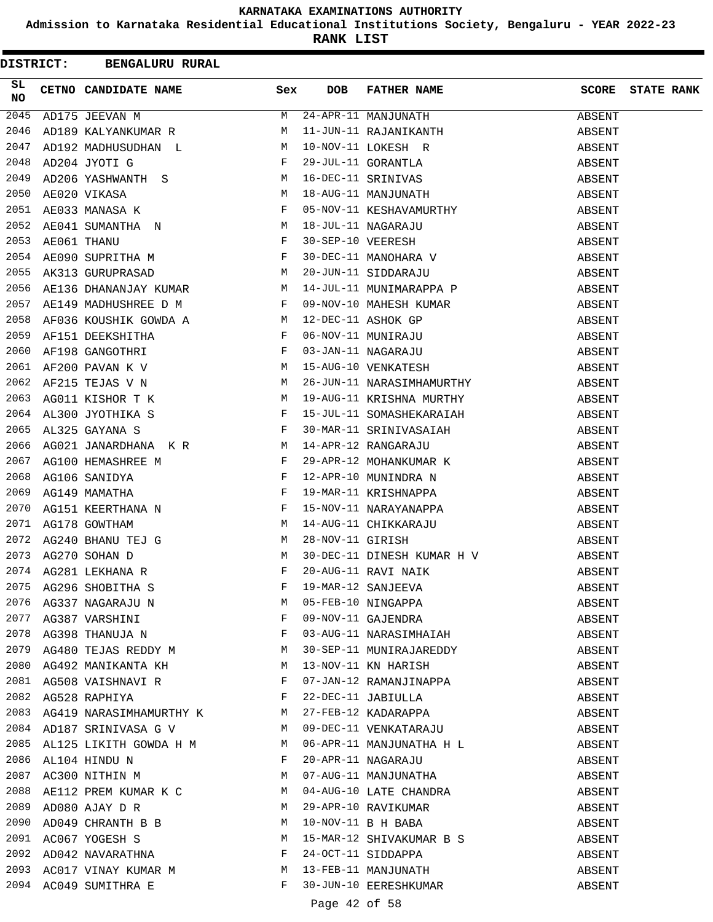# KARNATAKA EXAMINATIONS AUTHORITY

## Admission to Karnataka Residential Educational Institutions Society, Bengaluru - YEAR 2022-23

## RANK LIST

**DISTRICT: BENGALURU RURAL**

| SL NO | CETNO | CANDIDATE NAME | Sex | DOB | FATHER NAME | SCORE | STATE RANK |
|---|---|---|---|---|---|---|---|
| 2045 | AD175 | JEEVAN M | M | 24-APR-11 | MANJUNATH | ABSENT | |
| 2046 | AD189 | KALYANKUMAR R | M | 11-JUN-11 | RAJANIKANTH | ABSENT | |
| 2047 | AD192 | MADHUSUDHAN L | M | 10-NOV-11 | LOKESH R | ABSENT | |
| 2048 | AD204 | JYOTI G | F | 29-JUL-11 | GORANTLA | ABSENT | |
| 2049 | AD206 | YASHWANTH S | M | 16-DEC-11 | SRINIVAS | ABSENT | |
| 2050 | AE020 | VIKASA | M | 18-AUG-11 | MANJUNATH | ABSENT | |
| 2051 | AE033 | MANASA K | F | 05-NOV-11 | KESHAVAMURTHY | ABSENT | |
| 2052 | AE041 | SUMANTHA N | M | 18-JUL-11 | NAGARAJU | ABSENT | |
| 2053 | AE061 | THANU | F | 30-SEP-10 | VEERESH | ABSENT | |
| 2054 | AE090 | SUPRITHA M | F | 30-DEC-11 | MANOHARA V | ABSENT | |
| 2055 | AK313 | GURUPRASAD | M | 20-JUN-11 | SIDDARAJU | ABSENT | |
| 2056 | AE136 | DHANANJAY KUMAR | M | 14-JUL-11 | MUNIMARAPPA P | ABSENT | |
| 2057 | AE149 | MADHUSHREE D M | F | 09-NOV-10 | MAHESH KUMAR | ABSENT | |
| 2058 | AF036 | KOUSHIK GOWDA A | M | 12-DEC-11 | ASHOK GP | ABSENT | |
| 2059 | AF151 | DEEKSHITHA | F | 06-NOV-11 | MUNIRAJU | ABSENT | |
| 2060 | AF198 | GANGOTHRI | F | 03-JAN-11 | NAGARAJU | ABSENT | |
| 2061 | AF200 | PAVAN K V | M | 15-AUG-10 | VENKATESH | ABSENT | |
| 2062 | AF215 | TEJAS V N | M | 26-JUN-11 | NARASIMHAMURTHY | ABSENT | |
| 2063 | AG011 | KISHOR T K | M | 19-AUG-11 | KRISHNA MURTHY | ABSENT | |
| 2064 | AL300 | JYOTHIKA S | F | 15-JUL-11 | SOMASHEKARAIAH | ABSENT | |
| 2065 | AL325 | GAYANA S | F | 30-MAR-11 | SRINIVASAIAH | ABSENT | |
| 2066 | AG021 | JANARDHANA K R | M | 14-APR-12 | RANGARAJU | ABSENT | |
| 2067 | AG100 | HEMASHREE M | F | 29-APR-12 | MOHANKUMAR K | ABSENT | |
| 2068 | AG106 | SANIDYA | F | 12-APR-10 | MUNINDRA N | ABSENT | |
| 2069 | AG149 | MAMATHA | F | 19-MAR-11 | KRISHNAPPA | ABSENT | |
| 2070 | AG151 | KEERTHANA N | F | 15-NOV-11 | NARAYANAPPA | ABSENT | |
| 2071 | AG178 | GOWTHAM | M | 14-AUG-11 | CHIKKARAJU | ABSENT | |
| 2072 | AG240 | BHANU TEJ G | M | 28-NOV-11 | GIRISH | ABSENT | |
| 2073 | AG270 | SOHAN D | M | 30-DEC-11 | DINESH KUMAR H V | ABSENT | |
| 2074 | AG281 | LEKHANA R | F | 20-AUG-11 | RAVI NAIK | ABSENT | |
| 2075 | AG296 | SHOBITHA S | F | 19-MAR-12 | SANJEEVA | ABSENT | |
| 2076 | AG337 | NAGARAJU N | M | 05-FEB-10 | NINGAPPA | ABSENT | |
| 2077 | AG387 | VARSHINI | F | 09-NOV-11 | GAJENDRA | ABSENT | |
| 2078 | AG398 | THANUJA N | F | 03-AUG-11 | NARASIMHAIAH | ABSENT | |
| 2079 | AG480 | TEJAS REDDY M | M | 30-SEP-11 | MUNIRAJAREDDY | ABSENT | |
| 2080 | AG492 | MANIKANTA KH | M | 13-NOV-11 | KN HARISH | ABSENT | |
| 2081 | AG508 | VAISHNAVI R | F | 07-JAN-12 | RAMANJINAPPA | ABSENT | |
| 2082 | AG528 | RAPHIYA | F | 22-DEC-11 | JABIULLA | ABSENT | |
| 2083 | AG419 | NARASIMHAMURTHY K | M | 27-FEB-12 | KADARAPPA | ABSENT | |
| 2084 | AD187 | SRINIVASA G V | M | 09-DEC-11 | VENKATARAJU | ABSENT | |
| 2085 | AL125 | LIKITH GOWDA H M | M | 06-APR-11 | MANJUNATHA H L | ABSENT | |
| 2086 | AL104 | HINDU N | F | 20-APR-11 | NAGARAJU | ABSENT | |
| 2087 | AC300 | NITHIN M | M | 07-AUG-11 | MANJUNATHA | ABSENT | |
| 2088 | AE112 | PREM KUMAR K C | M | 04-AUG-10 | LATE CHANDRA | ABSENT | |
| 2089 | AD080 | AJAY D R | M | 29-APR-10 | RAVIKUMAR | ABSENT | |
| 2090 | AD049 | CHRANTH B B | M | 10-NOV-11 | B H BABA | ABSENT | |
| 2091 | AC067 | YOGESH S | M | 15-MAR-12 | SHIVAKUMAR B S | ABSENT | |
| 2092 | AD042 | NAVARATHNA | F | 24-OCT-11 | SIDDAPPA | ABSENT | |
| 2093 | AC017 | VINAY KUMAR M | M | 13-FEB-11 | MANJUNATH | ABSENT | |
| 2094 | AC049 | SUMITHRA E | F | 30-JUN-10 | EERESHKUMAR | ABSENT | |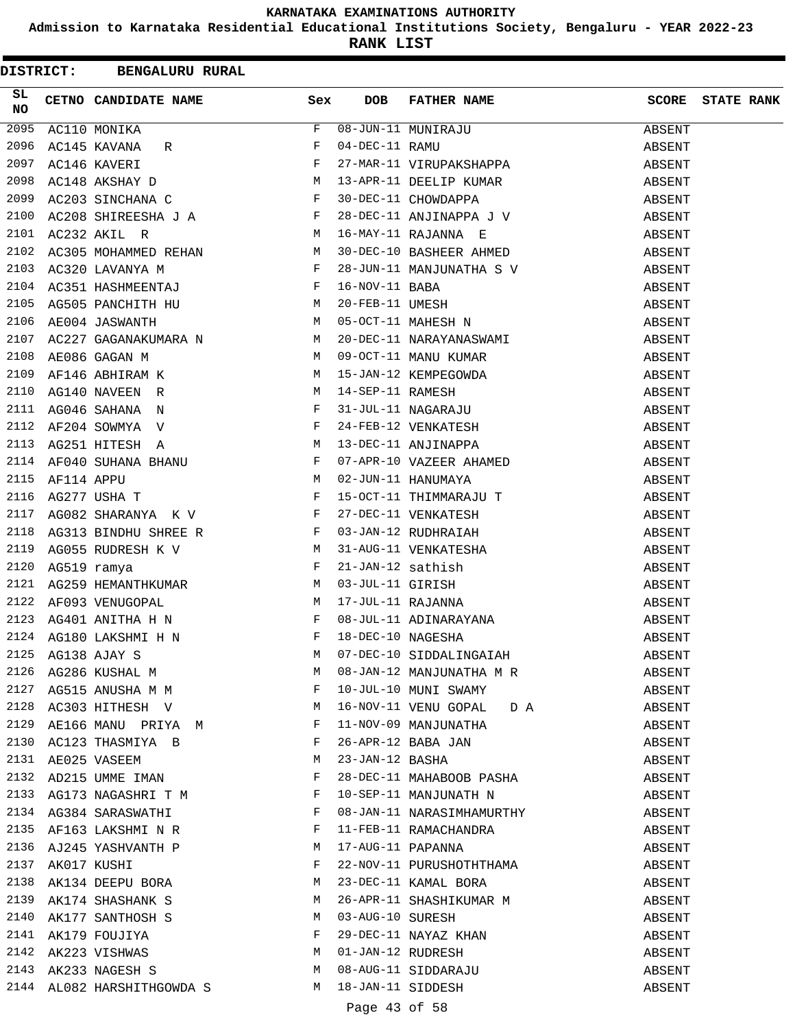# KARNATAKA EXAMINATIONS AUTHORITY

**Admission to Karnataka Residential Educational Institutions Society, Bengaluru - YEAR 2022-23**

**RANK LIST**

**DISTRICT: BENGALURU RURAL**

| SL NO | CETNO | CANDIDATE NAME | Sex | DOB | FATHER NAME | SCORE | STATE RANK |
|---|---|---|---|---|---|---|---|
| 2095 | AC110 | MONIKA | F | 08-JUN-11 | MUNIRAJU | ABSENT | |
| 2096 | AC145 | KAVANA R | F | 04-DEC-11 | RAMU | ABSENT | |
| 2097 | AC146 | KAVERI | F | 27-MAR-11 | VIRUPAKSHAPPA | ABSENT | |
| 2098 | AC148 | AKSHAY D | M | 13-APR-11 | DEELIP KUMAR | ABSENT | |
| 2099 | AC203 | SINCHANA C | F | 30-DEC-11 | CHOWDAPPA | ABSENT | |
| 2100 | AC208 | SHIREESHA J A | F | 28-DEC-11 | ANJINAPPA J V | ABSENT | |
| 2101 | AC232 | AKIL R | M | 16-MAY-11 | RAJANNA E | ABSENT | |
| 2102 | AC305 | MOHAMMED REHAN | M | 30-DEC-10 | BASHEER AHMED | ABSENT | |
| 2103 | AC320 | LAVANYA M | F | 28-JUN-11 | MANJUNATHA S V | ABSENT | |
| 2104 | AC351 | HASHMEENTAJ | F | 16-NOV-11 | BABA | ABSENT | |
| 2105 | AG505 | PANCHITH HU | M | 20-FEB-11 | UMESH | ABSENT | |
| 2106 | AE004 | JASWANTH | M | 05-OCT-11 | MAHESH N | ABSENT | |
| 2107 | AC227 | GAGANAKUMARA N | M | 20-DEC-11 | NARAYANASWAMI | ABSENT | |
| 2108 | AE086 | GAGAN M | M | 09-OCT-11 | MANU KUMAR | ABSENT | |
| 2109 | AF146 | ABHIRAM K | M | 15-JAN-12 | KEMPEGOWDA | ABSENT | |
| 2110 | AG140 | NAVEEN R | M | 14-SEP-11 | RAMESH | ABSENT | |
| 2111 | AG046 | SAHANA N | F | 31-JUL-11 | NAGARAJU | ABSENT | |
| 2112 | AF204 | SOWMYA V | F | 24-FEB-12 | VENKATESH | ABSENT | |
| 2113 | AG251 | HITESH A | M | 13-DEC-11 | ANJINAPPA | ABSENT | |
| 2114 | AF040 | SUHANA BHANU | F | 07-APR-10 | VAZEER AHAMED | ABSENT | |
| 2115 | AF114 | APPU | M | 02-JUN-11 | HANUMAYA | ABSENT | |
| 2116 | AG277 | USHA T | F | 15-OCT-11 | THIMMARAJU T | ABSENT | |
| 2117 | AG082 | SHARANYA K V | F | 27-DEC-11 | VENKATESH | ABSENT | |
| 2118 | AG313 | BINDHU SHREE R | F | 03-JAN-12 | RUDHRAIAH | ABSENT | |
| 2119 | AG055 | RUDRESH K V | M | 31-AUG-11 | VENKATESHA | ABSENT | |
| 2120 | AG519 | ramya | F | 21-JAN-12 | sathish | ABSENT | |
| 2121 | AG259 | HEMANTHKUMAR | M | 03-JUL-11 | GIRISH | ABSENT | |
| 2122 | AF093 | VENUGOPAL | M | 17-JUL-11 | RAJANNA | ABSENT | |
| 2123 | AG401 | ANITHA H N | F | 08-JUL-11 | ADINARAYANA | ABSENT | |
| 2124 | AG180 | LAKSHMI H N | F | 18-DEC-10 | NAGESHA | ABSENT | |
| 2125 | AG138 | AJAY S | M | 07-DEC-10 | SIDDALINGAIAH | ABSENT | |
| 2126 | AG286 | KUSHAL M | M | 08-JAN-12 | MANJUNATHA M R | ABSENT | |
| 2127 | AG515 | ANUSHA M M | F | 10-JUL-10 | MUNI SWAMY | ABSENT | |
| 2128 | AC303 | HITHESH V | M | 16-NOV-11 | VENU GOPAL D A | ABSENT | |
| 2129 | AE166 | MANU PRIYA M | F | 11-NOV-09 | MANJUNATHA | ABSENT | |
| 2130 | AC123 | THASMIYA B | F | 26-APR-12 | BABA JAN | ABSENT | |
| 2131 | AE025 | VASEEM | M | 23-JAN-12 | BASHA | ABSENT | |
| 2132 | AD215 | UMME IMAN | F | 28-DEC-11 | MAHABOOB PASHA | ABSENT | |
| 2133 | AG173 | NAGASHRI T M | F | 10-SEP-11 | MANJUNATH N | ABSENT | |
| 2134 | AG384 | SARASWATHI | F | 08-JAN-11 | NARASIMHAMURTHY | ABSENT | |
| 2135 | AF163 | LAKSHMI N R | F | 11-FEB-11 | RAMACHANDRA | ABSENT | |
| 2136 | AJ245 | YASHVANTH P | M | 17-AUG-11 | PAPANNA | ABSENT | |
| 2137 | AK017 | KUSHI | F | 22-NOV-11 | PURUSHOTHTHAMA | ABSENT | |
| 2138 | AK134 | DEEPU BORA | M | 23-DEC-11 | KAMAL BORA | ABSENT | |
| 2139 | AK174 | SHASHANK S | M | 26-APR-11 | SHASHIKUMAR M | ABSENT | |
| 2140 | AK177 | SANTHOSH S | M | 03-AUG-10 | SURESH | ABSENT | |
| 2141 | AK179 | FOUJIYA | F | 29-DEC-11 | NAYAZ KHAN | ABSENT | |
| 2142 | AK223 | VISHWAS | M | 01-JAN-12 | RUDRESH | ABSENT | |
| 2143 | AK233 | NAGESH S | M | 08-AUG-11 | SIDDARAJU | ABSENT | |
| 2144 | AL082 | HARSHITHGOWDA S | M | 18-JAN-11 | SIDDESH | ABSENT | |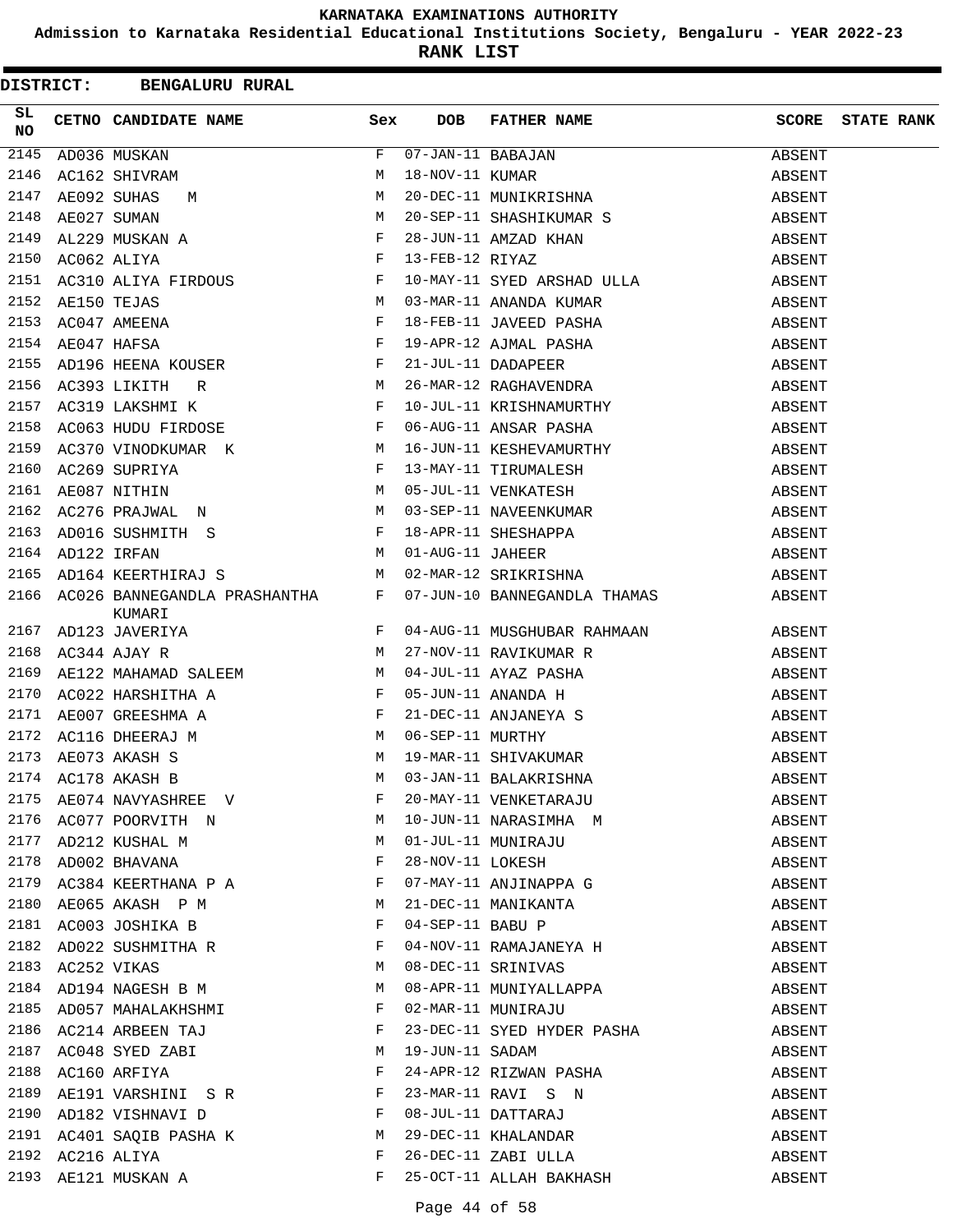KARNATAKA EXAMINATIONS AUTHORITY

Admission to Karnataka Residential Educational Institutions Society, Bengaluru - YEAR 2022-23

RANK LIST

DISTRICT: BENGALURU RURAL

| SL NO | CETNO | CANDIDATE NAME | Sex | DOB | FATHER NAME | SCORE | STATE RANK |
|---|---|---|---|---|---|---|---|
| 2145 | AD036 | MUSKAN | F | 07-JAN-11 | BABAJAN | ABSENT | |
| 2146 | AC162 | SHIVRAM | M | 18-NOV-11 | KUMAR | ABSENT | |
| 2147 | AE092 | SUHAS M | M | 20-DEC-11 | MUNIKRISHNA | ABSENT | |
| 2148 | AE027 | SUMAN | M | 20-SEP-11 | SHASHIKUMAR S | ABSENT | |
| 2149 | AL229 | MUSKAN A | F | 28-JUN-11 | AMZAD KHAN | ABSENT | |
| 2150 | AC062 | ALIYA | F | 13-FEB-12 | RIYAZ | ABSENT | |
| 2151 | AC310 | ALIYA FIRDOUS | F | 10-MAY-11 | SYED ARSHAD ULLA | ABSENT | |
| 2152 | AE150 | TEJAS | M | 03-MAR-11 | ANANDA KUMAR | ABSENT | |
| 2153 | AC047 | AMEENA | F | 18-FEB-11 | JAVEED PASHA | ABSENT | |
| 2154 | AE047 | HAFSA | F | 19-APR-12 | AJMAL PASHA | ABSENT | |
| 2155 | AD196 | HEENA KOUSER | F | 21-JUL-11 | DADAPEER | ABSENT | |
| 2156 | AC393 | LIKITH R | M | 26-MAR-12 | RAGHAVENDRA | ABSENT | |
| 2157 | AC319 | LAKSHMI K | F | 10-JUL-11 | KRISHNAMURTHY | ABSENT | |
| 2158 | AC063 | HUDU FIRDOSE | F | 06-AUG-11 | ANSAR PASHA | ABSENT | |
| 2159 | AC370 | VINODKUMAR K | M | 16-JUN-11 | KESHEVAMURTHY | ABSENT | |
| 2160 | AC269 | SUPRIYA | F | 13-MAY-11 | TIRUMALESH | ABSENT | |
| 2161 | AE087 | NITHIN | M | 05-JUL-11 | VENKATESH | ABSENT | |
| 2162 | AC276 | PRAJWAL N | M | 03-SEP-11 | NAVEENKUMAR | ABSENT | |
| 2163 | AD016 | SUSHMITH S | F | 18-APR-11 | SHESHAPPA | ABSENT | |
| 2164 | AD122 | IRFAN | M | 01-AUG-11 | JAHEER | ABSENT | |
| 2165 | AD164 | KEERTHIRAJ S | M | 02-MAR-12 | SRIKRISHNA | ABSENT | |
| 2166 | AC026 | BANNEGANDLA PRASHANTHA KUMARI | F | 07-JUN-10 | BANNEGANDLA THAMAS | ABSENT | |
| 2167 | AD123 | JAVERIYA | F | 04-AUG-11 | MUSGHUBAR RAHMAAN | ABSENT | |
| 2168 | AC344 | AJAY R | M | 27-NOV-11 | RAVIKUMAR R | ABSENT | |
| 2169 | AE122 | MAHAMAD SALEEM | M | 04-JUL-11 | AYAZ PASHA | ABSENT | |
| 2170 | AC022 | HARSHITHA A | F | 05-JUN-11 | ANANDA H | ABSENT | |
| 2171 | AE007 | GREESHMA A | F | 21-DEC-11 | ANJANEYA S | ABSENT | |
| 2172 | AC116 | DHEERAJ M | M | 06-SEP-11 | MURTHY | ABSENT | |
| 2173 | AE073 | AKASH S | M | 19-MAR-11 | SHIVAKUMAR | ABSENT | |
| 2174 | AC178 | AKASH B | M | 03-JAN-11 | BALAKRISHNA | ABSENT | |
| 2175 | AE074 | NAVYASHREE V | F | 20-MAY-11 | VENKETARAJU | ABSENT | |
| 2176 | AC077 | POORVITH N | M | 10-JUN-11 | NARASIMHA M | ABSENT | |
| 2177 | AD212 | KUSHAL M | M | 01-JUL-11 | MUNIRAJU | ABSENT | |
| 2178 | AD002 | BHAVANA | F | 28-NOV-11 | LOKESH | ABSENT | |
| 2179 | AC384 | KEERTHANA P A | F | 07-MAY-11 | ANJINAPPA G | ABSENT | |
| 2180 | AE065 | AKASH P M | M | 21-DEC-11 | MANIKANTA | ABSENT | |
| 2181 | AC003 | JOSHIKA B | F | 04-SEP-11 | BABU P | ABSENT | |
| 2182 | AD022 | SUSHMITHA R | F | 04-NOV-11 | RAMAJANEYA H | ABSENT | |
| 2183 | AC252 | VIKAS | M | 08-DEC-11 | SRINIVAS | ABSENT | |
| 2184 | AD194 | NAGESH B M | M | 08-APR-11 | MUNIYALLAPPA | ABSENT | |
| 2185 | AD057 | MAHALAKHSHMI | F | 02-MAR-11 | MUNIRAJU | ABSENT | |
| 2186 | AC214 | ARBEEN TAJ | F | 23-DEC-11 | SYED HYDER PASHA | ABSENT | |
| 2187 | AC048 | SYED ZABI | M | 19-JUN-11 | SADAM | ABSENT | |
| 2188 | AC160 | ARFIYA | F | 24-APR-12 | RIZWAN PASHA | ABSENT | |
| 2189 | AE191 | VARSHINI S R | F | 23-MAR-11 | RAVI S N | ABSENT | |
| 2190 | AD182 | VISHNAVI D | F | 08-JUL-11 | DATTARAJ | ABSENT | |
| 2191 | AC401 | SAQIB PASHA K | M | 29-DEC-11 | KHALANDAR | ABSENT | |
| 2192 | AC216 | ALIYA | F | 26-DEC-11 | ZABI ULLA | ABSENT | |
| 2193 | AE121 | MUSKAN A | F | 25-OCT-11 | ALLAH BAKHASH | ABSENT | |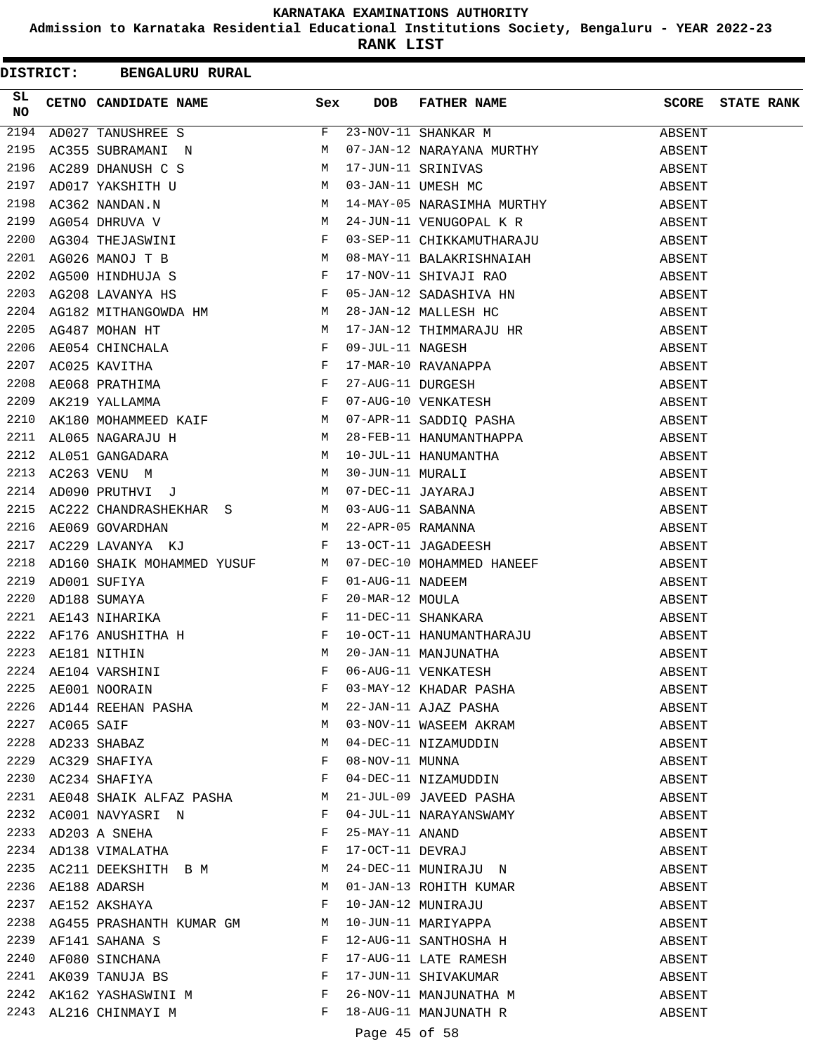# KARNATAKA EXAMINATIONS AUTHORITY

**Admission to Karnataka Residential Educational Institutions Society, Bengaluru - YEAR 2022-23**

**RANK LIST**

**DISTRICT: BENGALURU RURAL**

| SL NO | CETNO | CANDIDATE NAME | Sex | DOB | FATHER NAME | SCORE | STATE RANK |
|---|---|---|---|---|---|---|---|
| 2194 | AD027 | TANUSHREE S | F | 23-NOV-11 | SHANKAR M | ABSENT | |
| 2195 | AC355 | SUBRAMANI N | M | 07-JAN-12 | NARAYANA MURTHY | ABSENT | |
| 2196 | AC289 | DHANUSH C S | M | 17-JUN-11 | SRINIVAS | ABSENT | |
| 2197 | AD017 | YAKSHITH U | M | 03-JAN-11 | UMESH MC | ABSENT | |
| 2198 | AC362 | NANDAN.N | M | 14-MAY-05 | NARASIMHA MURTHY | ABSENT | |
| 2199 | AG054 | DHRUVA V | M | 24-JUN-11 | VENUGOPAL K R | ABSENT | |
| 2200 | AG304 | THEJASWINI | F | 03-SEP-11 | CHIKKAMUTHARAJU | ABSENT | |
| 2201 | AG026 | MANOJ T B | M | 08-MAY-11 | BALAKRISHNAIAH | ABSENT | |
| 2202 | AG500 | HINDHUJA S | F | 17-NOV-11 | SHIVAJI RAO | ABSENT | |
| 2203 | AG208 | LAVANYA HS | F | 05-JAN-12 | SADASHIVA HN | ABSENT | |
| 2204 | AG182 | MITHANGOWDA HM | M | 28-JAN-12 | MALLESH HC | ABSENT | |
| 2205 | AG487 | MOHAN HT | M | 17-JAN-12 | THIMMARAJU HR | ABSENT | |
| 2206 | AE054 | CHINCHALA | F | 09-JUL-11 | NAGESH | ABSENT | |
| 2207 | AC025 | KAVITHA | F | 17-MAR-10 | RAVANAPPA | ABSENT | |
| 2208 | AE068 | PRATHIMA | F | 27-AUG-11 | DURGESH | ABSENT | |
| 2209 | AK219 | YALLAMMA | F | 07-AUG-10 | VENKATESH | ABSENT | |
| 2210 | AK180 | MOHAMMEED KAIF | M | 07-APR-11 | SADDIQ PASHA | ABSENT | |
| 2211 | AL065 | NAGARAJU H | M | 28-FEB-11 | HANUMANTHAPPA | ABSENT | |
| 2212 | AL051 | GANGADARA | M | 10-JUL-11 | HANUMANTHA | ABSENT | |
| 2213 | AC263 | VENU M | M | 30-JUN-11 | MURALI | ABSENT | |
| 2214 | AD090 | PRUTHVI J | M | 07-DEC-11 | JAYARAJ | ABSENT | |
| 2215 | AC222 | CHANDRASHEKHAR S | M | 03-AUG-11 | SABANNA | ABSENT | |
| 2216 | AE069 | GOVARDHAN | M | 22-APR-05 | RAMANNA | ABSENT | |
| 2217 | AC229 | LAVANYA KJ | F | 13-OCT-11 | JAGADEESH | ABSENT | |
| 2218 | AD160 | SHAIK MOHAMMED YUSUF | M | 07-DEC-10 | MOHAMMED HANEEF | ABSENT | |
| 2219 | AD001 | SUFIYA | F | 01-AUG-11 | NADEEM | ABSENT | |
| 2220 | AD188 | SUMAYA | F | 20-MAR-12 | MOULA | ABSENT | |
| 2221 | AE143 | NIHARIKA | F | 11-DEC-11 | SHANKARA | ABSENT | |
| 2222 | AF176 | ANUSHITHA H | F | 10-OCT-11 | HANUMANTHARAJU | ABSENT | |
| 2223 | AE181 | NITHIN | M | 20-JAN-11 | MANJUNATHA | ABSENT | |
| 2224 | AE104 | VARSHINI | F | 06-AUG-11 | VENKATESH | ABSENT | |
| 2225 | AE001 | NOORAIN | F | 03-MAY-12 | KHADAR PASHA | ABSENT | |
| 2226 | AD144 | REEHAN PASHA | M | 22-JAN-11 | AJAZ PASHA | ABSENT | |
| 2227 | AC065 | SAIF | M | 03-NOV-11 | WASEEM AKRAM | ABSENT | |
| 2228 | AD233 | SHABAZ | M | 04-DEC-11 | NIZAMUDDIN | ABSENT | |
| 2229 | AC329 | SHAFIYA | F | 08-NOV-11 | MUNNA | ABSENT | |
| 2230 | AC234 | SHAFIYA | F | 04-DEC-11 | NIZAMUDDIN | ABSENT | |
| 2231 | AE048 | SHAIK ALFAZ PASHA | M | 21-JUL-09 | JAVEED PASHA | ABSENT | |
| 2232 | AC001 | NAVYASRI N | F | 04-JUL-11 | NARAYANSWAMY | ABSENT | |
| 2233 | AD203 | A SNEHA | F | 25-MAY-11 | ANAND | ABSENT | |
| 2234 | AD138 | VIMALATHA | F | 17-OCT-11 | DEVRAJ | ABSENT | |
| 2235 | AC211 | DEEKSHITH B M | M | 24-DEC-11 | MUNIRAJU N | ABSENT | |
| 2236 | AE188 | ADARSH | M | 01-JAN-13 | ROHITH KUMAR | ABSENT | |
| 2237 | AE152 | AKSHAYA | F | 10-JAN-12 | MUNIRAJU | ABSENT | |
| 2238 | AG455 | PRASHANTH KUMAR GM | M | 10-JUN-11 | MARIYAPPA | ABSENT | |
| 2239 | AF141 | SAHANA S | F | 12-AUG-11 | SANTHOSHA H | ABSENT | |
| 2240 | AF080 | SINCHANA | F | 17-AUG-11 | LATE RAMESH | ABSENT | |
| 2241 | AK039 | TANUJA BS | F | 17-JUN-11 | SHIVAKUMAR | ABSENT | |
| 2242 | AK162 | YASHASWINI M | F | 26-NOV-11 | MANJUNATHA M | ABSENT | |
| 2243 | AL216 | CHINMAYI M | F | 18-AUG-11 | MANJUNATH R | ABSENT | |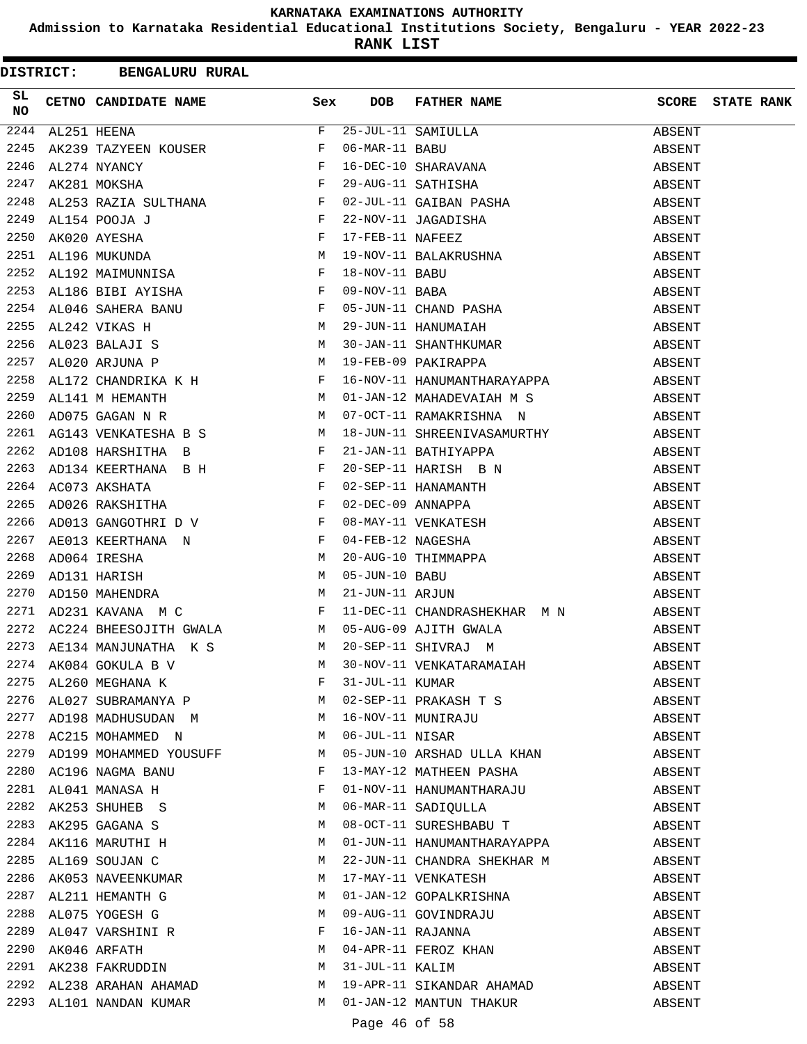# KARNATAKA EXAMINATIONS AUTHORITY

## Admission to Karnataka Residential Educational Institutions Society, Bengaluru - YEAR 2022-23

## RANK LIST

**DISTRICT: BENGALURU RURAL**

| SL NO | CETNO | CANDIDATE NAME | Sex | DOB | FATHER NAME | SCORE | STATE RANK |
|---|---|---|---|---|---|---|---|
| 2244 | AL251 | HEENA | F | 25-JUL-11 | SAMIULLA | ABSENT | |
| 2245 | AK239 | TAZYEEN KOUSER | F | 06-MAR-11 | BABU | ABSENT | |
| 2246 | AL274 | NYANCY | F | 16-DEC-10 | SHARAVANA | ABSENT | |
| 2247 | AK281 | MOKSHA | F | 29-AUG-11 | SATHISHA | ABSENT | |
| 2248 | AL253 | RAZIA SULTHANA | F | 02-JUL-11 | GAIBAN PASHA | ABSENT | |
| 2249 | AL154 | POOJA J | F | 22-NOV-11 | JAGADISHA | ABSENT | |
| 2250 | AK020 | AYESHA | F | 17-FEB-11 | NAFEEZ | ABSENT | |
| 2251 | AL196 | MUKUNDA | M | 19-NOV-11 | BALAKRUSHNA | ABSENT | |
| 2252 | AL192 | MAIMUNNISA | F | 18-NOV-11 | BABU | ABSENT | |
| 2253 | AL186 | BIBI AYISHA | F | 09-NOV-11 | BABA | ABSENT | |
| 2254 | AL046 | SAHERA BANU | F | 05-JUN-11 | CHAND PASHA | ABSENT | |
| 2255 | AL242 | VIKAS H | M | 29-JUN-11 | HANUMAIAH | ABSENT | |
| 2256 | AL023 | BALAJI S | M | 30-JAN-11 | SHANTHKUMAR | ABSENT | |
| 2257 | AL020 | ARJUNA P | M | 19-FEB-09 | PAKIRAPPA | ABSENT | |
| 2258 | AL172 | CHANDRIKA K H | F | 16-NOV-11 | HANUMANTHARAYAPPA | ABSENT | |
| 2259 | AL141 | M HEMANTH | M | 01-JAN-12 | MAHADEVAIAH M S | ABSENT | |
| 2260 | AD075 | GAGAN N R | M | 07-OCT-11 | RAMAKRISHNA N | ABSENT | |
| 2261 | AG143 | VENKATESHA B S | M | 18-JUN-11 | SHREENIVASAMURTHY | ABSENT | |
| 2262 | AD108 | HARSHITHA B | F | 21-JAN-11 | BATHIYAPPA | ABSENT | |
| 2263 | AD134 | KEERTHANA B H | F | 20-SEP-11 | HARISH B N | ABSENT | |
| 2264 | AC073 | AKSHATA | F | 02-SEP-11 | HANAMANTH | ABSENT | |
| 2265 | AD026 | RAKSHITHA | F | 02-DEC-09 | ANNAPPA | ABSENT | |
| 2266 | AD013 | GANGOTHRI D V | F | 08-MAY-11 | VENKATESH | ABSENT | |
| 2267 | AE013 | KEERTHANA N | F | 04-FEB-12 | NAGESHA | ABSENT | |
| 2268 | AD064 | IRESHA | M | 20-AUG-10 | THIMMAPPA | ABSENT | |
| 2269 | AD131 | HARISH | M | 05-JUN-10 | BABU | ABSENT | |
| 2270 | AD150 | MAHENDRA | M | 21-JUN-11 | ARJUN | ABSENT | |
| 2271 | AD231 | KAVANA M C | F | 11-DEC-11 | CHANDRASHEKHAR M N | ABSENT | |
| 2272 | AC224 | BHEESOJITH GWALA | M | 05-AUG-09 | AJITH GWALA | ABSENT | |
| 2273 | AE134 | MANJUNATHA K S | M | 20-SEP-11 | SHIVRAJ M | ABSENT | |
| 2274 | AK084 | GOKULA B V | M | 30-NOV-11 | VENKATARAMAIAH | ABSENT | |
| 2275 | AL260 | MEGHANA K | F | 31-JUL-11 | KUMAR | ABSENT | |
| 2276 | AL027 | SUBRAMANYA P | M | 02-SEP-11 | PRAKASH T S | ABSENT | |
| 2277 | AD198 | MADHUSUDAN M | M | 16-NOV-11 | MUNIRAJU | ABSENT | |
| 2278 | AC215 | MOHAMMED N | M | 06-JUL-11 | NISAR | ABSENT | |
| 2279 | AD199 | MOHAMMED YOUSUFF | M | 05-JUN-10 | ARSHAD ULLA KHAN | ABSENT | |
| 2280 | AC196 | NAGMA BANU | F | 13-MAY-12 | MATHEEN PASHA | ABSENT | |
| 2281 | AL041 | MANASA H | F | 01-NOV-11 | HANUMANTHARAJU | ABSENT | |
| 2282 | AK253 | SHUHEB S | M | 06-MAR-11 | SADIQULLA | ABSENT | |
| 2283 | AK295 | GAGANA S | M | 08-OCT-11 | SURESHBABU T | ABSENT | |
| 2284 | AK116 | MARUTHI H | M | 01-JUN-11 | HANUMANTHARAYAPPA | ABSENT | |
| 2285 | AL169 | SOUJAN C | M | 22-JUN-11 | CHANDRA SHEKHAR M | ABSENT | |
| 2286 | AK053 | NAVEENKUMAR | M | 17-MAY-11 | VENKATESH | ABSENT | |
| 2287 | AL211 | HEMANTH G | M | 01-JAN-12 | GOPALKRISHNA | ABSENT | |
| 2288 | AL075 | YOGESH G | M | 09-AUG-11 | GOVINDRAJU | ABSENT | |
| 2289 | AL047 | VARSHINI R | F | 16-JAN-11 | RAJANNA | ABSENT | |
| 2290 | AK046 | ARFATH | M | 04-APR-11 | FEROZ KHAN | ABSENT | |
| 2291 | AK238 | FAKRUDDIN | M | 31-JUL-11 | KALIM | ABSENT | |
| 2292 | AL238 | ARAHAN AHAMAD | M | 19-APR-11 | SIKANDAR AHAMAD | ABSENT | |
| 2293 | AL101 | NANDAN KUMAR | M | 01-JAN-12 | MANTUN THAKUR | ABSENT | |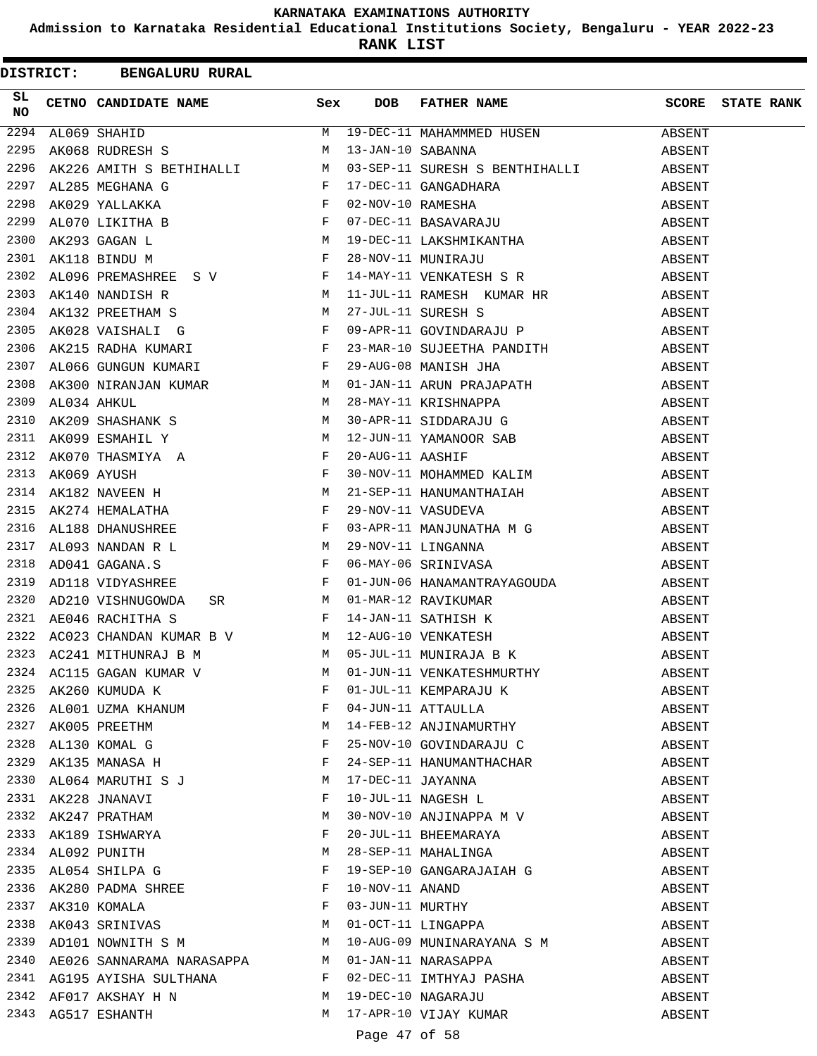# KARNATAKA EXAMINATIONS AUTHORITY

**Admission to Karnataka Residential Educational Institutions Society, Bengaluru - YEAR 2022-23**

**RANK LIST**

**DISTRICT: BENGALURU RURAL**

| SL NO | CETNO | CANDIDATE NAME | Sex | DOB | FATHER NAME | SCORE | STATE RANK |
|---|---|---|---|---|---|---|---|
| 2294 | AL069 | SHAHID | M | 19-DEC-11 | MAHAMMMED HUSEN | ABSENT | |
| 2295 | AK068 | RUDRESH S | M | 13-JAN-10 | SABANNA | ABSENT | |
| 2296 | AK226 | AMITH S BETHIHALLI | M | 03-SEP-11 | SURESH S BENTHIHALLI | ABSENT | |
| 2297 | AL285 | MEGHANA G | F | 17-DEC-11 | GANGADHARA | ABSENT | |
| 2298 | AK029 | YALLAKKA | F | 02-NOV-10 | RAMESHA | ABSENT | |
| 2299 | AL070 | LIKITHA B | F | 07-DEC-11 | BASAVARAJU | ABSENT | |
| 2300 | AK293 | GAGAN L | M | 19-DEC-11 | LAKSHMIKANTHA | ABSENT | |
| 2301 | AK118 | BINDU M | F | 28-NOV-11 | MUNIRAJU | ABSENT | |
| 2302 | AL096 | PREMASHREE S V | F | 14-MAY-11 | VENKATESH S R | ABSENT | |
| 2303 | AK140 | NANDISH R | M | 11-JUL-11 | RAMESH KUMAR HR | ABSENT | |
| 2304 | AK132 | PREETHAM S | M | 27-JUL-11 | SURESH S | ABSENT | |
| 2305 | AK028 | VAISHALI G | F | 09-APR-11 | GOVINDARAJU P | ABSENT | |
| 2306 | AK215 | RADHA KUMARI | F | 23-MAR-10 | SUJEETHA PANDITH | ABSENT | |
| 2307 | AL066 | GUNGUN KUMARI | F | 29-AUG-08 | MANISH JHA | ABSENT | |
| 2308 | AK300 | NIRANJAN KUMAR | M | 01-JAN-11 | ARUN PRAJAPATH | ABSENT | |
| 2309 | AL034 | AHKUL | M | 28-MAY-11 | KRISHNAPPA | ABSENT | |
| 2310 | AK209 | SHASHANK S | M | 30-APR-11 | SIDDARAJU G | ABSENT | |
| 2311 | AK099 | ESMAHIL Y | M | 12-JUN-11 | YAMANOOR SAB | ABSENT | |
| 2312 | AK070 | THASMIYA A | F | 20-AUG-11 | AASHIF | ABSENT | |
| 2313 | AK069 | AYUSH | F | 30-NOV-11 | MOHAMMED KALIM | ABSENT | |
| 2314 | AK182 | NAVEEN H | M | 21-SEP-11 | HANUMANTHAIAH | ABSENT | |
| 2315 | AK274 | HEMALATHA | F | 29-NOV-11 | VASUDEVA | ABSENT | |
| 2316 | AL188 | DHANUSHREE | F | 03-APR-11 | MANJUNATHA M G | ABSENT | |
| 2317 | AL093 | NANDAN R L | M | 29-NOV-11 | LINGANNA | ABSENT | |
| 2318 | AD041 | GAGANA.S | F | 06-MAY-06 | SRINIVASA | ABSENT | |
| 2319 | AD118 | VIDYASHREE | F | 01-JUN-06 | HANAMANTRAYAGOUDA | ABSENT | |
| 2320 | AD210 | VISHNUGOWDA SR | M | 01-MAR-12 | RAVIKUMAR | ABSENT | |
| 2321 | AE046 | RACHITHA S | F | 14-JAN-11 | SATHISH K | ABSENT | |
| 2322 | AC023 | CHANDAN KUMAR B V | M | 12-AUG-10 | VENKATESH | ABSENT | |
| 2323 | AC241 | MITHUNRAJ B M | M | 05-JUL-11 | MUNIRAJA B K | ABSENT | |
| 2324 | AC115 | GAGAN KUMAR V | M | 01-JUN-11 | VENKATESHMURTHY | ABSENT | |
| 2325 | AK260 | KUMUDA K | F | 01-JUL-11 | KEMPARAJU K | ABSENT | |
| 2326 | AL001 | UZMA KHANUM | F | 04-JUN-11 | ATTAULLA | ABSENT | |
| 2327 | AK005 | PREETHM | M | 14-FEB-12 | ANJINAMURTHY | ABSENT | |
| 2328 | AL130 | KOMAL G | F | 25-NOV-10 | GOVINDARAJU C | ABSENT | |
| 2329 | AK135 | MANASA H | F | 24-SEP-11 | HANUMANTHACHAR | ABSENT | |
| 2330 | AL064 | MARUTHI S J | M | 17-DEC-11 | JAYANNA | ABSENT | |
| 2331 | AK228 | JNANAVI | F | 10-JUL-11 | NAGESH L | ABSENT | |
| 2332 | AK247 | PRATHAM | M | 30-NOV-10 | ANJINAPPA M V | ABSENT | |
| 2333 | AK189 | ISHWARYA | F | 20-JUL-11 | BHEEMARAYA | ABSENT | |
| 2334 | AL092 | PUNITH | M | 28-SEP-11 | MAHALINGA | ABSENT | |
| 2335 | AL054 | SHILPA G | F | 19-SEP-10 | GANGARAJAIAH G | ABSENT | |
| 2336 | AK280 | PADMA SHREE | F | 10-NOV-11 | ANAND | ABSENT | |
| 2337 | AK310 | KOMALA | F | 03-JUN-11 | MURTHY | ABSENT | |
| 2338 | AK043 | SRINIVAS | M | 01-OCT-11 | LINGAPPA | ABSENT | |
| 2339 | AD101 | NOWNITH S M | M | 10-AUG-09 | MUNINARAYANA S M | ABSENT | |
| 2340 | AE026 | SANNARAMA NARASAPPA | M | 01-JAN-11 | NARASAPPA | ABSENT | |
| 2341 | AG195 | AYISHA SULTHANA | F | 02-DEC-11 | IMTHYAJ PASHA | ABSENT | |
| 2342 | AF017 | AKSHAY H N | M | 19-DEC-10 | NAGARAJU | ABSENT | |
| 2343 | AG517 | ESHANTH | M | 17-APR-10 | VIJAY KUMAR | ABSENT | |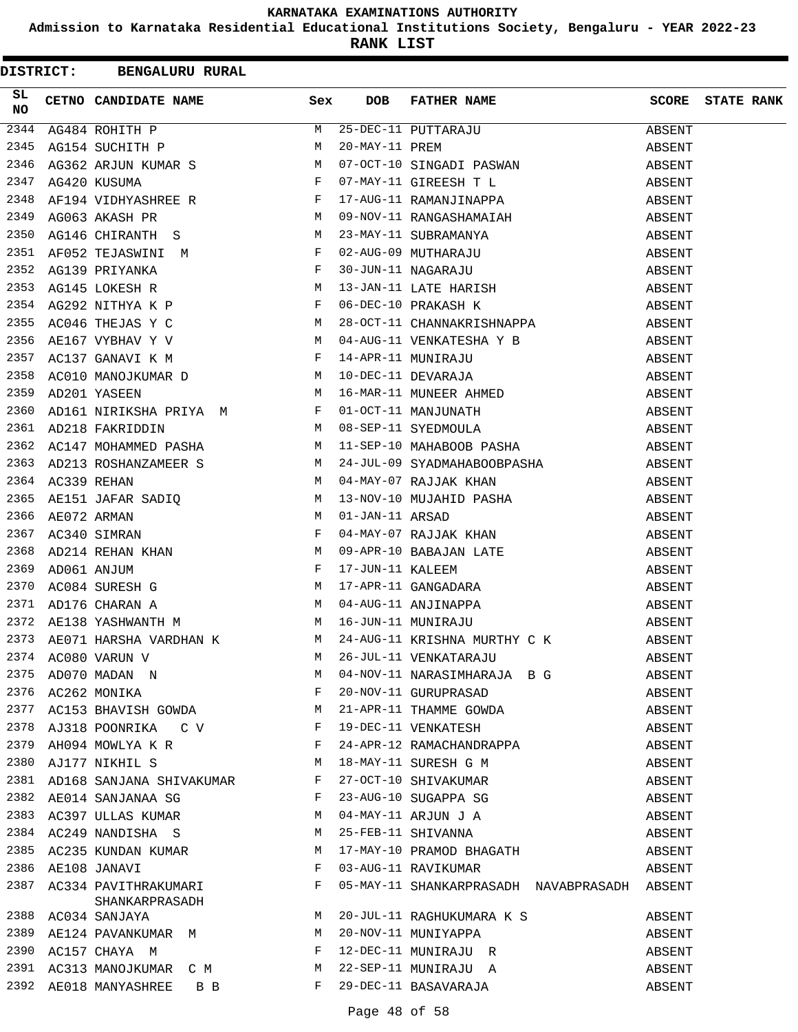KARNATAKA EXAMINATIONS AUTHORITY

Admission to Karnataka Residential Educational Institutions Society, Bengaluru - YEAR 2022-23

**RANK LIST**

**DISTRICT: BENGALURU RURAL**

| SL NO | CETNO | CANDIDATE NAME | Sex | DOB | FATHER NAME | SCORE | STATE RANK |
|---|---|---|---|---|---|---|---|
| 2344 | AG484 | ROHITH P | M | 25-DEC-11 | PUTTARAJU | ABSENT | |
| 2345 | AG154 | SUCHITH P | M | 20-MAY-11 | PREM | ABSENT | |
| 2346 | AG362 | ARJUN KUMAR S | M | 07-OCT-10 | SINGADI PASWAN | ABSENT | |
| 2347 | AG420 | KUSUMA | F | 07-MAY-11 | GIREESH T L | ABSENT | |
| 2348 | AF194 | VIDHYASHREE R | F | 17-AUG-11 | RAMANJINAPPA | ABSENT | |
| 2349 | AG063 | AKASH PR | M | 09-NOV-11 | RANGASHAMAIAH | ABSENT | |
| 2350 | AG146 | CHIRANTH S | M | 23-MAY-11 | SUBRAMANYA | ABSENT | |
| 2351 | AF052 | TEJASWINI M | F | 02-AUG-09 | MUTHARAJU | ABSENT | |
| 2352 | AG139 | PRIYANKA | F | 30-JUN-11 | NAGARAJU | ABSENT | |
| 2353 | AG145 | LOKESH R | M | 13-JAN-11 | LATE HARISH | ABSENT | |
| 2354 | AG292 | NITHYA K P | F | 06-DEC-10 | PRAKASH K | ABSENT | |
| 2355 | AC046 | THEJAS Y C | M | 28-OCT-11 | CHANNAKRISHNAPPA | ABSENT | |
| 2356 | AE167 | VYBHAV Y V | M | 04-AUG-11 | VENKATESHA Y B | ABSENT | |
| 2357 | AC137 | GANAVI K M | F | 14-APR-11 | MUNIRAJU | ABSENT | |
| 2358 | AC010 | MANOJKUMAR D | M | 10-DEC-11 | DEVARAJA | ABSENT | |
| 2359 | AD201 | YASEEN | M | 16-MAR-11 | MUNEER AHMED | ABSENT | |
| 2360 | AD161 | NIRIKSHA PRIYA M | F | 01-OCT-11 | MANJUNATH | ABSENT | |
| 2361 | AD218 | FAKRIDDIN | M | 08-SEP-11 | SYEDMOULA | ABSENT | |
| 2362 | AC147 | MOHAMMED PASHA | M | 11-SEP-10 | MAHABOOB PASHA | ABSENT | |
| 2363 | AD213 | ROSHANZAMEER S | M | 24-JUL-09 | SYADMAHABOOBPASHA | ABSENT | |
| 2364 | AC339 | REHAN | M | 04-MAY-07 | RAJJAK KHAN | ABSENT | |
| 2365 | AE151 | JAFAR SADIQ | M | 13-NOV-10 | MUJAHID PASHA | ABSENT | |
| 2366 | AE072 | ARMAN | M | 01-JAN-11 | ARSAD | ABSENT | |
| 2367 | AC340 | SIMRAN | F | 04-MAY-07 | RAJJAK KHAN | ABSENT | |
| 2368 | AD214 | REHAN KHAN | M | 09-APR-10 | BABAJAN LATE | ABSENT | |
| 2369 | AD061 | ANJUM | F | 17-JUN-11 | KALEEM | ABSENT | |
| 2370 | AC084 | SURESH G | M | 17-APR-11 | GANGADARA | ABSENT | |
| 2371 | AD176 | CHARAN A | M | 04-AUG-11 | ANJINAPPA | ABSENT | |
| 2372 | AE138 | YASHWANTH M | M | 16-JUN-11 | MUNIRAJU | ABSENT | |
| 2373 | AE071 | HARSHA VARDHAN K | M | 24-AUG-11 | KRISHNA MURTHY C K | ABSENT | |
| 2374 | AC080 | VARUN V | M | 26-JUL-11 | VENKATARAJU | ABSENT | |
| 2375 | AD070 | MADAN N | M | 04-NOV-11 | NARASIMHARAJA B G | ABSENT | |
| 2376 | AC262 | MONIKA | F | 20-NOV-11 | GURUPRASAD | ABSENT | |
| 2377 | AC153 | BHAVISH GOWDA | M | 21-APR-11 | THAMME GOWDA | ABSENT | |
| 2378 | AJ318 | POONRIKA C V | F | 19-DEC-11 | VENKATESH | ABSENT | |
| 2379 | AH094 | MOWLYA K R | F | 24-APR-12 | RAMACHANDRAPPA | ABSENT | |
| 2380 | AJ177 | NIKHIL S | M | 18-MAY-11 | SURESH G M | ABSENT | |
| 2381 | AD168 | SANJANA SHIVAKUMAR | F | 27-OCT-10 | SHIVAKUMAR | ABSENT | |
| 2382 | AE014 | SANJANAA SG | F | 23-AUG-10 | SUGAPPA SG | ABSENT | |
| 2383 | AC397 | ULLAS KUMAR | M | 04-MAY-11 | ARJUN J A | ABSENT | |
| 2384 | AC249 | NANDISHA S | M | 25-FEB-11 | SHIVANNA | ABSENT | |
| 2385 | AC235 | KUNDAN KUMAR | M | 17-MAY-10 | PRAMOD BHAGATH | ABSENT | |
| 2386 | AE108 | JANAVI | F | 03-AUG-11 | RAVIKUMAR | ABSENT | |
| 2387 | AC334 | PAVITHRAKUMARI SHANKARPRASADH | F | 05-MAY-11 | SHANKARPRASADH NAVABPRASADH | ABSENT | |
| 2388 | AC034 | SANJAYA | M | 20-JUL-11 | RAGHUKUMARA K S | ABSENT | |
| 2389 | AE124 | PAVANKUMAR M | M | 20-NOV-11 | MUNIYAPPA | ABSENT | |
| 2390 | AC157 | CHAYA M | F | 12-DEC-11 | MUNIRAJU R | ABSENT | |
| 2391 | AC313 | MANOJKUMAR C M | M | 22-SEP-11 | MUNIRAJU A | ABSENT | |
| 2392 | AE018 | MANYASHREE B B | F | 29-DEC-11 | BASAVARAJA | ABSENT | |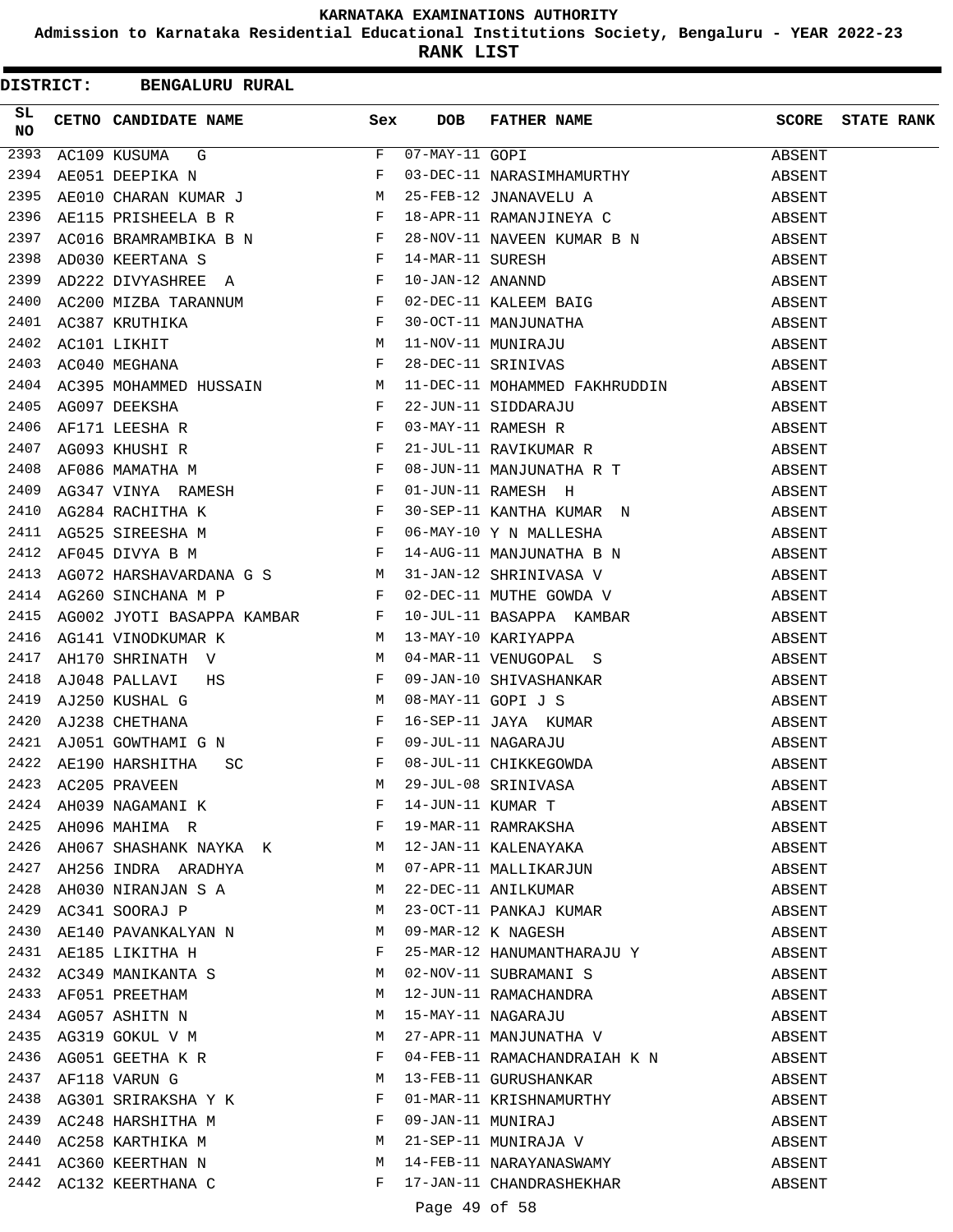# KARNATAKA EXAMINATIONS AUTHORITY

## Admission to Karnataka Residential Educational Institutions Society, Bengaluru - YEAR 2022-23

## RANK LIST

**DISTRICT: BENGALURU RURAL**

| SL NO | CETNO | CANDIDATE NAME | Sex | DOB | FATHER NAME | SCORE | STATE RANK |
|---|---|---|---|---|---|---|---|
| 2393 | AC109 | KUSUMA G | F | 07-MAY-11 | GOPI | ABSENT | |
| 2394 | AE051 | DEEPIKA N | F | 03-DEC-11 | NARASIMHAMURTHY | ABSENT | |
| 2395 | AE010 | CHARAN KUMAR J | M | 25-FEB-12 | JNANAVELU A | ABSENT | |
| 2396 | AE115 | PRISHEELA B R | F | 18-APR-11 | RAMANJINEYA C | ABSENT | |
| 2397 | AC016 | BRAMRAMBIKA B N | F | 28-NOV-11 | NAVEEN KUMAR B N | ABSENT | |
| 2398 | AD030 | KEERTANA S | F | 14-MAR-11 | SURESH | ABSENT | |
| 2399 | AD222 | DIVYASHREE A | F | 10-JAN-12 | ANANND | ABSENT | |
| 2400 | AC200 | MIZBA TARANNUM | F | 02-DEC-11 | KALEEM BAIG | ABSENT | |
| 2401 | AC387 | KRUTHIKA | F | 30-OCT-11 | MANJUNATHA | ABSENT | |
| 2402 | AC101 | LIKHIT | M | 11-NOV-11 | MUNIRAJU | ABSENT | |
| 2403 | AC040 | MEGHANA | F | 28-DEC-11 | SRINIVAS | ABSENT | |
| 2404 | AC395 | MOHAMMED HUSSAIN | M | 11-DEC-11 | MOHAMMED FAKHRUDDIN | ABSENT | |
| 2405 | AG097 | DEEKSHA | F | 22-JUN-11 | SIDDARAJU | ABSENT | |
| 2406 | AF171 | LEESHA R | F | 03-MAY-11 | RAMESH R | ABSENT | |
| 2407 | AG093 | KHUSHI R | F | 21-JUL-11 | RAVIKUMAR R | ABSENT | |
| 2408 | AF086 | MAMATHA M | F | 08-JUN-11 | MANJUNATHA R T | ABSENT | |
| 2409 | AG347 | VINYA RAMESH | F | 01-JUN-11 | RAMESH H | ABSENT | |
| 2410 | AG284 | RACHITHA K | F | 30-SEP-11 | KANTHA KUMAR N | ABSENT | |
| 2411 | AG525 | SIREESHA M | F | 06-MAY-10 | Y N MALLESHA | ABSENT | |
| 2412 | AF045 | DIVYA B M | F | 14-AUG-11 | MANJUNATHA B N | ABSENT | |
| 2413 | AG072 | HARSHAVARDANA G S | M | 31-JAN-12 | SHRINIVASA V | ABSENT | |
| 2414 | AG260 | SINCHANA M P | F | 02-DEC-11 | MUTHE GOWDA V | ABSENT | |
| 2415 | AG002 | JYOTI BASAPPA KAMBAR | F | 10-JUL-11 | BASAPPA KAMBAR | ABSENT | |
| 2416 | AG141 | VINODKUMAR K | M | 13-MAY-10 | KARIYAPPA | ABSENT | |
| 2417 | AH170 | SHRINATH V | M | 04-MAR-11 | VENUGOPAL S | ABSENT | |
| 2418 | AJ048 | PALLAVI HS | F | 09-JAN-10 | SHIVASHANKAR | ABSENT | |
| 2419 | AJ250 | KUSHAL G | M | 08-MAY-11 | GOPI J S | ABSENT | |
| 2420 | AJ238 | CHETHANA | F | 16-SEP-11 | JAYA KUMAR | ABSENT | |
| 2421 | AJ051 | GOWTHAMI G N | F | 09-JUL-11 | NAGARAJU | ABSENT | |
| 2422 | AE190 | HARSHITHA SC | F | 08-JUL-11 | CHIKKEGOWDA | ABSENT | |
| 2423 | AC205 | PRAVEEN | M | 29-JUL-08 | SRINIVASA | ABSENT | |
| 2424 | AH039 | NAGAMANI K | F | 14-JUN-11 | KUMAR T | ABSENT | |
| 2425 | AH096 | MAHIMA R | F | 19-MAR-11 | RAMRAKSHA | ABSENT | |
| 2426 | AH067 | SHASHANK NAYKA K | M | 12-JAN-11 | KALENAYAKA | ABSENT | |
| 2427 | AH256 | INDRA ARADHYA | M | 07-APR-11 | MALLIKARJUN | ABSENT | |
| 2428 | AH030 | NIRANJAN S A | M | 22-DEC-11 | ANILKUMAR | ABSENT | |
| 2429 | AC341 | SOORAJ P | M | 23-OCT-11 | PANKAJ KUMAR | ABSENT | |
| 2430 | AE140 | PAVANKALYAN N | M | 09-MAR-12 | K NAGESH | ABSENT | |
| 2431 | AE185 | LIKITHA H | F | 25-MAR-12 | HANUMANTHARAJU Y | ABSENT | |
| 2432 | AC349 | MANIKANTA S | M | 02-NOV-11 | SUBRAMANI S | ABSENT | |
| 2433 | AF051 | PREETHAM | M | 12-JUN-11 | RAMACHANDRA | ABSENT | |
| 2434 | AG057 | ASHITN N | M | 15-MAY-11 | NAGARAJU | ABSENT | |
| 2435 | AG319 | GOKUL V M | M | 27-APR-11 | MANJUNATHA V | ABSENT | |
| 2436 | AG051 | GEETHA K R | F | 04-FEB-11 | RAMACHANDRAIAH K N | ABSENT | |
| 2437 | AF118 | VARUN G | M | 13-FEB-11 | GURUSHANKAR | ABSENT | |
| 2438 | AG301 | SRIRAKSHA Y K | F | 01-MAR-11 | KRISHNAMURTHY | ABSENT | |
| 2439 | AC248 | HARSHITHA M | F | 09-JAN-11 | MUNIRAJ | ABSENT | |
| 2440 | AC258 | KARTHIKA M | M | 21-SEP-11 | MUNIRAJA V | ABSENT | |
| 2441 | AC360 | KEERTHAN N | M | 14-FEB-11 | NARAYANASWAMY | ABSENT | |
| 2442 | AC132 | KEERTHANA C | F | 17-JAN-11 | CHANDRASHEKHAR | ABSENT | |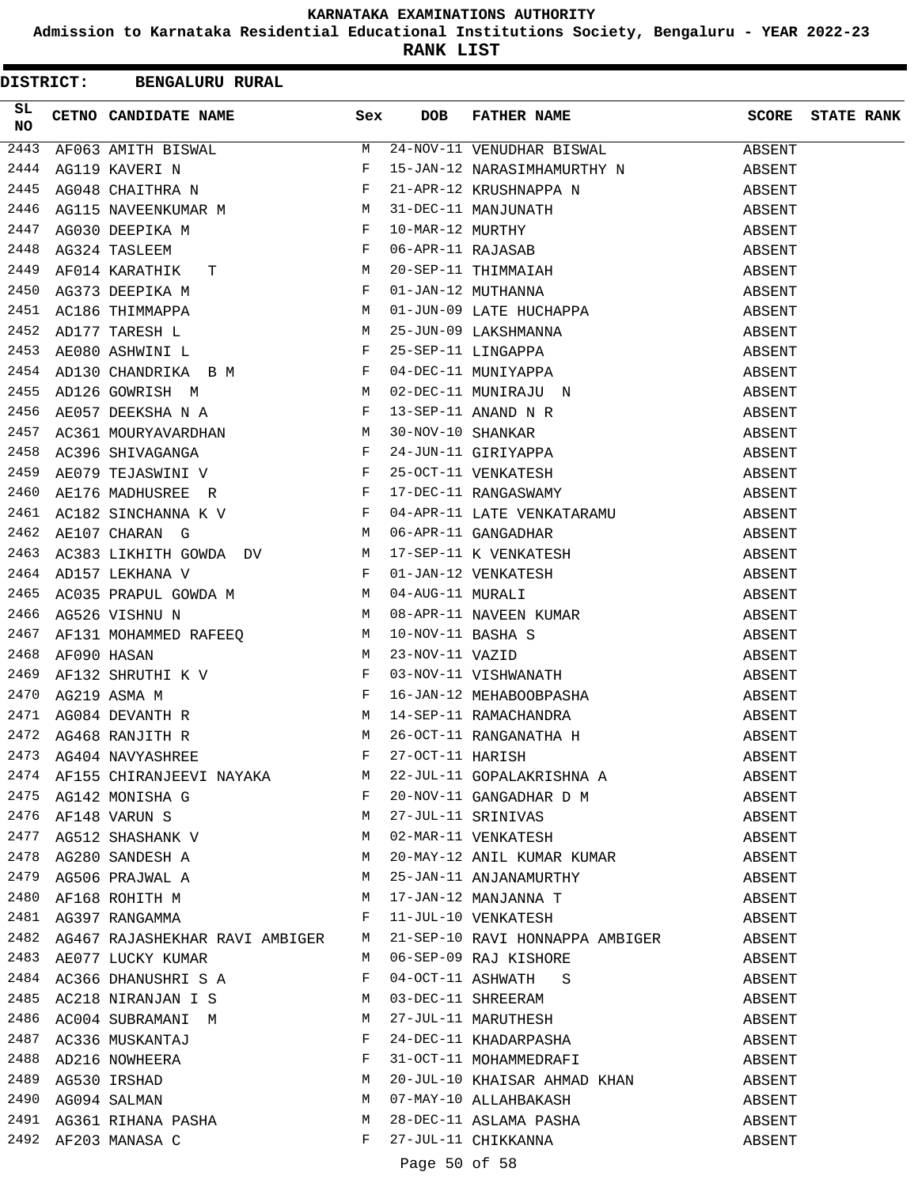# KARNATAKA EXAMINATIONS AUTHORITY

**Admission to Karnataka Residential Educational Institutions Society, Bengaluru - YEAR 2022-23**

**RANK LIST**

**DISTRICT: BENGALURU RURAL**

| SL NO | CETNO | CANDIDATE NAME | Sex | DOB | FATHER NAME | SCORE | STATE RANK |
|---|---|---|---|---|---|---|---|
| 2443 | AF063 | AMITH BISWAL | M | 24-NOV-11 | VENUDHAR BISWAL | ABSENT | |
| 2444 | AG119 | KAVERI N | F | 15-JAN-12 | NARASIMHAMURTHY N | ABSENT | |
| 2445 | AG048 | CHAITHRA N | F | 21-APR-12 | KRUSHNAPPA N | ABSENT | |
| 2446 | AG115 | NAVEENKUMAR M | M | 31-DEC-11 | MANJUNATH | ABSENT | |
| 2447 | AG030 | DEEPIKA M | F | 10-MAR-12 | MURTHY | ABSENT | |
| 2448 | AG324 | TASLEEM | F | 06-APR-11 | RAJASAB | ABSENT | |
| 2449 | AF014 | KARATHIK T | M | 20-SEP-11 | THIMMAIAH | ABSENT | |
| 2450 | AG373 | DEEPIKA M | F | 01-JAN-12 | MUTHANNA | ABSENT | |
| 2451 | AC186 | THIMMAPPA | M | 01-JUN-09 | LATE HUCHAPPA | ABSENT | |
| 2452 | AD177 | TARESH L | M | 25-JUN-09 | LAKSHMANNA | ABSENT | |
| 2453 | AE080 | ASHWINI L | F | 25-SEP-11 | LINGAPPA | ABSENT | |
| 2454 | AD130 | CHANDRIKA B M | F | 04-DEC-11 | MUNIYAPPA | ABSENT | |
| 2455 | AD126 | GOWRISH M | M | 02-DEC-11 | MUNIRAJU N | ABSENT | |
| 2456 | AE057 | DEEKSHA N A | F | 13-SEP-11 | ANAND N R | ABSENT | |
| 2457 | AC361 | MOURYAVARDHAN | M | 30-NOV-10 | SHANKAR | ABSENT | |
| 2458 | AC396 | SHIVAGANGA | F | 24-JUN-11 | GIRIYAPPA | ABSENT | |
| 2459 | AE079 | TEJASWINI V | F | 25-OCT-11 | VENKATESH | ABSENT | |
| 2460 | AE176 | MADHUSREE R | F | 17-DEC-11 | RANGASWAMY | ABSENT | |
| 2461 | AC182 | SINCHANNA K V | F | 04-APR-11 | LATE VENKATARAMU | ABSENT | |
| 2462 | AE107 | CHARAN G | M | 06-APR-11 | GANGADHAR | ABSENT | |
| 2463 | AC383 | LIKHITH GOWDA DV | M | 17-SEP-11 | K VENKATESH | ABSENT | |
| 2464 | AD157 | LEKHANA V | F | 01-JAN-12 | VENKATESH | ABSENT | |
| 2465 | AC035 | PRAPUL GOWDA M | M | 04-AUG-11 | MURALI | ABSENT | |
| 2466 | AG526 | VISHNU N | M | 08-APR-11 | NAVEEN KUMAR | ABSENT | |
| 2467 | AF131 | MOHAMMED RAFEEQ | M | 10-NOV-11 | BASHA S | ABSENT | |
| 2468 | AF090 | HASAN | M | 23-NOV-11 | VAZID | ABSENT | |
| 2469 | AF132 | SHRUTHI K V | F | 03-NOV-11 | VISHWANATH | ABSENT | |
| 2470 | AG219 | ASMA M | F | 16-JAN-12 | MEHABOOBPASHA | ABSENT | |
| 2471 | AG084 | DEVANTH R | M | 14-SEP-11 | RAMACHANDRA | ABSENT | |
| 2472 | AG468 | RANJITH R | M | 26-OCT-11 | RANGANATHA H | ABSENT | |
| 2473 | AG404 | NAVYASHREE | F | 27-OCT-11 | HARISH | ABSENT | |
| 2474 | AF155 | CHIRANJEEVI NAYAKA | M | 22-JUL-11 | GOPALAKRISHNA A | ABSENT | |
| 2475 | AG142 | MONISHA G | F | 20-NOV-11 | GANGADHAR D M | ABSENT | |
| 2476 | AF148 | VARUN S | M | 27-JUL-11 | SRINIVAS | ABSENT | |
| 2477 | AG512 | SHASHANK V | M | 02-MAR-11 | VENKATESH | ABSENT | |
| 2478 | AG280 | SANDESH A | M | 20-MAY-12 | ANIL KUMAR KUMAR | ABSENT | |
| 2479 | AG506 | PRAJWAL A | M | 25-JAN-11 | ANJANAMURTHY | ABSENT | |
| 2480 | AF168 | ROHITH M | M | 17-JAN-12 | MANJANNA T | ABSENT | |
| 2481 | AG397 | RANGAMMA | F | 11-JUL-10 | VENKATESH | ABSENT | |
| 2482 | AG467 | RAJASHEKHAR RAVI AMBIGER | M | 21-SEP-10 | RAVI HONNAPPA AMBIGER | ABSENT | |
| 2483 | AE077 | LUCKY KUMAR | M | 06-SEP-09 | RAJ KISHORE | ABSENT | |
| 2484 | AC366 | DHANUSHRI S A | F | 04-OCT-11 | ASHWATH S | ABSENT | |
| 2485 | AC218 | NIRANJAN I S | M | 03-DEC-11 | SHREERAM | ABSENT | |
| 2486 | AC004 | SUBRAMANI M | M | 27-JUL-11 | MARUTHESH | ABSENT | |
| 2487 | AC336 | MUSKANTAJ | F | 24-DEC-11 | KHADARPASHA | ABSENT | |
| 2488 | AD216 | NOWHEERA | F | 31-OCT-11 | MOHAMMEDRAFI | ABSENT | |
| 2489 | AG530 | IRSHAD | M | 20-JUL-10 | KHAISAR AHMAD KHAN | ABSENT | |
| 2490 | AG094 | SALMAN | M | 07-MAY-10 | ALLAHBAKASH | ABSENT | |
| 2491 | AG361 | RIHANA PASHA | M | 28-DEC-11 | ASLAMA PASHA | ABSENT | |
| 2492 | AF203 | MANASA C | F | 27-JUL-11 | CHIKKANNA | ABSENT | |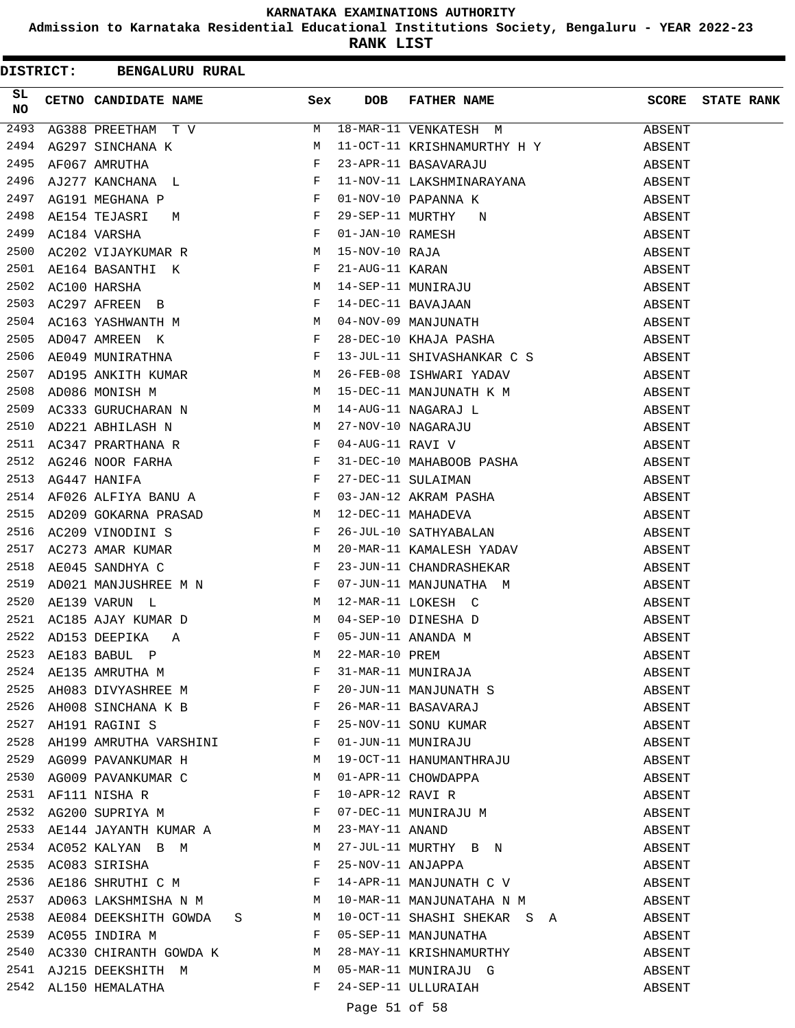KARNATAKA EXAMINATIONS AUTHORITY

Admission to Karnataka Residential Educational Institutions Society, Bengaluru - YEAR 2022-23

**RANK LIST**

**DISTRICT: BENGALURU RURAL**

| SL NO | CETNO | CANDIDATE NAME | Sex | DOB | FATHER NAME | SCORE | STATE RANK |
|---|---|---|---|---|---|---|---|
| 2493 | AG388 | PREETHAM T V | M | 18-MAR-11 | VENKATESH M | ABSENT | |
| 2494 | AG297 | SINCHANA K | M | 11-OCT-11 | KRISHNAMURTHY H Y | ABSENT | |
| 2495 | AF067 | AMRUTHA | F | 23-APR-11 | BASAVARAJU | ABSENT | |
| 2496 | AJ277 | KANCHANA L | F | 11-NOV-11 | LAKSHMINARAYANA | ABSENT | |
| 2497 | AG191 | MEGHANA P | F | 01-NOV-10 | PAPANNA K | ABSENT | |
| 2498 | AE154 | TEJASRI M | F | 29-SEP-11 | MURTHY N | ABSENT | |
| 2499 | AC184 | VARSHA | F | 01-JAN-10 | RAMESH | ABSENT | |
| 2500 | AC202 | VIJAYKUMAR R | M | 15-NOV-10 | RAJA | ABSENT | |
| 2501 | AE164 | BASANTHI K | F | 21-AUG-11 | KARAN | ABSENT | |
| 2502 | AC100 | HARSHA | M | 14-SEP-11 | MUNIRAJU | ABSENT | |
| 2503 | AC297 | AFREEN B | F | 14-DEC-11 | BAVAJAAN | ABSENT | |
| 2504 | AC163 | YASHWANTH M | M | 04-NOV-09 | MANJUNATH | ABSENT | |
| 2505 | AD047 | AMREEN K | F | 28-DEC-10 | KHAJA PASHA | ABSENT | |
| 2506 | AE049 | MUNIRATHNA | F | 13-JUL-11 | SHIVASHANKAR C S | ABSENT | |
| 2507 | AD195 | ANKITH KUMAR | M | 26-FEB-08 | ISHWARI YADAV | ABSENT | |
| 2508 | AD086 | MONISH M | M | 15-DEC-11 | MANJUNATH K M | ABSENT | |
| 2509 | AC333 | GURUCHARAN N | M | 14-AUG-11 | NAGARAJ L | ABSENT | |
| 2510 | AD221 | ABHILASH N | M | 27-NOV-10 | NAGARAJU | ABSENT | |
| 2511 | AC347 | PRARTHANA R | F | 04-AUG-11 | RAVI V | ABSENT | |
| 2512 | AG246 | NOOR FARHA | F | 31-DEC-10 | MAHABOOB PASHA | ABSENT | |
| 2513 | AG447 | HANIFA | F | 27-DEC-11 | SULAIMAN | ABSENT | |
| 2514 | AF026 | ALFIYA BANU A | F | 03-JAN-12 | AKRAM PASHA | ABSENT | |
| 2515 | AD209 | GOKARNA PRASAD | M | 12-DEC-11 | MAHADEVA | ABSENT | |
| 2516 | AC209 | VINODINI S | F | 26-JUL-10 | SATHYABALAN | ABSENT | |
| 2517 | AC273 | AMAR KUMAR | M | 20-MAR-11 | KAMALESH YADAV | ABSENT | |
| 2518 | AE045 | SANDHYA C | F | 23-JUN-11 | CHANDRASHEKAR | ABSENT | |
| 2519 | AD021 | MANJUSHREE M N | F | 07-JUN-11 | MANJUNATHA M | ABSENT | |
| 2520 | AE139 | VARUN L | M | 12-MAR-11 | LOKESH C | ABSENT | |
| 2521 | AC185 | AJAY KUMAR D | M | 04-SEP-10 | DINESHA D | ABSENT | |
| 2522 | AD153 | DEEPIKA A | F | 05-JUN-11 | ANANDA M | ABSENT | |
| 2523 | AE183 | BABUL P | M | 22-MAR-10 | PREM | ABSENT | |
| 2524 | AE135 | AMRUTHA M | F | 31-MAR-11 | MUNIRAJA | ABSENT | |
| 2525 | AH083 | DIVYASHREE M | F | 20-JUN-11 | MANJUNATH S | ABSENT | |
| 2526 | AH008 | SINCHANA K B | F | 26-MAR-11 | BASAVARAJ | ABSENT | |
| 2527 | AH191 | RAGINI S | F | 25-NOV-11 | SONU KUMAR | ABSENT | |
| 2528 | AH199 | AMRUTHA VARSHINI | F | 01-JUN-11 | MUNIRAJU | ABSENT | |
| 2529 | AG099 | PAVANKUMAR H | M | 19-OCT-11 | HANUMANTHRAJU | ABSENT | |
| 2530 | AG009 | PAVANKUMAR C | M | 01-APR-11 | CHOWDAPPA | ABSENT | |
| 2531 | AF111 | NISHA R | F | 10-APR-12 | RAVI R | ABSENT | |
| 2532 | AG200 | SUPRIYA M | F | 07-DEC-11 | MUNIRAJU M | ABSENT | |
| 2533 | AE144 | JAYANTH KUMAR A | M | 23-MAY-11 | ANAND | ABSENT | |
| 2534 | AC052 | KALYAN B M | M | 27-JUL-11 | MURTHY B N | ABSENT | |
| 2535 | AC083 | SIRISHA | F | 25-NOV-11 | ANJAPPA | ABSENT | |
| 2536 | AE186 | SHRUTHI C M | F | 14-APR-11 | MANJUNATH C V | ABSENT | |
| 2537 | AD063 | LAKSHMISHA N M | M | 10-MAR-11 | MANJUNATAHA N M | ABSENT | |
| 2538 | AE084 | DEEKSHITH GOWDA S | M | 10-OCT-11 | SHASHI SHEKAR S A | ABSENT | |
| 2539 | AC055 | INDIRA M | F | 05-SEP-11 | MANJUNATHA | ABSENT | |
| 2540 | AC330 | CHIRANTH GOWDA K | M | 28-MAY-11 | KRISHNAMURTHY | ABSENT | |
| 2541 | AJ215 | DEEKSHITH M | M | 05-MAR-11 | MUNIRAJU G | ABSENT | |
| 2542 | AL150 | HEMALATHA | F | 24-SEP-11 | ULLURAIAH | ABSENT | |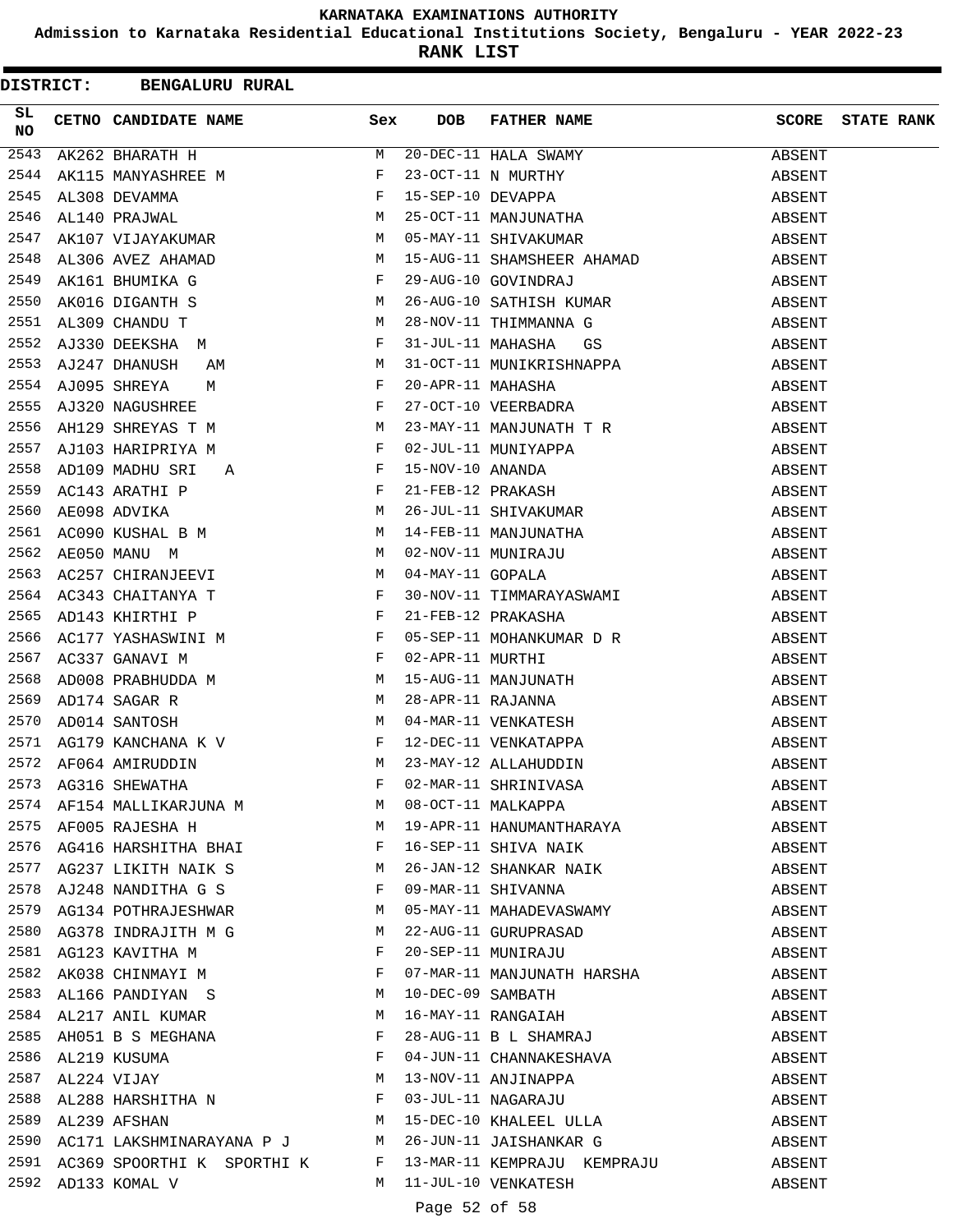# KARNATAKA EXAMINATIONS AUTHORITY

**Admission to Karnataka Residential Educational Institutions Society, Bengaluru - YEAR 2022-23**

**RANK LIST**

**DISTRICT: BENGALURU RURAL**

| SL NO | CETNO | CANDIDATE NAME | Sex | DOB | FATHER NAME | SCORE | STATE RANK |
|---|---|---|---|---|---|---|---|
| 2543 | AK262 | BHARATH H | M | 20-DEC-11 | HALA SWAMY | ABSENT | |
| 2544 | AK115 | MANYASHREE M | F | 23-OCT-11 | N MURTHY | ABSENT | |
| 2545 | AL308 | DEVAMMA | F | 15-SEP-10 | DEVAPPA | ABSENT | |
| 2546 | AL140 | PRAJWAL | M | 25-OCT-11 | MANJUNATHA | ABSENT | |
| 2547 | AK107 | VIJAYAKUMAR | M | 05-MAY-11 | SHIVAKUMAR | ABSENT | |
| 2548 | AL306 | AVEZ AHAMAD | M | 15-AUG-11 | SHAMSHEER AHAMAD | ABSENT | |
| 2549 | AK161 | BHUMIKA G | F | 29-AUG-10 | GOVINDRAJ | ABSENT | |
| 2550 | AK016 | DIGANTH S | M | 26-AUG-10 | SATHISH KUMAR | ABSENT | |
| 2551 | AL309 | CHANDU T | M | 28-NOV-11 | THIMMANNA G | ABSENT | |
| 2552 | AJ330 | DEEKSHA M | F | 31-JUL-11 | MAHASHA GS | ABSENT | |
| 2553 | AJ247 | DHANUSH AM | M | 31-OCT-11 | MUNIKRISHNAPPA | ABSENT | |
| 2554 | AJ095 | SHREYA M | F | 20-APR-11 | MAHASHA | ABSENT | |
| 2555 | AJ320 | NAGUSHREE | F | 27-OCT-10 | VEERBADRA | ABSENT | |
| 2556 | AH129 | SHREYAS T M | M | 23-MAY-11 | MANJUNATH T R | ABSENT | |
| 2557 | AJ103 | HARIPRIYA M | F | 02-JUL-11 | MUNIYAPPA | ABSENT | |
| 2558 | AD109 | MADHU SRI A | F | 15-NOV-10 | ANANDA | ABSENT | |
| 2559 | AC143 | ARATHI P | F | 21-FEB-12 | PRAKASH | ABSENT | |
| 2560 | AE098 | ADVIKA | M | 26-JUL-11 | SHIVAKUMAR | ABSENT | |
| 2561 | AC090 | KUSHAL B M | M | 14-FEB-11 | MANJUNATHA | ABSENT | |
| 2562 | AE050 | MANU M | M | 02-NOV-11 | MUNIRAJU | ABSENT | |
| 2563 | AC257 | CHIRANJEEVI | M | 04-MAY-11 | GOPALA | ABSENT | |
| 2564 | AC343 | CHAITANYA T | F | 30-NOV-11 | TIMMARAYASWAMI | ABSENT | |
| 2565 | AD143 | KHIRTHI P | F | 21-FEB-12 | PRAKASHA | ABSENT | |
| 2566 | AC177 | YASHASWINI M | F | 05-SEP-11 | MOHANKUMAR D R | ABSENT | |
| 2567 | AC337 | GANAVI M | F | 02-APR-11 | MURTHI | ABSENT | |
| 2568 | AD008 | PRABHUDDA M | M | 15-AUG-11 | MANJUNATH | ABSENT | |
| 2569 | AD174 | SAGAR R | M | 28-APR-11 | RAJANNA | ABSENT | |
| 2570 | AD014 | SANTOSH | M | 04-MAR-11 | VENKATESH | ABSENT | |
| 2571 | AG179 | KANCHANA K V | F | 12-DEC-11 | VENKATAPPA | ABSENT | |
| 2572 | AF064 | AMIRUDDIN | M | 23-MAY-12 | ALLAHUDDIN | ABSENT | |
| 2573 | AG316 | SHEWATHA | F | 02-MAR-11 | SHRINIVASA | ABSENT | |
| 2574 | AF154 | MALLIKARJUNA M | M | 08-OCT-11 | MALKAPPA | ABSENT | |
| 2575 | AF005 | RAJESHA H | M | 19-APR-11 | HANUMANTHARAYA | ABSENT | |
| 2576 | AG416 | HARSHITHA BHAI | F | 16-SEP-11 | SHIVA NAIK | ABSENT | |
| 2577 | AG237 | LIKITH NAIK S | M | 26-JAN-12 | SHANKAR NAIK | ABSENT | |
| 2578 | AJ248 | NANDITHA G S | F | 09-MAR-11 | SHIVANNA | ABSENT | |
| 2579 | AG134 | POTHRAJESHWAR | M | 05-MAY-11 | MAHADEVASWAMY | ABSENT | |
| 2580 | AG378 | INDRAJITH M G | M | 22-AUG-11 | GURUPRASAD | ABSENT | |
| 2581 | AG123 | KAVITHA M | F | 20-SEP-11 | MUNIRAJU | ABSENT | |
| 2582 | AK038 | CHINMAYI M | F | 07-MAR-11 | MANJUNATH HARSHA | ABSENT | |
| 2583 | AL166 | PANDIYAN S | M | 10-DEC-09 | SAMBATH | ABSENT | |
| 2584 | AL217 | ANIL KUMAR | M | 16-MAY-11 | RANGAIAH | ABSENT | |
| 2585 | AH051 | B S MEGHANA | F | 28-AUG-11 | B L SHAMRAJ | ABSENT | |
| 2586 | AL219 | KUSUMA | F | 04-JUN-11 | CHANNAKESHAVA | ABSENT | |
| 2587 | AL224 | VIJAY | M | 13-NOV-11 | ANJINAPPA | ABSENT | |
| 2588 | AL288 | HARSHITHA N | F | 03-JUL-11 | NAGARAJU | ABSENT | |
| 2589 | AL239 | AFSHAN | M | 15-DEC-10 | KHALEEL ULLA | ABSENT | |
| 2590 | AC171 | LAKSHMINARAYANA P J | M | 26-JUN-11 | JAISHANKAR G | ABSENT | |
| 2591 | AC369 | SPOORTHI K SPORTHI K | F | 13-MAR-11 | KEMPRAJU KEMPRAJU | ABSENT | |
| 2592 | AD133 | KOMAL V | M | 11-JUL-10 | VENKATESH | ABSENT | |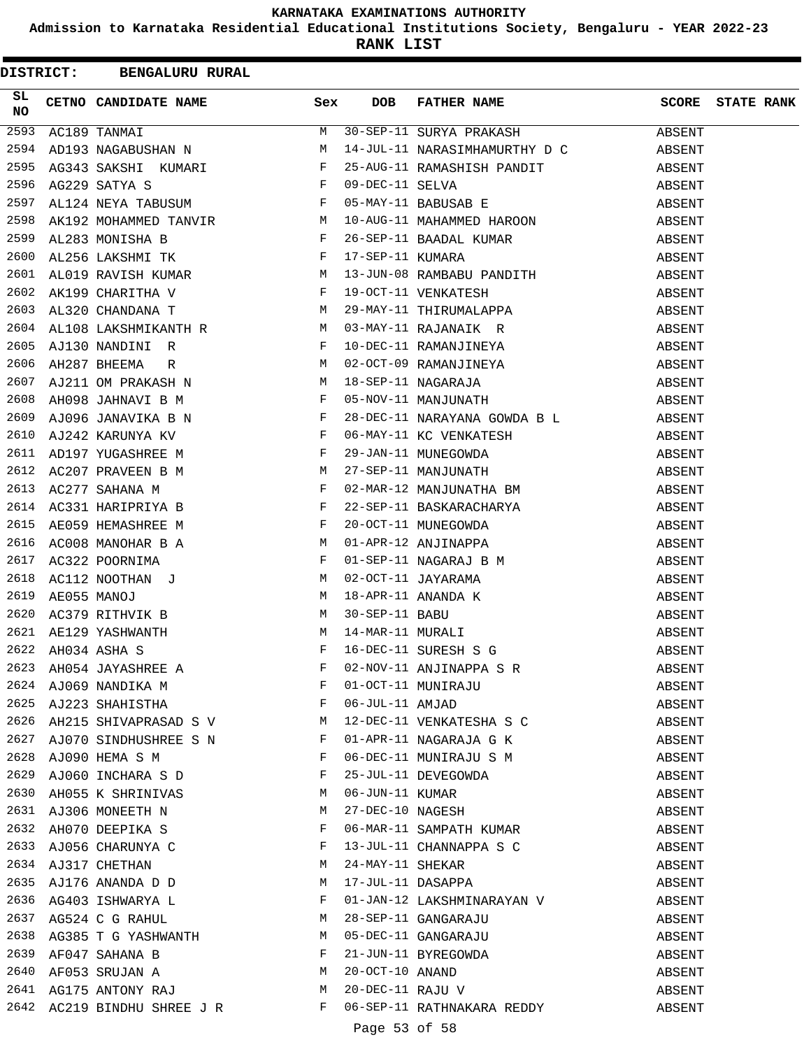# KARNATAKA EXAMINATIONS AUTHORITY

## Admission to Karnataka Residential Educational Institutions Society, Bengaluru - YEAR 2022-23

## RANK LIST

**DISTRICT: BENGALURU RURAL**

| SL NO | CETNO | CANDIDATE NAME | Sex | DOB | FATHER NAME | SCORE | STATE RANK |
|---|---|---|---|---|---|---|---|
| 2593 | AC189 | TANMAI | M | 30-SEP-11 | SURYA PRAKASH | ABSENT | |
| 2594 | AD193 | NAGABUSHAN N | M | 14-JUL-11 | NARASIMHAMURTHY D C | ABSENT | |
| 2595 | AG343 | SAKSHI KUMARI | F | 25-AUG-11 | RAMASHISH PANDIT | ABSENT | |
| 2596 | AG229 | SATYA S | F | 09-DEC-11 | SELVA | ABSENT | |
| 2597 | AL124 | NEYA TABUSUM | F | 05-MAY-11 | BABUSAB E | ABSENT | |
| 2598 | AK192 | MOHAMMED TANVIR | M | 10-AUG-11 | MAHAMMED HAROON | ABSENT | |
| 2599 | AL283 | MONISHA B | F | 26-SEP-11 | BAADAL KUMAR | ABSENT | |
| 2600 | AL256 | LAKSHMI TK | F | 17-SEP-11 | KUMARA | ABSENT | |
| 2601 | AL019 | RAVISH KUMAR | M | 13-JUN-08 | RAMBABU PANDITH | ABSENT | |
| 2602 | AK199 | CHARITHA V | F | 19-OCT-11 | VENKATESH | ABSENT | |
| 2603 | AL320 | CHANDANA T | M | 29-MAY-11 | THIRUMALAPPA | ABSENT | |
| 2604 | AL108 | LAKSHMIKANTH R | M | 03-MAY-11 | RAJANAIK R | ABSENT | |
| 2605 | AJ130 | NANDINI R | F | 10-DEC-11 | RAMANJINEYA | ABSENT | |
| 2606 | AH287 | BHEEMA R | M | 02-OCT-09 | RAMANJINEYA | ABSENT | |
| 2607 | AJ211 | OM PRAKASH N | M | 18-SEP-11 | NAGARAJA | ABSENT | |
| 2608 | AH098 | JAHNAVI B M | F | 05-NOV-11 | MANJUNATH | ABSENT | |
| 2609 | AJ096 | JANAVIKA B N | F | 28-DEC-11 | NARAYANA GOWDA B L | ABSENT | |
| 2610 | AJ242 | KARUNYA KV | F | 06-MAY-11 | KC VENKATESH | ABSENT | |
| 2611 | AD197 | YUGASHREE M | F | 29-JAN-11 | MUNEGOWDA | ABSENT | |
| 2612 | AC207 | PRAVEEN B M | M | 27-SEP-11 | MANJUNATH | ABSENT | |
| 2613 | AC277 | SAHANA M | F | 02-MAR-12 | MANJUNATHA BM | ABSENT | |
| 2614 | AC331 | HARIPRIYA B | F | 22-SEP-11 | BASKARACHARYA | ABSENT | |
| 2615 | AE059 | HEMASHREE M | F | 20-OCT-11 | MUNEGOWDA | ABSENT | |
| 2616 | AC008 | MANOHAR B A | M | 01-APR-12 | ANJINAPPA | ABSENT | |
| 2617 | AC322 | POORNIMA | F | 01-SEP-11 | NAGARAJ B M | ABSENT | |
| 2618 | AC112 | NOOTHAN J | M | 02-OCT-11 | JAYARAMA | ABSENT | |
| 2619 | AE055 | MANOJ | M | 18-APR-11 | ANANDA K | ABSENT | |
| 2620 | AC379 | RITHVIK B | M | 30-SEP-11 | BABU | ABSENT | |
| 2621 | AE129 | YASHWANTH | M | 14-MAR-11 | MURALI | ABSENT | |
| 2622 | AH034 | ASHA S | F | 16-DEC-11 | SURESH S G | ABSENT | |
| 2623 | AH054 | JAYASHREE A | F | 02-NOV-11 | ANJINAPPA S R | ABSENT | |
| 2624 | AJ069 | NANDIKA M | F | 01-OCT-11 | MUNIRAJU | ABSENT | |
| 2625 | AJ223 | SHAHISTHA | F | 06-JUL-11 | AMJAD | ABSENT | |
| 2626 | AH215 | SHIVAPRASAD S V | M | 12-DEC-11 | VENKATESHA S C | ABSENT | |
| 2627 | AJ070 | SINDHUSHREE S N | F | 01-APR-11 | NAGARAJA G K | ABSENT | |
| 2628 | AJ090 | HEMA S M | F | 06-DEC-11 | MUNIRAJU S M | ABSENT | |
| 2629 | AJ060 | INCHARA S D | F | 25-JUL-11 | DEVEGOWDA | ABSENT | |
| 2630 | AH055 | K SHRINIVAS | M | 06-JUN-11 | KUMAR | ABSENT | |
| 2631 | AJ306 | MONEETH N | M | 27-DEC-10 | NAGESH | ABSENT | |
| 2632 | AH070 | DEEPIKA S | F | 06-MAR-11 | SAMPATH KUMAR | ABSENT | |
| 2633 | AJ056 | CHARUNYA C | F | 13-JUL-11 | CHANNAPPA S C | ABSENT | |
| 2634 | AJ317 | CHETHAN | M | 24-MAY-11 | SHEKAR | ABSENT | |
| 2635 | AJ176 | ANANDA D D | M | 17-JUL-11 | DASAPPA | ABSENT | |
| 2636 | AG403 | ISHWARYA L | F | 01-JAN-12 | LAKSHMINARAYAN V | ABSENT | |
| 2637 | AG524 | C G RAHUL | M | 28-SEP-11 | GANGARAJU | ABSENT | |
| 2638 | AG385 | T G YASHWANTH | M | 05-DEC-11 | GANGARAJU | ABSENT | |
| 2639 | AF047 | SAHANA B | F | 21-JUN-11 | BYREGOWDA | ABSENT | |
| 2640 | AF053 | SRUJAN A | M | 20-OCT-10 | ANAND | ABSENT | |
| 2641 | AG175 | ANTONY RAJ | M | 20-DEC-11 | RAJU V | ABSENT | |
| 2642 | AC219 | BINDHU SHREE J R | F | 06-SEP-11 | RATHNAKARA REDDY | ABSENT | |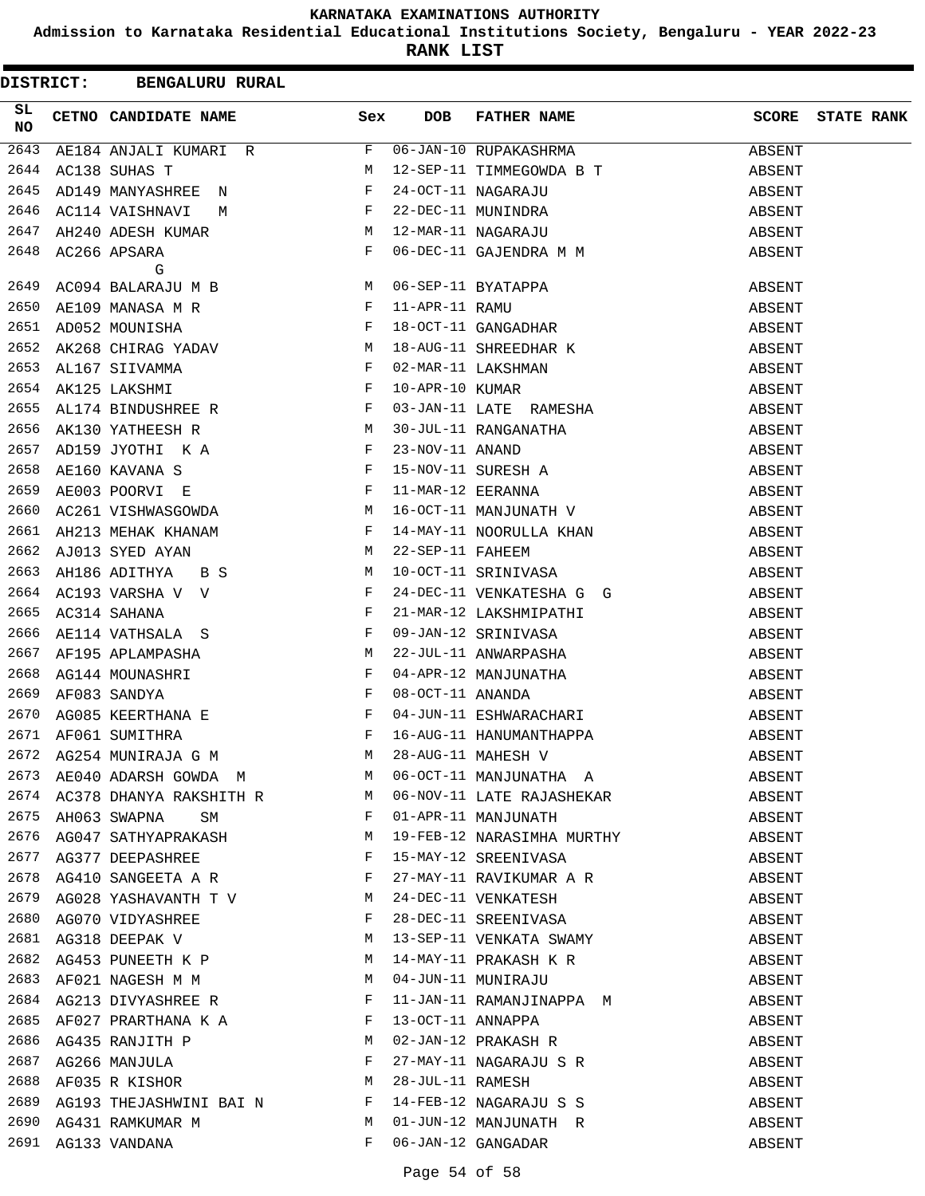# KARNATAKA EXAMINATIONS AUTHORITY

**Admission to Karnataka Residential Educational Institutions Society, Bengaluru - YEAR 2022-23**

**RANK LIST**

**DISTRICT: BENGALURU RURAL**

| SL NO | CETNO | CANDIDATE NAME | Sex | DOB | FATHER NAME | SCORE | STATE RANK |
|---|---|---|---|---|---|---|---|
| 2643 | AE184 | ANJALI KUMARI R | F | 06-JAN-10 | RUPAKASHRMA | ABSENT | |
| 2644 | AC138 | SUHAS T | M | 12-SEP-11 | TIMMEGOWDA B T | ABSENT | |
| 2645 | AD149 | MANYASHREE N | F | 24-OCT-11 | NAGARAJU | ABSENT | |
| 2646 | AC114 | VAISHNAVI M | F | 22-DEC-11 | MUNINDRA | ABSENT | |
| 2647 | AH240 | ADESH KUMAR | M | 12-MAR-11 | NAGARAJU | ABSENT | |
| 2648 | AC266 | APSARA G | F | 06-DEC-11 | GAJENDRA M M | ABSENT | |
| 2649 | AC094 | BALARAJU M B | M | 06-SEP-11 | BYATAPPA | ABSENT | |
| 2650 | AE109 | MANASA M R | F | 11-APR-11 | RAMU | ABSENT | |
| 2651 | AD052 | MOUNISHA | F | 18-OCT-11 | GANGADHAR | ABSENT | |
| 2652 | AK268 | CHIRAG YADAV | M | 18-AUG-11 | SHREEDHAR K | ABSENT | |
| 2653 | AL167 | SIIVAMMA | F | 02-MAR-11 | LAKSHMAN | ABSENT | |
| 2654 | AK125 | LAKSHMI | F | 10-APR-10 | KUMAR | ABSENT | |
| 2655 | AL174 | BINDUSHREE R | F | 03-JAN-11 | LATE RAMESHA | ABSENT | |
| 2656 | AK130 | YATHEESH R | M | 30-JUL-11 | RANGANATHA | ABSENT | |
| 2657 | AD159 | JYOTHI K A | F | 23-NOV-11 | ANAND | ABSENT | |
| 2658 | AE160 | KAVANA S | F | 15-NOV-11 | SURESH A | ABSENT | |
| 2659 | AE003 | POORVI E | F | 11-MAR-12 | EERANNA | ABSENT | |
| 2660 | AC261 | VISHWASGOWDA | M | 16-OCT-11 | MANJUNATH V | ABSENT | |
| 2661 | AH213 | MEHAK KHANAM | F | 14-MAY-11 | NOORULLA KHAN | ABSENT | |
| 2662 | AJ013 | SYED AYAN | M | 22-SEP-11 | FAHEEM | ABSENT | |
| 2663 | AH186 | ADITHYA B S | M | 10-OCT-11 | SRINIVASA | ABSENT | |
| 2664 | AC193 | VARSHA V V | F | 24-DEC-11 | VENKATESHA G G | ABSENT | |
| 2665 | AC314 | SAHANA | F | 21-MAR-12 | LAKSHMIPATHI | ABSENT | |
| 2666 | AE114 | VATHSALA S | F | 09-JAN-12 | SRINIVASA | ABSENT | |
| 2667 | AF195 | APLAMPASHA | M | 22-JUL-11 | ANWARPASHA | ABSENT | |
| 2668 | AG144 | MOUNASHRI | F | 04-APR-12 | MANJUNATHA | ABSENT | |
| 2669 | AF083 | SANDYA | F | 08-OCT-11 | ANANDA | ABSENT | |
| 2670 | AG085 | KEERTHANA E | F | 04-JUN-11 | ESHWARACHARI | ABSENT | |
| 2671 | AF061 | SUMITHRA | F | 16-AUG-11 | HANUMANTHAPPA | ABSENT | |
| 2672 | AG254 | MUNIRAJA G M | M | 28-AUG-11 | MAHESH V | ABSENT | |
| 2673 | AE040 | ADARSH GOWDA M | M | 06-OCT-11 | MANJUNATHA A | ABSENT | |
| 2674 | AC378 | DHANYA RAKSHITH R | M | 06-NOV-11 | LATE RAJASHEKAR | ABSENT | |
| 2675 | AH063 | SWAPNA SM | F | 01-APR-11 | MANJUNATH | ABSENT | |
| 2676 | AG047 | SATHYAPRAKASH | M | 19-FEB-12 | NARASIMHA MURTHY | ABSENT | |
| 2677 | AG377 | DEEPASHREE | F | 15-MAY-12 | SREENIVASA | ABSENT | |
| 2678 | AG410 | SANGEETA A R | F | 27-MAY-11 | RAVIKUMAR A R | ABSENT | |
| 2679 | AG028 | YASHAVANTH T V | M | 24-DEC-11 | VENKATESH | ABSENT | |
| 2680 | AG070 | VIDYASHREE | F | 28-DEC-11 | SREENIVASA | ABSENT | |
| 2681 | AG318 | DEEPAK V | M | 13-SEP-11 | VENKATA SWAMY | ABSENT | |
| 2682 | AG453 | PUNEETH K P | M | 14-MAY-11 | PRAKASH K R | ABSENT | |
| 2683 | AF021 | NAGESH M M | M | 04-JUN-11 | MUNIRAJU | ABSENT | |
| 2684 | AG213 | DIVYASHREE R | F | 11-JAN-11 | RAMANJINAPPA M | ABSENT | |
| 2685 | AF027 | PRARTHANA K A | F | 13-OCT-11 | ANNAPPA | ABSENT | |
| 2686 | AG435 | RANJITH P | M | 02-JAN-12 | PRAKASH R | ABSENT | |
| 2687 | AG266 | MANJULA | F | 27-MAY-11 | NAGARAJU S R | ABSENT | |
| 2688 | AF035 | R KISHOR | M | 28-JUL-11 | RAMESH | ABSENT | |
| 2689 | AG193 | THEJASHWINI BAI N | F | 14-FEB-12 | NAGARAJU S S | ABSENT | |
| 2690 | AG431 | RAMKUMAR M | M | 01-JUN-12 | MANJUNATH R | ABSENT | |
| 2691 | AG133 | VANDANA | F | 06-JAN-12 | GANGADAR | ABSENT | |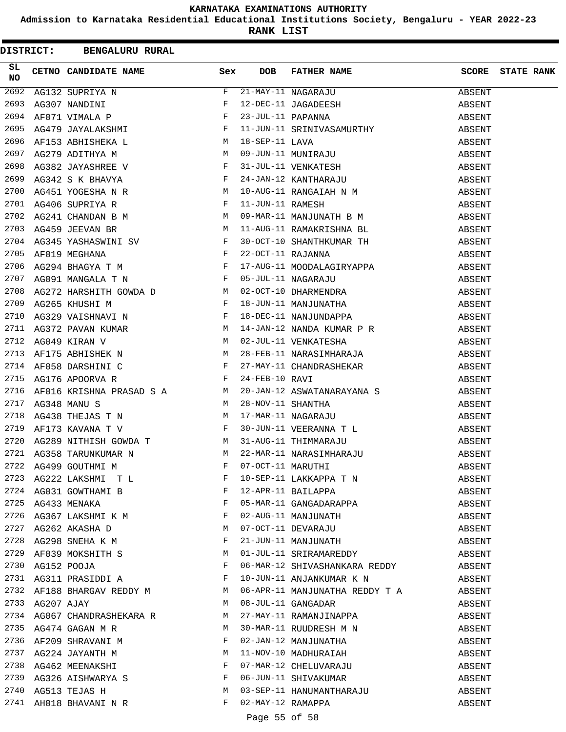KARNATAKA EXAMINATIONS AUTHORITY

Admission to Karnataka Residential Educational Institutions Society, Bengaluru - YEAR 2022-23

**RANK LIST**

**DISTRICT: BENGALURU RURAL**

| SL NO | CETNO | CANDIDATE NAME | Sex | DOB | FATHER NAME | SCORE | STATE RANK |
|---|---|---|---|---|---|---|---|
| 2692 | AG132 | SUPRIYA N | F | 21-MAY-11 | NAGARAJU | ABSENT | |
| 2693 | AG307 | NANDINI | F | 12-DEC-11 | JAGADEESH | ABSENT | |
| 2694 | AF071 | VIMALA P | F | 23-JUL-11 | PAPANNA | ABSENT | |
| 2695 | AG479 | JAYALAKSHMI | F | 11-JUN-11 | SRINIVASAMURTHY | ABSENT | |
| 2696 | AF153 | ABHISHEKA L | M | 18-SEP-11 | LAVA | ABSENT | |
| 2697 | AG279 | ADITHYA M | M | 09-JUN-11 | MUNIRAJU | ABSENT | |
| 2698 | AG382 | JAYASHREE V | F | 31-JUL-11 | VENKATESH | ABSENT | |
| 2699 | AG342 | S K BHAVYA | F | 24-JAN-12 | KANTHARAJU | ABSENT | |
| 2700 | AG451 | YOGESHA N R | M | 10-AUG-11 | RANGAIAH N M | ABSENT | |
| 2701 | AG406 | SUPRIYA R | F | 11-JUN-11 | RAMESH | ABSENT | |
| 2702 | AG241 | CHANDAN B M | M | 09-MAR-11 | MANJUNATH B M | ABSENT | |
| 2703 | AG459 | JEEVAN BR | M | 11-AUG-11 | RAMAKRISHNA BL | ABSENT | |
| 2704 | AG345 | YASHASWINI SV | F | 30-OCT-10 | SHANTHKUMAR TH | ABSENT | |
| 2705 | AF019 | MEGHANA | F | 22-OCT-11 | RAJANNA | ABSENT | |
| 2706 | AG294 | BHAGYA T M | F | 17-AUG-11 | MOODALAGIRYAPPA | ABSENT | |
| 2707 | AG091 | MANGALA T N | F | 05-JUL-11 | NAGARAJU | ABSENT | |
| 2708 | AG272 | HARSHITH GOWDA D | M | 02-OCT-10 | DHARMENDRA | ABSENT | |
| 2709 | AG265 | KHUSHI M | F | 18-JUN-11 | MANJUNATHA | ABSENT | |
| 2710 | AG329 | VAISHNAVI N | F | 18-DEC-11 | NANJUNDAPPA | ABSENT | |
| 2711 | AG372 | PAVAN KUMAR | M | 14-JAN-12 | NANDA KUMAR P R | ABSENT | |
| 2712 | AG049 | KIRAN V | M | 02-JUL-11 | VENKATESHA | ABSENT | |
| 2713 | AF175 | ABHISHEK N | M | 28-FEB-11 | NARASIMHARAJA | ABSENT | |
| 2714 | AF058 | DARSHINI C | F | 27-MAY-11 | CHANDRASHEKAR | ABSENT | |
| 2715 | AG176 | APOORVA R | F | 24-FEB-10 | RAVI | ABSENT | |
| 2716 | AF016 | KRISHNA PRASAD S A | M | 20-JAN-12 | ASWATANARAYANA S | ABSENT | |
| 2717 | AG348 | MANU S | M | 28-NOV-11 | SHANTHA | ABSENT | |
| 2718 | AG438 | THEJAS T N | M | 17-MAR-11 | NAGARAJU | ABSENT | |
| 2719 | AF173 | KAVANA T V | F | 30-JUN-11 | VEERANNA T L | ABSENT | |
| 2720 | AG289 | NITHISH GOWDA T | M | 31-AUG-11 | THIMMARAJU | ABSENT | |
| 2721 | AG358 | TARUNKUMAR N | M | 22-MAR-11 | NARASIMHARAJU | ABSENT | |
| 2722 | AG499 | GOUTHMI M | F | 07-OCT-11 | MARUTHI | ABSENT | |
| 2723 | AG222 | LAKSHMI T L | F | 10-SEP-11 | LAKKAPPA T N | ABSENT | |
| 2724 | AG031 | GOWTHAMI B | F | 12-APR-11 | BAILAPPA | ABSENT | |
| 2725 | AG433 | MENAKA | F | 05-MAR-11 | GANGADARAPPA | ABSENT | |
| 2726 | AG367 | LAKSHMI K M | F | 02-AUG-11 | MANJUNATH | ABSENT | |
| 2727 | AG262 | AKASHA D | M | 07-OCT-11 | DEVARAJU | ABSENT | |
| 2728 | AG298 | SNEHA K M | F | 21-JUN-11 | MANJUNATH | ABSENT | |
| 2729 | AF039 | MOKSHITH S | M | 01-JUL-11 | SRIRAMAREDDY | ABSENT | |
| 2730 | AG152 | POOJA | F | 06-MAR-12 | SHIVASHANKARA REDDY | ABSENT | |
| 2731 | AG311 | PRASIDDI A | F | 10-JUN-11 | ANJANKUMAR K N | ABSENT | |
| 2732 | AF188 | BHARGAV REDDY M | M | 06-APR-11 | MANJUNATHA REDDY T A | ABSENT | |
| 2733 | AG207 | AJAY | M | 08-JUL-11 | GANGADAR | ABSENT | |
| 2734 | AG067 | CHANDRASHEKARA R | M | 27-MAY-11 | RAMANJINAPPA | ABSENT | |
| 2735 | AG474 | GAGAN M R | M | 30-MAR-11 | RUUDRESH M N | ABSENT | |
| 2736 | AF209 | SHRAVANI M | F | 02-JAN-12 | MANJUNATHA | ABSENT | |
| 2737 | AG224 | JAYANTH M | M | 11-NOV-10 | MADHURAIAH | ABSENT | |
| 2738 | AG462 | MEENAKSHI | F | 07-MAR-12 | CHELUVARAJU | ABSENT | |
| 2739 | AG326 | AISHWARYA S | F | 06-JUN-11 | SHIVAKUMAR | ABSENT | |
| 2740 | AG513 | TEJAS H | M | 03-SEP-11 | HANUMANTHARAJU | ABSENT | |
| 2741 | AH018 | BHAVANI N R | F | 02-MAY-12 | RAMAPPA | ABSENT | |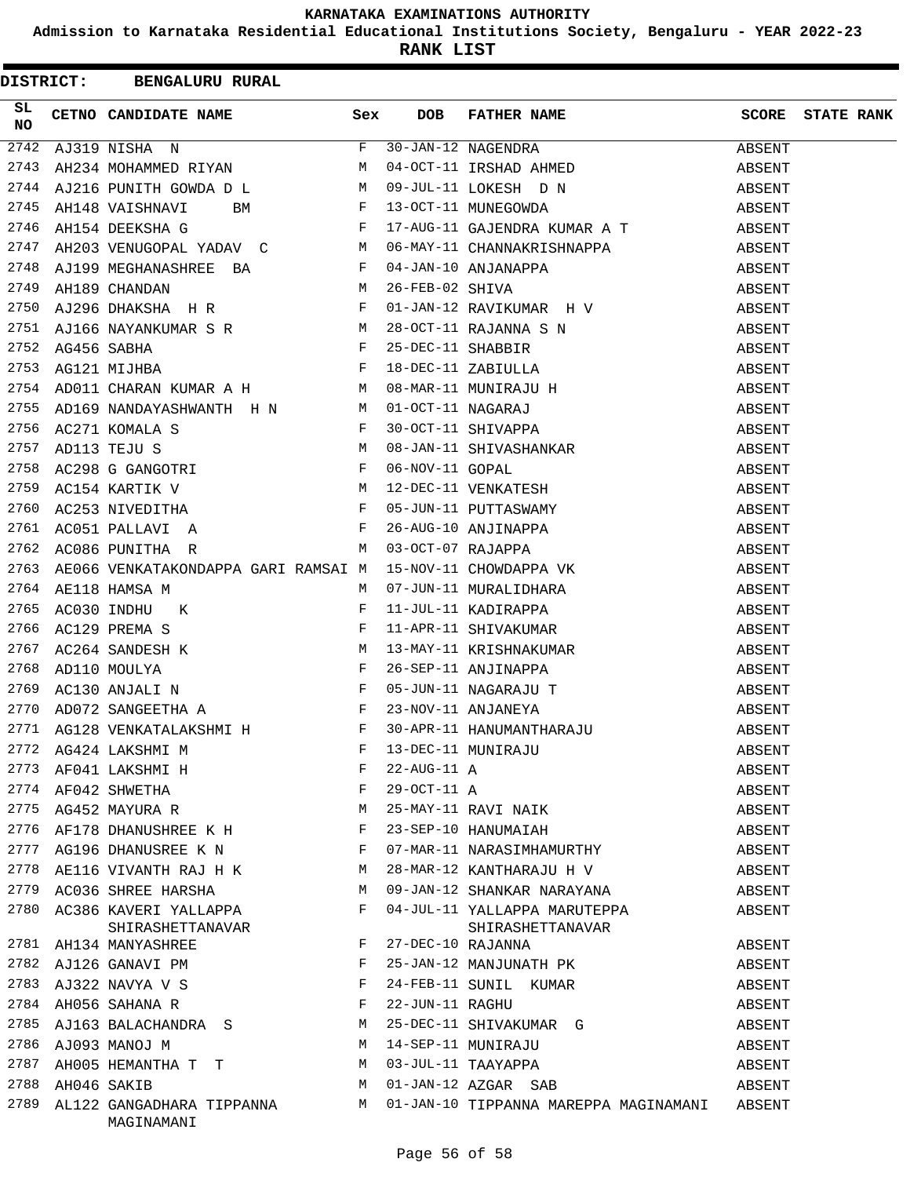# KARNATAKA EXAMINATIONS AUTHORITY

**Admission to Karnataka Residential Educational Institutions Society, Bengaluru - YEAR 2022-23**

**RANK LIST**

**DISTRICT: BENGALURU RURAL**

| SL NO | CETNO | CANDIDATE NAME | Sex | DOB | FATHER NAME | SCORE | STATE RANK |
|---|---|---|---|---|---|---|---|
| 2742 | AJ319 | NISHA N | F | 30-JAN-12 | NAGENDRA | ABSENT | |
| 2743 | AH234 | MOHAMMED RIYAN | M | 04-OCT-11 | IRSHAD AHMED | ABSENT | |
| 2744 | AJ216 | PUNITH GOWDA D L | M | 09-JUL-11 | LOKESH D N | ABSENT | |
| 2745 | AH148 | VAISHNAVI BM | F | 13-OCT-11 | MUNEGOWDA | ABSENT | |
| 2746 | AH154 | DEEKSHA G | F | 17-AUG-11 | GAJENDRA KUMAR A T | ABSENT | |
| 2747 | AH203 | VENUGOPAL YADAV C | M | 06-MAY-11 | CHANNAKRISHNAPPA | ABSENT | |
| 2748 | AJ199 | MEGHANASHREE BA | F | 04-JAN-10 | ANJANAPPA | ABSENT | |
| 2749 | AH189 | CHANDAN | M | 26-FEB-02 | SHIVA | ABSENT | |
| 2750 | AJ296 | DHAKSHA H R | F | 01-JAN-12 | RAVIKUMAR H V | ABSENT | |
| 2751 | AJ166 | NAYANKUMAR S R | M | 28-OCT-11 | RAJANNA S N | ABSENT | |
| 2752 | AG456 | SABHA | F | 25-DEC-11 | SHABBIR | ABSENT | |
| 2753 | AG121 | MIJHBA | F | 18-DEC-11 | ZABIULLA | ABSENT | |
| 2754 | AD011 | CHARAN KUMAR A H | M | 08-MAR-11 | MUNIRAJU H | ABSENT | |
| 2755 | AD169 | NANDAYASHWANTH H N | M | 01-OCT-11 | NAGARAJ | ABSENT | |
| 2756 | AC271 | KOMALA S | F | 30-OCT-11 | SHIVAPPA | ABSENT | |
| 2757 | AD113 | TEJU S | M | 08-JAN-11 | SHIVASHANKAR | ABSENT | |
| 2758 | AC298 | G GANGOTRI | F | 06-NOV-11 | GOPAL | ABSENT | |
| 2759 | AC154 | KARTIK V | M | 12-DEC-11 | VENKATESH | ABSENT | |
| 2760 | AC253 | NIVEDITHA | F | 05-JUN-11 | PUTTASWAMY | ABSENT | |
| 2761 | AC051 | PALLAVI A | F | 26-AUG-10 | ANJINAPPA | ABSENT | |
| 2762 | AC086 | PUNITHA R | M | 03-OCT-07 | RAJAPPA | ABSENT | |
| 2763 | AE066 | VENKATAKONDAPPA GARI RAMSAI | M | 15-NOV-11 | CHOWDAPPA VK | ABSENT | |
| 2764 | AE118 | HAMSA M | M | 07-JUN-11 | MURALIDHARA | ABSENT | |
| 2765 | AC030 | INDHU K | F | 11-JUL-11 | KADIRAPPA | ABSENT | |
| 2766 | AC129 | PREMA S | F | 11-APR-11 | SHIVAKUMAR | ABSENT | |
| 2767 | AC264 | SANDESH K | M | 13-MAY-11 | KRISHNAKUMAR | ABSENT | |
| 2768 | AD110 | MOULYA | F | 26-SEP-11 | ANJINAPPA | ABSENT | |
| 2769 | AC130 | ANJALI N | F | 05-JUN-11 | NAGARAJU T | ABSENT | |
| 2770 | AD072 | SANGEETHA A | F | 23-NOV-11 | ANJANEYA | ABSENT | |
| 2771 | AG128 | VENKATALAKSHMI H | F | 30-APR-11 | HANUMANTHARAJU | ABSENT | |
| 2772 | AG424 | LAKSHMI M | F | 13-DEC-11 | MUNIRAJU | ABSENT | |
| 2773 | AF041 | LAKSHMI H | F | 22-AUG-11 | A | ABSENT | |
| 2774 | AF042 | SHWETHA | F | 29-OCT-11 | A | ABSENT | |
| 2775 | AG452 | MAYURA R | M | 25-MAY-11 | RAVI NAIK | ABSENT | |
| 2776 | AF178 | DHANUSHREE K H | F | 23-SEP-10 | HANUMAIAH | ABSENT | |
| 2777 | AG196 | DHANUSREE K N | F | 07-MAR-11 | NARASIMHAMURTHY | ABSENT | |
| 2778 | AE116 | VIVANTH RAJ H K | M | 28-MAR-12 | KANTHARAJU H V | ABSENT | |
| 2779 | AC036 | SHREE HARSHA | M | 09-JAN-12 | SHANKAR NARAYANA | ABSENT | |
| 2780 | AC386 | KAVERI YALLAPPA SHIRASHETTANAVAR | F | 04-JUL-11 | YALLAPPA MARUTEPPA SHIRASHETTANAVAR | ABSENT | |
| 2781 | AH134 | MANYASHREE | F | 27-DEC-10 | RAJANNA | ABSENT | |
| 2782 | AJ126 | GANAVI PM | F | 25-JAN-12 | MANJUNATH PK | ABSENT | |
| 2783 | AJ322 | NAVYA V S | F | 24-FEB-11 | SUNIL KUMAR | ABSENT | |
| 2784 | AH056 | SAHANA R | F | 22-JUN-11 | RAGHU | ABSENT | |
| 2785 | AJ163 | BALACHANDRA S | M | 25-DEC-11 | SHIVAKUMAR G | ABSENT | |
| 2786 | AJ093 | MANOJ M | M | 14-SEP-11 | MUNIRAJU | ABSENT | |
| 2787 | AH005 | HEMANTHA T T | M | 03-JUL-11 | TAAYAPPA | ABSENT | |
| 2788 | AH046 | SAKIB | M | 01-JAN-12 | AZGAR SAB | ABSENT | |
| 2789 | AL122 | GANGADHARA TIPPANNA MAGINAMANI | M | 01-JAN-10 | TIPPANNA MAREPPA MAGINAMANI | ABSENT | |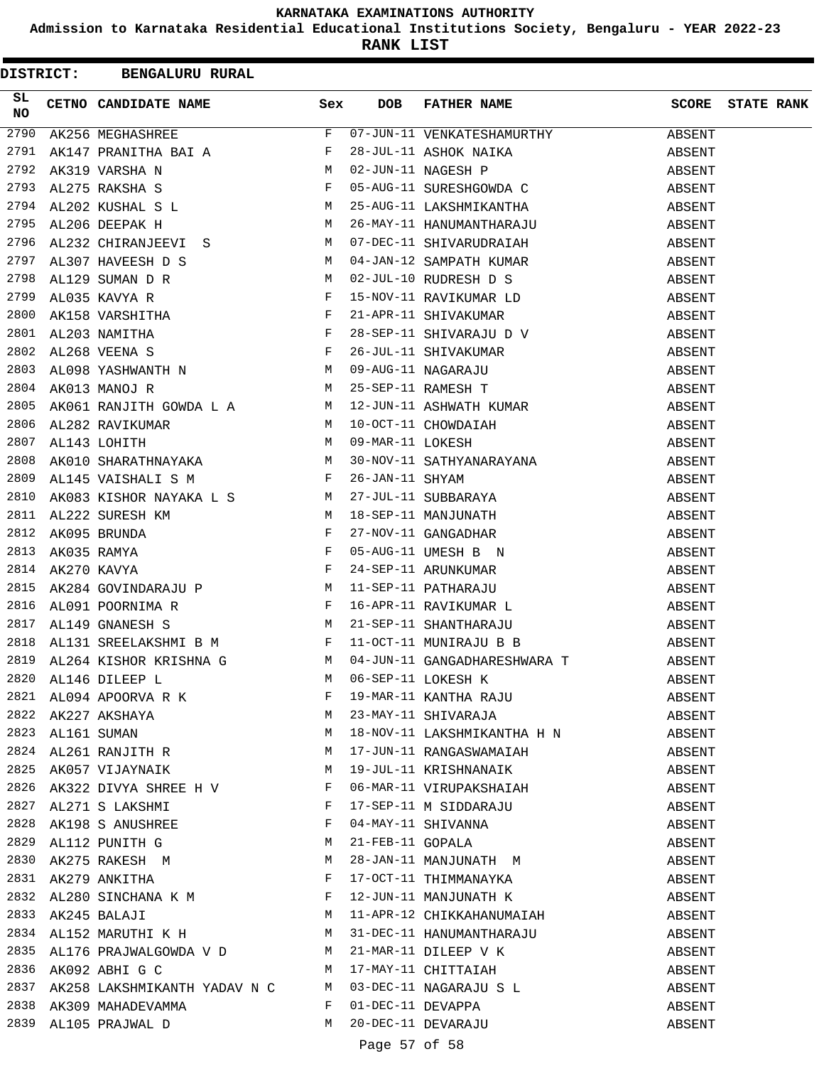# KARNATAKA EXAMINATIONS AUTHORITY

**Admission to Karnataka Residential Educational Institutions Society, Bengaluru - YEAR 2022-23**

**RANK LIST**

**DISTRICT: BENGALURU RURAL**

| SL NO | CETNO | CANDIDATE NAME | Sex | DOB | FATHER NAME | SCORE | STATE RANK |
|---|---|---|---|---|---|---|---|
| 2790 | AK256 | MEGHASHREE | F | 07-JUN-11 | VENKATESHAMURTHY | ABSENT | |
| 2791 | AK147 | PRANITHA BAI A | F | 28-JUL-11 | ASHOK NAIKA | ABSENT | |
| 2792 | AL319 | VARSHA N | M | 02-JUN-11 | NAGESH P | ABSENT | |
| 2793 | AL275 | RAKSHA S | F | 05-AUG-11 | SURESHGOWDA C | ABSENT | |
| 2794 | AL202 | KUSHAL S L | M | 25-AUG-11 | LAKSHMIKANTHA | ABSENT | |
| 2795 | AL206 | DEEPAK H | M | 26-MAY-11 | HANUMANTHARAJU | ABSENT | |
| 2796 | AL232 | CHIRANJEEVI S | M | 07-DEC-11 | SHIVARUDRAIAH | ABSENT | |
| 2797 | AL307 | HAVEESH D S | M | 04-JAN-12 | SAMPATH KUMAR | ABSENT | |
| 2798 | AL129 | SUMAN D R | M | 02-JUL-10 | RUDRESH D S | ABSENT | |
| 2799 | AL035 | KAVYA R | F | 15-NOV-11 | RAVIKUMAR LD | ABSENT | |
| 2800 | AK158 | VARSHITHA | F | 21-APR-11 | SHIVAKUMAR | ABSENT | |
| 2801 | AL203 | NAMITHA | F | 28-SEP-11 | SHIVARAJU D V | ABSENT | |
| 2802 | AL268 | VEENA S | F | 26-JUL-11 | SHIVAKUMAR | ABSENT | |
| 2803 | AL098 | YASHWANTH N | M | 09-AUG-11 | NAGARAJU | ABSENT | |
| 2804 | AK013 | MANOJ R | M | 25-SEP-11 | RAMESH T | ABSENT | |
| 2805 | AK061 | RANJITH GOWDA L A | M | 12-JUN-11 | ASHWATH KUMAR | ABSENT | |
| 2806 | AL282 | RAVIKUMAR | M | 10-OCT-11 | CHOWDAIAH | ABSENT | |
| 2807 | AL143 | LOHITH | M | 09-MAR-11 | LOKESH | ABSENT | |
| 2808 | AK010 | SHARATHNAYAKA | M | 30-NOV-11 | SATHYANARAYANA | ABSENT | |
| 2809 | AL145 | VAISHALI S M | F | 26-JAN-11 | SHYAM | ABSENT | |
| 2810 | AK083 | KISHOR NAYAKA L S | M | 27-JUL-11 | SUBBARAYA | ABSENT | |
| 2811 | AL222 | SURESH KM | M | 18-SEP-11 | MANJUNATH | ABSENT | |
| 2812 | AK095 | BRUNDA | F | 27-NOV-11 | GANGADHAR | ABSENT | |
| 2813 | AK035 | RAMYA | F | 05-AUG-11 | UMESH B N | ABSENT | |
| 2814 | AK270 | KAVYA | F | 24-SEP-11 | ARUNKUMAR | ABSENT | |
| 2815 | AK284 | GOVINDARAJU P | M | 11-SEP-11 | PATHARAJU | ABSENT | |
| 2816 | AL091 | POORNIMA R | F | 16-APR-11 | RAVIKUMAR L | ABSENT | |
| 2817 | AL149 | GNANESH S | M | 21-SEP-11 | SHANTHARAJU | ABSENT | |
| 2818 | AL131 | SREELAKSHMI B M | F | 11-OCT-11 | MUNIRAJU B B | ABSENT | |
| 2819 | AL264 | KISHOR KRISHNA G | M | 04-JUN-11 | GANGADHARESHWARA T | ABSENT | |
| 2820 | AL146 | DILEEP L | M | 06-SEP-11 | LOKESH K | ABSENT | |
| 2821 | AL094 | APOORVA R K | F | 19-MAR-11 | KANTHA RAJU | ABSENT | |
| 2822 | AK227 | AKSHAYA | M | 23-MAY-11 | SHIVARAJA | ABSENT | |
| 2823 | AL161 | SUMAN | M | 18-NOV-11 | LAKSHMIKANTHA H N | ABSENT | |
| 2824 | AL261 | RANJITH R | M | 17-JUN-11 | RANGASWAMAIAH | ABSENT | |
| 2825 | AK057 | VIJAYNAIK | M | 19-JUL-11 | KRISHNANAIK | ABSENT | |
| 2826 | AK322 | DIVYA SHREE H V | F | 06-MAR-11 | VIRUPAKSHAIAH | ABSENT | |
| 2827 | AL271 | S LAKSHMI | F | 17-SEP-11 | M SIDDARAJU | ABSENT | |
| 2828 | AK198 | S ANUSHREE | F | 04-MAY-11 | SHIVANNA | ABSENT | |
| 2829 | AL112 | PUNITH G | M | 21-FEB-11 | GOPALA | ABSENT | |
| 2830 | AK275 | RAKESH M | M | 28-JAN-11 | MANJUNATH M | ABSENT | |
| 2831 | AK279 | ANKITHA | F | 17-OCT-11 | THIMMANAYKA | ABSENT | |
| 2832 | AL280 | SINCHANA K M | F | 12-JUN-11 | MANJUNATH K | ABSENT | |
| 2833 | AK245 | BALAJI | M | 11-APR-12 | CHIKKAHANUMAIAH | ABSENT | |
| 2834 | AL152 | MARUTHI K H | M | 31-DEC-11 | HANUMANTHARAJU | ABSENT | |
| 2835 | AL176 | PRAJWALGOWDA V D | M | 21-MAR-11 | DILEEP V K | ABSENT | |
| 2836 | AK092 | ABHI G C | M | 17-MAY-11 | CHITTAIAH | ABSENT | |
| 2837 | AK258 | LAKSHMIKANTH YADAV N C | M | 03-DEC-11 | NAGARAJU S L | ABSENT | |
| 2838 | AK309 | MAHADEVAMMA | F | 01-DEC-11 | DEVAPPA | ABSENT | |
| 2839 | AL105 | PRAJWAL D | M | 20-DEC-11 | DEVARAJU | ABSENT | |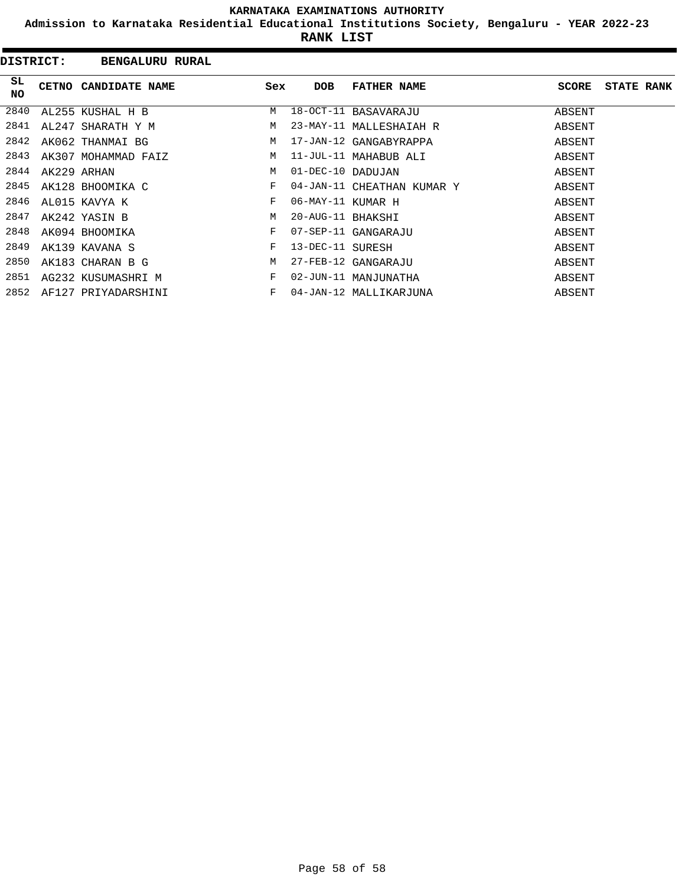**KARNATAKA EXAMINATIONS AUTHORITY**

**Admission to Karnataka Residential Educational Institutions Society, Bengaluru - YEAR 2022-23**

**RANK LIST**

**DISTRICT: BENGALURU RURAL**

| SL NO | CETNO | CANDIDATE NAME | Sex | DOB | FATHER NAME | SCORE | STATE RANK |
|---|---|---|---|---|---|---|---|
| 2840 | AL255 | KUSHAL H B | M | 18-OCT-11 | BASAVARAJU | ABSENT | |
| 2841 | AL247 | SHARATH Y M | M | 23-MAY-11 | MALLESHAIAH R | ABSENT | |
| 2842 | AK062 | THANMAI BG | M | 17-JAN-12 | GANGABYRAPPA | ABSENT | |
| 2843 | AK307 | MOHAMMAD FAIZ | M | 11-JUL-11 | MAHABUB ALI | ABSENT | |
| 2844 | AK229 | ARHAN | M | 01-DEC-10 | DADUJAN | ABSENT | |
| 2845 | AK128 | BHOOMIKA C | F | 04-JAN-11 | CHEATHAN KUMAR Y | ABSENT | |
| 2846 | AL015 | KAVYA K | F | 06-MAY-11 | KUMAR H | ABSENT | |
| 2847 | AK242 | YASIN B | M | 20-AUG-11 | BHAKSHI | ABSENT | |
| 2848 | AK094 | BHOOMIKA | F | 07-SEP-11 | GANGARAJU | ABSENT | |
| 2849 | AK139 | KAVANA S | F | 13-DEC-11 | SURESH | ABSENT | |
| 2850 | AK183 | CHARAN B G | M | 27-FEB-12 | GANGARAJU | ABSENT | |
| 2851 | AG232 | KUSUMASHRI M | F | 02-JUN-11 | MANJUNATHA | ABSENT | |
| 2852 | AF127 | PRIYADARSHINI | F | 04-JAN-12 | MALLIKARJUNA | ABSENT | |